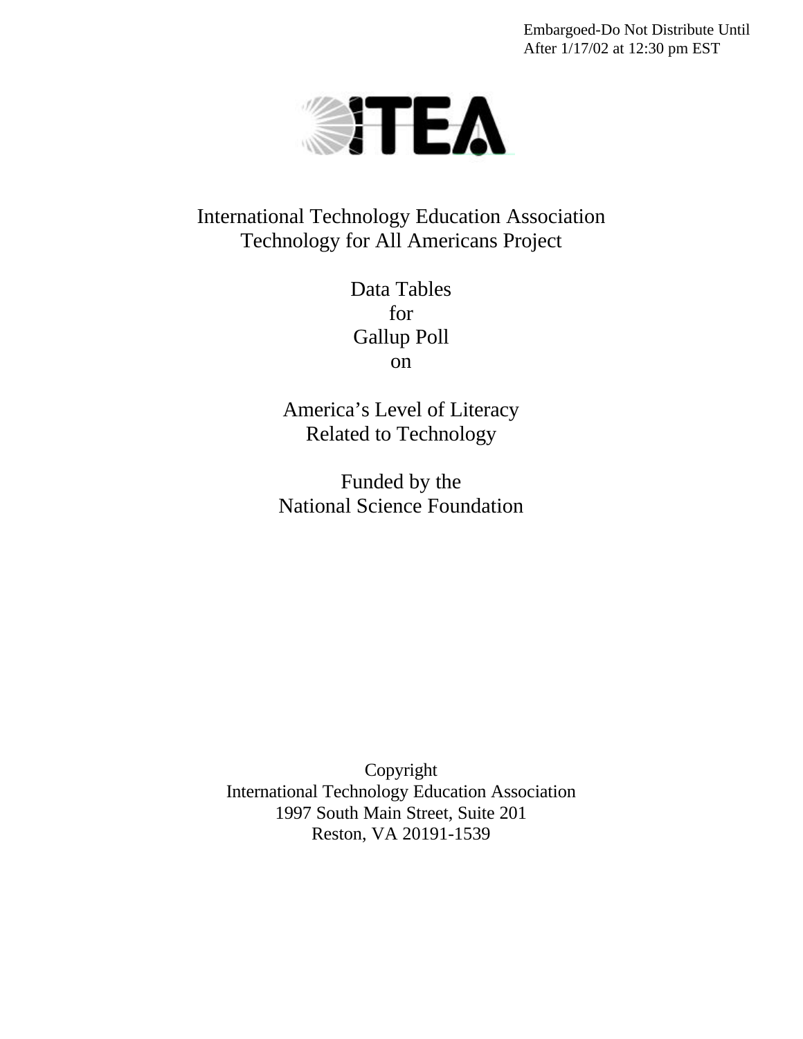Embargoed-Do Not Distribute Until After 1/17/02 at 12:30 pm EST

ITEA

# International Technology Education Association
## Technology for All Americans Project

## Data Tables for Gallup Poll on

## America's Level of Literacy Related to Technology

Funded by the National Science Foundation

Copyright
International Technology Education Association
1997 South Main Street, Suite 201
Reston, VA 20191-1539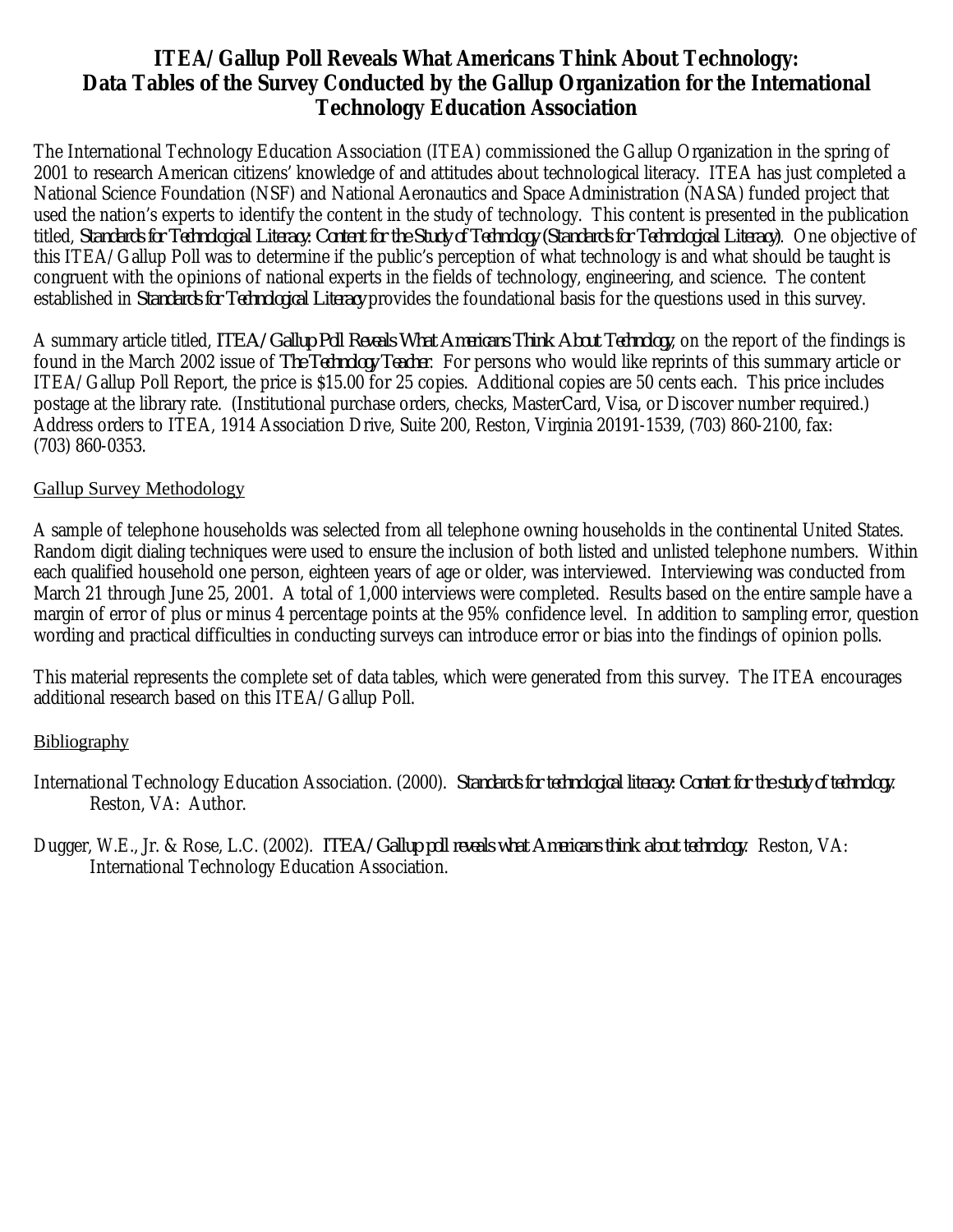# ITEA/Gallup Poll Reveals What Americans Think About Technology: Data Tables of the Survey Conducted by the Gallup Organization for the International Technology Education Association

The International Technology Education Association (ITEA) commissioned the Gallup Organization in the spring of 2001 to research American citizens' knowledge of and attitudes about technological literacy. ITEA has just completed a National Science Foundation (NSF) and National Aeronautics and Space Administration (NASA) funded project that used the nation's experts to identify the content in the study of technology. This content is presented in the publication titled, *Standards for Technological Literacy: Content for the Study of Technology (Standards for Technological Literacy)*. One objective of this ITEA/Gallup Poll was to determine if the public's perception of what technology is and what should be taught is congruent with the opinions of national experts in the fields of technology, engineering, and science. The content established in *Standards for Technological Literacy* provides the foundational basis for the questions used in this survey.

A summary article titled, *ITEA/Gallup Poll Reveals What Americans Think About Technology*, on the report of the findings is found in the March 2002 issue of *The Technology Teacher*. For persons who would like reprints of this summary article or ITEA/Gallup Poll Report, the price is $15.00 for 25 copies. Additional copies are 50 cents each. This price includes postage at the library rate. (Institutional purchase orders, checks, MasterCard, Visa, or Discover number required.) Address orders to ITEA, 1914 Association Drive, Suite 200, Reston, Virginia 20191-1539, (703) 860-2100, fax: (703) 860-0353.

<u>Gallup Survey Methodology</u>

A sample of telephone households was selected from all telephone owning households in the continental United States. Random digit dialing techniques were used to ensure the inclusion of both listed and unlisted telephone numbers. Within each qualified household one person, eighteen years of age or older, was interviewed. Interviewing was conducted from March 21 through June 25, 2001. A total of 1,000 interviews were completed. Results based on the entire sample have a margin of error of plus or minus 4 percentage points at the 95% confidence level. In addition to sampling error, question wording and practical difficulties in conducting surveys can introduce error or bias into the findings of opinion polls.

This material represents the complete set of data tables, which were generated from this survey. The ITEA encourages additional research based on this ITEA/Gallup Poll.

<u>Bibliography</u>

International Technology Education Association. (2000). *Standards for technological literacy: Content for the study of technology.* Reston, VA: Author.

Dugger, W.E., Jr. & Rose, L.C. (2002). *ITEA/Gallup poll reveals what Americans think about technology.* Reston, VA: International Technology Education Association.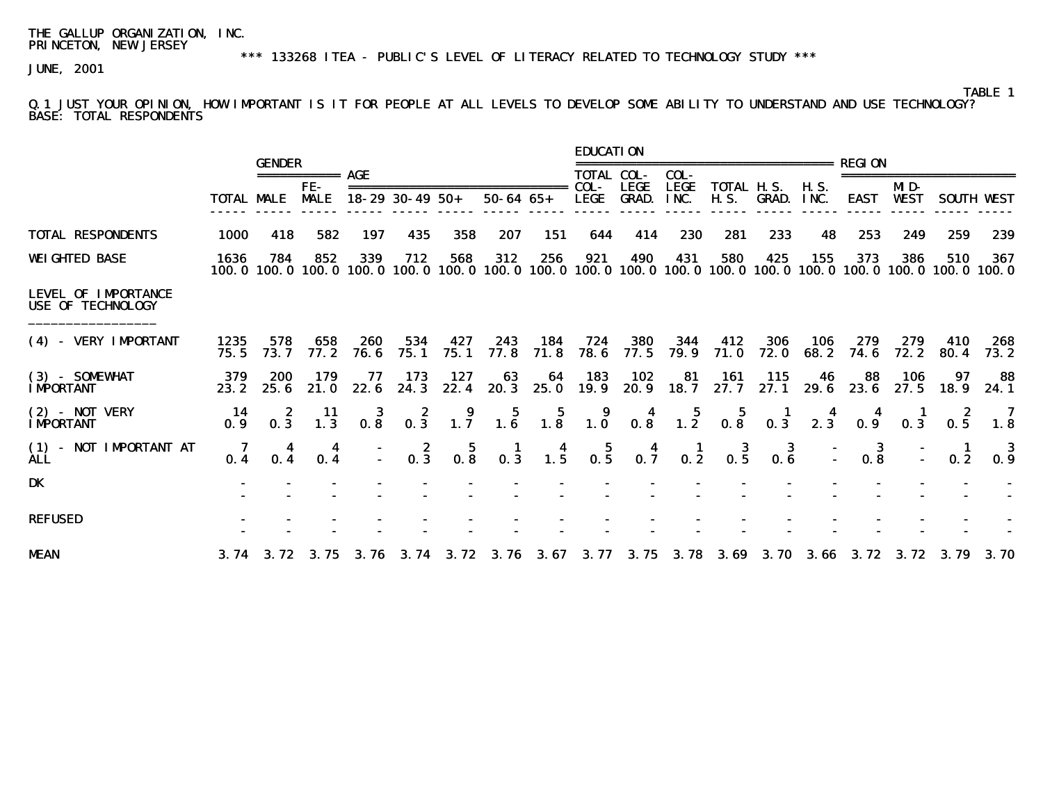THE GALLUP ORGANIZATION, INC.
PRINCETON, NEW JERSEY

*** 133268 ITEA - PUBLIC'S LEVEL OF LITERACY RELATED TO TECHNOLOGY STUDY ***

JUNE, 2001

TABLE 1

Q.1 JUST YOUR OPINION, HOW IMPORTANT IS IT FOR PEOPLE AT ALL LEVELS TO DEVELOP SOME ABILITY TO UNDERSTAND AND USE TECHNOLOGY?
BASE: TOTAL RESPONDENTS

| | | GENDER | | AGE | | | | | EDUCATION | | | | | | REGION | | | |
|---|---|---|---|---|---|---|---|---|---|---|---|---|---|---|---|---|---|---|
| | TOTAL | MALE | FE-MALE | 18-29 | 30-49 | 50+ | 50-64 | 65+ | TOTAL COL-LEGE | COL-LEGE GRAD. | COL-LEGE INC. | TOTAL H.S. | H.S. GRAD. | H.S. INC. | EAST | MID-WEST | SOUTH | WEST |
| TOTAL RESPONDENTS | 1000 | 418 | 582 | 197 | 435 | 358 | 207 | 151 | 644 | 414 | 230 | 281 | 233 | 48 | 253 | 249 | 259 | 239 |
| WEIGHTED BASE | 1636 | 784 | 852 | 339 | 712 | 568 | 312 | 256 | 921 | 490 | 431 | 580 | 425 | 155 | 373 | 386 | 510 | 367 |
| | 100.0 | 100.0 | 100.0 | 100.0 | 100.0 | 100.0 | 100.0 | 100.0 | 100.0 | 100.0 | 100.0 | 100.0 | 100.0 | 100.0 | 100.0 | 100.0 | 100.0 | 100.0 |
| LEVEL OF IMPORTANCE USE OF TECHNOLOGY | | | | | | | | | | | | | | | | | | |
| (4) - VERY IMPORTANT | 1235 | 578 | 658 | 260 | 534 | 427 | 243 | 184 | 724 | 380 | 344 | 412 | 306 | 106 | 279 | 279 | 410 | 268 |
| | 75.5 | 73.7 | 77.2 | 76.6 | 75.1 | 75.1 | 77.8 | 71.8 | 78.6 | 77.5 | 79.9 | 71.0 | 72.0 | 68.2 | 74.6 | 72.2 | 80.4 | 73.2 |
| (3) - SOMEWHAT IMPORTANT | 379 | 200 | 179 | 77 | 173 | 127 | 63 | 64 | 183 | 102 | 81 | 161 | 115 | 46 | 88 | 106 | 97 | 88 |
| | 23.2 | 25.6 | 21.0 | 22.6 | 24.3 | 22.4 | 20.3 | 25.0 | 19.9 | 20.9 | 18.7 | 27.7 | 27.1 | 29.6 | 23.6 | 27.5 | 18.9 | 24.1 |
| (2) - NOT VERY IMPORTANT | 14 | 2 | 11 | 3 | 2 | 9 | 5 | 5 | 9 | 4 | 5 | 5 | 1 | 4 | 4 | 1 | 2 | 7 |
| | 0.9 | 0.3 | 1.3 | 0.8 | 0.3 | 1.7 | 1.6 | 1.8 | 1.0 | 0.8 | 1.2 | 0.8 | 0.3 | 2.3 | 0.9 | 0.3 | 0.5 | 1.8 |
| (1) - NOT IMPORTANT AT ALL | 7 | 4 | 4 | - | 2 | 5 | 1 | 4 | 5 | 4 | 1 | 3 | 3 | - | 3 | - | 1 | 3 |
| | 0.4 | 0.4 | 0.4 | - | 0.3 | 0.8 | 0.3 | 1.5 | 0.5 | 0.7 | 0.2 | 0.5 | 0.6 | - | 0.8 | - | 0.2 | 0.9 |
| DK | - | - | - | - | - | - | - | - | - | - | - | - | - | - | - | - | - | - |
| | - | - | - | - | - | - | - | - | - | - | - | - | - | - | - | - | - | - |
| REFUSED | - | - | - | - | - | - | - | - | - | - | - | - | - | - | - | - | - | - |
| | - | - | - | - | - | - | - | - | - | - | - | - | - | - | - | - | - | - |
| MEAN | 3.74 | 3.72 | 3.75 | 3.76 | 3.74 | 3.72 | 3.76 | 3.67 | 3.77 | 3.75 | 3.78 | 3.69 | 3.70 | 3.66 | 3.72 | 3.72 | 3.79 | 3.70 |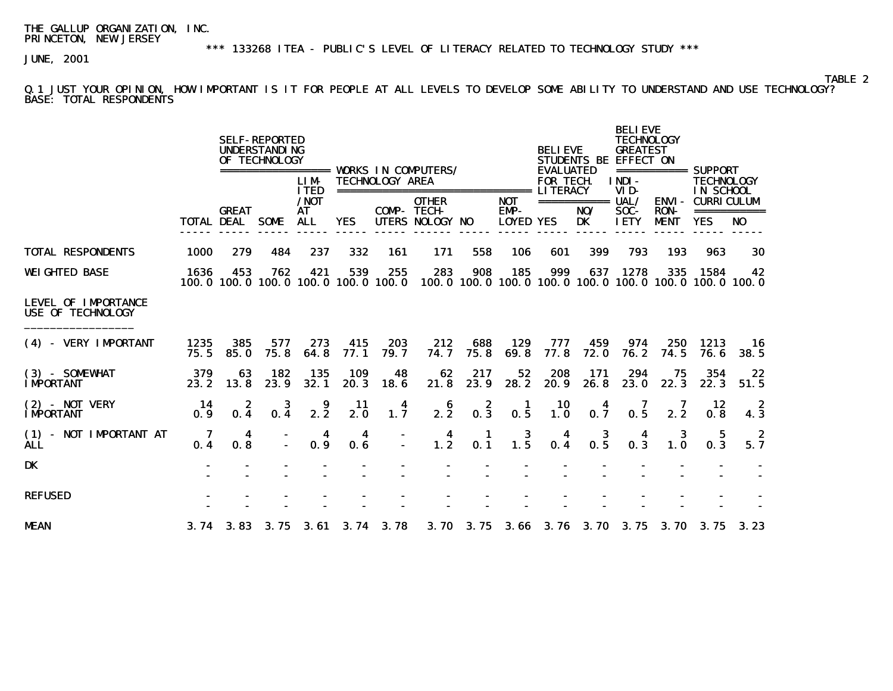THE GALLUP ORGANIZATION, INC.
PRINCETON, NEW JERSEY

*** 133268 ITEA - PUBLIC'S LEVEL OF LITERACY RELATED TO TECHNOLOGY STUDY ***

JUNE, 2001

TABLE 2

Q.1 JUST YOUR OPINION, HOW IMPORTANT IS IT FOR PEOPLE AT ALL LEVELS TO DEVELOP SOME ABILITY TO UNDERSTAND AND USE TECHNOLOGY?
BASE: TOTAL RESPONDENTS

| | | SELF-REPORTED UNDERSTANDING OF TECHNOLOGY | | | WORKS IN COMPUTERS/ TECHNOLOGY AREA | | | | | BELIEVE STUDENTS BE EVALUATED FOR TECH. LITERACY | | BELIEVE TECHNOLOGY GREATEST EFFECT ON | | SUPPORT TECHNOLOGY IN SCHOOL CURRICULUM | |
|---|---|---|---|---|---|---|---|---|---|---|---|---|---|---|---|
| | TOTAL | GREAT DEAL | SOME | LIMITED /NOT AT ALL | YES | COMPUTERS | OTHER TECHNOLOGY | NO | NOT EMPLOYED | YES | NO/ DK | INDIVIDUAL/ SOCIETY | ENVIRONMENT | YES | NO |
| TOTAL RESPONDENTS | 1000 | 279 | 484 | 237 | 332 | 161 | 171 | 558 | 106 | 601 | 399 | 793 | 193 | 963 | 30 |
| WEIGHTED BASE | 1636 | 453 | 762 | 421 | 539 | 255 | 283 | 908 | 185 | 999 | 637 | 1278 | 335 | 1584 | 42 |
| | 100.0 | 100.0 | 100.0 | 100.0 | 100.0 | 100.0 | 100.0 | 100.0 | 100.0 | 100.0 | 100.0 | 100.0 | 100.0 | 100.0 | 100.0 |
| LEVEL OF IMPORTANCE USE OF TECHNOLOGY | | | | | | | | | | | | | | | |
| (4) - VERY IMPORTANT | 1235 | 385 | 577 | 273 | 415 | 203 | 212 | 688 | 129 | 777 | 459 | 974 | 250 | 1213 | 16 |
| | 75.5 | 85.0 | 75.8 | 64.8 | 77.1 | 79.7 | 74.7 | 75.8 | 69.8 | 77.8 | 72.0 | 76.2 | 74.5 | 76.6 | 38.5 |
| (3) - SOMEWHAT IMPORTANT | 379 | 63 | 182 | 135 | 109 | 48 | 62 | 217 | 52 | 208 | 171 | 294 | 75 | 354 | 22 |
| | 23.2 | 13.8 | 23.9 | 32.1 | 20.3 | 18.6 | 21.8 | 23.9 | 28.2 | 20.9 | 26.8 | 23.0 | 22.3 | 22.3 | 51.5 |
| (2) - NOT VERY IMPORTANT | 14 | 2 | 3 | 9 | 11 | 4 | 6 | 2 | 1 | 10 | 4 | 7 | 7 | 12 | 2 |
| | 0.9 | 0.4 | 0.4 | 2.2 | 2.0 | 1.7 | 2.2 | 0.3 | 0.5 | 1.0 | 0.7 | 0.5 | 2.2 | 0.8 | 4.3 |
| (1) - NOT IMPORTANT AT ALL | 7 | 4 | - | 4 | 4 | - | 4 | 1 | 3 | 4 | 3 | 4 | 3 | 5 | 2 |
| | 0.4 | 0.8 | - | 0.9 | 0.6 | - | 1.2 | 0.1 | 1.5 | 0.4 | 0.5 | 0.3 | 1.0 | 0.3 | 5.7 |
| DK | - | - | - | - | - | - | - | - | - | - | - | - | - | - | - |
| | - | - | - | - | - | - | - | - | - | - | - | - | - | - | - |
| REFUSED | - | - | - | - | - | - | - | - | - | - | - | - | - | - | - |
| | - | - | - | - | - | - | - | - | - | - | - | - | - | - | - |
| MEAN | 3.74 | 3.83 | 3.75 | 3.61 | 3.74 | 3.78 | 3.70 | 3.75 | 3.66 | 3.76 | 3.70 | 3.75 | 3.70 | 3.75 | 3.23 |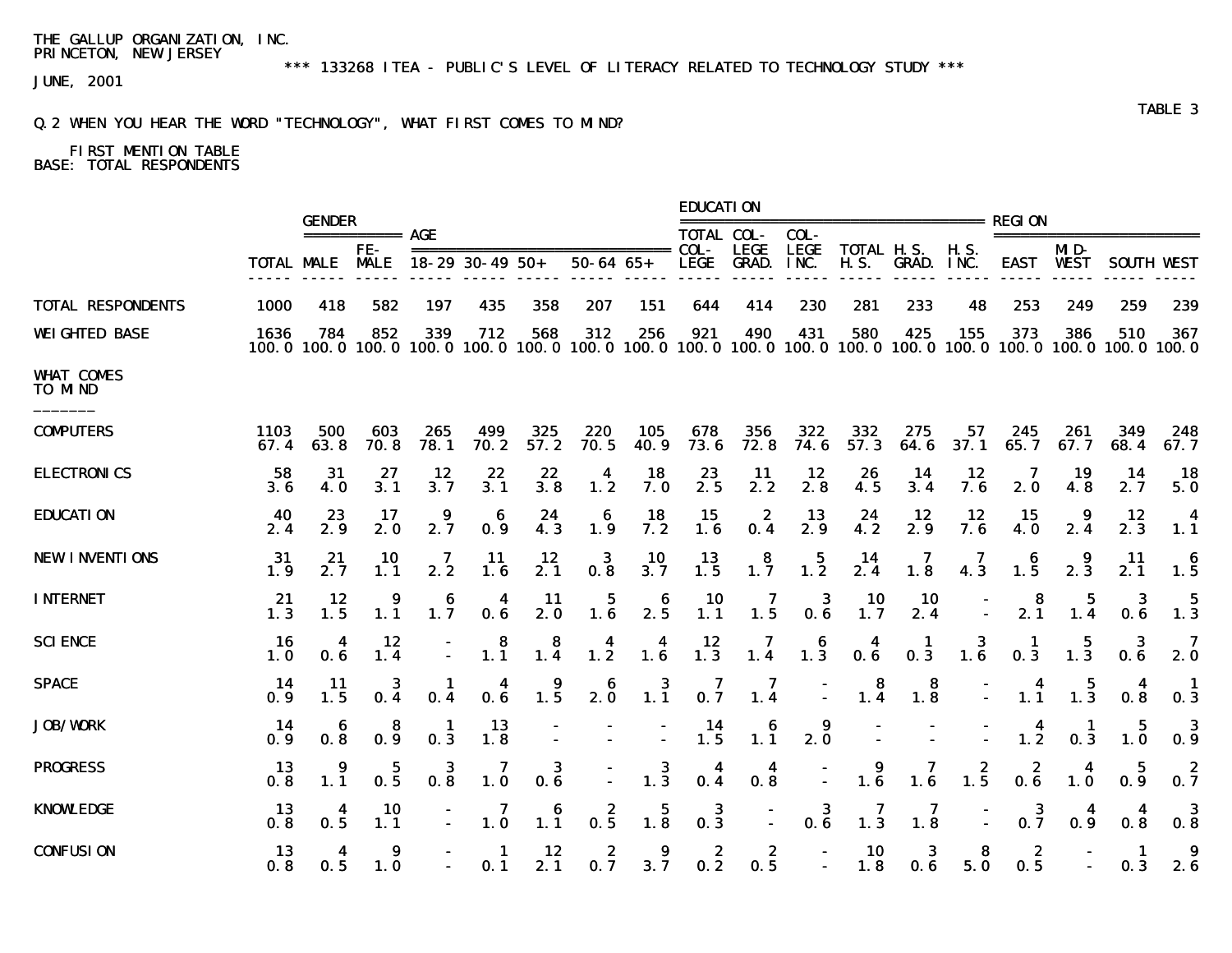THE GALLUP ORGANIZATION, INC.
PRINCETON, NEW JERSEY
JUNE, 2001

*** 133268 ITEA - PUBLIC'S LEVEL OF LITERACY RELATED TO TECHNOLOGY STUDY ***

TABLE 3

Q.2 WHEN YOU HEAR THE WORD "TECHNOLOGY", WHAT FIRST COMES TO MIND?

FIRST MENTION TABLE
BASE: TOTAL RESPONDENTS

| | | GENDER | | AGE | | | | | EDUCATION | | | | | | REGION | | | |
|---|---|---|---|---|---|---|---|---|---|---|---|---|---|---|---|---|---|---|
| | TOTAL | MALE | FE-MALE | 18-29 | 30-49 | 50+ | 50-64 | 65+ | TOTAL COL-LEGE | COL-LEGE GRAD. | COL-LEGE INC. | TOTAL H.S. | H.S. GRAD. | H.S. INC. | EAST | MID-WEST | SOUTH | WEST |
| TOTAL RESPONDENTS | 1000 | 418 | 582 | 197 | 435 | 358 | 207 | 151 | 644 | 414 | 230 | 281 | 233 | 48 | 253 | 249 | 259 | 239 |
| WEIGHTED BASE | 1636 | 784 | 852 | 339 | 712 | 568 | 312 | 256 | 921 | 490 | 431 | 580 | 425 | 155 | 373 | 386 | 510 | 367 |
| | 100.0 | 100.0 | 100.0 | 100.0 | 100.0 | 100.0 | 100.0 | 100.0 | 100.0 | 100.0 | 100.0 | 100.0 | 100.0 | 100.0 | 100.0 | 100.0 | 100.0 | 100.0 |
| WHAT COMES TO MIND | | | | | | | | | | | | | | | | | | |
| COMPUTERS | 1103 | 500 | 603 | 265 | 499 | 325 | 220 | 105 | 678 | 356 | 322 | 332 | 275 | 57 | 245 | 261 | 349 | 248 |
| | 67.4 | 63.8 | 70.8 | 78.1 | 70.2 | 57.2 | 70.5 | 40.9 | 73.6 | 72.8 | 74.6 | 57.3 | 64.6 | 37.1 | 65.7 | 67.7 | 68.4 | 67.7 |
| ELECTRONICS | 58 | 31 | 27 | 12 | 22 | 22 | 4 | 18 | 23 | 11 | 12 | 26 | 14 | 12 | 7 | 19 | 14 | 18 |
| | 3.6 | 4.0 | 3.1 | 3.7 | 3.1 | 3.8 | 1.2 | 7.0 | 2.5 | 2.2 | 2.8 | 4.5 | 3.4 | 7.6 | 2.0 | 4.8 | 2.7 | 5.0 |
| EDUCATION | 40 | 23 | 17 | 9 | 6 | 24 | 6 | 18 | 15 | 2 | 13 | 24 | 12 | 12 | 15 | 9 | 12 | 4 |
| | 2.4 | 2.9 | 2.0 | 2.7 | 0.9 | 4.3 | 1.9 | 7.2 | 1.6 | 0.4 | 2.9 | 4.2 | 2.9 | 7.6 | 4.0 | 2.4 | 2.3 | 1.1 |
| NEW INVENTIONS | 31 | 21 | 10 | 7 | 11 | 12 | 3 | 10 | 13 | 8 | 5 | 14 | 7 | 7 | 6 | 9 | 11 | 6 |
| | 1.9 | 2.7 | 1.1 | 2.2 | 1.6 | 2.1 | 0.8 | 3.7 | 1.5 | 1.7 | 1.2 | 2.4 | 1.8 | 4.3 | 1.5 | 2.3 | 2.1 | 1.5 |
| INTERNET | 21 | 12 | 9 | 6 | 4 | 11 | 5 | 6 | 10 | 7 | 3 | 10 | 10 | - | 8 | 5 | 3 | 5 |
| | 1.3 | 1.5 | 1.1 | 1.7 | 0.6 | 2.0 | 1.6 | 2.5 | 1.1 | 1.5 | 0.6 | 1.7 | 2.4 | - | 2.1 | 1.4 | 0.6 | 1.3 |
| SCIENCE | 16 | 4 | 12 | - | 8 | 8 | 4 | 4 | 12 | 7 | 6 | 4 | 1 | 3 | 1 | 5 | 3 | 7 |
| | 1.0 | 0.6 | 1.4 | - | 1.1 | 1.4 | 1.2 | 1.6 | 1.3 | 1.4 | 1.3 | 0.6 | 0.3 | 1.6 | 0.3 | 1.3 | 0.6 | 2.0 |
| SPACE | 14 | 11 | 3 | 1 | 4 | 9 | 6 | 3 | 7 | 7 | - | 8 | 8 | - | 4 | 5 | 4 | 1 |
| | 0.9 | 1.5 | 0.4 | 0.4 | 0.6 | 1.5 | 2.0 | 1.1 | 0.7 | 1.4 | - | 1.4 | 1.8 | - | 1.1 | 1.3 | 0.8 | 0.3 |
| JOB/WORK | 14 | 6 | 8 | 1 | 13 | - | - | - | 14 | 6 | 9 | - | - | - | 4 | 1 | 5 | 3 |
| | 0.9 | 0.8 | 0.9 | 0.3 | 1.8 | - | - | - | 1.5 | 1.1 | 2.0 | - | - | - | 1.2 | 0.3 | 1.0 | 0.9 |
| PROGRESS | 13 | 9 | 5 | 3 | 7 | 3 | - | 3 | 4 | 4 | - | 9 | 7 | 2 | 2 | 4 | 5 | 2 |
| | 0.8 | 1.1 | 0.5 | 0.8 | 1.0 | 0.6 | - | 1.3 | 0.4 | 0.8 | - | 1.6 | 1.6 | 1.5 | 0.6 | 1.0 | 0.9 | 0.7 |
| KNOWLEDGE | 13 | 4 | 10 | - | 7 | 6 | 2 | 5 | 3 | - | 3 | 7 | 7 | - | 3 | 4 | 4 | 3 |
| | 0.8 | 0.5 | 1.1 | - | 1.0 | 1.1 | 0.5 | 1.8 | 0.3 | - | 0.6 | 1.3 | 1.8 | - | 0.7 | 0.9 | 0.8 | 0.8 |
| CONFUSION | 13 | 4 | 9 | - | 1 | 12 | 2 | 9 | 2 | 2 | - | 10 | 3 | 8 | 2 | - | 1 | 9 |
| | 0.8 | 0.5 | 1.0 | - | 0.1 | 2.1 | 0.7 | 3.7 | 0.2 | 0.5 | - | 1.8 | 0.6 | 5.0 | 0.5 | - | 0.3 | 2.6 |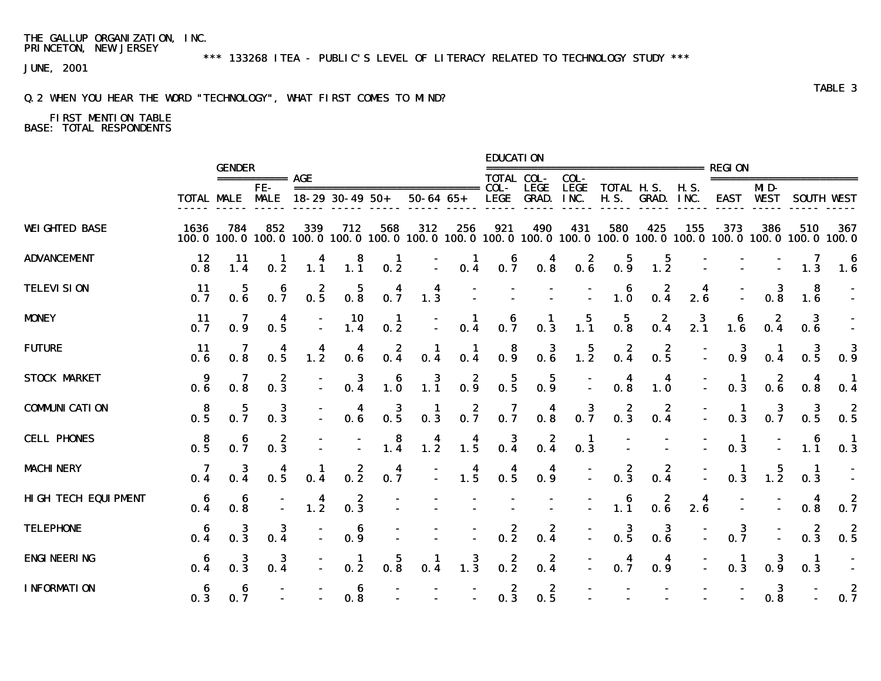THE GALLUP ORGANIZATION, INC.
PRINCETON, NEW JERSEY

*** 133268 ITEA - PUBLIC'S LEVEL OF LITERACY RELATED TO TECHNOLOGY STUDY ***

JUNE, 2001

TABLE 3

Q.2 WHEN YOU HEAR THE WORD "TECHNOLOGY", WHAT FIRST COMES TO MIND?

FIRST MENTION TABLE
BASE: TOTAL RESPONDENTS

| | | GENDER | | AGE | | | | | EDUCATION | | | | | | REGION | | | |
|---|---|---|---|---|---|---|---|---|---|---|---|---|---|---|---|---|---|---|
| | TOTAL | MALE | FE-MALE | 18-29 | 30-49 | 50+ | 50-64 | 65+ | TOTAL COL-LEGE | COL-LEGE GRAD. | COL-LEGE INC. | TOTAL H.S. | H.S. GRAD. | H.S. INC. | EAST | MID-WEST | SOUTH | WEST |
| WEIGHTED BASE | 1636 | 784 | 852 | 339 | 712 | 568 | 312 | 256 | 921 | 490 | 431 | 580 | 425 | 155 | 373 | 386 | 510 | 367 |
| | 100.0 | 100.0 | 100.0 | 100.0 | 100.0 | 100.0 | 100.0 | 100.0 | 100.0 | 100.0 | 100.0 | 100.0 | 100.0 | 100.0 | 100.0 | 100.0 | 100.0 | 100.0 |
| ADVANCEMENT | 12 | 11 | 1 | 4 | 8 | 1 | - | 1 | 6 | 4 | 2 | 5 | 5 | - | - | - | 7 | 6 |
| | 0.8 | 1.4 | 0.2 | 1.1 | 1.1 | 0.2 | - | 0.4 | 0.7 | 0.8 | 0.6 | 0.9 | 1.2 | - | - | - | 1.3 | 1.6 |
| TELEVISION | 11 | 5 | 6 | 2 | 5 | 4 | 4 | - | - | - | - | 6 | 2 | 4 | - | 3 | 8 | - |
| | 0.7 | 0.6 | 0.7 | 0.5 | 0.8 | 0.7 | 1.3 | - | - | - | - | 1.0 | 0.4 | 2.6 | - | 0.8 | 1.6 | - |
| MONEY | 11 | 7 | 4 | - | 10 | 1 | - | 1 | 6 | 1 | 5 | 5 | 2 | 3 | 6 | 2 | 3 | - |
| | 0.7 | 0.9 | 0.5 | - | 1.4 | 0.2 | - | 0.4 | 0.7 | 0.3 | 1.1 | 0.8 | 0.4 | 2.1 | 1.6 | 0.4 | 0.6 | - |
| FUTURE | 11 | 7 | 4 | 4 | 4 | 2 | 1 | 1 | 8 | 3 | 5 | 2 | 2 | - | 3 | 1 | 3 | 3 |
| | 0.6 | 0.8 | 0.5 | 1.2 | 0.6 | 0.4 | 0.4 | 0.4 | 0.9 | 0.6 | 1.2 | 0.4 | 0.5 | - | 0.9 | 0.4 | 0.5 | 0.9 |
| STOCK MARKET | 9 | 7 | 2 | - | 3 | 6 | 3 | 2 | 5 | 5 | - | 4 | 4 | - | 1 | 2 | 4 | 1 |
| | 0.6 | 0.8 | 0.3 | - | 0.4 | 1.0 | 1.1 | 0.9 | 0.5 | 0.9 | - | 0.8 | 1.0 | - | 0.3 | 0.6 | 0.8 | 0.4 |
| COMMUNICATION | 8 | 5 | 3 | - | 4 | 3 | 1 | 2 | 7 | 4 | 3 | 2 | 2 | - | 1 | 3 | 3 | 2 |
| | 0.5 | 0.7 | 0.3 | - | 0.6 | 0.5 | 0.3 | 0.7 | 0.7 | 0.8 | 0.7 | 0.3 | 0.4 | - | 0.3 | 0.7 | 0.5 | 0.5 |
| CELL PHONES | 8 | 6 | 2 | - | - | 8 | 4 | 4 | 3 | 2 | 1 | - | - | - | 1 | - | 6 | 1 |
| | 0.5 | 0.7 | 0.3 | - | - | 1.4 | 1.2 | 1.5 | 0.4 | 0.4 | 0.3 | - | - | - | 0.3 | - | 1.1 | 0.3 |
| MACHINERY | 7 | 3 | 4 | 1 | 2 | 4 | - | 4 | 4 | 4 | - | 2 | 2 | - | 1 | 5 | 1 | - |
| | 0.4 | 0.4 | 0.5 | 0.4 | 0.2 | 0.7 | - | 1.5 | 0.5 | 0.9 | - | 0.3 | 0.4 | - | 0.3 | 1.2 | 0.3 | - |
| HIGH TECH EQUIPMENT | 6 | 6 | - | 4 | 2 | - | - | - | - | - | - | 6 | 2 | 4 | - | - | 4 | 2 |
| | 0.4 | 0.8 | - | 1.2 | 0.3 | - | - | - | - | - | - | 1.1 | 0.6 | 2.6 | - | - | 0.8 | 0.7 |
| TELEPHONE | 6 | 3 | 3 | - | 6 | - | - | - | 2 | 2 | - | 3 | 3 | - | 3 | - | 2 | 2 |
| | 0.4 | 0.3 | 0.4 | - | 0.9 | - | - | - | 0.2 | 0.4 | - | 0.5 | 0.6 | - | 0.7 | - | 0.3 | 0.5 |
| ENGINEERING | 6 | 3 | 3 | - | 1 | 5 | 1 | 3 | 2 | 2 | - | 4 | 4 | - | 1 | 3 | 1 | - |
| | 0.4 | 0.3 | 0.4 | - | 0.2 | 0.8 | 0.4 | 1.3 | 0.2 | 0.4 | - | 0.7 | 0.9 | - | 0.3 | 0.9 | 0.3 | - |
| INFORMATION | 6 | 6 | - | - | 6 | - | - | - | 2 | 2 | - | - | - | - | - | 3 | - | 2 |
| | 0.3 | 0.7 | - | - | 0.8 | - | - | - | 0.3 | 0.5 | - | - | - | - | - | 0.8 | - | 0.7 |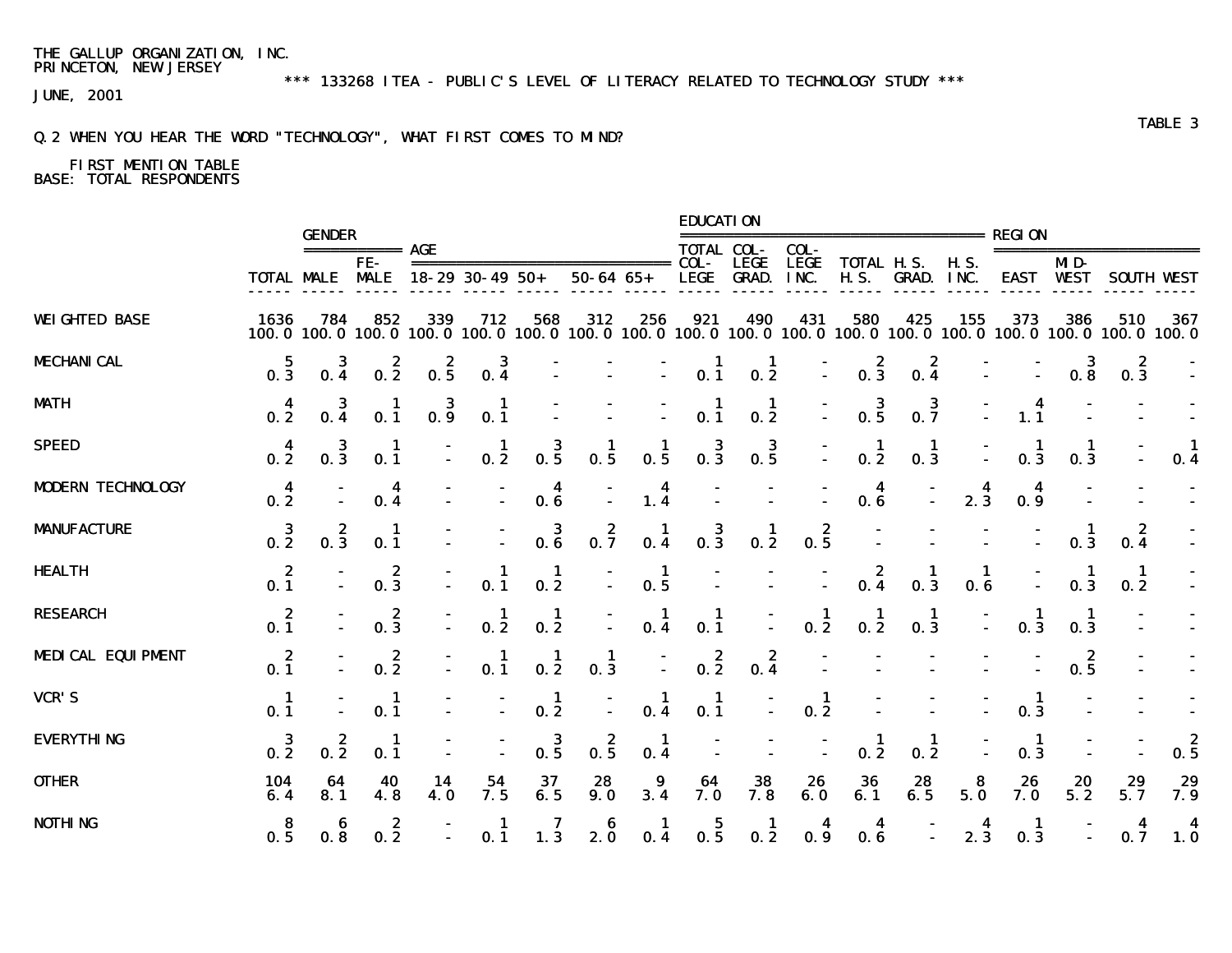THE GALLUP ORGANIZATION, INC.
PRINCETON, NEW JERSEY

*** 133268 ITEA - PUBLIC'S LEVEL OF LITERACY RELATED TO TECHNOLOGY STUDY ***

JUNE, 2001

TABLE 3

Q.2 WHEN YOU HEAR THE WORD "TECHNOLOGY", WHAT FIRST COMES TO MIND?

FIRST MENTION TABLE
BASE: TOTAL RESPONDENTS

| | | GENDER | | AGE | | | | | EDUCATION | | | | | | REGION | | | |
|---|---|---|---|---|---|---|---|---|---|---|---|---|---|---|---|---|---|---|
| | TOTAL | MALE | FE-MALE | 18-29 | 30-49 | 50+ | 50-64 | 65+ | TOTAL COL-LEGE | COL-LEGE GRAD. | COL-LEGE INC. | TOTAL H.S. | H.S. GRAD. | H.S. INC. | EAST | MID-WEST | SOUTH | WEST |
| WEIGHTED BASE | 1636 | 784 | 852 | 339 | 712 | 568 | 312 | 256 | 921 | 490 | 431 | 580 | 425 | 155 | 373 | 386 | 510 | 367 |
| | 100.0 | 100.0 | 100.0 | 100.0 | 100.0 | 100.0 | 100.0 | 100.0 | 100.0 | 100.0 | 100.0 | 100.0 | 100.0 | 100.0 | 100.0 | 100.0 | 100.0 | 100.0 |
| MECHANICAL | 5 | 3 | 2 | 2 | 3 | - | - | - | 1 | 1 | - | 2 | 2 | - | - | 3 | 2 | - |
| | 0.3 | 0.4 | 0.2 | 0.5 | 0.4 | - | - | - | 0.1 | 0.2 | - | 0.3 | 0.4 | - | - | 0.8 | 0.3 | - |
| MATH | 4 | 3 | 1 | 3 | 1 | - | - | - | 1 | 1 | - | 3 | 3 | - | 4 | - | - | - |
| | 0.2 | 0.4 | 0.1 | 0.9 | 0.1 | - | - | - | 0.1 | 0.2 | - | 0.5 | 0.7 | - | 1.1 | - | - | - |
| SPEED | 4 | 3 | 1 | - | 1 | 3 | 1 | 1 | 3 | 3 | - | 1 | 1 | - | 1 | 1 | - | 1 |
| | 0.2 | 0.3 | 0.1 | - | 0.2 | 0.5 | 0.5 | 0.5 | 0.3 | 0.5 | - | 0.2 | 0.3 | - | 0.3 | 0.3 | - | 0.4 |
| MODERN TECHNOLOGY | 4 | - | 4 | - | - | 4 | - | 4 | - | - | - | 4 | - | 4 | 4 | - | - | - |
| | 0.2 | - | 0.4 | - | - | 0.6 | - | 1.4 | - | - | - | 0.6 | - | 2.3 | 0.9 | - | - | - |
| MANUFACTURE | 3 | 2 | 1 | - | - | 3 | 2 | 1 | 3 | 1 | 2 | - | - | - | - | 1 | 2 | - |
| | 0.2 | 0.3 | 0.1 | - | - | 0.6 | 0.7 | 0.4 | 0.3 | 0.2 | 0.5 | - | - | - | - | 0.3 | 0.4 | - |
| HEALTH | 2 | - | 2 | - | 1 | 1 | - | 1 | - | - | - | 2 | 1 | 1 | - | 1 | 1 | - |
| | 0.1 | - | 0.3 | - | 0.1 | 0.2 | - | 0.5 | - | - | - | 0.4 | 0.3 | 0.6 | - | 0.3 | 0.2 | - |
| RESEARCH | 2 | - | 2 | - | 1 | 1 | - | 1 | 1 | - | 1 | 1 | 1 | - | 1 | 1 | - | - |
| | 0.1 | - | 0.3 | - | 0.2 | 0.2 | - | 0.4 | 0.1 | - | 0.2 | 0.2 | 0.3 | - | 0.3 | 0.3 | - | - |
| MEDICAL EQUIPMENT | 2 | - | 2 | - | 1 | 1 | 1 | - | 2 | 2 | - | - | - | - | - | 2 | - | - |
| | 0.1 | - | 0.2 | - | 0.1 | 0.2 | 0.3 | - | 0.2 | 0.4 | - | - | - | - | - | 0.5 | - | - |
| VCR'S | 1 | - | 1 | - | - | 1 | - | 1 | 1 | - | 1 | - | - | - | 1 | - | - | - |
| | 0.1 | - | 0.1 | - | - | 0.2 | - | 0.4 | 0.1 | - | 0.2 | - | - | - | 0.3 | - | - | - |
| EVERYTHING | 3 | 2 | 1 | - | - | 3 | 2 | 1 | - | - | - | 1 | 1 | - | 1 | - | - | 2 |
| | 0.2 | 0.2 | 0.1 | - | - | 0.5 | 0.5 | 0.4 | - | - | - | 0.2 | 0.2 | - | 0.3 | - | - | 0.5 |
| OTHER | 104 | 64 | 40 | 14 | 54 | 37 | 28 | 9 | 64 | 38 | 26 | 36 | 28 | 8 | 26 | 20 | 29 | 29 |
| | 6.4 | 8.1 | 4.8 | 4.0 | 7.5 | 6.5 | 9.0 | 3.4 | 7.0 | 7.8 | 6.0 | 6.1 | 6.5 | 5.0 | 7.0 | 5.2 | 5.7 | 7.9 |
| NOTHING | 8 | 6 | 2 | - | 1 | 7 | 6 | 1 | 5 | 1 | 4 | 4 | - | 4 | 1 | - | 4 | 4 |
| | 0.5 | 0.8 | 0.2 | - | 0.1 | 1.3 | 2.0 | 0.4 | 0.5 | 0.2 | 0.9 | 0.6 | - | 2.3 | 0.3 | - | 0.7 | 1.0 |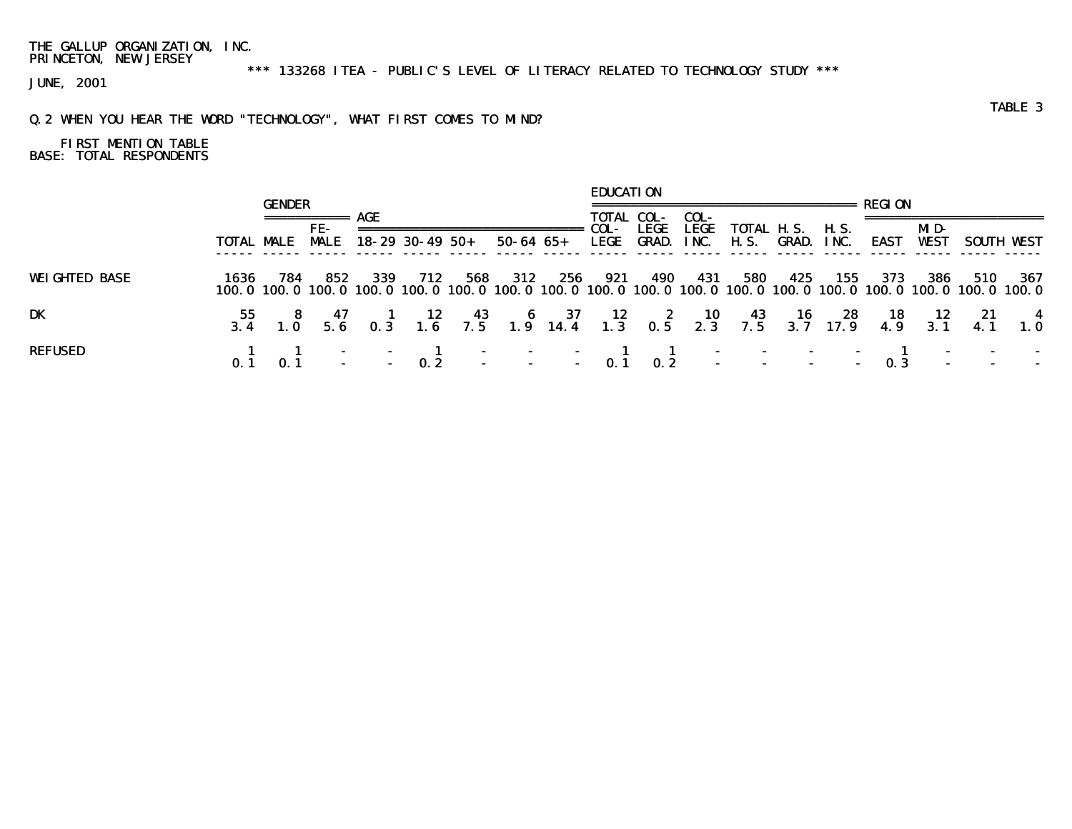THE GALLUP ORGANIZATION, INC.
PRINCETON, NEW JERSEY

*** 133268 ITEA - PUBLIC'S LEVEL OF LITERACY RELATED TO TECHNOLOGY STUDY ***

JUNE, 2001

TABLE 3

Q.2 WHEN YOU HEAR THE WORD "TECHNOLOGY", WHAT FIRST COMES TO MIND?

FIRST MENTION TABLE
BASE: TOTAL RESPONDENTS

| | | GENDER | | AGE | | | | | EDUCATION | | | | | | REGION | | | |
|---|---|---|---|---|---|---|---|---|---|---|---|---|---|---|---|---|---|---|
| | TOTAL | MALE | FE-MALE | 18-29 | 30-49 | 50+ | 50-64 | 65+ | TOTAL COL-LEGE | COL-LEGE GRAD. | COL-LEGE INC. | TOTAL H.S. | H.S. GRAD. | H.S. INC. | EAST | MID-WEST | SOUTH | WEST |
| WEIGHTED BASE | 1636 | 784 | 852 | 339 | 712 | 568 | 312 | 256 | 921 | 490 | 431 | 580 | 425 | 155 | 373 | 386 | 510 | 367 |
| | 100.0 | 100.0 | 100.0 | 100.0 | 100.0 | 100.0 | 100.0 | 100.0 | 100.0 | 100.0 | 100.0 | 100.0 | 100.0 | 100.0 | 100.0 | 100.0 | 100.0 | 100.0 |
| DK | 55 | 8 | 47 | 1 | 12 | 43 | 6 | 37 | 12 | 2 | 10 | 43 | 16 | 28 | 18 | 12 | 21 | 4 |
| | 3.4 | 1.0 | 5.6 | 0.3 | 1.6 | 7.5 | 1.9 | 14.4 | 1.3 | 0.5 | 2.3 | 7.5 | 3.7 | 17.9 | 4.9 | 3.1 | 4.1 | 1.0 |
| REFUSED | 1 | 1 | - | - | 1 | - | - | - | 1 | 1 | - | - | - | - | 1 | - | - | - |
| | 0.1 | 0.1 | - | - | 0.2 | - | - | - | 0.1 | 0.2 | - | - | - | - | 0.3 | - | - | - |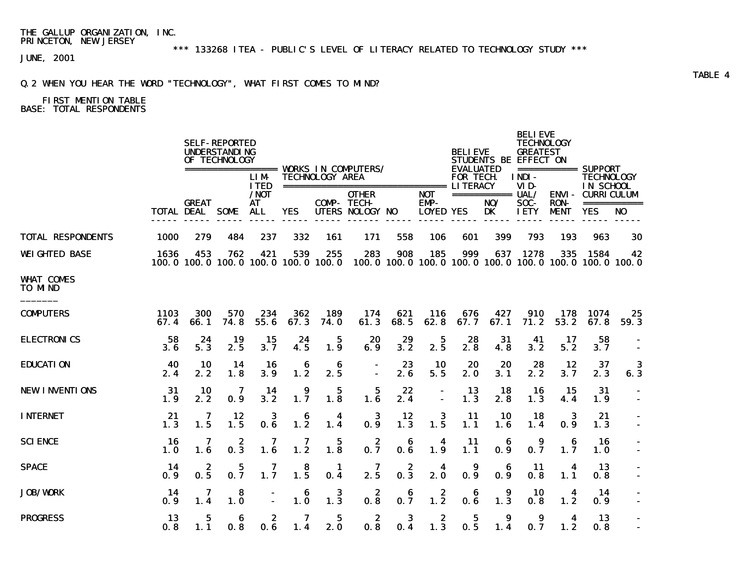THE GALLUP ORGANIZATION, INC.
PRINCETON, NEW JERSEY

*** 133268 ITEA - PUBLIC'S LEVEL OF LITERACY RELATED TO TECHNOLOGY STUDY ***

JUNE, 2001

TABLE 4

Q.2 WHEN YOU HEAR THE WORD "TECHNOLOGY", WHAT FIRST COMES TO MIND?

FIRST MENTION TABLE
BASE: TOTAL RESPONDENTS

| | | SELF-REPORTED UNDERSTANDING OF TECHNOLOGY | | | WORKS IN COMPUTERS/ TECHNOLOGY AREA | | | | | BELIEVE STUDENTS BE EVALUATED FOR TECH. LITERACY | | BELIEVE TECHNOLOGY GREATEST EFFECT ON | | SUPPORT TECHNOLOGY IN SCHOOL CURRICULUM | |
|---|---|---|---|---|---|---|---|---|---|---|---|---|---|---|---|
| | TOTAL | GREAT DEAL | SOME | LIMITED /NOT AT ALL | YES | COMPUTERS | OTHER TECHNOLOGY | NO | NOT EMPLOYED | YES | NO/ DK | INDIVIDUAL/ SOCIETY | ENVIRONMENT | YES | NO |
| TOTAL RESPONDENTS | 1000 | 279 | 484 | 237 | 332 | 161 | 171 | 558 | 106 | 601 | 399 | 793 | 193 | 963 | 30 |
| WEIGHTED BASE | 1636 | 453 | 762 | 421 | 539 | 255 | 283 | 908 | 185 | 999 | 637 | 1278 | 335 | 1584 | 42 |
| | 100.0 | 100.0 | 100.0 | 100.0 | 100.0 | 100.0 | 100.0 | 100.0 | 100.0 | 100.0 | 100.0 | 100.0 | 100.0 | 100.0 | 100.0 |
| **WHAT COMES TO MIND** | | | | | | | | | | | | | | | |
| COMPUTERS | 1103 | 300 | 570 | 234 | 362 | 189 | 174 | 621 | 116 | 676 | 427 | 910 | 178 | 1074 | 25 |
| | 67.4 | 66.1 | 74.8 | 55.6 | 67.3 | 74.0 | 61.3 | 68.5 | 62.8 | 67.7 | 67.1 | 71.2 | 53.2 | 67.8 | 59.3 |
| ELECTRONICS | 58 | 24 | 19 | 15 | 24 | 5 | 20 | 29 | 5 | 28 | 31 | 41 | 17 | 58 | - |
| | 3.6 | 5.3 | 2.5 | 3.7 | 4.5 | 1.9 | 6.9 | 3.2 | 2.5 | 2.8 | 4.8 | 3.2 | 5.2 | 3.7 | - |
| EDUCATION | 40 | 10 | 14 | 16 | 6 | 6 | - | 23 | 10 | 20 | 20 | 28 | 12 | 37 | 3 |
| | 2.4 | 2.2 | 1.8 | 3.9 | 1.2 | 2.5 | - | 2.6 | 5.5 | 2.0 | 3.1 | 2.2 | 3.7 | 2.3 | 6.3 |
| NEW INVENTIONS | 31 | 10 | 7 | 14 | 9 | 5 | 5 | 22 | - | 13 | 18 | 16 | 15 | 31 | - |
| | 1.9 | 2.2 | 0.9 | 3.2 | 1.7 | 1.8 | 1.6 | 2.4 | - | 1.3 | 2.8 | 1.3 | 4.4 | 1.9 | - |
| INTERNET | 21 | 7 | 12 | 3 | 6 | 4 | 3 | 12 | 3 | 11 | 10 | 18 | 3 | 21 | - |
| | 1.3 | 1.5 | 1.5 | 0.6 | 1.2 | 1.4 | 0.9 | 1.3 | 1.5 | 1.1 | 1.6 | 1.4 | 0.9 | 1.3 | - |
| SCIENCE | 16 | 7 | 2 | 7 | 7 | 5 | 2 | 6 | 4 | 11 | 6 | 9 | 6 | 16 | - |
| | 1.0 | 1.6 | 0.3 | 1.6 | 1.2 | 1.8 | 0.7 | 0.6 | 1.9 | 1.1 | 0.9 | 0.7 | 1.7 | 1.0 | - |
| SPACE | 14 | 2 | 5 | 7 | 8 | 1 | 7 | 2 | 4 | 9 | 6 | 11 | 4 | 13 | - |
| | 0.9 | 0.5 | 0.7 | 1.7 | 1.5 | 0.4 | 2.5 | 0.3 | 2.0 | 0.9 | 0.9 | 0.8 | 1.1 | 0.8 | - |
| JOB/WORK | 14 | 7 | 8 | - | 6 | 3 | 2 | 6 | 2 | 6 | 9 | 10 | 4 | 14 | - |
| | 0.9 | 1.4 | 1.0 | - | 1.0 | 1.3 | 0.8 | 0.7 | 1.2 | 0.6 | 1.3 | 0.8 | 1.2 | 0.9 | - |
| PROGRESS | 13 | 5 | 6 | 2 | 7 | 5 | 2 | 3 | 2 | 5 | 9 | 9 | 4 | 13 | - |
| | 0.8 | 1.1 | 0.8 | 0.6 | 1.4 | 2.0 | 0.8 | 0.4 | 1.3 | 0.5 | 1.4 | 0.7 | 1.2 | 0.8 | - |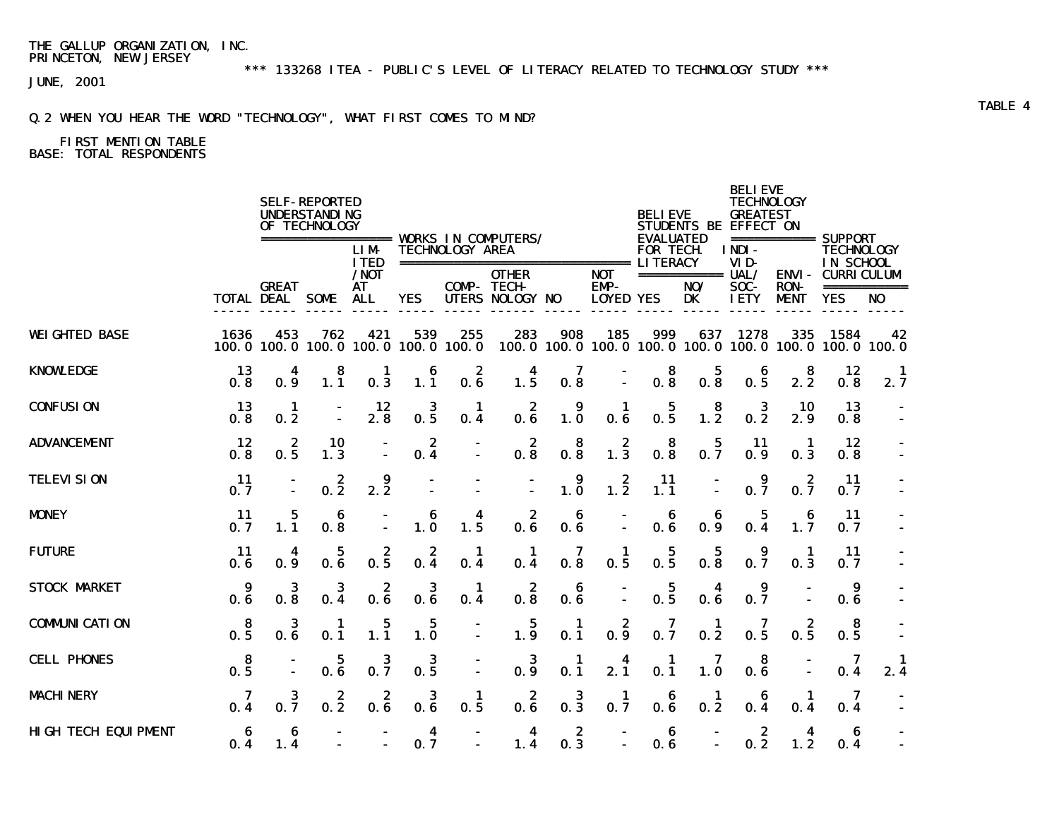THE GALLUP ORGANIZATION, INC.
PRINCETON, NEW JERSEY

*** 133268 ITEA - PUBLIC'S LEVEL OF LITERACY RELATED TO TECHNOLOGY STUDY ***

JUNE, 2001

TABLE 4

Q.2 WHEN YOU HEAR THE WORD "TECHNOLOGY", WHAT FIRST COMES TO MIND?

FIRST MENTION TABLE
BASE: TOTAL RESPONDENTS

| | | SELF-REPORTED UNDERSTANDING OF TECHNOLOGY | | | WORKS IN COMPUTERS/ TECHNOLOGY AREA | | | | | BELIEVE STUDENTS BE EVALUATED FOR TECH. LITERACY | | BELIEVE TECHNOLOGY GREATEST EFFECT ON | | SUPPORT TECHNOLOGY IN SCHOOL CURRICULUM | |
|---|---|---|---|---|---|---|---|---|---|---|---|---|---|---|---|
| | TOTAL | GREAT DEAL | SOME | LIMITED/NOT AT ALL | YES | COMPUTERS | OTHER TECHNOLOGY | NO | NOT EMPLOYED | YES | NO/DK | INDIVIDUAL/SOCIETY | ENVIRONMENT | YES | NO |
| WEIGHTED BASE | 1636 | 453 | 762 | 421 | 539 | 255 | 283 | 908 | 185 | 999 | 637 | 1278 | 335 | 1584 | 42 |
| | 100.0 | 100.0 | 100.0 | 100.0 | 100.0 | 100.0 | 100.0 | 100.0 | 100.0 | 100.0 | 100.0 | 100.0 | 100.0 | 100.0 | 100.0 |
| KNOWLEDGE | 13 | 4 | 8 | 1 | 6 | 2 | 4 | 7 | - | 8 | 5 | 6 | 8 | 12 | 1 |
| | 0.8 | 0.9 | 1.1 | 0.3 | 1.1 | 0.6 | 1.5 | 0.8 | - | 0.8 | 0.8 | 0.5 | 2.2 | 0.8 | 2.7 |
| CONFUSION | 13 | 1 | - | 12 | 3 | 1 | 2 | 9 | 1 | 5 | 8 | 3 | 10 | 13 | - |
| | 0.8 | 0.2 | - | 2.8 | 0.5 | 0.4 | 0.6 | 1.0 | 0.6 | 0.5 | 1.2 | 0.2 | 2.9 | 0.8 | - |
| ADVANCEMENT | 12 | 2 | 10 | - | 2 | - | 2 | 8 | 2 | 8 | 5 | 11 | 1 | 12 | - |
| | 0.8 | 0.5 | 1.3 | - | 0.4 | - | 0.8 | 0.8 | 1.3 | 0.8 | 0.7 | 0.9 | 0.3 | 0.8 | - |
| TELEVISION | 11 | - | 2 | 9 | - | - | - | 9 | 2 | 11 | - | 9 | 2 | 11 | - |
| | 0.7 | - | 0.2 | 2.2 | - | - | - | 1.0 | 1.2 | 1.1 | - | 0.7 | 0.7 | 0.7 | - |
| MONEY | 11 | 5 | 6 | - | 6 | 4 | 2 | 6 | - | 6 | 6 | 5 | 6 | 11 | - |
| | 0.7 | 1.1 | 0.8 | - | 1.0 | 1.5 | 0.6 | 0.6 | - | 0.6 | 0.9 | 0.4 | 1.7 | 0.7 | - |
| FUTURE | 11 | 4 | 5 | 2 | 2 | 1 | 1 | 7 | 1 | 5 | 5 | 9 | 1 | 11 | - |
| | 0.6 | 0.9 | 0.6 | 0.5 | 0.4 | 0.4 | 0.4 | 0.8 | 0.5 | 0.5 | 0.8 | 0.7 | 0.3 | 0.7 | - |
| STOCK MARKET | 9 | 3 | 3 | 2 | 3 | 1 | 2 | 6 | - | 5 | 4 | 9 | - | 9 | - |
| | 0.6 | 0.8 | 0.4 | 0.6 | 0.6 | 0.4 | 0.8 | 0.6 | - | 0.5 | 0.6 | 0.7 | - | 0.6 | - |
| COMMUNICATION | 8 | 3 | 1 | 5 | 5 | - | 5 | 1 | 2 | 7 | 1 | 7 | 2 | 8 | - |
| | 0.5 | 0.6 | 0.1 | 1.1 | 1.0 | - | 1.9 | 0.1 | 0.9 | 0.7 | 0.2 | 0.5 | 0.5 | 0.5 | - |
| CELL PHONES | 8 | - | 5 | 3 | 3 | - | 3 | 1 | 4 | 1 | 7 | 8 | - | 7 | 1 |
| | 0.5 | - | 0.6 | 0.7 | 0.5 | - | 0.9 | 0.1 | 2.1 | 0.1 | 1.0 | 0.6 | - | 0.4 | 2.4 |
| MACHINERY | 7 | 3 | 2 | 2 | 3 | 1 | 2 | 3 | 1 | 6 | 1 | 6 | 1 | 7 | - |
| | 0.4 | 0.7 | 0.2 | 0.6 | 0.6 | 0.5 | 0.6 | 0.3 | 0.7 | 0.6 | 0.2 | 0.4 | 0.4 | 0.4 | - |
| HIGH TECH EQUIPMENT | 6 | 6 | - | - | 4 | - | 4 | 2 | - | 6 | - | 2 | 4 | 6 | - |
| | 0.4 | 1.4 | - | - | 0.7 | - | 1.4 | 0.3 | - | 0.6 | - | 0.2 | 1.2 | 0.4 | - |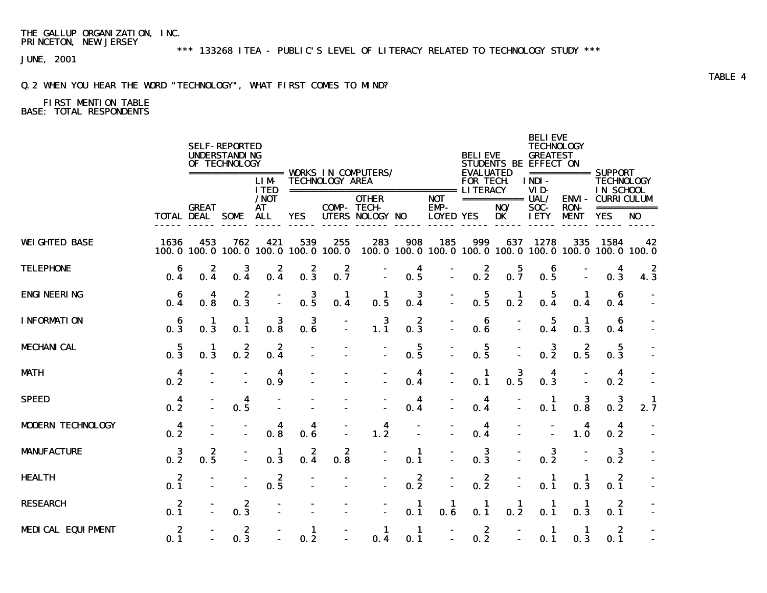THE GALLUP ORGANIZATION, INC.
PRINCETON, NEW JERSEY

*** 133268 ITEA - PUBLIC'S LEVEL OF LITERACY RELATED TO TECHNOLOGY STUDY ***

JUNE, 2001

TABLE 4

Q.2 WHEN YOU HEAR THE WORD "TECHNOLOGY", WHAT FIRST COMES TO MIND?

FIRST MENTION TABLE
BASE: TOTAL RESPONDENTS

| | | SELF-REPORTED UNDERSTANDING OF TECHNOLOGY | | | WORKS IN COMPUTERS/ TECHNOLOGY AREA | | | | | BELIEVE STUDENTS BE EVALUATED FOR TECH. LITERACY | | BELIEVE TECHNOLOGY GREATEST EFFECT ON | | SUPPORT TECHNOLOGY IN SCHOOL CURRICULUM | |
|---|---|---|---|---|---|---|---|---|---|---|---|---|---|---|---|
| | TOTAL | GREAT DEAL | SOME | LIMITED /NOT AT ALL | YES | COMPUTERS | OTHER TECHNOLOGY | NO | NOT EMPLOYED | YES | NO/ DK | INDIVIDUAL/ SOCIETY | ENVIRONMENT | YES | NO |
| WEIGHTED BASE | 1636 | 453 | 762 | 421 | 539 | 255 | 283 | 908 | 185 | 999 | 637 | 1278 | 335 | 1584 | 42 |
| | 100.0 | 100.0 | 100.0 | 100.0 | 100.0 | 100.0 | 100.0 | 100.0 | 100.0 | 100.0 | 100.0 | 100.0 | 100.0 | 100.0 | 100.0 |
| TELEPHONE | 6 | 2 | 3 | 2 | 2 | 2 | - | 4 | - | 2 | 5 | 6 | - | 4 | 2 |
| | 0.4 | 0.4 | 0.4 | 0.4 | 0.3 | 0.7 | - | 0.5 | - | 0.2 | 0.7 | 0.5 | - | 0.3 | 4.3 |
| ENGINEERING | 6 | 4 | 2 | - | 3 | 1 | 1 | 3 | - | 5 | 1 | 5 | 1 | 6 | - |
| | 0.4 | 0.8 | 0.3 | - | 0.5 | 0.4 | 0.5 | 0.4 | - | 0.5 | 0.2 | 0.4 | 0.4 | 0.4 | - |
| INFORMATION | 6 | 1 | 1 | 3 | 3 | - | 3 | 2 | - | 6 | - | 5 | 1 | 6 | - |
| | 0.3 | 0.3 | 0.1 | 0.8 | 0.6 | - | 1.1 | 0.3 | - | 0.6 | - | 0.4 | 0.3 | 0.4 | - |
| MECHANICAL | 5 | 1 | 2 | 2 | - | - | - | 5 | - | 5 | - | 3 | 2 | 5 | - |
| | 0.3 | 0.3 | 0.2 | 0.4 | - | - | - | 0.5 | - | 0.5 | - | 0.2 | 0.5 | 0.3 | - |
| MATH | 4 | - | - | 4 | - | - | - | 4 | - | 1 | 3 | 4 | - | 4 | - |
| | 0.2 | - | - | 0.9 | - | - | - | 0.4 | - | 0.1 | 0.5 | 0.3 | - | 0.2 | - |
| SPEED | 4 | - | 4 | - | - | - | - | 4 | - | 4 | - | 1 | 3 | 3 | 1 |
| | 0.2 | - | 0.5 | - | - | - | - | 0.4 | - | 0.4 | - | 0.1 | 0.8 | 0.2 | 2.7 |
| MODERN TECHNOLOGY | 4 | - | - | 4 | 4 | - | 4 | - | - | 4 | - | - | 4 | 4 | - |
| | 0.2 | - | - | 0.8 | 0.6 | - | 1.2 | - | - | 0.4 | - | - | 1.0 | 0.2 | - |
| MANUFACTURE | 3 | 2 | - | 1 | 2 | 2 | - | 1 | - | 3 | - | 3 | - | 3 | - |
| | 0.2 | 0.5 | - | 0.3 | 0.4 | 0.8 | - | 0.1 | - | 0.3 | - | 0.2 | - | 0.2 | - |
| HEALTH | 2 | - | - | 2 | - | - | - | 2 | - | 2 | - | 1 | 1 | 2 | - |
| | 0.1 | - | - | 0.5 | - | - | - | 0.2 | - | 0.2 | - | 0.1 | 0.3 | 0.1 | - |
| RESEARCH | 2 | - | 2 | - | - | - | - | 1 | 1 | 1 | 1 | 1 | 1 | 2 | - |
| | 0.1 | - | 0.3 | - | - | - | - | 0.1 | 0.6 | 0.1 | 0.2 | 0.1 | 0.3 | 0.1 | - |
| MEDICAL EQUIPMENT | 2 | - | 2 | - | 1 | - | 1 | 1 | - | 2 | - | 1 | 1 | 2 | - |
| | 0.1 | - | 0.3 | - | 0.2 | - | 0.4 | 0.1 | - | 0.2 | - | 0.1 | 0.3 | 0.1 | - |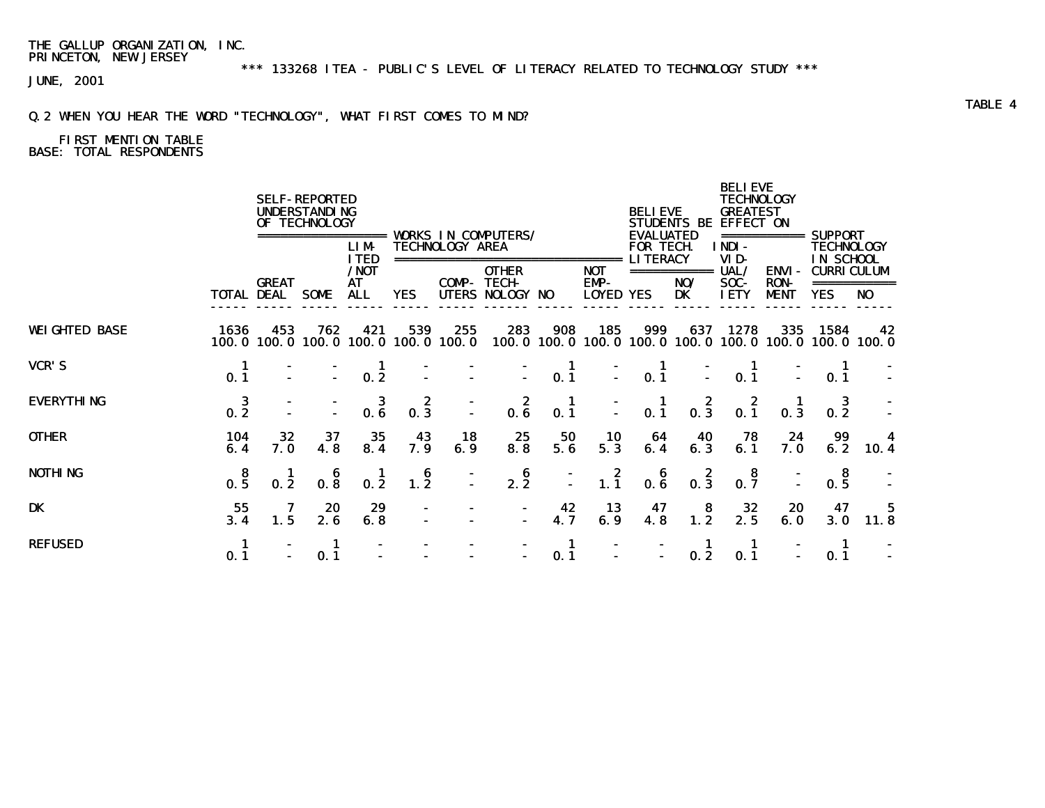THE GALLUP ORGANIZATION, INC.
PRINCETON, NEW JERSEY

*** 133268 ITEA - PUBLIC'S LEVEL OF LITERACY RELATED TO TECHNOLOGY STUDY ***

JUNE, 2001

TABLE 4

Q.2 WHEN YOU HEAR THE WORD "TECHNOLOGY", WHAT FIRST COMES TO MIND?

FIRST MENTION TABLE
BASE: TOTAL RESPONDENTS

| | | SELF-REPORTED UNDERSTANDING OF TECHNOLOGY | | | WORKS IN COMPUTERS/ TECHNOLOGY AREA | | | | | BELIEVE STUDENTS BE EVALUATED FOR TECH. LITERACY | | BELIEVE TECHNOLOGY GREATEST EFFECT ON | | SUPPORT TECHNOLOGY IN SCHOOL CURRICULUM | |
|---|---|---|---|---|---|---|---|---|---|---|---|---|---|---|---|
| | TOTAL | GREAT DEAL | SOME | LIMITED/NOT AT ALL | YES | COMPUTERS | OTHER TECHNOLOGY | NO | NOT EMPLOYED | YES | NO/DK | INDIVIDUAL/SOCIETY | ENVIRONMENT | YES | NO |
| WEIGHTED BASE | 1636 | 453 | 762 | 421 | 539 | 255 | 283 | 908 | 185 | 999 | 637 | 1278 | 335 | 1584 | 42 |
| | 100.0 | 100.0 | 100.0 | 100.0 | 100.0 | 100.0 | 100.0 | 100.0 | 100.0 | 100.0 | 100.0 | 100.0 | 100.0 | 100.0 | 100.0 |
| VCR'S | 1 | - | - | 1 | - | - | - | 1 | - | 1 | - | 1 | - | 1 | - |
| | 0.1 | - | - | 0.2 | - | - | - | 0.1 | - | 0.1 | - | 0.1 | - | 0.1 | - |
| EVERYTHING | 3 | - | - | 3 | 2 | - | 2 | 1 | - | 1 | 2 | 2 | 1 | 3 | - |
| | 0.2 | - | - | 0.6 | 0.3 | - | 0.6 | 0.1 | - | 0.1 | 0.3 | 0.1 | 0.3 | 0.2 | - |
| OTHER | 104 | 32 | 37 | 35 | 43 | 18 | 25 | 50 | 10 | 64 | 40 | 78 | 24 | 99 | 4 |
| | 6.4 | 7.0 | 4.8 | 8.4 | 7.9 | 6.9 | 8.8 | 5.6 | 5.3 | 6.4 | 6.3 | 6.1 | 7.0 | 6.2 | 10.4 |
| NOTHING | 8 | 1 | 6 | 1 | 6 | - | 6 | - | 2 | 6 | 2 | 8 | - | 8 | - |
| | 0.5 | 0.2 | 0.8 | 0.2 | 1.2 | - | 2.2 | - | 1.1 | 0.6 | 0.3 | 0.7 | - | 0.5 | - |
| DK | 55 | 7 | 20 | 29 | - | - | - | 42 | 13 | 47 | 8 | 32 | 20 | 47 | 5 |
| | 3.4 | 1.5 | 2.6 | 6.8 | - | - | - | 4.7 | 6.9 | 4.8 | 1.2 | 2.5 | 6.0 | 3.0 | 11.8 |
| REFUSED | 1 | - | 1 | - | - | - | - | 1 | - | - | 1 | 1 | - | 1 | - |
| | 0.1 | - | 0.1 | - | - | - | - | 0.1 | - | - | 0.2 | 0.1 | - | 0.1 | - |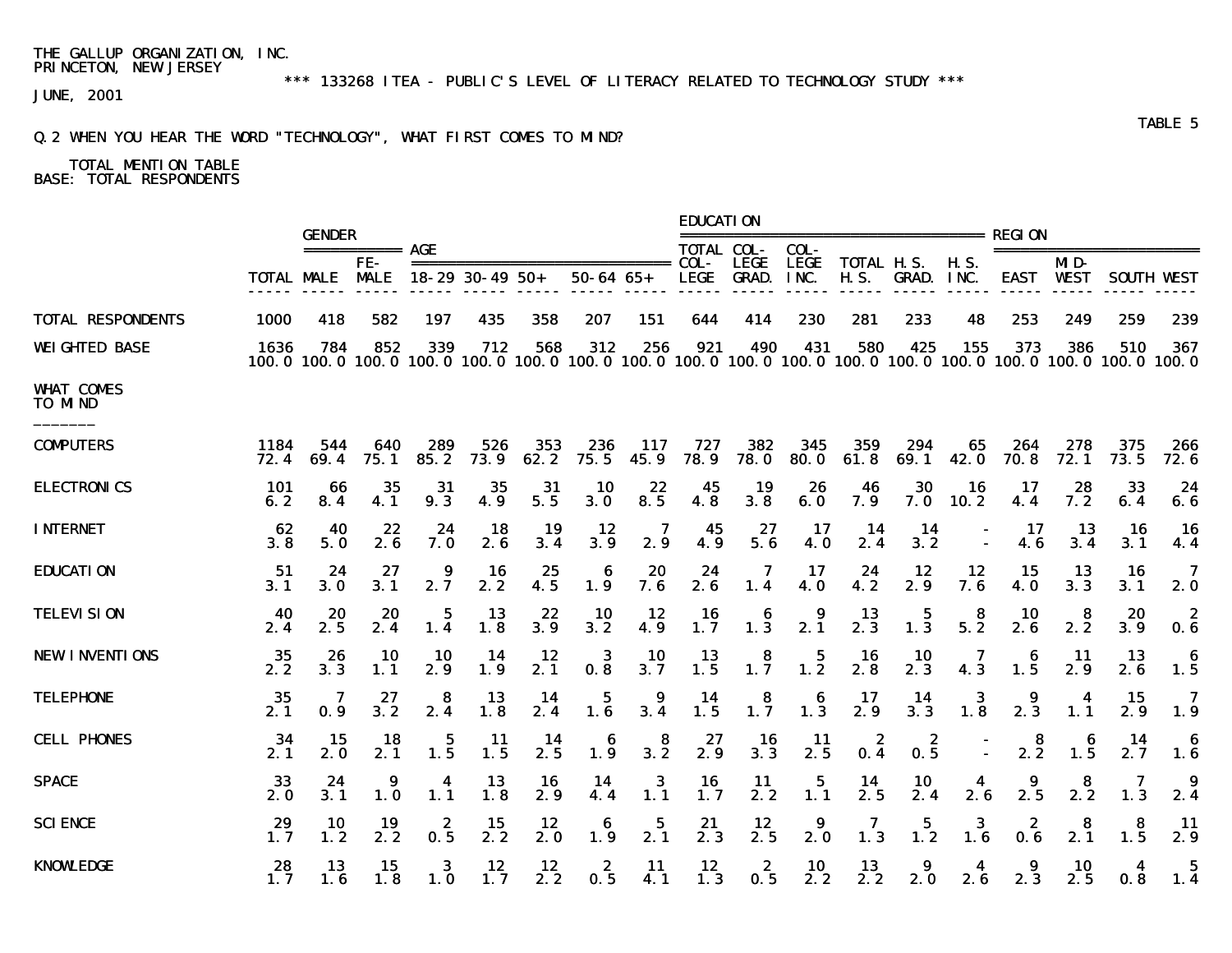THE GALLUP ORGANIZATION, INC.
PRINCETON, NEW JERSEY

*** 133268 ITEA - PUBLIC'S LEVEL OF LITERACY RELATED TO TECHNOLOGY STUDY ***

JUNE, 2001

TABLE 5

Q.2 WHEN YOU HEAR THE WORD "TECHNOLOGY", WHAT FIRST COMES TO MIND?

TOTAL MENTION TABLE
BASE: TOTAL RESPONDENTS

| | | GENDER | | AGE | | | | | EDUCATION | | | | | | REGION | | | |
|---|---|---|---|---|---|---|---|---|---|---|---|---|---|---|---|---|---|---|
| | TOTAL | MALE | FE-MALE | 18-29 | 30-49 | 50+ | 50-64 | 65+ | TOTAL COL-LEGE | COL-LEGE GRAD. | COL-LEGE INC. | TOTAL H.S. | H.S. GRAD. | H.S. INC. | EAST | MID-WEST | SOUTH | WEST |
| TOTAL RESPONDENTS | 1000 | 418 | 582 | 197 | 435 | 358 | 207 | 151 | 644 | 414 | 230 | 281 | 233 | 48 | 253 | 249 | 259 | 239 |
| WEIGHTED BASE | 1636 | 784 | 852 | 339 | 712 | 568 | 312 | 256 | 921 | 490 | 431 | 580 | 425 | 155 | 373 | 386 | 510 | 367 |
| | 100.0 | 100.0 | 100.0 | 100.0 | 100.0 | 100.0 | 100.0 | 100.0 | 100.0 | 100.0 | 100.0 | 100.0 | 100.0 | 100.0 | 100.0 | 100.0 | 100.0 | 100.0 |
| WHAT COMES TO MIND | | | | | | | | | | | | | | | | | | |
| COMPUTERS | 1184 | 544 | 640 | 289 | 526 | 353 | 236 | 117 | 727 | 382 | 345 | 359 | 294 | 65 | 264 | 278 | 375 | 266 |
| | 72.4 | 69.4 | 75.1 | 85.2 | 73.9 | 62.2 | 75.5 | 45.9 | 78.9 | 78.0 | 80.0 | 61.8 | 69.1 | 42.0 | 70.8 | 72.1 | 73.5 | 72.6 |
| ELECTRONICS | 101 | 66 | 35 | 31 | 35 | 31 | 10 | 22 | 45 | 19 | 26 | 46 | 30 | 16 | 17 | 28 | 33 | 24 |
| | 6.2 | 8.4 | 4.1 | 9.3 | 4.9 | 5.5 | 3.0 | 8.5 | 4.8 | 3.8 | 6.0 | 7.9 | 7.0 | 10.2 | 4.4 | 7.2 | 6.4 | 6.6 |
| INTERNET | 62 | 40 | 22 | 24 | 18 | 19 | 12 | 7 | 45 | 27 | 17 | 14 | 14 | - | 17 | 13 | 16 | 16 |
| | 3.8 | 5.0 | 2.6 | 7.0 | 2.6 | 3.4 | 3.9 | 2.9 | 4.9 | 5.6 | 4.0 | 2.4 | 3.2 | - | 4.6 | 3.4 | 3.1 | 4.4 |
| EDUCATION | 51 | 24 | 27 | 9 | 16 | 25 | 6 | 20 | 24 | 7 | 17 | 24 | 12 | 12 | 15 | 13 | 16 | 7 |
| | 3.1 | 3.0 | 3.1 | 2.7 | 2.2 | 4.5 | 1.9 | 7.6 | 2.6 | 1.4 | 4.0 | 4.2 | 2.9 | 7.6 | 4.0 | 3.3 | 3.1 | 2.0 |
| TELEVISION | 40 | 20 | 20 | 5 | 13 | 22 | 10 | 12 | 16 | 6 | 9 | 13 | 5 | 8 | 10 | 8 | 20 | 2 |
| | 2.4 | 2.5 | 2.4 | 1.4 | 1.8 | 3.9 | 3.2 | 4.9 | 1.7 | 1.3 | 2.1 | 2.3 | 1.3 | 5.2 | 2.6 | 2.2 | 3.9 | 0.6 |
| NEW INVENTIONS | 35 | 26 | 10 | 10 | 14 | 12 | 3 | 10 | 13 | 8 | 5 | 16 | 10 | 7 | 6 | 11 | 13 | 6 |
| | 2.2 | 3.3 | 1.1 | 2.9 | 1.9 | 2.1 | 0.8 | 3.7 | 1.5 | 1.7 | 1.2 | 2.8 | 2.3 | 4.3 | 1.5 | 2.9 | 2.6 | 1.5 |
| TELEPHONE | 35 | 7 | 27 | 8 | 13 | 14 | 5 | 9 | 14 | 8 | 6 | 17 | 14 | 3 | 9 | 4 | 15 | 7 |
| | 2.1 | 0.9 | 3.2 | 2.4 | 1.8 | 2.4 | 1.6 | 3.4 | 1.5 | 1.7 | 1.3 | 2.9 | 3.3 | 1.8 | 2.3 | 1.1 | 2.9 | 1.9 |
| CELL PHONES | 34 | 15 | 18 | 5 | 11 | 14 | 6 | 8 | 27 | 16 | 11 | 2 | 2 | - | 8 | 6 | 14 | 6 |
| | 2.1 | 2.0 | 2.1 | 1.5 | 1.5 | 2.5 | 1.9 | 3.2 | 2.9 | 3.3 | 2.5 | 0.4 | 0.5 | - | 2.2 | 1.5 | 2.7 | 1.6 |
| SPACE | 33 | 24 | 9 | 4 | 13 | 16 | 14 | 3 | 16 | 11 | 5 | 14 | 10 | 4 | 9 | 8 | 7 | 9 |
| | 2.0 | 3.1 | 1.0 | 1.1 | 1.8 | 2.9 | 4.4 | 1.1 | 1.7 | 2.2 | 1.1 | 2.5 | 2.4 | 2.6 | 2.5 | 2.2 | 1.3 | 2.4 |
| SCIENCE | 29 | 10 | 19 | 2 | 15 | 12 | 6 | 5 | 21 | 12 | 9 | 7 | 5 | 3 | 2 | 8 | 8 | 11 |
| | 1.7 | 1.2 | 2.2 | 0.5 | 2.2 | 2.0 | 1.9 | 2.1 | 2.3 | 2.5 | 2.0 | 1.3 | 1.2 | 1.6 | 0.6 | 2.1 | 1.5 | 2.9 |
| KNOWLEDGE | 28 | 13 | 15 | 3 | 12 | 12 | 2 | 11 | 12 | 2 | 10 | 13 | 9 | 4 | 9 | 10 | 4 | 5 |
| | 1.7 | 1.6 | 1.8 | 1.0 | 1.7 | 2.2 | 0.5 | 4.1 | 1.3 | 0.5 | 2.2 | 2.2 | 2.0 | 2.6 | 2.3 | 2.5 | 0.8 | 1.4 |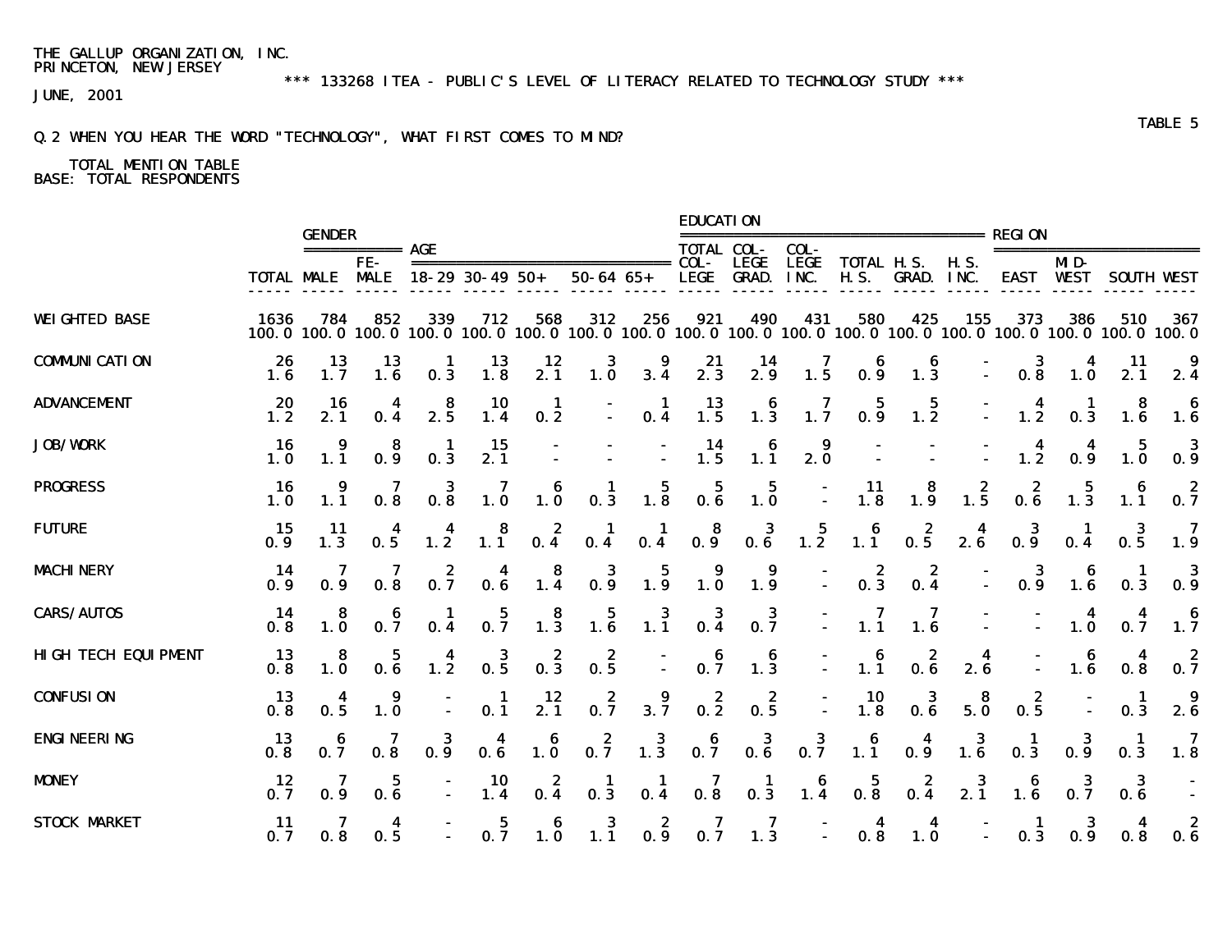THE GALLUP ORGANIZATION, INC.
PRINCETON, NEW JERSEY

*** 133268 ITEA - PUBLIC'S LEVEL OF LITERACY RELATED TO TECHNOLOGY STUDY ***

JUNE, 2001

TABLE 5

Q.2 WHEN YOU HEAR THE WORD "TECHNOLOGY", WHAT FIRST COMES TO MIND?

TOTAL MENTION TABLE
BASE: TOTAL RESPONDENTS

| | | GENDER | | AGE | | | | | EDUCATION | | | | | | REGION | | | |
|---|---|---|---|---|---|---|---|---|---|---|---|---|---|---|---|---|---|---|
| | TOTAL | MALE | FE-MALE | 18-29 | 30-49 | 50+ | 50-64 | 65+ | TOTAL COL-LEGE | COL-LEGE GRAD. | COL-LEGE INC. | TOTAL H.S. | H.S. GRAD. | H.S. INC. | EAST | MID-WEST | SOUTH | WEST |
| WEIGHTED BASE | 1636 | 784 | 852 | 339 | 712 | 568 | 312 | 256 | 921 | 490 | 431 | 580 | 425 | 155 | 373 | 386 | 510 | 367 |
| | 100.0 | 100.0 | 100.0 | 100.0 | 100.0 | 100.0 | 100.0 | 100.0 | 100.0 | 100.0 | 100.0 | 100.0 | 100.0 | 100.0 | 100.0 | 100.0 | 100.0 | 100.0 |
| COMMUNICATION | 26 | 13 | 13 | 1 | 13 | 12 | 3 | 9 | 21 | 14 | 7 | 6 | 6 | - | 3 | 4 | 11 | 9 |
| | 1.6 | 1.7 | 1.6 | 0.3 | 1.8 | 2.1 | 1.0 | 3.4 | 2.3 | 2.9 | 1.5 | 0.9 | 1.3 | - | 0.8 | 1.0 | 2.1 | 2.4 |
| ADVANCEMENT | 20 | 16 | 4 | 8 | 10 | 1 | - | 1 | 13 | 6 | 7 | 5 | 5 | - | 4 | 1 | 8 | 6 |
| | 1.2 | 2.1 | 0.4 | 2.5 | 1.4 | 0.2 | - | 0.4 | 1.5 | 1.3 | 1.7 | 0.9 | 1.2 | - | 1.2 | 0.3 | 1.6 | 1.6 |
| JOB/WORK | 16 | 9 | 8 | 1 | 15 | - | - | - | 14 | 6 | 9 | - | - | - | 4 | 4 | 5 | 3 |
| | 1.0 | 1.1 | 0.9 | 0.3 | 2.1 | - | - | - | 1.5 | 1.1 | 2.0 | - | - | - | 1.2 | 0.9 | 1.0 | 0.9 |
| PROGRESS | 16 | 9 | 7 | 3 | 7 | 6 | 1 | 5 | 5 | 5 | - | 11 | 8 | 2 | 2 | 5 | 6 | 2 |
| | 1.0 | 1.1 | 0.8 | 0.8 | 1.0 | 1.0 | 0.3 | 1.8 | 0.6 | 1.0 | - | 1.8 | 1.9 | 1.5 | 0.6 | 1.3 | 1.1 | 0.7 |
| FUTURE | 15 | 11 | 4 | 4 | 8 | 2 | 1 | 1 | 8 | 3 | 5 | 6 | 2 | 4 | 3 | 1 | 3 | 7 |
| | 0.9 | 1.3 | 0.5 | 1.2 | 1.1 | 0.4 | 0.4 | 0.4 | 0.9 | 0.6 | 1.2 | 1.1 | 0.5 | 2.6 | 0.9 | 0.4 | 0.5 | 1.9 |
| MACHINERY | 14 | 7 | 7 | 2 | 4 | 8 | 3 | 5 | 9 | 9 | - | 2 | 2 | - | 3 | 6 | 1 | 3 |
| | 0.9 | 0.9 | 0.8 | 0.7 | 0.6 | 1.4 | 0.9 | 1.9 | 1.0 | 1.9 | - | 0.3 | 0.4 | - | 0.9 | 1.6 | 0.3 | 0.9 |
| CARS/AUTOS | 14 | 8 | 6 | 1 | 5 | 8 | 5 | 3 | 3 | 3 | - | 7 | 7 | - | - | 4 | 4 | 6 |
| | 0.8 | 1.0 | 0.7 | 0.4 | 0.7 | 1.3 | 1.6 | 1.1 | 0.4 | 0.7 | - | 1.1 | 1.6 | - | - | 1.0 | 0.7 | 1.7 |
| HIGH TECH EQUIPMENT | 13 | 8 | 5 | 4 | 3 | 2 | 2 | - | 6 | 6 | - | 6 | 2 | 4 | - | 6 | 4 | 2 |
| | 0.8 | 1.0 | 0.6 | 1.2 | 0.5 | 0.3 | 0.5 | - | 0.7 | 1.3 | - | 1.1 | 0.6 | 2.6 | - | 1.6 | 0.8 | 0.7 |
| CONFUSION | 13 | 4 | 9 | - | 1 | 12 | 2 | 9 | 2 | 2 | - | 10 | 3 | 8 | 2 | - | 1 | 9 |
| | 0.8 | 0.5 | 1.0 | - | 0.1 | 2.1 | 0.7 | 3.7 | 0.2 | 0.5 | - | 1.8 | 0.6 | 5.0 | 0.5 | - | 0.3 | 2.6 |
| ENGINEERING | 13 | 6 | 7 | 3 | 4 | 6 | 2 | 3 | 6 | 3 | 3 | 6 | 4 | 3 | 1 | 3 | 1 | 7 |
| | 0.8 | 0.7 | 0.8 | 0.9 | 0.6 | 1.0 | 0.7 | 1.3 | 0.7 | 0.6 | 0.7 | 1.1 | 0.9 | 1.6 | 0.3 | 0.9 | 0.3 | 1.8 |
| MONEY | 12 | 7 | 5 | - | 10 | 2 | 1 | 1 | 7 | 1 | 6 | 5 | 2 | 3 | 6 | 3 | 3 | - |
| | 0.7 | 0.9 | 0.6 | - | 1.4 | 0.4 | 0.3 | 0.4 | 0.8 | 0.3 | 1.4 | 0.8 | 0.4 | 2.1 | 1.6 | 0.7 | 0.6 | - |
| STOCK MARKET | 11 | 7 | 4 | - | 5 | 6 | 3 | 2 | 7 | 7 | - | 4 | 4 | - | 1 | 3 | 4 | 2 |
| | 0.7 | 0.8 | 0.5 | - | 0.7 | 1.0 | 1.1 | 0.9 | 0.7 | 1.3 | - | 0.8 | 1.0 | - | 0.3 | 0.9 | 0.8 | 0.6 |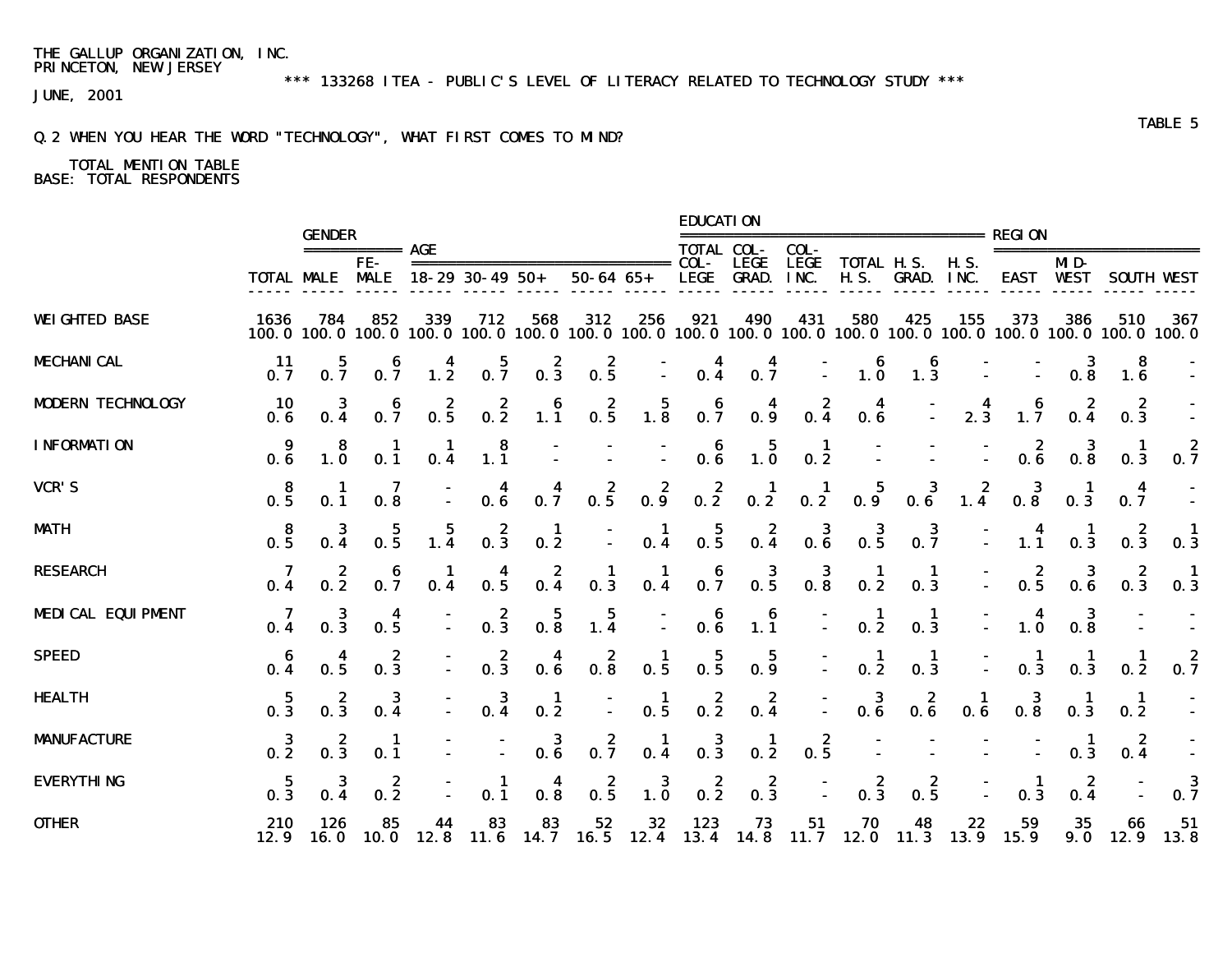THE GALLUP ORGANIZATION, INC.
PRINCETON, NEW JERSEY

*** 133268 ITEA - PUBLIC'S LEVEL OF LITERACY RELATED TO TECHNOLOGY STUDY ***

JUNE, 2001

TABLE 5

Q.2 WHEN YOU HEAR THE WORD "TECHNOLOGY", WHAT FIRST COMES TO MIND?

TOTAL MENTION TABLE
BASE: TOTAL RESPONDENTS

| | | GENDER | | AGE | | | | | EDUCATION | | | | | | REGION | | | |
|---|---|---|---|---|---|---|---|---|---|---|---|---|---|---|---|---|---|---|
| | TOTAL | MALE | FE-MALE | 18-29 | 30-49 | 50+ | 50-64 | 65+ | TOTAL COL-LEGE | COL-LEGE GRAD. | COL-LEGE INC. | TOTAL H.S. | H.S. GRAD. | H.S. INC. | EAST | MID-WEST | SOUTH | WEST |
| WEIGHTED BASE | 1636 | 784 | 852 | 339 | 712 | 568 | 312 | 256 | 921 | 490 | 431 | 580 | 425 | 155 | 373 | 386 | 510 | 367 |
| | 100.0 | 100.0 | 100.0 | 100.0 | 100.0 | 100.0 | 100.0 | 100.0 | 100.0 | 100.0 | 100.0 | 100.0 | 100.0 | 100.0 | 100.0 | 100.0 | 100.0 | 100.0 |
| MECHANICAL | 11 | 5 | 6 | 4 | 5 | 2 | 2 | - | 4 | 4 | - | 6 | 6 | - | - | 3 | 8 | - |
| | 0.7 | 0.7 | 0.7 | 1.2 | 0.7 | 0.3 | 0.5 | - | 0.4 | 0.7 | - | 1.0 | 1.3 | - | - | 0.8 | 1.6 | - |
| MODERN TECHNOLOGY | 10 | 3 | 6 | 2 | 2 | 6 | 2 | 5 | 6 | 4 | 2 | 4 | - | 4 | 6 | 2 | 2 | - |
| | 0.6 | 0.4 | 0.7 | 0.5 | 0.2 | 1.1 | 0.5 | 1.8 | 0.7 | 0.9 | 0.4 | 0.6 | - | 2.3 | 1.7 | 0.4 | 0.3 | - |
| INFORMATION | 9 | 8 | 1 | 1 | 8 | - | - | - | 6 | 5 | 1 | - | - | - | 2 | 3 | 1 | 2 |
| | 0.6 | 1.0 | 0.1 | 0.4 | 1.1 | - | - | - | 0.6 | 1.0 | 0.2 | - | - | - | 0.6 | 0.8 | 0.3 | 0.7 |
| VCR'S | 8 | 1 | 7 | - | 4 | 4 | 2 | 2 | 2 | 1 | 1 | 5 | 3 | 2 | 3 | 1 | 4 | - |
| | 0.5 | 0.1 | 0.8 | - | 0.6 | 0.7 | 0.5 | 0.9 | 0.2 | 0.2 | 0.2 | 0.9 | 0.6 | 1.4 | 0.8 | 0.3 | 0.7 | - |
| MATH | 8 | 3 | 5 | 5 | 2 | 1 | - | 1 | 5 | 2 | 3 | 3 | 3 | - | 4 | 1 | 2 | 1 |
| | 0.5 | 0.4 | 0.5 | 1.4 | 0.3 | 0.2 | - | 0.4 | 0.5 | 0.4 | 0.6 | 0.5 | 0.7 | - | 1.1 | 0.3 | 0.3 | 0.3 |
| RESEARCH | 7 | 2 | 6 | 1 | 4 | 2 | 1 | 1 | 6 | 3 | 3 | 1 | 1 | - | 2 | 3 | 2 | 1 |
| | 0.4 | 0.2 | 0.7 | 0.4 | 0.5 | 0.4 | 0.3 | 0.4 | 0.7 | 0.5 | 0.8 | 0.2 | 0.3 | - | 0.5 | 0.6 | 0.3 | 0.3 |
| MEDICAL EQUIPMENT | 7 | 3 | 4 | - | 2 | 5 | 5 | - | 6 | 6 | - | 1 | 1 | - | 4 | 3 | - | - |
| | 0.4 | 0.3 | 0.5 | - | 0.3 | 0.8 | 1.4 | - | 0.6 | 1.1 | - | 0.2 | 0.3 | - | 1.0 | 0.8 | - | - |
| SPEED | 6 | 4 | 2 | - | 2 | 4 | 2 | 1 | 5 | 5 | - | 1 | 1 | - | 1 | 1 | 1 | 2 |
| | 0.4 | 0.5 | 0.3 | - | 0.3 | 0.6 | 0.8 | 0.5 | 0.5 | 0.9 | - | 0.2 | 0.3 | - | 0.3 | 0.3 | 0.2 | 0.7 |
| HEALTH | 5 | 2 | 3 | - | 3 | 1 | - | 1 | 2 | 2 | - | 3 | 2 | 1 | 3 | 1 | 1 | - |
| | 0.3 | 0.3 | 0.4 | - | 0.4 | 0.2 | - | 0.5 | 0.2 | 0.4 | - | 0.6 | 0.6 | 0.6 | 0.8 | 0.3 | 0.2 | - |
| MANUFACTURE | 3 | 2 | 1 | - | - | 3 | 2 | 1 | 3 | 1 | 2 | - | - | - | - | 1 | 2 | - |
| | 0.2 | 0.3 | 0.1 | - | - | 0.6 | 0.7 | 0.4 | 0.3 | 0.2 | 0.5 | - | - | - | - | 0.3 | 0.4 | - |
| EVERYTHING | 5 | 3 | 2 | - | 1 | 4 | 2 | 3 | 2 | 2 | - | 2 | 2 | - | 1 | 2 | - | 3 |
| | 0.3 | 0.4 | 0.2 | - | 0.1 | 0.8 | 0.5 | 1.0 | 0.2 | 0.3 | - | 0.3 | 0.5 | - | 0.3 | 0.4 | - | 0.7 |
| OTHER | 210 | 126 | 85 | 44 | 83 | 83 | 52 | 32 | 123 | 73 | 51 | 70 | 48 | 22 | 59 | 35 | 66 | 51 |
| | 12.9 | 16.0 | 10.0 | 12.8 | 11.6 | 14.7 | 16.5 | 12.4 | 13.4 | 14.8 | 11.7 | 12.0 | 11.3 | 13.9 | 15.9 | 9.0 | 12.9 | 13.8 |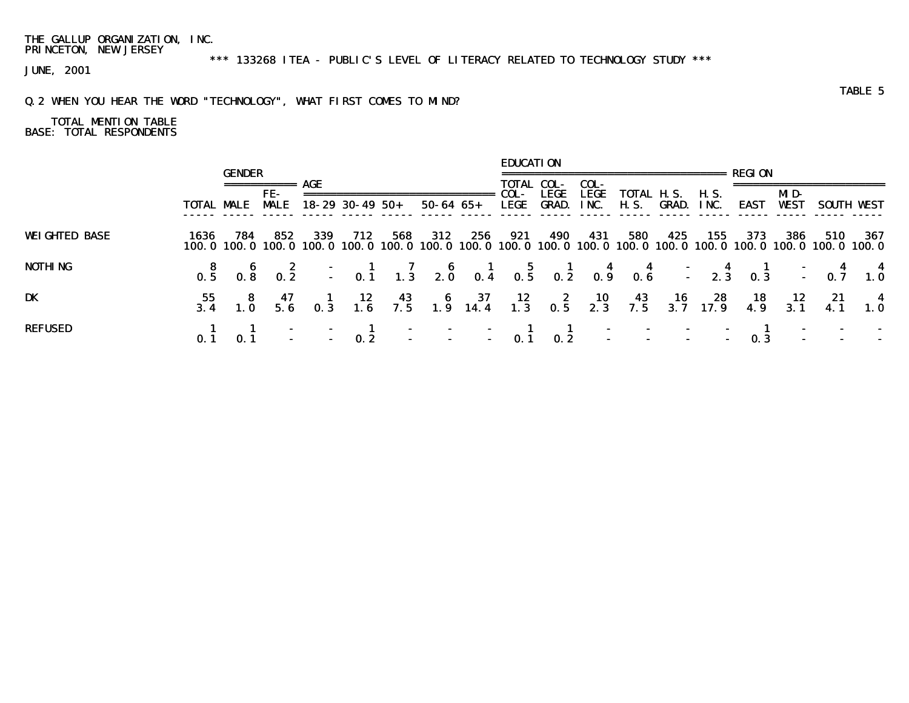THE GALLUP ORGANIZATION, INC.
PRINCETON, NEW JERSEY

*** 133268 ITEA - PUBLIC'S LEVEL OF LITERACY RELATED TO TECHNOLOGY STUDY ***

JUNE, 2001

TABLE 5

Q.2 WHEN YOU HEAR THE WORD "TECHNOLOGY", WHAT FIRST COMES TO MIND?

TOTAL MENTION TABLE
BASE: TOTAL RESPONDENTS

| | | GENDER | | AGE | | | | | EDUCATION | | | | | | REGION | | | |
|---|---|---|---|---|---|---|---|---|---|---|---|---|---|---|---|---|---|---|
| | TOTAL | MALE | FE-MALE | 18-29 | 30-49 | 50+ | 50-64 | 65+ | TOTAL COL-LEGE | COL-LEGE GRAD. | COL-LEGE INC. | TOTAL H.S. | H.S. GRAD. | H.S. INC. | EAST | MID-WEST | SOUTH | WEST |
| WEIGHTED BASE | 1636 | 784 | 852 | 339 | 712 | 568 | 312 | 256 | 921 | 490 | 431 | 580 | 425 | 155 | 373 | 386 | 510 | 367 |
| | 100.0 | 100.0 | 100.0 | 100.0 | 100.0 | 100.0 | 100.0 | 100.0 | 100.0 | 100.0 | 100.0 | 100.0 | 100.0 | 100.0 | 100.0 | 100.0 | 100.0 | 100.0 |
| NOTHING | 8 | 6 | 2 | - | 1 | 7 | 6 | 1 | 5 | 1 | 4 | 4 | - | 4 | 1 | - | 4 | 4 |
| | 0.5 | 0.8 | 0.2 | - | 0.1 | 1.3 | 2.0 | 0.4 | 0.5 | 0.2 | 0.9 | 0.6 | - | 2.3 | 0.3 | - | 0.7 | 1.0 |
| DK | 55 | 8 | 47 | 1 | 12 | 43 | 6 | 37 | 12 | 2 | 10 | 43 | 16 | 28 | 18 | 12 | 21 | 4 |
| | 3.4 | 1.0 | 5.6 | 0.3 | 1.6 | 7.5 | 1.9 | 14.4 | 1.3 | 0.5 | 2.3 | 7.5 | 3.7 | 17.9 | 4.9 | 3.1 | 4.1 | 1.0 |
| REFUSED | 1 | 1 | - | - | 1 | - | - | - | 1 | 1 | - | - | - | - | 1 | - | - | - |
| | 0.1 | 0.1 | - | - | 0.2 | - | - | - | 0.1 | 0.2 | - | - | - | - | 0.3 | - | - | - |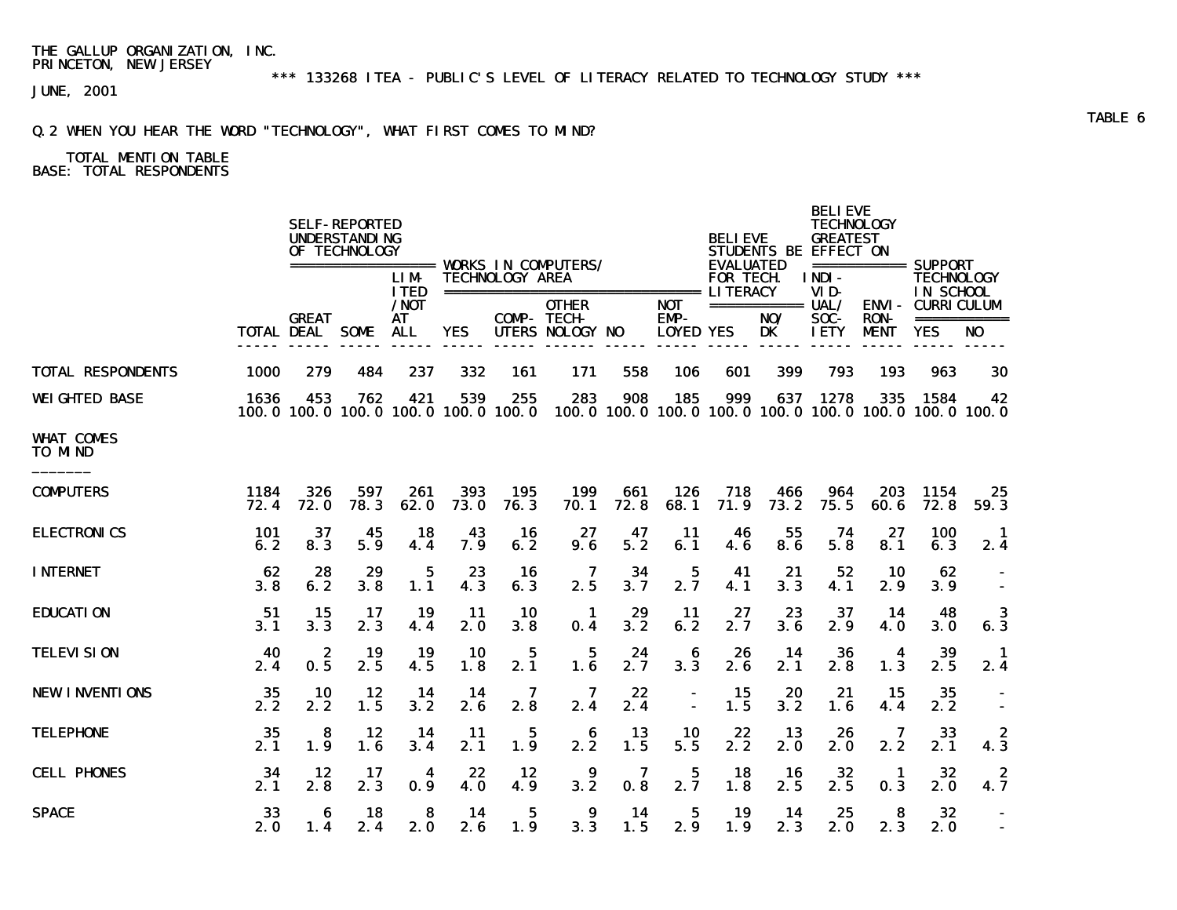THE GALLUP ORGANIZATION, INC.
PRINCETON, NEW JERSEY

*** 133268 ITEA - PUBLIC'S LEVEL OF LITERACY RELATED TO TECHNOLOGY STUDY ***

JUNE, 2001

TABLE 6

Q.2 WHEN YOU HEAR THE WORD "TECHNOLOGY", WHAT FIRST COMES TO MIND?

TOTAL MENTION TABLE
BASE: TOTAL RESPONDENTS

| | | SELF-REPORTED UNDERSTANDING OF TECHNOLOGY | | | WORKS IN COMPUTERS/ TECHNOLOGY AREA | | | | | BELIEVE STUDENTS BE EVALUATED FOR TECH. LITERACY | | BELIEVE TECHNOLOGY GREATEST EFFECT ON | | SUPPORT TECHNOLOGY IN SCHOOL CURRICULUM | |
|---|---|---|---|---|---|---|---|---|---|---|---|---|---|---|---|
| | TOTAL | GREAT DEAL | SOME | LIMITED/NOT AT ALL | YES | COMPUTERS | OTHER TECHNOLOGY | NO | NOT EMPLOYED | YES | NO/DK | INDIVIDUAL/SOCIETY | ENVIRONMENT | YES | NO |
| TOTAL RESPONDENTS | 1000 | 279 | 484 | 237 | 332 | 161 | 171 | 558 | 106 | 601 | 399 | 793 | 193 | 963 | 30 |
| WEIGHTED BASE | 1636 | 453 | 762 | 421 | 539 | 255 | 283 | 908 | 185 | 999 | 637 | 1278 | 335 | 1584 | 42 |
| | 100.0 | 100.0 | 100.0 | 100.0 | 100.0 | 100.0 | 100.0 | 100.0 | 100.0 | 100.0 | 100.0 | 100.0 | 100.0 | 100.0 | 100.0 |
| WHAT COMES TO MIND | | | | | | | | | | | | | | | |
| COMPUTERS | 1184 | 326 | 597 | 261 | 393 | 195 | 199 | 661 | 126 | 718 | 466 | 964 | 203 | 1154 | 25 |
| | 72.4 | 72.0 | 78.3 | 62.0 | 73.0 | 76.3 | 70.1 | 72.8 | 68.1 | 71.9 | 73.2 | 75.5 | 60.6 | 72.8 | 59.3 |
| ELECTRONICS | 101 | 37 | 45 | 18 | 43 | 16 | 27 | 47 | 11 | 46 | 55 | 74 | 27 | 100 | 1 |
| | 6.2 | 8.3 | 5.9 | 4.4 | 7.9 | 6.2 | 9.6 | 5.2 | 6.1 | 4.6 | 8.6 | 5.8 | 8.1 | 6.3 | 2.4 |
| INTERNET | 62 | 28 | 29 | 5 | 23 | 16 | 7 | 34 | 5 | 41 | 21 | 52 | 10 | 62 | - |
| | 3.8 | 6.2 | 3.8 | 1.1 | 4.3 | 6.3 | 2.5 | 3.7 | 2.7 | 4.1 | 3.3 | 4.1 | 2.9 | 3.9 | - |
| EDUCATION | 51 | 15 | 17 | 19 | 11 | 10 | 1 | 29 | 11 | 27 | 23 | 37 | 14 | 48 | 3 |
| | 3.1 | 3.3 | 2.3 | 4.4 | 2.0 | 3.8 | 0.4 | 3.2 | 6.2 | 2.7 | 3.6 | 2.9 | 4.0 | 3.0 | 6.3 |
| TELEVISION | 40 | 2 | 19 | 19 | 10 | 5 | 5 | 24 | 6 | 26 | 14 | 36 | 4 | 39 | 1 |
| | 2.4 | 0.5 | 2.5 | 4.5 | 1.8 | 2.1 | 1.6 | 2.7 | 3.3 | 2.6 | 2.1 | 2.8 | 1.3 | 2.5 | 2.4 |
| NEW INVENTIONS | 35 | 10 | 12 | 14 | 14 | 7 | 7 | 22 | - | 15 | 20 | 21 | 15 | 35 | - |
| | 2.2 | 2.2 | 1.5 | 3.2 | 2.6 | 2.8 | 2.4 | 2.4 | - | 1.5 | 3.2 | 1.6 | 4.4 | 2.2 | - |
| TELEPHONE | 35 | 8 | 12 | 14 | 11 | 5 | 6 | 13 | 10 | 22 | 13 | 26 | 7 | 33 | 2 |
| | 2.1 | 1.9 | 1.6 | 3.4 | 2.1 | 1.9 | 2.2 | 1.5 | 5.5 | 2.2 | 2.0 | 2.0 | 2.2 | 2.1 | 4.3 |
| CELL PHONES | 34 | 12 | 17 | 4 | 22 | 12 | 9 | 7 | 5 | 18 | 16 | 32 | 1 | 32 | 2 |
| | 2.1 | 2.8 | 2.3 | 0.9 | 4.0 | 4.9 | 3.2 | 0.8 | 2.7 | 1.8 | 2.5 | 2.5 | 0.3 | 2.0 | 4.7 |
| SPACE | 33 | 6 | 18 | 8 | 14 | 5 | 9 | 14 | 5 | 19 | 14 | 25 | 8 | 32 | - |
| | 2.0 | 1.4 | 2.4 | 2.0 | 2.6 | 1.9 | 3.3 | 1.5 | 2.9 | 1.9 | 2.3 | 2.0 | 2.3 | 2.0 | - |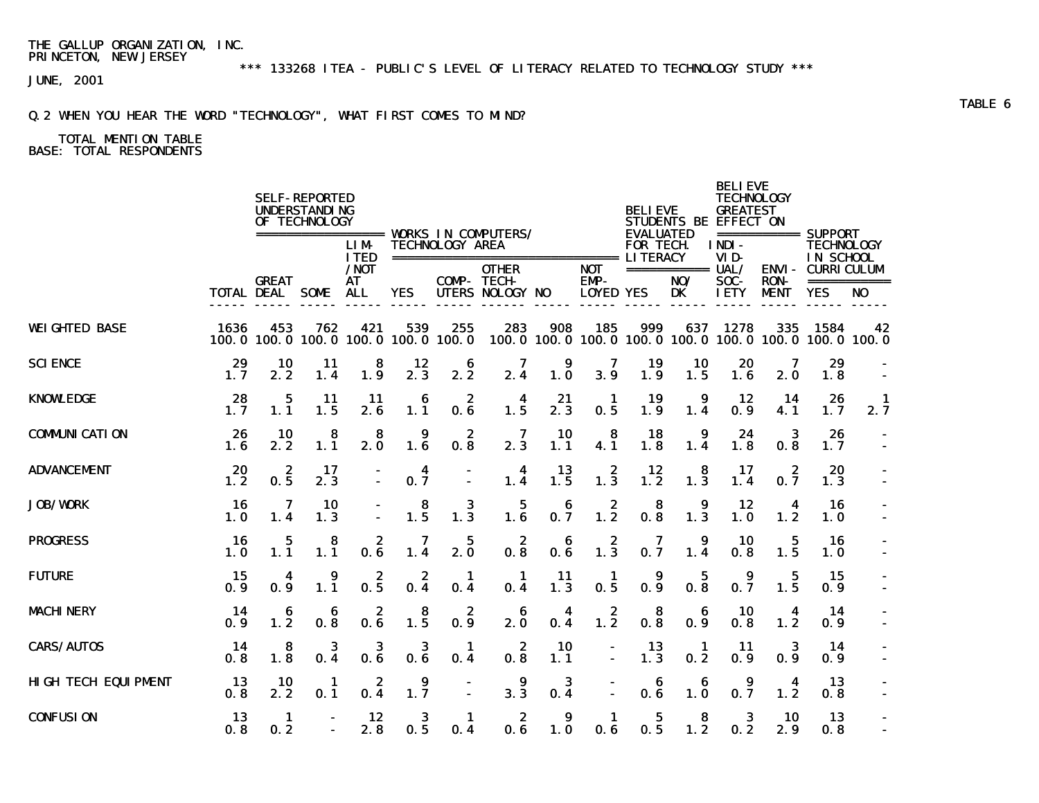THE GALLUP ORGANIZATION, INC.
PRINCETON, NEW JERSEY

*** 133268 ITEA - PUBLIC'S LEVEL OF LITERACY RELATED TO TECHNOLOGY STUDY ***

JUNE, 2001

TABLE 6

Q.2 WHEN YOU HEAR THE WORD "TECHNOLOGY", WHAT FIRST COMES TO MIND?

TOTAL MENTION TABLE
BASE: TOTAL RESPONDENTS

| | | SELF-REPORTED UNDERSTANDING OF TECHNOLOGY | | | WORKS IN COMPUTERS/ TECHNOLOGY AREA | | | | | BELIEVE STUDENTS BE EVALUATED FOR TECH. LITERACY | | BELIEVE TECHNOLOGY GREATEST EFFECT ON | | SUPPORT TECHNOLOGY IN SCHOOL CURRICULUM | |
|---|---|---|---|---|---|---|---|---|---|---|---|---|---|---|---|
| | TOTAL | GREAT DEAL | SOME | LIMITED/NOT AT ALL | YES | COMPUTERS | OTHER TECHNOLOGY | NO | NOT EMPLOYED | YES | NO/DK | INDIVIDUAL/SOCIETY | ENVIRONMENT | YES | NO |
| WEIGHTED BASE | 1636 | 453 | 762 | 421 | 539 | 255 | 283 | 908 | 185 | 999 | 637 | 1278 | 335 | 1584 | 42 |
| | 100.0 | 100.0 | 100.0 | 100.0 | 100.0 | 100.0 | 100.0 | 100.0 | 100.0 | 100.0 | 100.0 | 100.0 | 100.0 | 100.0 | 100.0 |
| SCIENCE | 29 | 10 | 11 | 8 | 12 | 6 | 7 | 9 | 7 | 19 | 10 | 20 | 7 | 29 | - |
| | 1.7 | 2.2 | 1.4 | 1.9 | 2.3 | 2.2 | 2.4 | 1.0 | 3.9 | 1.9 | 1.5 | 1.6 | 2.0 | 1.8 | - |
| KNOWLEDGE | 28 | 5 | 11 | 11 | 6 | 2 | 4 | 21 | 1 | 19 | 9 | 12 | 14 | 26 | 1 |
| | 1.7 | 1.1 | 1.5 | 2.6 | 1.1 | 0.6 | 1.5 | 2.3 | 0.5 | 1.9 | 1.4 | 0.9 | 4.1 | 1.7 | 2.7 |
| COMMUNICATION | 26 | 10 | 8 | 8 | 9 | 2 | 7 | 10 | 8 | 18 | 9 | 24 | 3 | 26 | - |
| | 1.6 | 2.2 | 1.1 | 2.0 | 1.6 | 0.8 | 2.3 | 1.1 | 4.1 | 1.8 | 1.4 | 1.8 | 0.8 | 1.7 | - |
| ADVANCEMENT | 20 | 2 | 17 | - | 4 | - | 4 | 13 | 2 | 12 | 8 | 17 | 2 | 20 | - |
| | 1.2 | 0.5 | 2.3 | - | 0.7 | - | 1.4 | 1.5 | 1.3 | 1.2 | 1.3 | 1.4 | 0.7 | 1.3 | - |
| JOB/WORK | 16 | 7 | 10 | - | 8 | 3 | 5 | 6 | 2 | 8 | 9 | 12 | 4 | 16 | - |
| | 1.0 | 1.4 | 1.3 | - | 1.5 | 1.3 | 1.6 | 0.7 | 1.2 | 0.8 | 1.3 | 1.0 | 1.2 | 1.0 | - |
| PROGRESS | 16 | 5 | 8 | 2 | 7 | 5 | 2 | 6 | 2 | 7 | 9 | 10 | 5 | 16 | - |
| | 1.0 | 1.1 | 1.1 | 0.6 | 1.4 | 2.0 | 0.8 | 0.6 | 1.3 | 0.7 | 1.4 | 0.8 | 1.5 | 1.0 | - |
| FUTURE | 15 | 4 | 9 | 2 | 2 | 1 | 1 | 11 | 1 | 9 | 5 | 9 | 5 | 15 | - |
| | 0.9 | 0.9 | 1.1 | 0.5 | 0.4 | 0.4 | 0.4 | 1.3 | 0.5 | 0.9 | 0.8 | 0.7 | 1.5 | 0.9 | - |
| MACHINERY | 14 | 6 | 6 | 2 | 8 | 2 | 6 | 4 | 2 | 8 | 6 | 10 | 4 | 14 | - |
| | 0.9 | 1.2 | 0.8 | 0.6 | 1.5 | 0.9 | 2.0 | 0.4 | 1.2 | 0.8 | 0.9 | 0.8 | 1.2 | 0.9 | - |
| CARS/AUTOS | 14 | 8 | 3 | 3 | 3 | 1 | 2 | 10 | - | 13 | 1 | 11 | 3 | 14 | - |
| | 0.8 | 1.8 | 0.4 | 0.6 | 0.6 | 0.4 | 0.8 | 1.1 | - | 1.3 | 0.2 | 0.9 | 0.9 | 0.9 | - |
| HIGH TECH EQUIPMENT | 13 | 10 | 1 | 2 | 9 | - | 9 | 3 | - | 6 | 6 | 9 | 4 | 13 | - |
| | 0.8 | 2.2 | 0.1 | 0.4 | 1.7 | - | 3.3 | 0.4 | - | 0.6 | 1.0 | 0.7 | 1.2 | 0.8 | - |
| CONFUSION | 13 | 1 | - | 12 | 3 | 1 | 2 | 9 | 1 | 5 | 8 | 3 | 10 | 13 | - |
| | 0.8 | 0.2 | - | 2.8 | 0.5 | 0.4 | 0.6 | 1.0 | 0.6 | 0.5 | 1.2 | 0.2 | 2.9 | 0.8 | - |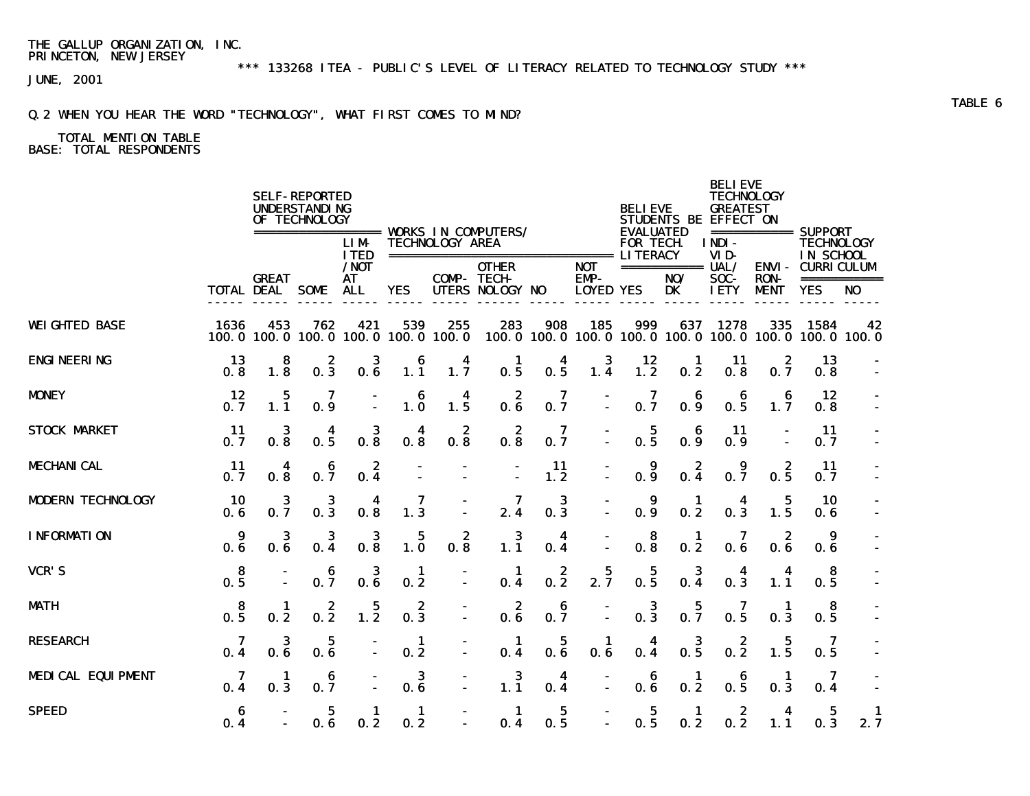THE GALLUP ORGANIZATION, INC.
PRINCETON, NEW JERSEY
JUNE, 2001

*** 133268 ITEA - PUBLIC'S LEVEL OF LITERACY RELATED TO TECHNOLOGY STUDY ***

TABLE 6

Q.2 WHEN YOU HEAR THE WORD "TECHNOLOGY", WHAT FIRST COMES TO MIND?

TOTAL MENTION TABLE
BASE: TOTAL RESPONDENTS

| | | SELF-REPORTED UNDERSTANDING OF TECHNOLOGY | | | WORKS IN COMPUTERS/ TECHNOLOGY AREA | | | | | BELIEVE STUDENTS BE EVALUATED FOR TECH. LITERACY | | BELIEVE TECHNOLOGY GREATEST EFFECT ON | | SUPPORT TECHNOLOGY IN SCHOOL CURRICULUM | |
|---|---|---|---|---|---|---|---|---|---|---|---|---|---|---|---|
| | TOTAL | GREAT DEAL | SOME | LIMITED /NOT AT ALL | YES | COMPUTERS | OTHER TECHNOLOGY | NO | NOT EMPLOYED | YES | NO/ DK | INDIVIDUAL/ SOCIETY | ENVIRONMENT | YES | NO |
| WEIGHTED BASE | 1636 | 453 | 762 | 421 | 539 | 255 | 283 | 908 | 185 | 999 | 637 | 1278 | 335 | 1584 | 42 |
| | 100.0 | 100.0 | 100.0 | 100.0 | 100.0 | 100.0 | 100.0 | 100.0 | 100.0 | 100.0 | 100.0 | 100.0 | 100.0 | 100.0 | 100.0 |
| ENGINEERING | 13 | 8 | 2 | 3 | 6 | 4 | 1 | 4 | 3 | 12 | 1 | 11 | 2 | 13 | - |
| | 0.8 | 1.8 | 0.3 | 0.6 | 1.1 | 1.7 | 0.5 | 0.5 | 1.4 | 1.2 | 0.2 | 0.8 | 0.7 | 0.8 | - |
| MONEY | 12 | 5 | 7 | - | 6 | 4 | 2 | 7 | - | 7 | 6 | 6 | 6 | 12 | - |
| | 0.7 | 1.1 | 0.9 | - | 1.0 | 1.5 | 0.6 | 0.7 | - | 0.7 | 0.9 | 0.5 | 1.7 | 0.8 | - |
| STOCK MARKET | 11 | 3 | 4 | 3 | 4 | 2 | 2 | 7 | - | 5 | 6 | 11 | - | 11 | - |
| | 0.7 | 0.8 | 0.5 | 0.8 | 0.8 | 0.8 | 0.8 | 0.7 | - | 0.5 | 0.9 | 0.9 | - | 0.7 | - |
| MECHANICAL | 11 | 4 | 6 | 2 | - | - | - | 11 | - | 9 | 2 | 9 | 2 | 11 | - |
| | 0.7 | 0.8 | 0.7 | 0.4 | - | - | - | 1.2 | - | 0.9 | 0.4 | 0.7 | 0.5 | 0.7 | - |
| MODERN TECHNOLOGY | 10 | 3 | 3 | 4 | 7 | - | 7 | 3 | - | 9 | 1 | 4 | 5 | 10 | - |
| | 0.6 | 0.7 | 0.3 | 0.8 | 1.3 | - | 2.4 | 0.3 | - | 0.9 | 0.2 | 0.3 | 1.5 | 0.6 | - |
| INFORMATION | 9 | 3 | 3 | 3 | 5 | 2 | 3 | 4 | - | 8 | 1 | 7 | 2 | 9 | - |
| | 0.6 | 0.6 | 0.4 | 0.8 | 1.0 | 0.8 | 1.1 | 0.4 | - | 0.8 | 0.2 | 0.6 | 0.6 | 0.6 | - |
| VCR'S | 8 | - | 6 | 3 | 1 | - | 1 | 2 | 5 | 5 | 3 | 4 | 4 | 8 | - |
| | 0.5 | - | 0.7 | 0.6 | 0.2 | - | 0.4 | 0.2 | 2.7 | 0.5 | 0.4 | 0.3 | 1.1 | 0.5 | - |
| MATH | 8 | 1 | 2 | 5 | 2 | - | 2 | 6 | - | 3 | 5 | 7 | 1 | 8 | - |
| | 0.5 | 0.2 | 0.2 | 1.2 | 0.3 | - | 0.6 | 0.7 | - | 0.3 | 0.7 | 0.5 | 0.3 | 0.5 | - |
| RESEARCH | 7 | 3 | 5 | - | 1 | - | 1 | 5 | 1 | 4 | 3 | 2 | 5 | 7 | - |
| | 0.4 | 0.6 | 0.6 | - | 0.2 | - | 0.4 | 0.6 | 0.6 | 0.4 | 0.5 | 0.2 | 1.5 | 0.5 | - |
| MEDICAL EQUIPMENT | 7 | 1 | 6 | - | 3 | - | 3 | 4 | - | 6 | 1 | 6 | 1 | 7 | - |
| | 0.4 | 0.3 | 0.7 | - | 0.6 | - | 1.1 | 0.4 | - | 0.6 | 0.2 | 0.5 | 0.3 | 0.4 | - |
| SPEED | 6 | - | 5 | 1 | 1 | - | 1 | 5 | - | 5 | 1 | 2 | 4 | 5 | 1 |
| | 0.4 | - | 0.6 | 0.2 | 0.2 | - | 0.4 | 0.5 | - | 0.5 | 0.2 | 0.2 | 1.1 | 0.3 | 2.7 |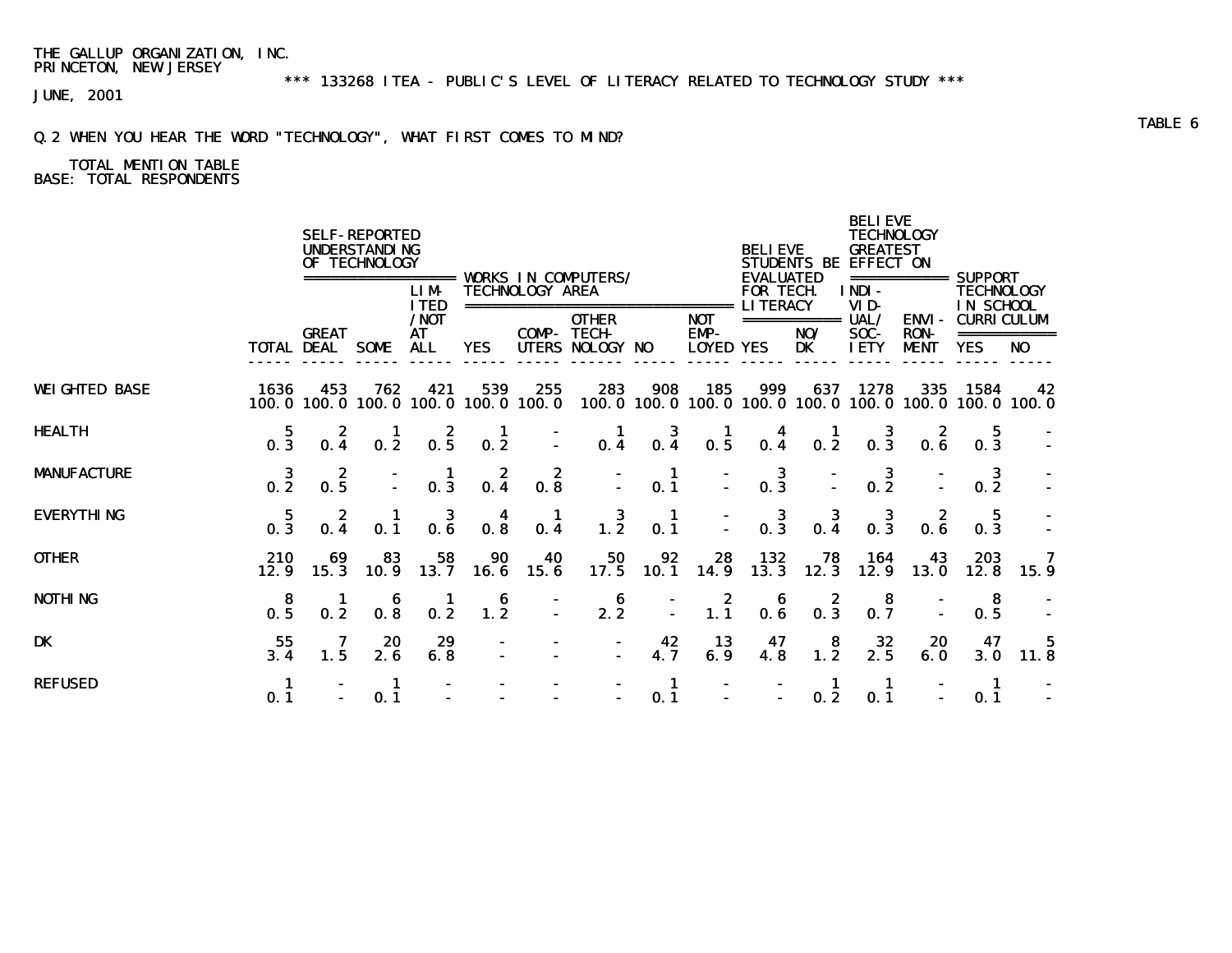THE GALLUP ORGANIZATION, INC.
PRINCETON, NEW JERSEY

*** 133268 ITEA - PUBLIC'S LEVEL OF LITERACY RELATED TO TECHNOLOGY STUDY ***

JUNE, 2001

TABLE 6

Q.2 WHEN YOU HEAR THE WORD "TECHNOLOGY", WHAT FIRST COMES TO MIND?

TOTAL MENTION TABLE
BASE: TOTAL RESPONDENTS

| | | SELF-REPORTED UNDERSTANDING OF TECHNOLOGY | | | WORKS IN COMPUTERS/ TECHNOLOGY AREA | | | | | BELIEVE STUDENTS BE EVALUATED FOR TECH. LITERACY | | BELIEVE TECHNOLOGY GREATEST EFFECT ON | | SUPPORT TECHNOLOGY IN SCHOOL CURRICULUM | |
|---|---|---|---|---|---|---|---|---|---|---|---|---|---|---|---|
| | TOTAL | GREAT DEAL | SOME | LIMITED /NOT AT ALL | YES | COMPUTERS | OTHER TECHNOLOGY | NO | NOT EMPLOYED | YES | NO/ DK | INDIVIDUAL/ SOCIETY | ENVIRONMENT | YES | NO |
| WEIGHTED BASE | 1636 | 453 | 762 | 421 | 539 | 255 | 283 | 908 | 185 | 999 | 637 | 1278 | 335 | 1584 | 42 |
| | 100.0 | 100.0 | 100.0 | 100.0 | 100.0 | 100.0 | 100.0 | 100.0 | 100.0 | 100.0 | 100.0 | 100.0 | 100.0 | 100.0 | 100.0 |
| HEALTH | 5 | 2 | 1 | 2 | 1 | - | 1 | 3 | 1 | 4 | 1 | 3 | 2 | 5 | - |
| | 0.3 | 0.4 | 0.2 | 0.5 | 0.2 | - | 0.4 | 0.4 | 0.5 | 0.4 | 0.2 | 0.3 | 0.6 | 0.3 | - |
| MANUFACTURE | 3 | 2 | - | 1 | 2 | 2 | - | 1 | - | 3 | - | 3 | - | 3 | - |
| | 0.2 | 0.5 | - | 0.3 | 0.4 | 0.8 | - | 0.1 | - | 0.3 | - | 0.2 | - | 0.2 | - |
| EVERYTHING | 5 | 2 | 1 | 3 | 4 | 1 | 3 | 1 | - | 3 | 3 | 3 | 2 | 5 | - |
| | 0.3 | 0.4 | 0.1 | 0.6 | 0.8 | 0.4 | 1.2 | 0.1 | - | 0.3 | 0.4 | 0.3 | 0.6 | 0.3 | - |
| OTHER | 210 | 69 | 83 | 58 | 90 | 40 | 50 | 92 | 28 | 132 | 78 | 164 | 43 | 203 | 7 |
| | 12.9 | 15.3 | 10.9 | 13.7 | 16.6 | 15.6 | 17.5 | 10.1 | 14.9 | 13.3 | 12.3 | 12.9 | 13.0 | 12.8 | 15.9 |
| NOTHING | 8 | 1 | 6 | 1 | 6 | - | 6 | - | 2 | 6 | 2 | 8 | - | 8 | - |
| | 0.5 | 0.2 | 0.8 | 0.2 | 1.2 | - | 2.2 | - | 1.1 | 0.6 | 0.3 | 0.7 | - | 0.5 | - |
| DK | 55 | 7 | 20 | 29 | - | - | - | 42 | 13 | 47 | 8 | 32 | 20 | 47 | 5 |
| | 3.4 | 1.5 | 2.6 | 6.8 | - | - | - | 4.7 | 6.9 | 4.8 | 1.2 | 2.5 | 6.0 | 3.0 | 11.8 |
| REFUSED | 1 | - | 1 | - | - | - | - | 1 | - | - | 1 | 1 | - | 1 | - |
| | 0.1 | - | 0.1 | - | - | - | - | 0.1 | - | - | 0.2 | 0.1 | - | 0.1 | - |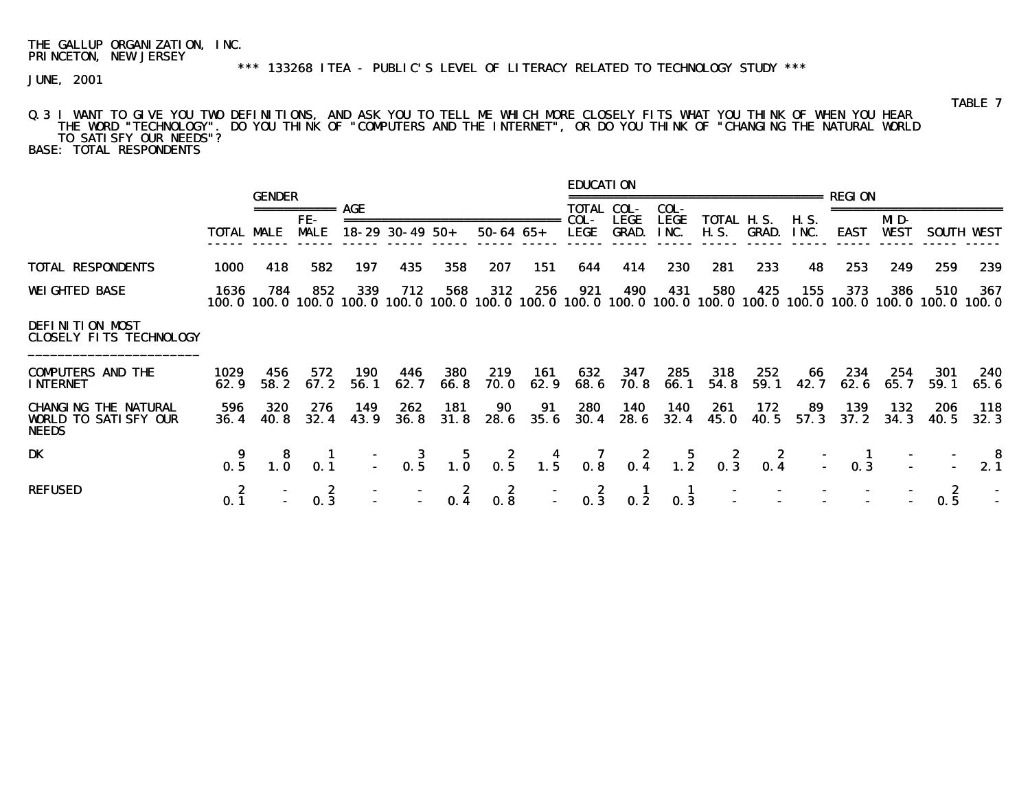THE GALLUP ORGANIZATION, INC.
PRINCETON, NEW JERSEY

\*\*\* 133268 ITEA - PUBLIC'S LEVEL OF LITERACY RELATED TO TECHNOLOGY STUDY \*\*\*

JUNE, 2001

TABLE 7

Q.3 I WANT TO GIVE YOU TWO DEFINITIONS, AND ASK YOU TO TELL ME WHICH MORE CLOSELY FITS WHAT YOU THINK OF WHEN YOU HEAR THE WORD "TECHNOLOGY". DO YOU THINK OF "COMPUTERS AND THE INTERNET", OR DO YOU THINK OF "CHANGING THE NATURAL WORLD TO SATISFY OUR NEEDS"?

BASE: TOTAL RESPONDENTS

| | | GENDER | | AGE | | | | | EDUCATION | | | | | | REGION | | | |
|---|---|---|---|---|---|---|---|---|---|---|---|---|---|---|---|---|---|---|
| | TOTAL | MALE | FE-MALE | 18-29 | 30-49 | 50+ | 50-64 | 65+ | TOTAL COL-LEGE | COL-LEGE GRAD. | COL-LEGE INC. | TOTAL H.S. | H.S. GRAD. | H.S. INC. | EAST | MID-WEST | SOUTH | WEST |
| TOTAL RESPONDENTS | 1000 | 418 | 582 | 197 | 435 | 358 | 207 | 151 | 644 | 414 | 230 | 281 | 233 | 48 | 253 | 249 | 259 | 239 |
| WEIGHTED BASE | 1636 | 784 | 852 | 339 | 712 | 568 | 312 | 256 | 921 | 490 | 431 | 580 | 425 | 155 | 373 | 386 | 510 | 367 |
| | 100.0 | 100.0 | 100.0 | 100.0 | 100.0 | 100.0 | 100.0 | 100.0 | 100.0 | 100.0 | 100.0 | 100.0 | 100.0 | 100.0 | 100.0 | 100.0 | 100.0 | 100.0 |
| DEFINITION MOST CLOSELY FITS TECHNOLOGY | | | | | | | | | | | | | | | | | | |
| COMPUTERS AND THE INTERNET | 1029 | 456 | 572 | 190 | 446 | 380 | 219 | 161 | 632 | 347 | 285 | 318 | 252 | 66 | 234 | 254 | 301 | 240 |
| | 62.9 | 58.2 | 67.2 | 56.1 | 62.7 | 66.8 | 70.0 | 62.9 | 68.6 | 70.8 | 66.1 | 54.8 | 59.1 | 42.7 | 62.6 | 65.7 | 59.1 | 65.6 |
| CHANGING THE NATURAL WORLD TO SATISFY OUR NEEDS | 596 | 320 | 276 | 149 | 262 | 181 | 90 | 91 | 280 | 140 | 140 | 261 | 172 | 89 | 139 | 132 | 206 | 118 |
| | 36.4 | 40.8 | 32.4 | 43.9 | 36.8 | 31.8 | 28.6 | 35.6 | 30.4 | 28.6 | 32.4 | 45.0 | 40.5 | 57.3 | 37.2 | 34.3 | 40.5 | 32.3 |
| DK | 9 | 8 | 1 | - | 3 | 5 | 2 | 4 | 7 | 2 | 5 | 2 | 2 | - | 1 | - | - | 8 |
| | 0.5 | 1.0 | 0.1 | - | 0.5 | 1.0 | 0.5 | 1.5 | 0.8 | 0.4 | 1.2 | 0.3 | 0.4 | - | 0.3 | - | - | 2.1 |
| REFUSED | 2 | - | 2 | - | - | 2 | 2 | - | 2 | 1 | 1 | - | - | - | - | - | 2 | - |
| | 0.1 | - | 0.3 | - | - | 0.4 | 0.8 | - | 0.3 | 0.2 | 0.3 | - | - | - | - | - | 0.5 | - |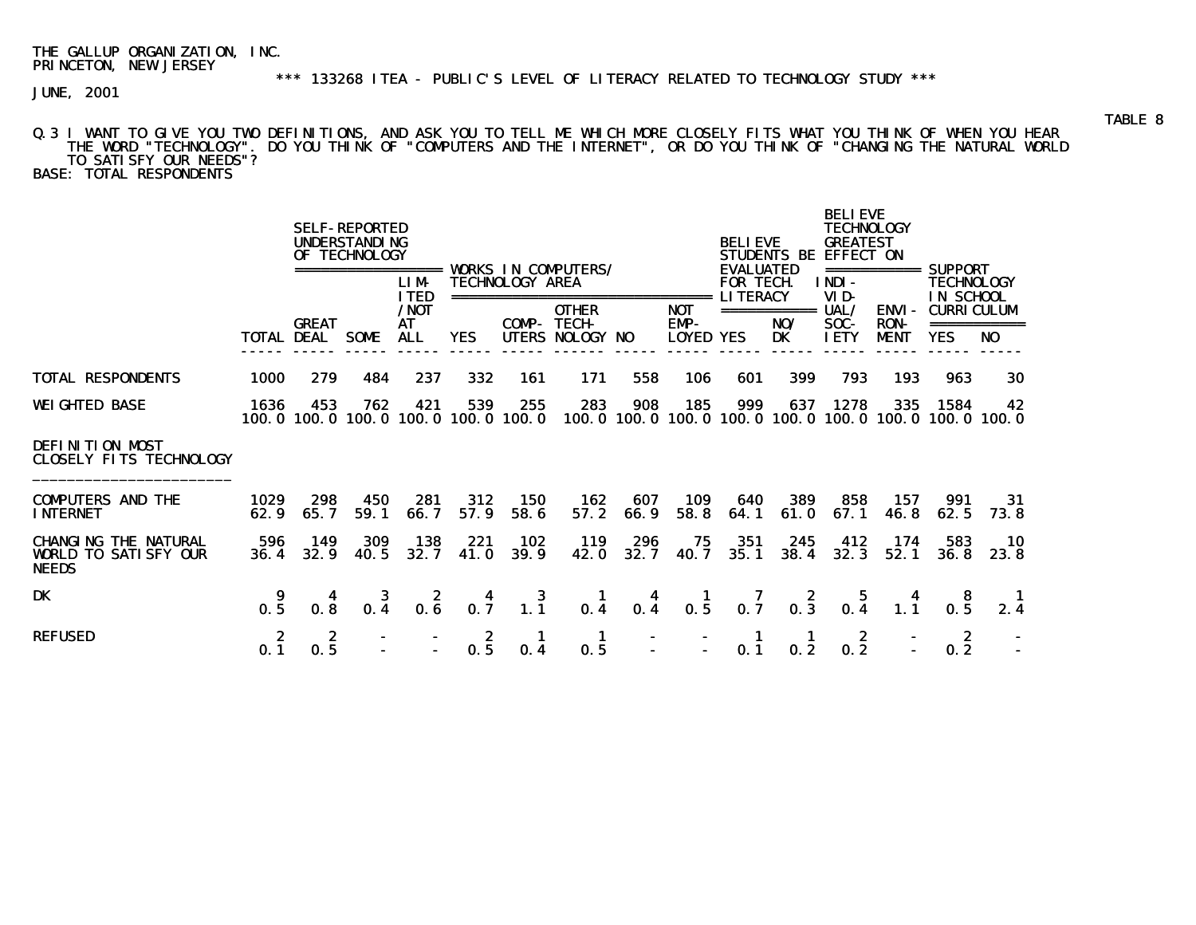THE GALLUP ORGANIZATION, INC.
PRINCETON, NEW JERSEY

\*\*\* 133268 ITEA - PUBLIC'S LEVEL OF LITERACY RELATED TO TECHNOLOGY STUDY \*\*\*

JUNE, 2001

TABLE 8

Q.3 I WANT TO GIVE YOU TWO DEFINITIONS, AND ASK YOU TO TELL ME WHICH MORE CLOSELY FITS WHAT YOU THINK OF WHEN YOU HEAR THE WORD "TECHNOLOGY". DO YOU THINK OF "COMPUTERS AND THE INTERNET", OR DO YOU THINK OF "CHANGING THE NATURAL WORLD TO SATISFY OUR NEEDS"?
BASE: TOTAL RESPONDENTS

| | | SELF-REPORTED UNDERSTANDING OF TECHNOLOGY | | | WORKS IN COMPUTERS/ TECHNOLOGY AREA | | | | | BELIEVE STUDENTS BE EVALUATED FOR TECH. LITERACY | | BELIEVE TECHNOLOGY GREATEST EFFECT ON | | SUPPORT TECHNOLOGY IN SCHOOL CURRICULUM | |
|---|---|---|---|---|---|---|---|---|---|---|---|---|---|---|---|
| | TOTAL | GREAT DEAL | SOME | LIMITED /NOT AT ALL | YES | COMPUTERS | OTHER TECHNOLOGY | NO | NOT EMPLOYED | YES | NO/ DK | INDIVIDUAL/ SOCIETY | ENVIRONMENT | YES | NO |
| TOTAL RESPONDENTS | 1000 | 279 | 484 | 237 | 332 | 161 | 171 | 558 | 106 | 601 | 399 | 793 | 193 | 963 | 30 |
| WEIGHTED BASE | 1636 | 453 | 762 | 421 | 539 | 255 | 283 | 908 | 185 | 999 | 637 | 1278 | 335 | 1584 | 42 |
| | 100.0 | 100.0 | 100.0 | 100.0 | 100.0 | 100.0 | 100.0 | 100.0 | 100.0 | 100.0 | 100.0 | 100.0 | 100.0 | 100.0 | 100.0 |
| **DEFINITION MOST CLOSELY FITS TECHNOLOGY** | | | | | | | | | | | | | | | |
| COMPUTERS AND THE INTERNET | 1029 | 298 | 450 | 281 | 312 | 150 | 162 | 607 | 109 | 640 | 389 | 858 | 157 | 991 | 31 |
| | 62.9 | 65.7 | 59.1 | 66.7 | 57.9 | 58.6 | 57.2 | 66.9 | 58.8 | 64.1 | 61.0 | 67.1 | 46.8 | 62.5 | 73.8 |
| CHANGING THE NATURAL WORLD TO SATISFY OUR NEEDS | 596 | 149 | 309 | 138 | 221 | 102 | 119 | 296 | 75 | 351 | 245 | 412 | 174 | 583 | 10 |
| | 36.4 | 32.9 | 40.5 | 32.7 | 41.0 | 39.9 | 42.0 | 32.7 | 40.7 | 35.1 | 38.4 | 32.3 | 52.1 | 36.8 | 23.8 |
| DK | 9 | 4 | 3 | 2 | 4 | 3 | 1 | 4 | 1 | 7 | 2 | 5 | 4 | 8 | 1 |
| | 0.5 | 0.8 | 0.4 | 0.6 | 0.7 | 1.1 | 0.4 | 0.4 | 0.5 | 0.7 | 0.3 | 0.4 | 1.1 | 0.5 | 2.4 |
| REFUSED | 2 | 2 | - | - | 2 | 1 | 1 | - | - | 1 | 1 | 2 | - | 2 | - |
| | 0.1 | 0.5 | - | - | 0.5 | 0.4 | 0.5 | - | - | 0.1 | 0.2 | 0.2 | - | 0.2 | - |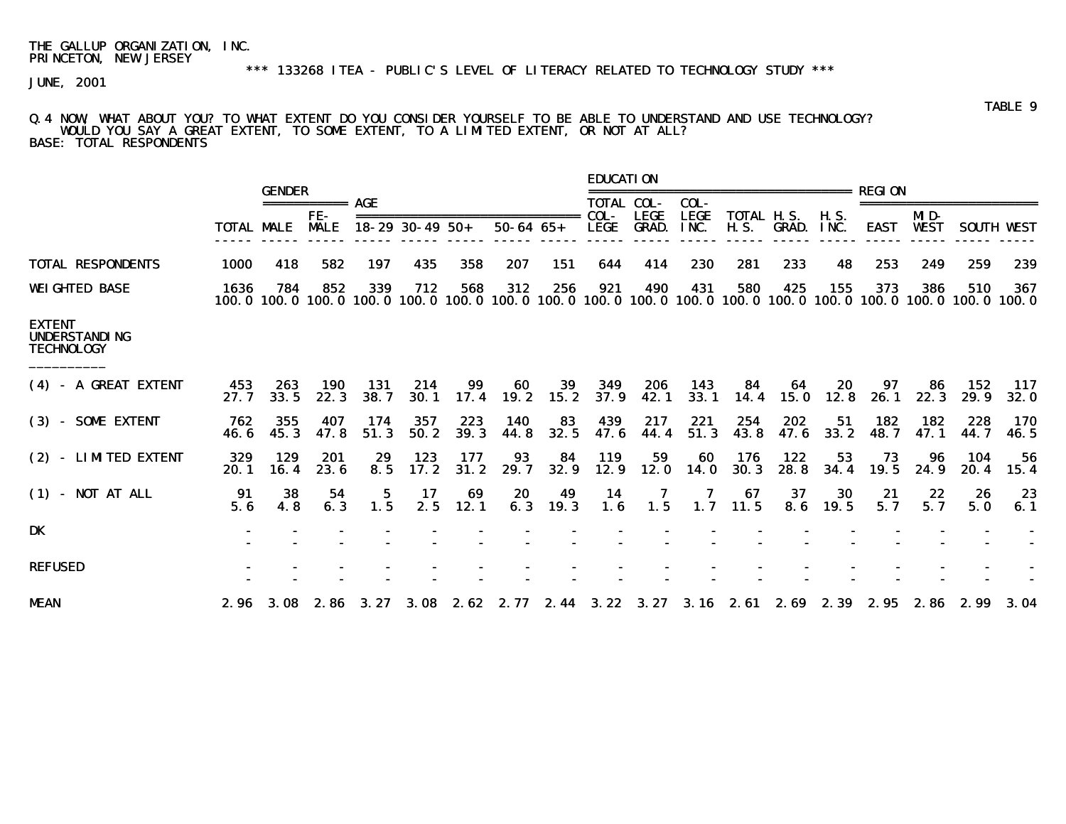THE GALLUP ORGANIZATION, INC.
PRINCETON, NEW JERSEY

*** 133268 ITEA - PUBLIC'S LEVEL OF LITERACY RELATED TO TECHNOLOGY STUDY ***

JUNE, 2001

TABLE 9

Q.4 NOW, WHAT ABOUT YOU? TO WHAT EXTENT DO YOU CONSIDER YOURSELF TO BE ABLE TO UNDERSTAND AND USE TECHNOLOGY?
WOULD YOU SAY A GREAT EXTENT, TO SOME EXTENT, TO A LIMITED EXTENT, OR NOT AT ALL?
BASE: TOTAL RESPONDENTS

| | | GENDER | | AGE | | | | | | EDUCATION | | | | | | REGION | | | |
|---|---|---|---|---|---|---|---|---|---|---|---|---|---|---|---|---|---|---|---|
| | TOTAL | MALE | FE-MALE | 18-29 | 30-49 | 50+ | 50-64 | 65+ | TOTAL COL-LEGE | COL-LEGE GRAD. | COL-LEGE INC. | TOTAL H.S. | H.S. GRAD. | H.S. INC. | EAST | MID-WEST | SOUTH | WEST |
| TOTAL RESPONDENTS | 1000 | 418 | 582 | 197 | 435 | 358 | 207 | 151 | 644 | 414 | 230 | 281 | 233 | 48 | 253 | 249 | 259 | 239 |
| WEIGHTED BASE | 1636 | 784 | 852 | 339 | 712 | 568 | 312 | 256 | 921 | 490 | 431 | 580 | 425 | 155 | 373 | 386 | 510 | 367 |
| | 100.0 | 100.0 | 100.0 | 100.0 | 100.0 | 100.0 | 100.0 | 100.0 | 100.0 | 100.0 | 100.0 | 100.0 | 100.0 | 100.0 | 100.0 | 100.0 | 100.0 | 100.0 |
| EXTENT UNDERSTANDING TECHNOLOGY | | | | | | | | | | | | | | | | | | |
| (4) - A GREAT EXTENT | 453 | 263 | 190 | 131 | 214 | 99 | 60 | 39 | 349 | 206 | 143 | 84 | 64 | 20 | 97 | 86 | 152 | 117 |
| | 27.7 | 33.5 | 22.3 | 38.7 | 30.1 | 17.4 | 19.2 | 15.2 | 37.9 | 42.1 | 33.1 | 14.4 | 15.0 | 12.8 | 26.1 | 22.3 | 29.9 | 32.0 |
| (3) - SOME EXTENT | 762 | 355 | 407 | 174 | 357 | 223 | 140 | 83 | 439 | 217 | 221 | 254 | 202 | 51 | 182 | 182 | 228 | 170 |
| | 46.6 | 45.3 | 47.8 | 51.3 | 50.2 | 39.3 | 44.8 | 32.5 | 47.6 | 44.4 | 51.3 | 43.8 | 47.6 | 33.2 | 48.7 | 47.1 | 44.7 | 46.5 |
| (2) - LIMITED EXTENT | 329 | 129 | 201 | 29 | 123 | 177 | 93 | 84 | 119 | 59 | 60 | 176 | 122 | 53 | 73 | 96 | 104 | 56 |
| | 20.1 | 16.4 | 23.6 | 8.5 | 17.2 | 31.2 | 29.7 | 32.9 | 12.9 | 12.0 | 14.0 | 30.3 | 28.8 | 34.4 | 19.5 | 24.9 | 20.4 | 15.4 |
| (1) - NOT AT ALL | 91 | 38 | 54 | 5 | 17 | 69 | 20 | 49 | 14 | 7 | 7 | 67 | 37 | 30 | 21 | 22 | 26 | 23 |
| | 5.6 | 4.8 | 6.3 | 1.5 | 2.5 | 12.1 | 6.3 | 19.3 | 1.6 | 1.5 | 1.7 | 11.5 | 8.6 | 19.5 | 5.7 | 5.7 | 5.0 | 6.1 |
| DK | - | - | - | - | - | - | - | - | - | - | - | - | - | - | - | - | - | - |
| | - | - | - | - | - | - | - | - | - | - | - | - | - | - | - | - | - | - |
| REFUSED | - | - | - | - | - | - | - | - | - | - | - | - | - | - | - | - | - | - |
| | - | - | - | - | - | - | - | - | - | - | - | - | - | - | - | - | - | - |
| MEAN | 2.96 | 3.08 | 2.86 | 3.27 | 3.08 | 2.62 | 2.77 | 2.44 | 3.22 | 3.27 | 3.16 | 2.61 | 2.69 | 2.39 | 2.95 | 2.86 | 2.99 | 3.04 |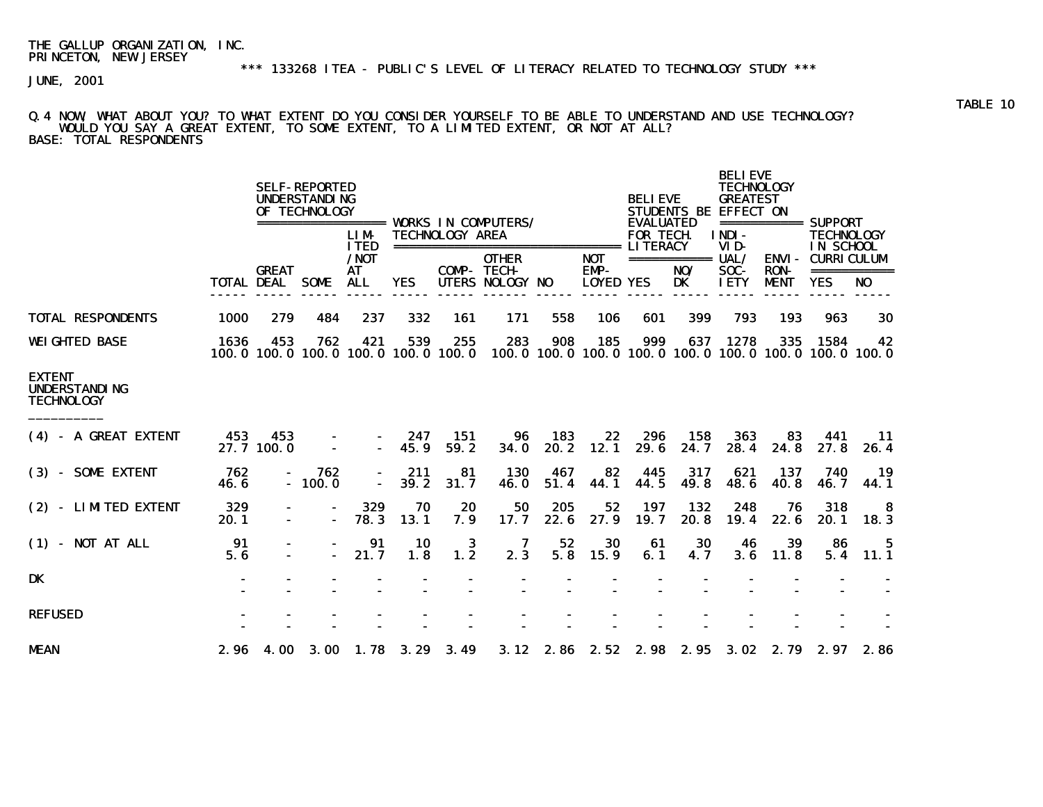THE GALLUP ORGANIZATION, INC.
PRINCETON, NEW JERSEY

*** 133268 ITEA - PUBLIC'S LEVEL OF LITERACY RELATED TO TECHNOLOGY STUDY ***

JUNE, 2001

TABLE 10

Q.4 NOW, WHAT ABOUT YOU? TO WHAT EXTENT DO YOU CONSIDER YOURSELF TO BE ABLE TO UNDERSTAND AND USE TECHNOLOGY? WOULD YOU SAY A GREAT EXTENT, TO SOME EXTENT, TO A LIMITED EXTENT, OR NOT AT ALL?
BASE: TOTAL RESPONDENTS

| | | SELF-REPORTED UNDERSTANDING OF TECHNOLOGY | | | WORKS IN COMPUTERS/ TECHNOLOGY AREA | | | | | BELIEVE STUDENTS BE EVALUATED FOR TECH. LITERACY | | BELIEVE TECHNOLOGY GREATEST EFFECT ON | | SUPPORT TECHNOLOGY IN SCHOOL CURRICULUM | |
|---|---|---|---|---|---|---|---|---|---|---|---|---|---|---|---|
| | TOTAL | GREAT DEAL | SOME | LIMITED /NOT AT ALL | YES | COMPUTERS | OTHER TECHNOLOGY | NO | NOT EMPLOYED | YES | NO/ DK | INDIVIDUAL/ SOCIETY | ENVIRONMENT | YES | NO |
| TOTAL RESPONDENTS | 1000 | 279 | 484 | 237 | 332 | 161 | 171 | 558 | 106 | 601 | 399 | 793 | 193 | 963 | 30 |
| WEIGHTED BASE | 1636 | 453 | 762 | 421 | 539 | 255 | 283 | 908 | 185 | 999 | 637 | 1278 | 335 | 1584 | 42 |
| | 100.0 | 100.0 | 100.0 | 100.0 | 100.0 | 100.0 | 100.0 | 100.0 | 100.0 | 100.0 | 100.0 | 100.0 | 100.0 | 100.0 | 100.0 |
| **EXTENT UNDERSTANDING TECHNOLOGY** | | | | | | | | | | | | | | | |
| (4) - A GREAT EXTENT | 453 | 453 | - | - | 247 | 151 | 96 | 183 | 22 | 296 | 158 | 363 | 83 | 441 | 11 |
| | 27.7 | 100.0 | - | - | 45.9 | 59.2 | 34.0 | 20.2 | 12.1 | 29.6 | 24.7 | 28.4 | 24.8 | 27.8 | 26.4 |
| (3) - SOME EXTENT | 762 | - | 762 | - | 211 | 81 | 130 | 467 | 82 | 445 | 317 | 621 | 137 | 740 | 19 |
| | 46.6 | - | 100.0 | - | 39.2 | 31.7 | 46.0 | 51.4 | 44.1 | 44.5 | 49.8 | 48.6 | 40.8 | 46.7 | 44.1 |
| (2) - LIMITED EXTENT | 329 | - | - | 329 | 70 | 20 | 50 | 205 | 52 | 197 | 132 | 248 | 76 | 318 | 8 |
| | 20.1 | - | - | 78.3 | 13.1 | 7.9 | 17.7 | 22.6 | 27.9 | 19.7 | 20.8 | 19.4 | 22.6 | 20.1 | 18.3 |
| (1) - NOT AT ALL | 91 | - | - | 91 | 10 | 3 | 7 | 52 | 30 | 61 | 30 | 46 | 39 | 86 | 5 |
| | 5.6 | - | - | 21.7 | 1.8 | 1.2 | 2.3 | 5.8 | 15.9 | 6.1 | 4.7 | 3.6 | 11.8 | 5.4 | 11.1 |
| DK | - | - | - | - | - | - | - | - | - | - | - | - | - | - | - |
| | - | - | - | - | - | - | - | - | - | - | - | - | - | - | - |
| REFUSED | - | - | - | - | - | - | - | - | - | - | - | - | - | - | - |
| | - | - | - | - | - | - | - | - | - | - | - | - | - | - | - |
| MEAN | 2.96 | 4.00 | 3.00 | 1.78 | 3.29 | 3.49 | 3.12 | 2.86 | 2.52 | 2.98 | 2.95 | 3.02 | 2.79 | 2.97 | 2.86 |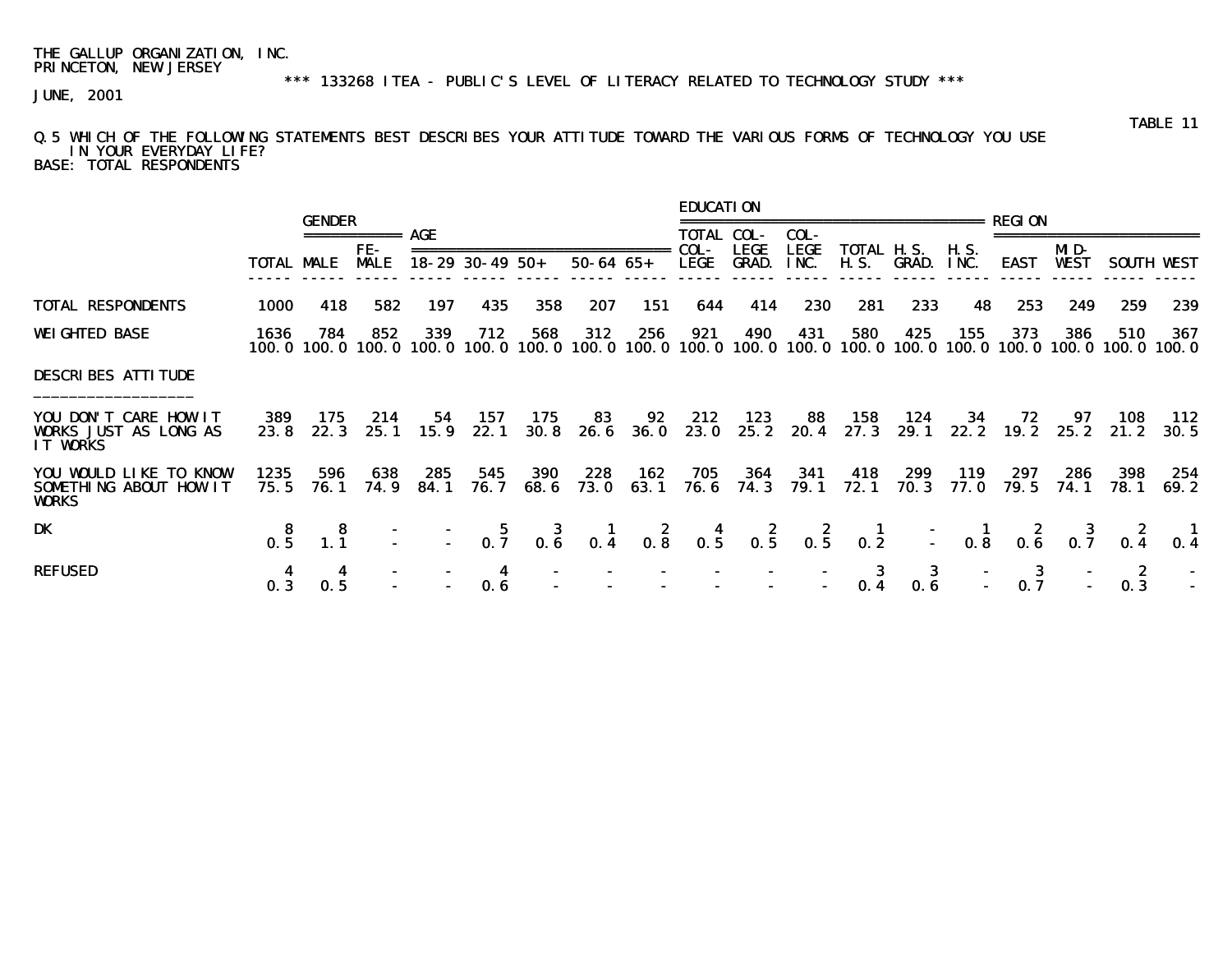THE GALLUP ORGANIZATION, INC.
PRINCETON, NEW JERSEY

*** 133268 ITEA - PUBLIC'S LEVEL OF LITERACY RELATED TO TECHNOLOGY STUDY ***

JUNE, 2001

TABLE 11

Q.5 WHICH OF THE FOLLOWING STATEMENTS BEST DESCRIBES YOUR ATTITUDE TOWARD THE VARIOUS FORMS OF TECHNOLOGY YOU USE IN YOUR EVERYDAY LIFE?
BASE: TOTAL RESPONDENTS

| | | GENDER | | AGE | | | | | EDUCATION | | | | | | REGION | | | |
|---|---|---|---|---|---|---|---|---|---|---|---|---|---|---|---|---|---|---|
| | TOTAL | MALE | FE-MALE | 18-29 | 30-49 | 50+ | 50-64 | 65+ | TOTAL COL-LEGE | COL-LEGE GRAD. | COL-LEGE INC. | TOTAL H.S. | H.S. GRAD. | H.S. INC. | EAST | MID-WEST | SOUTH | WEST |
| TOTAL RESPONDENTS | 1000 | 418 | 582 | 197 | 435 | 358 | 207 | 151 | 644 | 414 | 230 | 281 | 233 | 48 | 253 | 249 | 259 | 239 |
| WEIGHTED BASE | 1636 | 784 | 852 | 339 | 712 | 568 | 312 | 256 | 921 | 490 | 431 | 580 | 425 | 155 | 373 | 386 | 510 | 367 |
| | 100.0 | 100.0 | 100.0 | 100.0 | 100.0 | 100.0 | 100.0 | 100.0 | 100.0 | 100.0 | 100.0 | 100.0 | 100.0 | 100.0 | 100.0 | 100.0 | 100.0 | 100.0 |
| DESCRIBES ATTITUDE | | | | | | | | | | | | | | | | | | |
| YOU DON'T CARE HOW IT WORKS JUST AS LONG AS IT WORKS | 389 | 175 | 214 | 54 | 157 | 175 | 83 | 92 | 212 | 123 | 88 | 158 | 124 | 34 | 72 | 97 | 108 | 112 |
| | 23.8 | 22.3 | 25.1 | 15.9 | 22.1 | 30.8 | 26.6 | 36.0 | 23.0 | 25.2 | 20.4 | 27.3 | 29.1 | 22.2 | 19.2 | 25.2 | 21.2 | 30.5 |
| YOU WOULD LIKE TO KNOW SOMETHING ABOUT HOW IT WORKS | 1235 | 596 | 638 | 285 | 545 | 390 | 228 | 162 | 705 | 364 | 341 | 418 | 299 | 119 | 297 | 286 | 398 | 254 |
| | 75.5 | 76.1 | 74.9 | 84.1 | 76.7 | 68.6 | 73.0 | 63.1 | 76.6 | 74.3 | 79.1 | 72.1 | 70.3 | 77.0 | 79.5 | 74.1 | 78.1 | 69.2 |
| DK | 8 | 8 | - | - | 5 | 3 | 1 | 2 | 4 | 2 | 2 | 1 | - | 1 | 2 | 3 | 2 | 1 |
| | 0.5 | 1.1 | - | - | 0.7 | 0.6 | 0.4 | 0.8 | 0.5 | 0.5 | 0.5 | 0.2 | - | 0.8 | 0.6 | 0.7 | 0.4 | 0.4 |
| REFUSED | 4 | 4 | - | - | 4 | - | - | - | - | - | - | 3 | 3 | - | 3 | - | 2 | - |
| | 0.3 | 0.5 | - | - | 0.6 | - | - | - | - | - | - | 0.4 | 0.6 | - | 0.7 | - | 0.3 | - |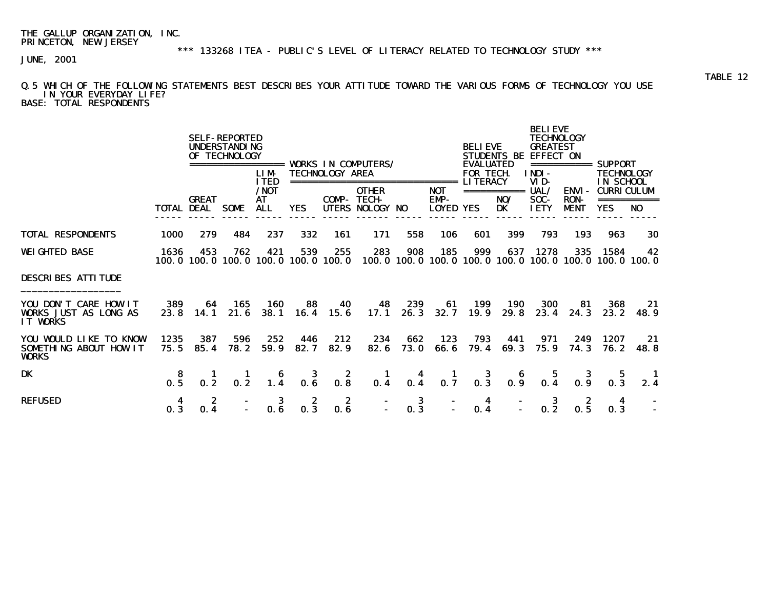THE GALLUP ORGANIZATION, INC.
PRINCETON, NEW JERSEY

*** 133268 ITEA - PUBLIC'S LEVEL OF LITERACY RELATED TO TECHNOLOGY STUDY ***

JUNE, 2001

TABLE 12

Q.5 WHICH OF THE FOLLOWING STATEMENTS BEST DESCRIBES YOUR ATTITUDE TOWARD THE VARIOUS FORMS OF TECHNOLOGY YOU USE IN YOUR EVERYDAY LIFE?
BASE: TOTAL RESPONDENTS

| | | SELF-REPORTED UNDERSTANDING OF TECHNOLOGY | | | WORKS IN COMPUTERS/ TECHNOLOGY AREA | | | | | BELIEVE STUDENTS BE EVALUATED FOR TECH. LITERACY | | BELIEVE TECHNOLOGY GREATEST EFFECT ON | | SUPPORT TECHNOLOGY IN SCHOOL CURRICULUM | |
|---|---|---|---|---|---|---|---|---|---|---|---|---|---|---|---|
| | TOTAL | GREAT DEAL | SOME | LIMITED /NOT AT ALL | YES | COMPUTERS | OTHER TECHNOLOGY | NO | NOT EMPLOYED | YES | NO/ DK | INDIVIDUAL/ SOCIETY | ENVIRONMENT | YES | NO |
| TOTAL RESPONDENTS | 1000 | 279 | 484 | 237 | 332 | 161 | 171 | 558 | 106 | 601 | 399 | 793 | 193 | 963 | 30 |
| WEIGHTED BASE | 1636 | 453 | 762 | 421 | 539 | 255 | 283 | 908 | 185 | 999 | 637 | 1278 | 335 | 1584 | 42 |
| | 100.0 | 100.0 | 100.0 | 100.0 | 100.0 | 100.0 | 100.0 | 100.0 | 100.0 | 100.0 | 100.0 | 100.0 | 100.0 | 100.0 | 100.0 |
| DESCRIBES ATTITUDE | | | | | | | | | | | | | | | |
| YOU DON'T CARE HOW IT WORKS JUST AS LONG AS IT WORKS | 389 | 64 | 165 | 160 | 88 | 40 | 48 | 239 | 61 | 199 | 190 | 300 | 81 | 368 | 21 |
| | 23.8 | 14.1 | 21.6 | 38.1 | 16.4 | 15.6 | 17.1 | 26.3 | 32.7 | 19.9 | 29.8 | 23.4 | 24.3 | 23.2 | 48.9 |
| YOU WOULD LIKE TO KNOW SOMETHING ABOUT HOW IT WORKS | 1235 | 387 | 596 | 252 | 446 | 212 | 234 | 662 | 123 | 793 | 441 | 971 | 249 | 1207 | 21 |
| | 75.5 | 85.4 | 78.2 | 59.9 | 82.7 | 82.9 | 82.6 | 73.0 | 66.6 | 79.4 | 69.3 | 75.9 | 74.3 | 76.2 | 48.8 |
| DK | 8 | 1 | 1 | 6 | 3 | 2 | 1 | 4 | 1 | 3 | 6 | 5 | 3 | 5 | 1 |
| | 0.5 | 0.2 | 0.2 | 1.4 | 0.6 | 0.8 | 0.4 | 0.4 | 0.7 | 0.3 | 0.9 | 0.4 | 0.9 | 0.3 | 2.4 |
| REFUSED | 4 | 2 | - | 3 | 2 | 2 | - | 3 | - | 4 | - | 3 | 2 | 4 | - |
| | 0.3 | 0.4 | - | 0.6 | 0.3 | 0.6 | - | 0.3 | - | 0.4 | - | 0.2 | 0.5 | 0.3 | - |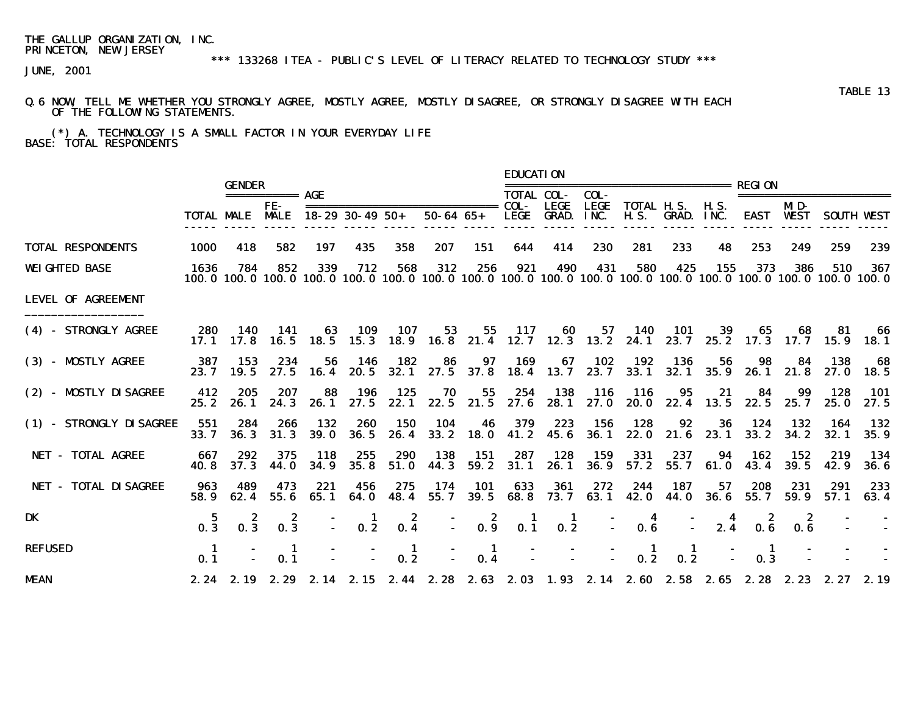THE GALLUP ORGANIZATION, INC.
PRINCETON, NEW JERSEY

*** 133268 ITEA - PUBLIC'S LEVEL OF LITERACY RELATED TO TECHNOLOGY STUDY ***

JUNE, 2001

TABLE 13

Q.6 NOW, TELL ME WHETHER YOU STRONGLY AGREE, MOSTLY AGREE, MOSTLY DISAGREE, OR STRONGLY DISAGREE WITH EACH OF THE FOLLOWING STATEMENTS.

(*) A. TECHNOLOGY IS A SMALL FACTOR IN YOUR EVERYDAY LIFE
BASE: TOTAL RESPONDENTS

| | | GENDER | | AGE | | | | | EDUCATION | | | | | | REGION | | | |
|---|---|---|---|---|---|---|---|---|---|---|---|---|---|---|---|---|---|---|
| | TOTAL | MALE | FE-MALE | 18-29 | 30-49 | 50+ | 50-64 | 65+ | TOTAL COL-LEGE | COL-LEGE GRAD. | COL-LEGE INC. | TOTAL H.S. | H.S. GRAD. | H.S. INC. | EAST | MID-WEST | SOUTH | WEST |
| TOTAL RESPONDENTS | 1000 | 418 | 582 | 197 | 435 | 358 | 207 | 151 | 644 | 414 | 230 | 281 | 233 | 48 | 253 | 249 | 259 | 239 |
| WEIGHTED BASE | 1636 | 784 | 852 | 339 | 712 | 568 | 312 | 256 | 921 | 490 | 431 | 580 | 425 | 155 | 373 | 386 | 510 | 367 |
| | 100.0 | 100.0 | 100.0 | 100.0 | 100.0 | 100.0 | 100.0 | 100.0 | 100.0 | 100.0 | 100.0 | 100.0 | 100.0 | 100.0 | 100.0 | 100.0 | 100.0 | 100.0 |
| LEVEL OF AGREEMENT | | | | | | | | | | | | | | | | | | |
| (4) - STRONGLY AGREE | 280 | 140 | 141 | 63 | 109 | 107 | 53 | 55 | 117 | 60 | 57 | 140 | 101 | 39 | 65 | 68 | 81 | 66 |
| | 17.1 | 17.8 | 16.5 | 18.5 | 15.3 | 18.9 | 16.8 | 21.4 | 12.7 | 12.3 | 13.2 | 24.1 | 23.7 | 25.2 | 17.3 | 17.7 | 15.9 | 18.1 |
| (3) - MOSTLY AGREE | 387 | 153 | 234 | 56 | 146 | 182 | 86 | 97 | 169 | 67 | 102 | 192 | 136 | 56 | 98 | 84 | 138 | 68 |
| | 23.7 | 19.5 | 27.5 | 16.4 | 20.5 | 32.1 | 27.5 | 37.8 | 18.4 | 13.7 | 23.7 | 33.1 | 32.1 | 35.9 | 26.1 | 21.8 | 27.0 | 18.5 |
| (2) - MOSTLY DISAGREE | 412 | 205 | 207 | 88 | 196 | 125 | 70 | 55 | 254 | 138 | 116 | 116 | 95 | 21 | 84 | 99 | 128 | 101 |
| | 25.2 | 26.1 | 24.3 | 26.1 | 27.5 | 22.1 | 22.5 | 21.5 | 27.6 | 28.1 | 27.0 | 20.0 | 22.4 | 13.5 | 22.5 | 25.7 | 25.0 | 27.5 |
| (1) - STRONGLY DISAGREE | 551 | 284 | 266 | 132 | 260 | 150 | 104 | 46 | 379 | 223 | 156 | 128 | 92 | 36 | 124 | 132 | 164 | 132 |
| | 33.7 | 36.3 | 31.3 | 39.0 | 36.5 | 26.4 | 33.2 | 18.0 | 41.2 | 45.6 | 36.1 | 22.0 | 21.6 | 23.1 | 33.2 | 34.2 | 32.1 | 35.9 |
| NET - TOTAL AGREE | 667 | 292 | 375 | 118 | 255 | 290 | 138 | 151 | 287 | 128 | 159 | 331 | 237 | 94 | 162 | 152 | 219 | 134 |
| | 40.8 | 37.3 | 44.0 | 34.9 | 35.8 | 51.0 | 44.3 | 59.2 | 31.1 | 26.1 | 36.9 | 57.2 | 55.7 | 61.0 | 43.4 | 39.5 | 42.9 | 36.6 |
| NET - TOTAL DISAGREE | 963 | 489 | 473 | 221 | 456 | 275 | 174 | 101 | 633 | 361 | 272 | 244 | 187 | 57 | 208 | 231 | 291 | 233 |
| | 58.9 | 62.4 | 55.6 | 65.1 | 64.0 | 48.4 | 55.7 | 39.5 | 68.8 | 73.7 | 63.1 | 42.0 | 44.0 | 36.6 | 55.7 | 59.9 | 57.1 | 63.4 |
| DK | 5 | 2 | 2 | - | 1 | 2 | - | 2 | 1 | 1 | - | 4 | - | 4 | 2 | 2 | - | - |
| | 0.3 | 0.3 | 0.3 | - | 0.2 | 0.4 | - | 0.9 | 0.1 | 0.2 | - | 0.6 | - | 2.4 | 0.6 | 0.6 | - | - |
| REFUSED | 1 | - | 1 | - | - | 1 | - | 1 | - | - | - | 1 | 1 | - | 1 | - | - | - |
| | 0.1 | - | 0.1 | - | - | 0.2 | - | 0.4 | - | - | - | 0.2 | 0.2 | - | 0.3 | - | - | - |
| MEAN | 2.24 | 2.19 | 2.29 | 2.14 | 2.15 | 2.44 | 2.28 | 2.63 | 2.03 | 1.93 | 2.14 | 2.60 | 2.58 | 2.65 | 2.28 | 2.23 | 2.27 | 2.19 |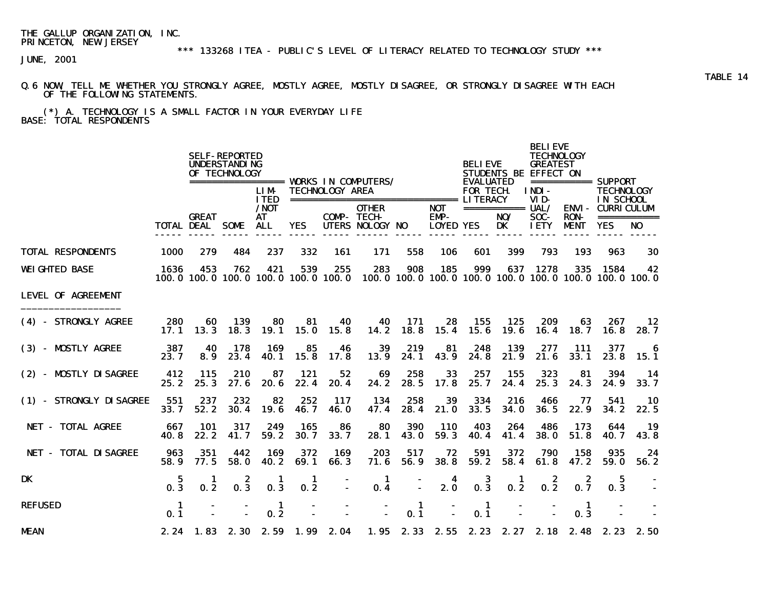THE GALLUP ORGANIZATION, INC.
PRINCETON, NEW JERSEY

*** 133268 ITEA - PUBLIC'S LEVEL OF LITERACY RELATED TO TECHNOLOGY STUDY ***

JUNE, 2001

TABLE 14

Q.6 NOW, TELL ME WHETHER YOU STRONGLY AGREE, MOSTLY AGREE, MOSTLY DISAGREE, OR STRONGLY DISAGREE WITH EACH OF THE FOLLOWING STATEMENTS.

(*) A. TECHNOLOGY IS A SMALL FACTOR IN YOUR EVERYDAY LIFE

BASE: TOTAL RESPONDENTS

| | | SELF-REPORTED UNDERSTANDING OF TECHNOLOGY | | | WORKS IN COMPUTERS/ TECHNOLOGY AREA | | | | | BELIEVE STUDENTS BE EVALUATED FOR TECH. LITERACY | | BELIEVE TECHNOLOGY GREATEST EFFECT ON | | SUPPORT TECHNOLOGY IN SCHOOL CURRICULUM | |
|---|---|---|---|---|---|---|---|---|---|---|---|---|---|---|---|
| | TOTAL | GREAT DEAL | SOME | LIMITED/NOT AT ALL | YES | COMPUTERS | OTHER TECHNOLOGY | NO | NOT EMPLOYED | YES | NO/DK | INDIVIDUAL/SOCIETY | ENVIRONMENT | YES | NO |
| TOTAL RESPONDENTS | 1000 | 279 | 484 | 237 | 332 | 161 | 171 | 558 | 106 | 601 | 399 | 793 | 193 | 963 | 30 |
| WEIGHTED BASE | 1636 | 453 | 762 | 421 | 539 | 255 | 283 | 908 | 185 | 999 | 637 | 1278 | 335 | 1584 | 42 |
| | 100.0 | 100.0 | 100.0 | 100.0 | 100.0 | 100.0 | 100.0 | 100.0 | 100.0 | 100.0 | 100.0 | 100.0 | 100.0 | 100.0 | 100.0 |
| LEVEL OF AGREEMENT | | | | | | | | | | | | | | | |
| (4) - STRONGLY AGREE | 280 | 60 | 139 | 80 | 81 | 40 | 40 | 171 | 28 | 155 | 125 | 209 | 63 | 267 | 12 |
| | 17.1 | 13.3 | 18.3 | 19.1 | 15.0 | 15.8 | 14.2 | 18.8 | 15.4 | 15.6 | 19.6 | 16.4 | 18.7 | 16.8 | 28.7 |
| (3) - MOSTLY AGREE | 387 | 40 | 178 | 169 | 85 | 46 | 39 | 219 | 81 | 248 | 139 | 277 | 111 | 377 | 6 |
| | 23.7 | 8.9 | 23.4 | 40.1 | 15.8 | 17.8 | 13.9 | 24.1 | 43.9 | 24.8 | 21.9 | 21.6 | 33.1 | 23.8 | 15.1 |
| (2) - MOSTLY DISAGREE | 412 | 115 | 210 | 87 | 121 | 52 | 69 | 258 | 33 | 257 | 155 | 323 | 81 | 394 | 14 |
| | 25.2 | 25.3 | 27.6 | 20.6 | 22.4 | 20.4 | 24.2 | 28.5 | 17.8 | 25.7 | 24.4 | 25.3 | 24.3 | 24.9 | 33.7 |
| (1) - STRONGLY DISAGREE | 551 | 237 | 232 | 82 | 252 | 117 | 134 | 258 | 39 | 334 | 216 | 466 | 77 | 541 | 10 |
| | 33.7 | 52.2 | 30.4 | 19.6 | 46.7 | 46.0 | 47.4 | 28.4 | 21.0 | 33.5 | 34.0 | 36.5 | 22.9 | 34.2 | 22.5 |
| NET - TOTAL AGREE | 667 | 101 | 317 | 249 | 165 | 86 | 80 | 390 | 110 | 403 | 264 | 486 | 173 | 644 | 19 |
| | 40.8 | 22.2 | 41.7 | 59.2 | 30.7 | 33.7 | 28.1 | 43.0 | 59.3 | 40.4 | 41.4 | 38.0 | 51.8 | 40.7 | 43.8 |
| NET - TOTAL DISAGREE | 963 | 351 | 442 | 169 | 372 | 169 | 203 | 517 | 72 | 591 | 372 | 790 | 158 | 935 | 24 |
| | 58.9 | 77.5 | 58.0 | 40.2 | 69.1 | 66.3 | 71.6 | 56.9 | 38.8 | 59.2 | 58.4 | 61.8 | 47.2 | 59.0 | 56.2 |
| DK | 5 | 1 | 2 | 1 | 1 | - | 1 | - | 4 | 3 | 1 | 2 | 2 | 5 | - |
| | 0.3 | 0.2 | 0.3 | 0.3 | 0.2 | - | 0.4 | - | 2.0 | 0.3 | 0.2 | 0.2 | 0.7 | 0.3 | - |
| REFUSED | 1 | - | - | 1 | - | - | - | 1 | - | 1 | - | - | 1 | - | - |
| | 0.1 | - | - | 0.2 | - | - | - | 0.1 | - | 0.1 | - | - | 0.3 | - | - |
| MEAN | 2.24 | 1.83 | 2.30 | 2.59 | 1.99 | 2.04 | 1.95 | 2.33 | 2.55 | 2.23 | 2.27 | 2.18 | 2.48 | 2.23 | 2.50 |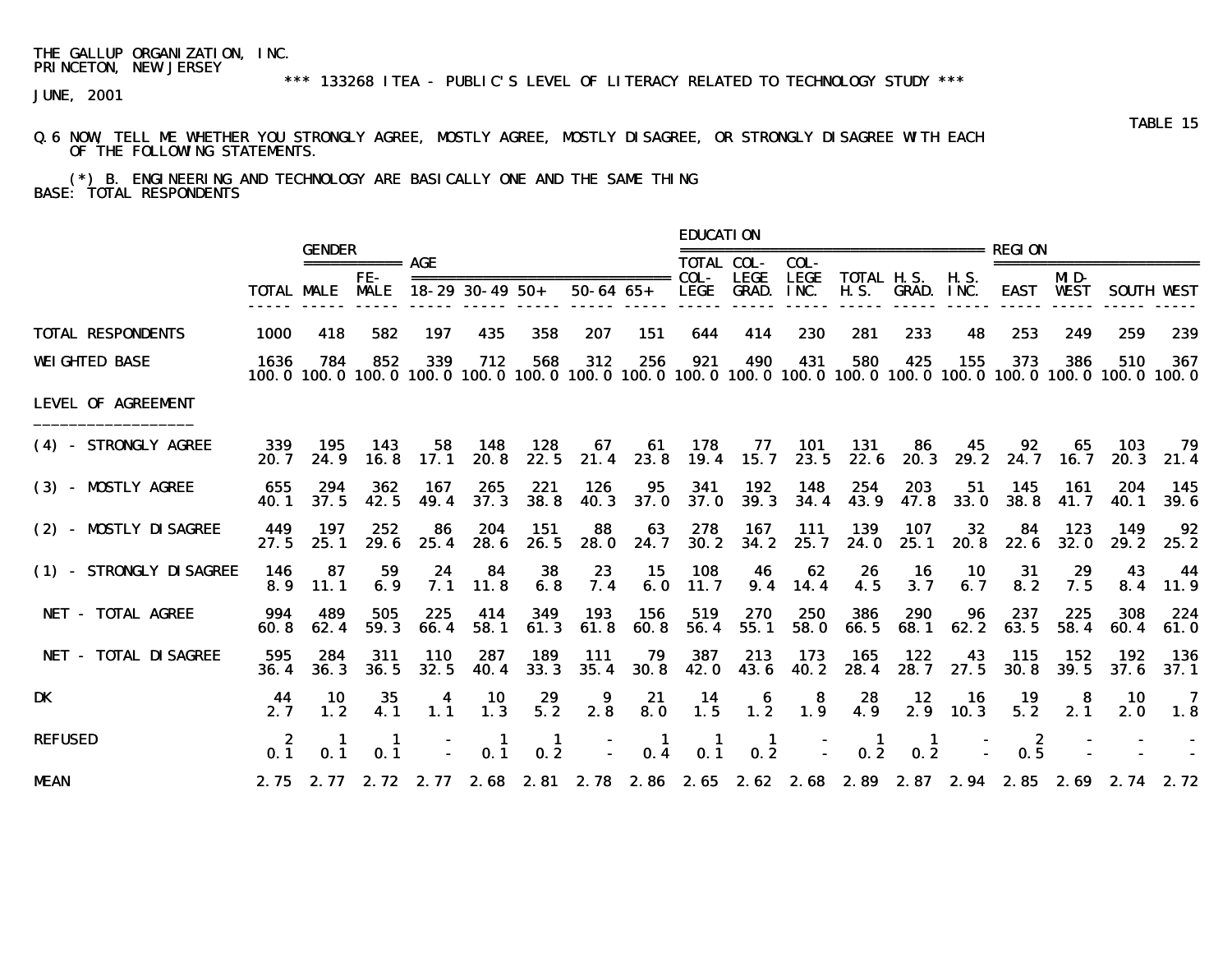THE GALLUP ORGANIZATION, INC.
PRINCETON, NEW JERSEY

*** 133268 ITEA - PUBLIC'S LEVEL OF LITERACY RELATED TO TECHNOLOGY STUDY ***

JUNE, 2001

TABLE 15

Q.6 NOW, TELL ME WHETHER YOU STRONGLY AGREE, MOSTLY AGREE, MOSTLY DISAGREE, OR STRONGLY DISAGREE WITH EACH OF THE FOLLOWING STATEMENTS.

(*) B. ENGINEERING AND TECHNOLOGY ARE BASICALLY ONE AND THE SAME THING

BASE: TOTAL RESPONDENTS

| | | GENDER | | AGE | | | | | EDUCATION | | | | | | REGION | | | |
|---|---|---|---|---|---|---|---|---|---|---|---|---|---|---|---|---|---|---|
| | TOTAL | MALE | FE-MALE | 18-29 | 30-49 | 50+ | 50-64 | 65+ | TOTAL COL-LEGE | COL-LEGE GRAD. | COL-LEGE INC. | TOTAL H.S. | H.S. GRAD. | H.S. INC. | EAST | MID-WEST | SOUTH | WEST |
| TOTAL RESPONDENTS | 1000 | 418 | 582 | 197 | 435 | 358 | 207 | 151 | 644 | 414 | 230 | 281 | 233 | 48 | 253 | 249 | 259 | 239 |
| WEIGHTED BASE | 1636 | 784 | 852 | 339 | 712 | 568 | 312 | 256 | 921 | 490 | 431 | 580 | 425 | 155 | 373 | 386 | 510 | 367 |
| | 100.0 | 100.0 | 100.0 | 100.0 | 100.0 | 100.0 | 100.0 | 100.0 | 100.0 | 100.0 | 100.0 | 100.0 | 100.0 | 100.0 | 100.0 | 100.0 | 100.0 | 100.0 |
| LEVEL OF AGREEMENT | | | | | | | | | | | | | | | | | | |
| (4) - STRONGLY AGREE | 339 | 195 | 143 | 58 | 148 | 128 | 67 | 61 | 178 | 77 | 101 | 131 | 86 | 45 | 92 | 65 | 103 | 79 |
| | 20.7 | 24.9 | 16.8 | 17.1 | 20.8 | 22.5 | 21.4 | 23.8 | 19.4 | 15.7 | 23.5 | 22.6 | 20.3 | 29.2 | 24.7 | 16.7 | 20.3 | 21.4 |
| (3) - MOSTLY AGREE | 655 | 294 | 362 | 167 | 265 | 221 | 126 | 95 | 341 | 192 | 148 | 254 | 203 | 51 | 145 | 161 | 204 | 145 |
| | 40.1 | 37.5 | 42.5 | 49.4 | 37.3 | 38.8 | 40.3 | 37.0 | 37.0 | 39.3 | 34.4 | 43.9 | 47.8 | 33.0 | 38.8 | 41.7 | 40.1 | 39.6 |
| (2) - MOSTLY DISAGREE | 449 | 197 | 252 | 86 | 204 | 151 | 88 | 63 | 278 | 167 | 111 | 139 | 107 | 32 | 84 | 123 | 149 | 92 |
| | 27.5 | 25.1 | 29.6 | 25.4 | 28.6 | 26.5 | 28.0 | 24.7 | 30.2 | 34.2 | 25.7 | 24.0 | 25.1 | 20.8 | 22.6 | 32.0 | 29.2 | 25.2 |
| (1) - STRONGLY DISAGREE | 146 | 87 | 59 | 24 | 84 | 38 | 23 | 15 | 108 | 46 | 62 | 26 | 16 | 10 | 31 | 29 | 43 | 44 |
| | 8.9 | 11.1 | 6.9 | 7.1 | 11.8 | 6.8 | 7.4 | 6.0 | 11.7 | 9.4 | 14.4 | 4.5 | 3.7 | 6.7 | 8.2 | 7.5 | 8.4 | 11.9 |
| NET - TOTAL AGREE | 994 | 489 | 505 | 225 | 414 | 349 | 193 | 156 | 519 | 270 | 250 | 386 | 290 | 96 | 237 | 225 | 308 | 224 |
| | 60.8 | 62.4 | 59.3 | 66.4 | 58.1 | 61.3 | 61.8 | 60.8 | 56.4 | 55.1 | 58.0 | 66.5 | 68.1 | 62.2 | 63.5 | 58.4 | 60.4 | 61.0 |
| NET - TOTAL DISAGREE | 595 | 284 | 311 | 110 | 287 | 189 | 111 | 79 | 387 | 213 | 173 | 165 | 122 | 43 | 115 | 152 | 192 | 136 |
| | 36.4 | 36.3 | 36.5 | 32.5 | 40.4 | 33.3 | 35.4 | 30.8 | 42.0 | 43.6 | 40.2 | 28.4 | 28.7 | 27.5 | 30.8 | 39.5 | 37.6 | 37.1 |
| DK | 44 | 10 | 35 | 4 | 10 | 29 | 9 | 21 | 14 | 6 | 8 | 28 | 12 | 16 | 19 | 8 | 10 | 7 |
| | 2.7 | 1.2 | 4.1 | 1.1 | 1.3 | 5.2 | 2.8 | 8.0 | 1.5 | 1.2 | 1.9 | 4.9 | 2.9 | 10.3 | 5.2 | 2.1 | 2.0 | 1.8 |
| REFUSED | 2 | 1 | 1 | - | 1 | 1 | - | 1 | 1 | 1 | - | 1 | 1 | - | 2 | - | - | - |
| | 0.1 | 0.1 | 0.1 | - | 0.1 | 0.2 | - | 0.4 | 0.1 | 0.2 | - | 0.2 | 0.2 | - | 0.5 | - | - | - |
| MEAN | 2.75 | 2.77 | 2.72 | 2.77 | 2.68 | 2.81 | 2.78 | 2.86 | 2.65 | 2.62 | 2.68 | 2.89 | 2.87 | 2.94 | 2.85 | 2.69 | 2.74 | 2.72 |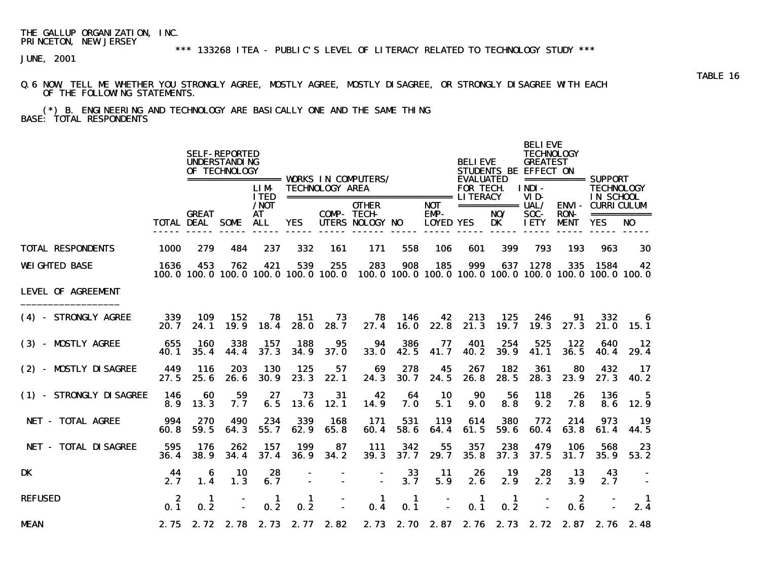THE GALLUP ORGANIZATION, INC.
PRINCETON, NEW JERSEY

*** 133268 ITEA - PUBLIC'S LEVEL OF LITERACY RELATED TO TECHNOLOGY STUDY ***

JUNE, 2001

TABLE 16

Q.6 NOW, TELL ME WHETHER YOU STRONGLY AGREE, MOSTLY AGREE, MOSTLY DISAGREE, OR STRONGLY DISAGREE WITH EACH OF THE FOLLOWING STATEMENTS.

(*) B. ENGINEERING AND TECHNOLOGY ARE BASICALLY ONE AND THE SAME THING

BASE: TOTAL RESPONDENTS

| | | SELF-REPORTED UNDERSTANDING OF TECHNOLOGY | | | WORKS IN COMPUTERS/ TECHNOLOGY AREA | | | | | BELIEVE STUDENTS BE EVALUATED FOR TECH. LITERACY | | BELIEVE TECHNOLOGY GREATEST EFFECT ON | | SUPPORT TECHNOLOGY IN SCHOOL CURRICULUM | |
|---|---|---|---|---|---|---|---|---|---|---|---|---|---|---|---|
| | TOTAL | GREAT DEAL | SOME | LIMITED/NOT AT ALL | YES | COMPUTERS | OTHER TECHNOLOGY | NO | NOT EMPLOYED | YES | NO/DK | INDIVIDUAL/SOCIETY | ENVIRONMENT | YES | NO |
| TOTAL RESPONDENTS | 1000 | 279 | 484 | 237 | 332 | 161 | 171 | 558 | 106 | 601 | 399 | 793 | 193 | 963 | 30 |
| WEIGHTED BASE | 1636 | 453 | 762 | 421 | 539 | 255 | 283 | 908 | 185 | 999 | 637 | 1278 | 335 | 1584 | 42 |
| | 100.0 | 100.0 | 100.0 | 100.0 | 100.0 | 100.0 | 100.0 | 100.0 | 100.0 | 100.0 | 100.0 | 100.0 | 100.0 | 100.0 | 100.0 |
| LEVEL OF AGREEMENT | | | | | | | | | | | | | | | |
| (4) - STRONGLY AGREE | 339 | 109 | 152 | 78 | 151 | 73 | 78 | 146 | 42 | 213 | 125 | 246 | 91 | 332 | 6 |
| | 20.7 | 24.1 | 19.9 | 18.4 | 28.0 | 28.7 | 27.4 | 16.0 | 22.8 | 21.3 | 19.7 | 19.3 | 27.3 | 21.0 | 15.1 |
| (3) - MOSTLY AGREE | 655 | 160 | 338 | 157 | 188 | 95 | 94 | 386 | 77 | 401 | 254 | 525 | 122 | 640 | 12 |
| | 40.1 | 35.4 | 44.4 | 37.3 | 34.9 | 37.0 | 33.0 | 42.5 | 41.7 | 40.2 | 39.9 | 41.1 | 36.5 | 40.4 | 29.4 |
| (2) - MOSTLY DISAGREE | 449 | 116 | 203 | 130 | 125 | 57 | 69 | 278 | 45 | 267 | 182 | 361 | 80 | 432 | 17 |
| | 27.5 | 25.6 | 26.6 | 30.9 | 23.3 | 22.1 | 24.3 | 30.7 | 24.5 | 26.8 | 28.5 | 28.3 | 23.9 | 27.3 | 40.2 |
| (1) - STRONGLY DISAGREE | 146 | 60 | 59 | 27 | 73 | 31 | 42 | 64 | 10 | 90 | 56 | 118 | 26 | 136 | 5 |
| | 8.9 | 13.3 | 7.7 | 6.5 | 13.6 | 12.1 | 14.9 | 7.0 | 5.1 | 9.0 | 8.8 | 9.2 | 7.8 | 8.6 | 12.9 |
| NET - TOTAL AGREE | 994 | 270 | 490 | 234 | 339 | 168 | 171 | 531 | 119 | 614 | 380 | 772 | 214 | 973 | 19 |
| | 60.8 | 59.5 | 64.3 | 55.7 | 62.9 | 65.8 | 60.4 | 58.6 | 64.4 | 61.5 | 59.6 | 60.4 | 63.8 | 61.4 | 44.5 |
| NET - TOTAL DISAGREE | 595 | 176 | 262 | 157 | 199 | 87 | 111 | 342 | 55 | 357 | 238 | 479 | 106 | 568 | 23 |
| | 36.4 | 38.9 | 34.4 | 37.4 | 36.9 | 34.2 | 39.3 | 37.7 | 29.7 | 35.8 | 37.3 | 37.5 | 31.7 | 35.9 | 53.2 |
| DK | 44 | 6 | 10 | 28 | - | - | - | 33 | 11 | 26 | 19 | 28 | 13 | 43 | - |
| | 2.7 | 1.4 | 1.3 | 6.7 | - | - | - | 3.7 | 5.9 | 2.6 | 2.9 | 2.2 | 3.9 | 2.7 | - |
| REFUSED | 2 | 1 | - | 1 | 1 | - | 1 | 1 | - | 1 | 1 | - | 2 | - | 1 |
| | 0.1 | 0.2 | - | 0.2 | 0.2 | - | 0.4 | 0.1 | - | 0.1 | 0.2 | - | 0.6 | - | 2.4 |
| MEAN | 2.75 | 2.72 | 2.78 | 2.73 | 2.77 | 2.82 | 2.73 | 2.70 | 2.87 | 2.76 | 2.73 | 2.72 | 2.87 | 2.76 | 2.48 |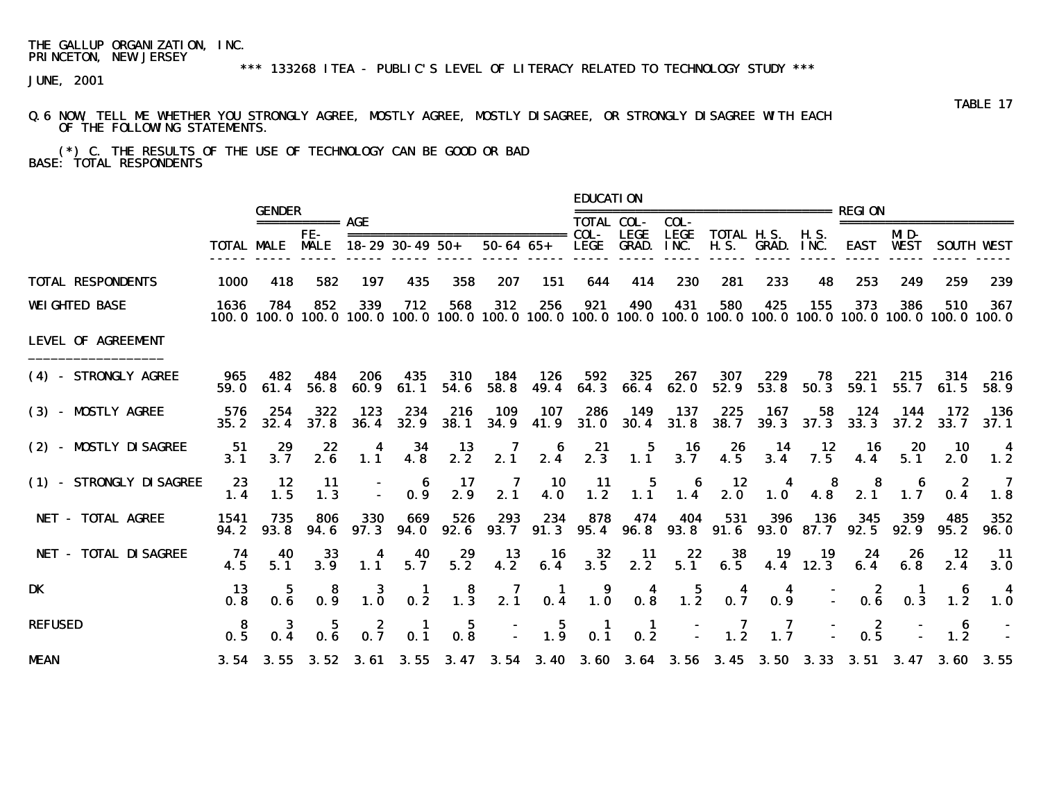THE GALLUP ORGANIZATION, INC.
PRINCETON, NEW JERSEY

*** 133268 ITEA - PUBLIC'S LEVEL OF LITERACY RELATED TO TECHNOLOGY STUDY ***

JUNE, 2001

TABLE 17

Q.6 NOW, TELL ME WHETHER YOU STRONGLY AGREE, MOSTLY AGREE, MOSTLY DISAGREE, OR STRONGLY DISAGREE WITH EACH OF THE FOLLOWING STATEMENTS.

(*) C. THE RESULTS OF THE USE OF TECHNOLOGY CAN BE GOOD OR BAD
BASE: TOTAL RESPONDENTS

| | | GENDER | | AGE | | | | | EDUCATION | | | | | | REGION | | | |
|---|---|---|---|---|---|---|---|---|---|---|---|---|---|---|---|---|---|---|
| | TOTAL | MALE | FE-MALE | 18-29 | 30-49 | 50+ | 50-64 | 65+ | TOTAL COL-LEGE | COL-LEGE GRAD. | COL-LEGE INC. | TOTAL H.S. | H.S. GRAD. | H.S. INC. | EAST | MID-WEST | SOUTH | WEST |
| TOTAL RESPONDENTS | 1000 | 418 | 582 | 197 | 435 | 358 | 207 | 151 | 644 | 414 | 230 | 281 | 233 | 48 | 253 | 249 | 259 | 239 |
| WEIGHTED BASE | 1636 | 784 | 852 | 339 | 712 | 568 | 312 | 256 | 921 | 490 | 431 | 580 | 425 | 155 | 373 | 386 | 510 | 367 |
| | 100.0 | 100.0 | 100.0 | 100.0 | 100.0 | 100.0 | 100.0 | 100.0 | 100.0 | 100.0 | 100.0 | 100.0 | 100.0 | 100.0 | 100.0 | 100.0 | 100.0 | 100.0 |
| LEVEL OF AGREEMENT | | | | | | | | | | | | | | | | | | |
| (4) - STRONGLY AGREE | 965 | 482 | 484 | 206 | 435 | 310 | 184 | 126 | 592 | 325 | 267 | 307 | 229 | 78 | 221 | 215 | 314 | 216 |
| | 59.0 | 61.4 | 56.8 | 60.9 | 61.1 | 54.6 | 58.8 | 49.4 | 64.3 | 66.4 | 62.0 | 52.9 | 53.8 | 50.3 | 59.1 | 55.7 | 61.5 | 58.9 |
| (3) - MOSTLY AGREE | 576 | 254 | 322 | 123 | 234 | 216 | 109 | 107 | 286 | 149 | 137 | 225 | 167 | 58 | 124 | 144 | 172 | 136 |
| | 35.2 | 32.4 | 37.8 | 36.4 | 32.9 | 38.1 | 34.9 | 41.9 | 31.0 | 30.4 | 31.8 | 38.7 | 39.3 | 37.3 | 33.3 | 37.2 | 33.7 | 37.1 |
| (2) - MOSTLY DISAGREE | 51 | 29 | 22 | 4 | 34 | 13 | 7 | 6 | 21 | 5 | 16 | 26 | 14 | 12 | 16 | 20 | 10 | 4 |
| | 3.1 | 3.7 | 2.6 | 1.1 | 4.8 | 2.2 | 2.1 | 2.4 | 2.3 | 1.1 | 3.7 | 4.5 | 3.4 | 7.5 | 4.4 | 5.1 | 2.0 | 1.2 |
| (1) - STRONGLY DISAGREE | 23 | 12 | 11 | - | 6 | 17 | 7 | 10 | 11 | 5 | 6 | 12 | 4 | 8 | 8 | 6 | 2 | 7 |
| | 1.4 | 1.5 | 1.3 | - | 0.9 | 2.9 | 2.1 | 4.0 | 1.2 | 1.1 | 1.4 | 2.0 | 1.0 | 4.8 | 2.1 | 1.7 | 0.4 | 1.8 |
| NET - TOTAL AGREE | 1541 | 735 | 806 | 330 | 669 | 526 | 293 | 234 | 878 | 474 | 404 | 531 | 396 | 136 | 345 | 359 | 485 | 352 |
| | 94.2 | 93.8 | 94.6 | 97.3 | 94.0 | 92.6 | 93.7 | 91.3 | 95.4 | 96.8 | 93.8 | 91.6 | 93.0 | 87.7 | 92.5 | 92.9 | 95.2 | 96.0 |
| NET - TOTAL DISAGREE | 74 | 40 | 33 | 4 | 40 | 29 | 13 | 16 | 32 | 11 | 22 | 38 | 19 | 19 | 24 | 26 | 12 | 11 |
| | 4.5 | 5.1 | 3.9 | 1.1 | 5.7 | 5.2 | 4.2 | 6.4 | 3.5 | 2.2 | 5.1 | 6.5 | 4.4 | 12.3 | 6.4 | 6.8 | 2.4 | 3.0 |
| DK | 13 | 5 | 8 | 3 | 1 | 8 | 7 | 1 | 9 | 4 | 5 | 4 | 4 | - | 2 | 1 | 6 | 4 |
| | 0.8 | 0.6 | 0.9 | 1.0 | 0.2 | 1.3 | 2.1 | 0.4 | 1.0 | 0.8 | 1.2 | 0.7 | 0.9 | - | 0.6 | 0.3 | 1.2 | 1.0 |
| REFUSED | 8 | 3 | 5 | 2 | 1 | 5 | - | 5 | 1 | 1 | - | 7 | 7 | - | 2 | - | 6 | - |
| | 0.5 | 0.4 | 0.6 | 0.7 | 0.1 | 0.8 | - | 1.9 | 0.1 | 0.2 | - | 1.2 | 1.7 | - | 0.5 | - | 1.2 | - |
| MEAN | 3.54 | 3.55 | 3.52 | 3.61 | 3.55 | 3.47 | 3.54 | 3.40 | 3.60 | 3.64 | 3.56 | 3.45 | 3.50 | 3.33 | 3.51 | 3.47 | 3.60 | 3.55 |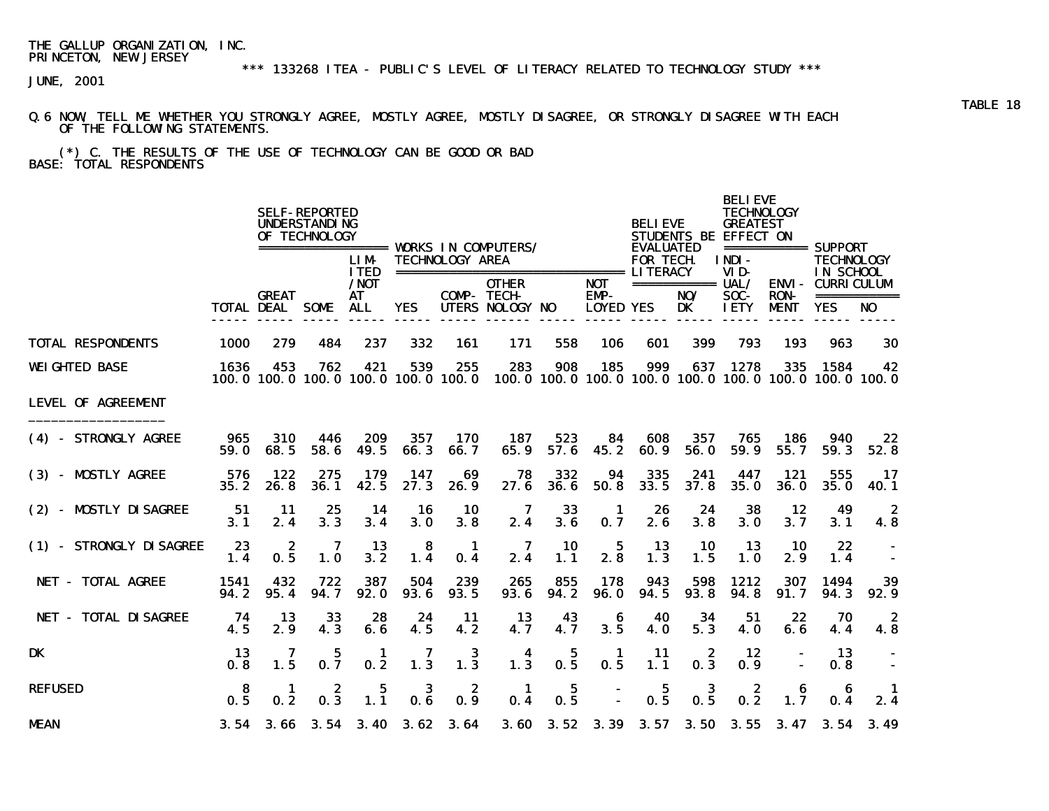THE GALLUP ORGANIZATION, INC.
PRINCETON, NEW JERSEY

*** 133268 ITEA - PUBLIC'S LEVEL OF LITERACY RELATED TO TECHNOLOGY STUDY ***

JUNE, 2001

TABLE 18

Q.6 NOW, TELL ME WHETHER YOU STRONGLY AGREE, MOSTLY AGREE, MOSTLY DISAGREE, OR STRONGLY DISAGREE WITH EACH OF THE FOLLOWING STATEMENTS.

(*) C. THE RESULTS OF THE USE OF TECHNOLOGY CAN BE GOOD OR BAD

BASE: TOTAL RESPONDENTS

| | | SELF-REPORTED UNDERSTANDING OF TECHNOLOGY | | | WORKS IN COMPUTERS/ TECHNOLOGY AREA | | | | | BELIEVE STUDENTS BE EVALUATED FOR TECH. LITERACY | | BELIEVE TECHNOLOGY GREATEST EFFECT ON | | SUPPORT TECHNOLOGY IN SCHOOL CURRICULUM | |
|---|---|---|---|---|---|---|---|---|---|---|---|---|---|---|---|
| | TOTAL | GREAT DEAL | SOME | LIMITED /NOT AT ALL | YES | COMPUTERS | OTHER TECHNOLOGY | NO | NOT EMPLOYED | YES | NO/ DK | INDIVIDUAL/ SOCIETY | ENVIRONMENT | YES | NO |
| TOTAL RESPONDENTS | 1000 | 279 | 484 | 237 | 332 | 161 | 171 | 558 | 106 | 601 | 399 | 793 | 193 | 963 | 30 |
| WEIGHTED BASE | 1636 | 453 | 762 | 421 | 539 | 255 | 283 | 908 | 185 | 999 | 637 | 1278 | 335 | 1584 | 42 |
| | 100.0 | 100.0 | 100.0 | 100.0 | 100.0 | 100.0 | 100.0 | 100.0 | 100.0 | 100.0 | 100.0 | 100.0 | 100.0 | 100.0 | 100.0 |
| LEVEL OF AGREEMENT | | | | | | | | | | | | | | | |
| (4) - STRONGLY AGREE | 965 | 310 | 446 | 209 | 357 | 170 | 187 | 523 | 84 | 608 | 357 | 765 | 186 | 940 | 22 |
| | 59.0 | 68.5 | 58.6 | 49.5 | 66.3 | 66.7 | 65.9 | 57.6 | 45.2 | 60.9 | 56.0 | 59.9 | 55.7 | 59.3 | 52.8 |
| (3) - MOSTLY AGREE | 576 | 122 | 275 | 179 | 147 | 69 | 78 | 332 | 94 | 335 | 241 | 447 | 121 | 555 | 17 |
| | 35.2 | 26.8 | 36.1 | 42.5 | 27.3 | 26.9 | 27.6 | 36.6 | 50.8 | 33.5 | 37.8 | 35.0 | 36.0 | 35.0 | 40.1 |
| (2) - MOSTLY DISAGREE | 51 | 11 | 25 | 14 | 16 | 10 | 7 | 33 | 1 | 26 | 24 | 38 | 12 | 49 | 2 |
| | 3.1 | 2.4 | 3.3 | 3.4 | 3.0 | 3.8 | 2.4 | 3.6 | 0.7 | 2.6 | 3.8 | 3.0 | 3.7 | 3.1 | 4.8 |
| (1) - STRONGLY DISAGREE | 23 | 2 | 7 | 13 | 8 | 1 | 7 | 10 | 5 | 13 | 10 | 13 | 10 | 22 | - |
| | 1.4 | 0.5 | 1.0 | 3.2 | 1.4 | 0.4 | 2.4 | 1.1 | 2.8 | 1.3 | 1.5 | 1.0 | 2.9 | 1.4 | - |
| NET - TOTAL AGREE | 1541 | 432 | 722 | 387 | 504 | 239 | 265 | 855 | 178 | 943 | 598 | 1212 | 307 | 1494 | 39 |
| | 94.2 | 95.4 | 94.7 | 92.0 | 93.6 | 93.5 | 93.6 | 94.2 | 96.0 | 94.5 | 93.8 | 94.8 | 91.7 | 94.3 | 92.9 |
| NET - TOTAL DISAGREE | 74 | 13 | 33 | 28 | 24 | 11 | 13 | 43 | 6 | 40 | 34 | 51 | 22 | 70 | 2 |
| | 4.5 | 2.9 | 4.3 | 6.6 | 4.5 | 4.2 | 4.7 | 4.7 | 3.5 | 4.0 | 5.3 | 4.0 | 6.6 | 4.4 | 4.8 |
| DK | 13 | 7 | 5 | 1 | 7 | 3 | 4 | 5 | 1 | 11 | 2 | 12 | - | 13 | - |
| | 0.8 | 1.5 | 0.7 | 0.2 | 1.3 | 1.3 | 1.3 | 0.5 | 0.5 | 1.1 | 0.3 | 0.9 | - | 0.8 | - |
| REFUSED | 8 | 1 | 2 | 5 | 3 | 2 | 1 | 5 | - | 5 | 3 | 2 | 6 | 6 | 1 |
| | 0.5 | 0.2 | 0.3 | 1.1 | 0.6 | 0.9 | 0.4 | 0.5 | - | 0.5 | 0.5 | 0.2 | 1.7 | 0.4 | 2.4 |
| MEAN | 3.54 | 3.66 | 3.54 | 3.40 | 3.62 | 3.64 | 3.60 | 3.52 | 3.39 | 3.57 | 3.50 | 3.55 | 3.47 | 3.54 | 3.49 |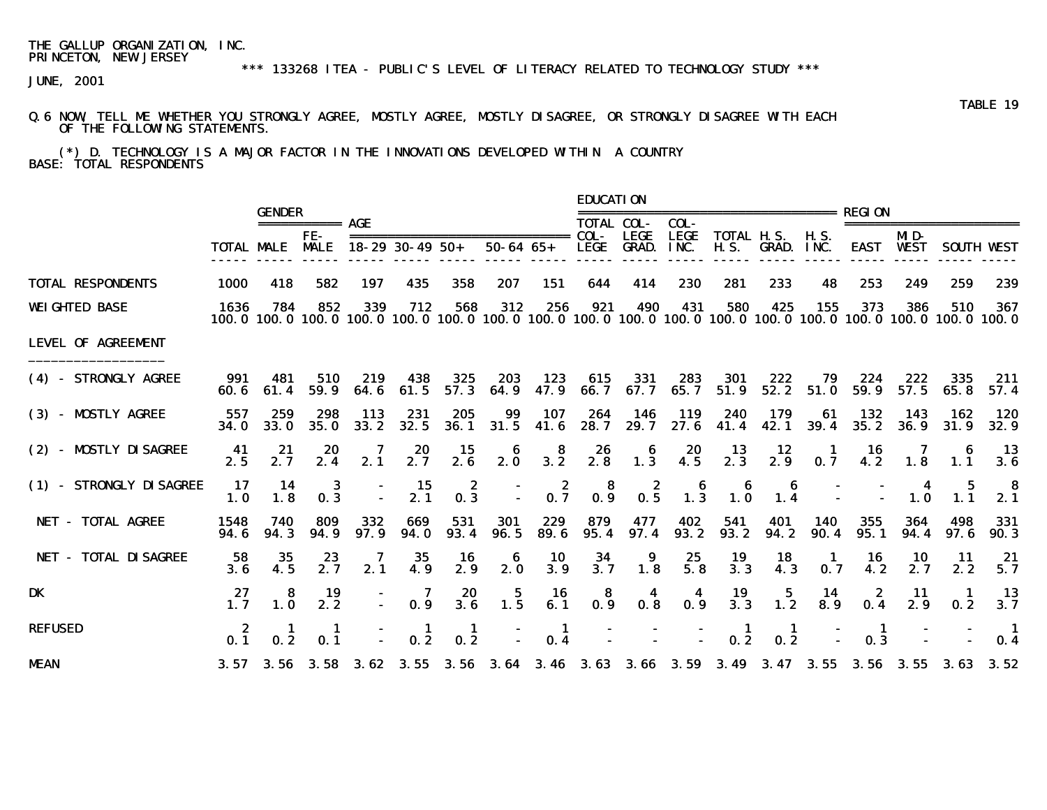THE GALLUP ORGANIZATION, INC.
PRINCETON, NEW JERSEY

*** 133268 ITEA - PUBLIC'S LEVEL OF LITERACY RELATED TO TECHNOLOGY STUDY ***

JUNE, 2001

TABLE 19

Q.6 NOW, TELL ME WHETHER YOU STRONGLY AGREE, MOSTLY AGREE, MOSTLY DISAGREE, OR STRONGLY DISAGREE WITH EACH OF THE FOLLOWING STATEMENTS.

(*) D. TECHNOLOGY IS A MAJOR FACTOR IN THE INNOVATIONS DEVELOPED WITHIN A COUNTRY

BASE: TOTAL RESPONDENTS

| | | GENDER | | AGE | | | | | EDUCATION | | | | | | REGION | | | |
|---|---|---|---|---|---|---|---|---|---|---|---|---|---|---|---|---|---|---|
| | TOTAL | MALE | FE-MALE | 18-29 | 30-49 | 50+ | 50-64 | 65+ | TOTAL COL-LEGE | COL-LEGE GRAD. | COL-LEGE INC. | TOTAL H.S. | H.S. GRAD. | H.S. INC. | EAST | MID-WEST | SOUTH | WEST |
| TOTAL RESPONDENTS | 1000 | 418 | 582 | 197 | 435 | 358 | 207 | 151 | 644 | 414 | 230 | 281 | 233 | 48 | 253 | 249 | 259 | 239 |
| WEIGHTED BASE | 1636 | 784 | 852 | 339 | 712 | 568 | 312 | 256 | 921 | 490 | 431 | 580 | 425 | 155 | 373 | 386 | 510 | 367 |
| | 100.0 | 100.0 | 100.0 | 100.0 | 100.0 | 100.0 | 100.0 | 100.0 | 100.0 | 100.0 | 100.0 | 100.0 | 100.0 | 100.0 | 100.0 | 100.0 | 100.0 | 100.0 |
| LEVEL OF AGREEMENT | | | | | | | | | | | | | | | | | | |
| (4) - STRONGLY AGREE | 991 | 481 | 510 | 219 | 438 | 325 | 203 | 123 | 615 | 331 | 283 | 301 | 222 | 79 | 224 | 222 | 335 | 211 |
| | 60.6 | 61.4 | 59.9 | 64.6 | 61.5 | 57.3 | 64.9 | 47.9 | 66.7 | 67.7 | 65.7 | 51.9 | 52.2 | 51.0 | 59.9 | 57.5 | 65.8 | 57.4 |
| (3) - MOSTLY AGREE | 557 | 259 | 298 | 113 | 231 | 205 | 99 | 107 | 264 | 146 | 119 | 240 | 179 | 61 | 132 | 143 | 162 | 120 |
| | 34.0 | 33.0 | 35.0 | 33.2 | 32.5 | 36.1 | 31.5 | 41.6 | 28.7 | 29.7 | 27.6 | 41.4 | 42.1 | 39.4 | 35.2 | 36.9 | 31.9 | 32.9 |
| (2) - MOSTLY DISAGREE | 41 | 21 | 20 | 7 | 20 | 15 | 6 | 8 | 26 | 6 | 20 | 13 | 12 | 1 | 16 | 7 | 6 | 13 |
| | 2.5 | 2.7 | 2.4 | 2.1 | 2.7 | 2.6 | 2.0 | 3.2 | 2.8 | 1.3 | 4.5 | 2.3 | 2.9 | 0.7 | 4.2 | 1.8 | 1.1 | 3.6 |
| (1) - STRONGLY DISAGREE | 17 | 14 | 3 | - | 15 | 2 | - | 2 | 8 | 2 | 6 | 6 | 6 | - | - | 4 | 5 | 8 |
| | 1.0 | 1.8 | 0.3 | - | 2.1 | 0.3 | - | 0.7 | 0.9 | 0.5 | 1.3 | 1.0 | 1.4 | - | - | 1.0 | 1.1 | 2.1 |
| NET - TOTAL AGREE | 1548 | 740 | 809 | 332 | 669 | 531 | 301 | 229 | 879 | 477 | 402 | 541 | 401 | 140 | 355 | 364 | 498 | 331 |
| | 94.6 | 94.3 | 94.9 | 97.9 | 94.0 | 93.4 | 96.5 | 89.6 | 95.4 | 97.4 | 93.2 | 93.2 | 94.2 | 90.4 | 95.1 | 94.4 | 97.6 | 90.3 |
| NET - TOTAL DISAGREE | 58 | 35 | 23 | 7 | 35 | 16 | 6 | 10 | 34 | 9 | 25 | 19 | 18 | 1 | 16 | 10 | 11 | 21 |
| | 3.6 | 4.5 | 2.7 | 2.1 | 4.9 | 2.9 | 2.0 | 3.9 | 3.7 | 1.8 | 5.8 | 3.3 | 4.3 | 0.7 | 4.2 | 2.7 | 2.2 | 5.7 |
| DK | 27 | 8 | 19 | - | 7 | 20 | 5 | 16 | 8 | 4 | 4 | 19 | 5 | 14 | 2 | 11 | 1 | 13 |
| | 1.7 | 1.0 | 2.2 | - | 0.9 | 3.6 | 1.5 | 6.1 | 0.9 | 0.8 | 0.9 | 3.3 | 1.2 | 8.9 | 0.4 | 2.9 | 0.2 | 3.7 |
| REFUSED | 2 | 1 | 1 | - | 1 | 1 | - | 1 | - | - | - | 1 | 1 | - | 1 | - | - | 1 |
| | 0.1 | 0.2 | 0.1 | - | 0.2 | 0.2 | - | 0.4 | - | - | - | 0.2 | 0.2 | - | 0.3 | - | - | 0.4 |
| MEAN | 3.57 | 3.56 | 3.58 | 3.62 | 3.55 | 3.56 | 3.64 | 3.46 | 3.63 | 3.66 | 3.59 | 3.49 | 3.47 | 3.55 | 3.56 | 3.55 | 3.63 | 3.52 |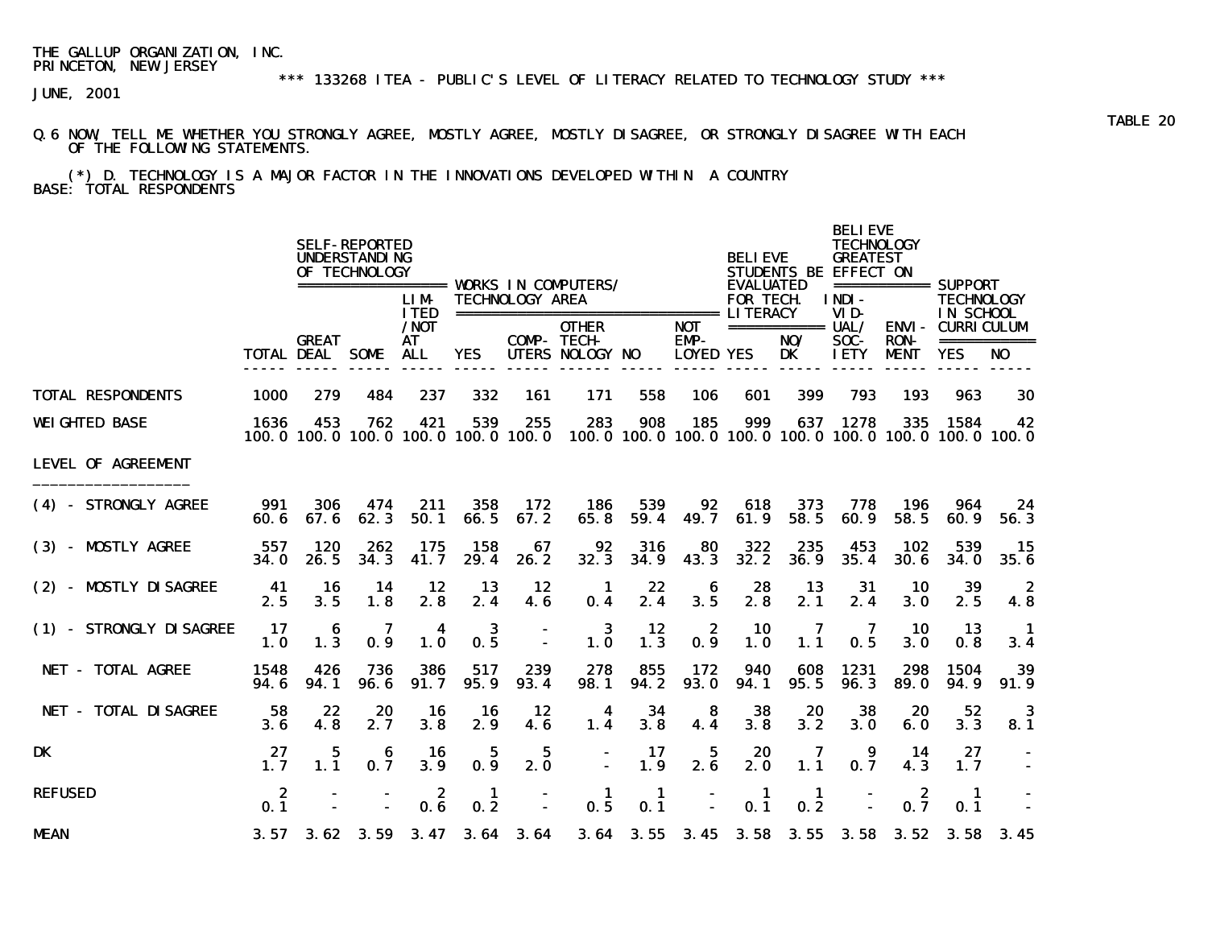THE GALLUP ORGANIZATION, INC.
PRINCETON, NEW JERSEY

*** 133268 ITEA - PUBLIC'S LEVEL OF LITERACY RELATED TO TECHNOLOGY STUDY ***

JUNE, 2001

TABLE 20

Q.6 NOW, TELL ME WHETHER YOU STRONGLY AGREE, MOSTLY AGREE, MOSTLY DISAGREE, OR STRONGLY DISAGREE WITH EACH OF THE FOLLOWING STATEMENTS.

(*) D. TECHNOLOGY IS A MAJOR FACTOR IN THE INNOVATIONS DEVELOPED WITHIN A COUNTRY

BASE: TOTAL RESPONDENTS

| | | SELF-REPORTED UNDERSTANDING OF TECHNOLOGY | | | WORKS IN COMPUTERS/ TECHNOLOGY AREA | | | | | BELIEVE STUDENTS BE EVALUATED FOR TECH. LITERACY | | BELIEVE TECHNOLOGY GREATEST EFFECT ON | | SUPPORT TECHNOLOGY IN SCHOOL CURRICULUM | |
|---|---|---|---|---|---|---|---|---|---|---|---|---|---|---|---|
| | TOTAL | GREAT DEAL | SOME | LIMITED/NOT AT ALL | YES | COMPUTERS | OTHER TECHNOLOGY | NO | NOT EMPLOYED | YES | NO/DK | INDIVIDUAL/SOCIETY | ENVIRONMENT | YES | NO |
| TOTAL RESPONDENTS | 1000 | 279 | 484 | 237 | 332 | 161 | 171 | 558 | 106 | 601 | 399 | 793 | 193 | 963 | 30 |
| WEIGHTED BASE | 1636 | 453 | 762 | 421 | 539 | 255 | 283 | 908 | 185 | 999 | 637 | 1278 | 335 | 1584 | 42 |
| | 100.0 | 100.0 | 100.0 | 100.0 | 100.0 | 100.0 | 100.0 | 100.0 | 100.0 | 100.0 | 100.0 | 100.0 | 100.0 | 100.0 | 100.0 |
| LEVEL OF AGREEMENT | | | | | | | | | | | | | | | |
| (4) - STRONGLY AGREE | 991 | 306 | 474 | 211 | 358 | 172 | 186 | 539 | 92 | 618 | 373 | 778 | 196 | 964 | 24 |
| | 60.6 | 67.6 | 62.3 | 50.1 | 66.5 | 67.2 | 65.8 | 59.4 | 49.7 | 61.9 | 58.5 | 60.9 | 58.5 | 60.9 | 56.3 |
| (3) - MOSTLY AGREE | 557 | 120 | 262 | 175 | 158 | 67 | 92 | 316 | 80 | 322 | 235 | 453 | 102 | 539 | 15 |
| | 34.0 | 26.5 | 34.3 | 41.7 | 29.4 | 26.2 | 32.3 | 34.9 | 43.3 | 32.2 | 36.9 | 35.4 | 30.6 | 34.0 | 35.6 |
| (2) - MOSTLY DISAGREE | 41 | 16 | 14 | 12 | 13 | 12 | 1 | 22 | 6 | 28 | 13 | 31 | 10 | 39 | 2 |
| | 2.5 | 3.5 | 1.8 | 2.8 | 2.4 | 4.6 | 0.4 | 2.4 | 3.5 | 2.8 | 2.1 | 2.4 | 3.0 | 2.5 | 4.8 |
| (1) - STRONGLY DISAGREE | 17 | 6 | 7 | 4 | 3 | - | 3 | 12 | 2 | 10 | 7 | 7 | 10 | 13 | 1 |
| | 1.0 | 1.3 | 0.9 | 1.0 | 0.5 | - | 1.0 | 1.3 | 0.9 | 1.0 | 1.1 | 0.5 | 3.0 | 0.8 | 3.4 |
| NET - TOTAL AGREE | 1548 | 426 | 736 | 386 | 517 | 239 | 278 | 855 | 172 | 940 | 608 | 1231 | 298 | 1504 | 39 |
| | 94.6 | 94.1 | 96.6 | 91.7 | 95.9 | 93.4 | 98.1 | 94.2 | 93.0 | 94.1 | 95.5 | 96.3 | 89.0 | 94.9 | 91.9 |
| NET - TOTAL DISAGREE | 58 | 22 | 20 | 16 | 16 | 12 | 4 | 34 | 8 | 38 | 20 | 38 | 20 | 52 | 3 |
| | 3.6 | 4.8 | 2.7 | 3.8 | 2.9 | 4.6 | 1.4 | 3.8 | 4.4 | 3.8 | 3.2 | 3.0 | 6.0 | 3.3 | 8.1 |
| DK | 27 | 5 | 6 | 16 | 5 | 5 | - | 17 | 5 | 20 | 7 | 9 | 14 | 27 | - |
| | 1.7 | 1.1 | 0.7 | 3.9 | 0.9 | 2.0 | - | 1.9 | 2.6 | 2.0 | 1.1 | 0.7 | 4.3 | 1.7 | - |
| REFUSED | 2 | - | - | 2 | 1 | - | 1 | 1 | - | 1 | 1 | - | 2 | 1 | - |
| | 0.1 | - | - | 0.6 | 0.2 | - | 0.5 | 0.1 | - | 0.1 | 0.2 | - | 0.7 | 0.1 | - |
| MEAN | 3.57 | 3.62 | 3.59 | 3.47 | 3.64 | 3.64 | 3.64 | 3.55 | 3.45 | 3.58 | 3.55 | 3.58 | 3.52 | 3.58 | 3.45 |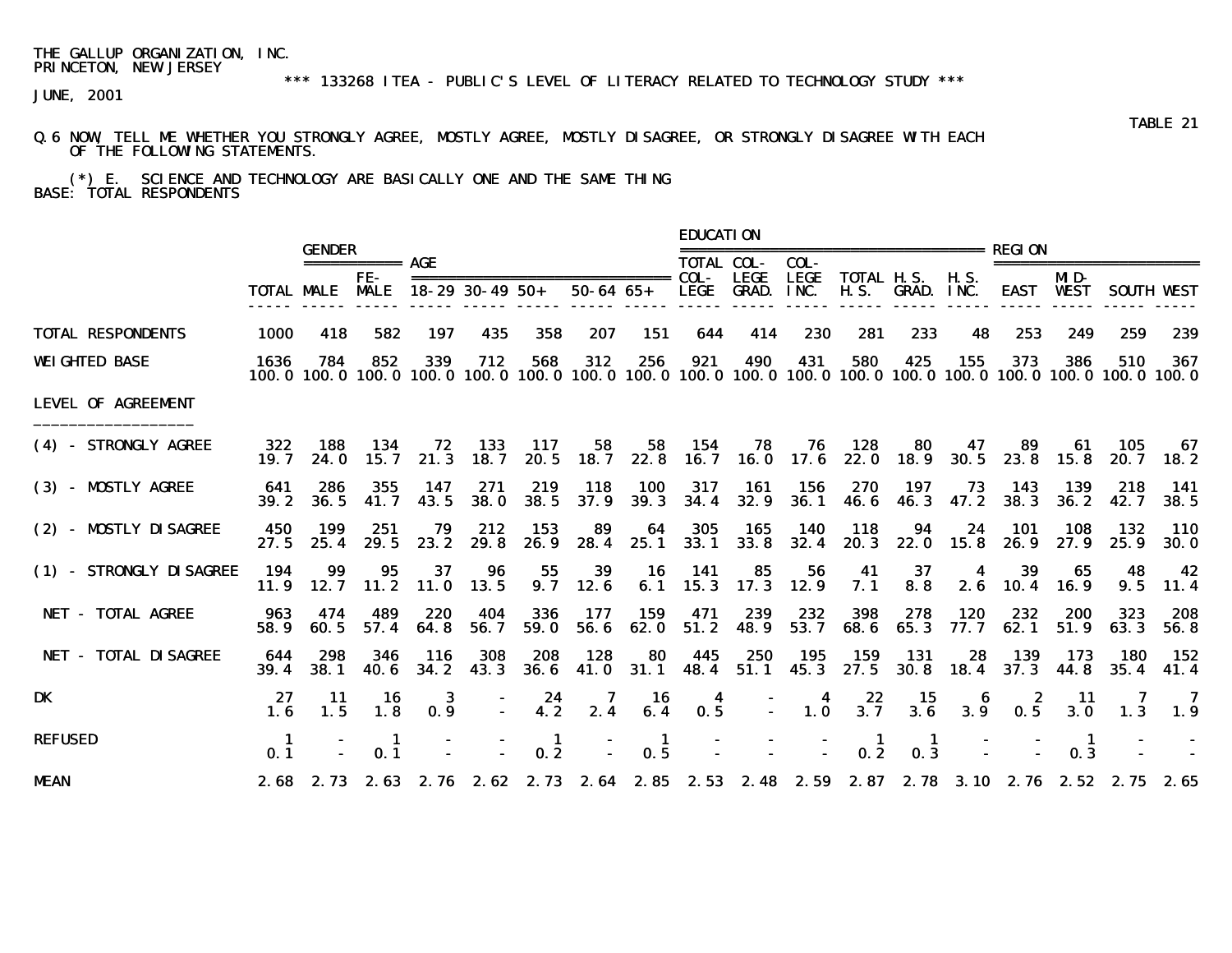THE GALLUP ORGANIZATION, INC.
PRINCETON, NEW JERSEY

*** 133268 ITEA - PUBLIC'S LEVEL OF LITERACY RELATED TO TECHNOLOGY STUDY ***

JUNE, 2001

TABLE 21

Q.6 NOW, TELL ME WHETHER YOU STRONGLY AGREE, MOSTLY AGREE, MOSTLY DISAGREE, OR STRONGLY DISAGREE WITH EACH OF THE FOLLOWING STATEMENTS.

(*) E. SCIENCE AND TECHNOLOGY ARE BASICALLY ONE AND THE SAME THING
BASE: TOTAL RESPONDENTS

| | | GENDER | | AGE | | | | | EDUCATION | | | | | | REGION | | | |
|---|---|---|---|---|---|---|---|---|---|---|---|---|---|---|---|---|---|---|
| | TOTAL | MALE | FE-MALE | 18-29 | 30-49 | 50+ | 50-64 | 65+ | TOTAL COL-LEGE | COL-LEGE GRAD. | COL-LEGE INC. | TOTAL H.S. | H.S. GRAD. | H.S. INC. | EAST | MID-WEST | SOUTH | WEST |
| TOTAL RESPONDENTS | 1000 | 418 | 582 | 197 | 435 | 358 | 207 | 151 | 644 | 414 | 230 | 281 | 233 | 48 | 253 | 249 | 259 | 239 |
| WEIGHTED BASE | 1636 | 784 | 852 | 339 | 712 | 568 | 312 | 256 | 921 | 490 | 431 | 580 | 425 | 155 | 373 | 386 | 510 | 367 |
| | 100.0 | 100.0 | 100.0 | 100.0 | 100.0 | 100.0 | 100.0 | 100.0 | 100.0 | 100.0 | 100.0 | 100.0 | 100.0 | 100.0 | 100.0 | 100.0 | 100.0 | 100.0 |
| LEVEL OF AGREEMENT | | | | | | | | | | | | | | | | | | |
| (4) - STRONGLY AGREE | 322 | 188 | 134 | 72 | 133 | 117 | 58 | 58 | 154 | 78 | 76 | 128 | 80 | 47 | 89 | 61 | 105 | 67 |
| | 19.7 | 24.0 | 15.7 | 21.3 | 18.7 | 20.5 | 18.7 | 22.8 | 16.7 | 16.0 | 17.6 | 22.0 | 18.9 | 30.5 | 23.8 | 15.8 | 20.7 | 18.2 |
| (3) - MOSTLY AGREE | 641 | 286 | 355 | 147 | 271 | 219 | 118 | 100 | 317 | 161 | 156 | 270 | 197 | 73 | 143 | 139 | 218 | 141 |
| | 39.2 | 36.5 | 41.7 | 43.5 | 38.0 | 38.5 | 37.9 | 39.3 | 34.4 | 32.9 | 36.1 | 46.6 | 46.3 | 47.2 | 38.3 | 36.2 | 42.7 | 38.5 |
| (2) - MOSTLY DISAGREE | 450 | 199 | 251 | 79 | 212 | 153 | 89 | 64 | 305 | 165 | 140 | 118 | 94 | 24 | 101 | 108 | 132 | 110 |
| | 27.5 | 25.4 | 29.5 | 23.2 | 29.8 | 26.9 | 28.4 | 25.1 | 33.1 | 33.8 | 32.4 | 20.3 | 22.0 | 15.8 | 26.9 | 27.9 | 25.9 | 30.0 |
| (1) - STRONGLY DISAGREE | 194 | 99 | 95 | 37 | 96 | 55 | 39 | 16 | 141 | 85 | 56 | 41 | 37 | 4 | 39 | 65 | 48 | 42 |
| | 11.9 | 12.7 | 11.2 | 11.0 | 13.5 | 9.7 | 12.6 | 6.1 | 15.3 | 17.3 | 12.9 | 7.1 | 8.8 | 2.6 | 10.4 | 16.9 | 9.5 | 11.4 |
| NET - TOTAL AGREE | 963 | 474 | 489 | 220 | 404 | 336 | 177 | 159 | 471 | 239 | 232 | 398 | 278 | 120 | 232 | 200 | 323 | 208 |
| | 58.9 | 60.5 | 57.4 | 64.8 | 56.7 | 59.0 | 56.6 | 62.0 | 51.2 | 48.9 | 53.7 | 68.6 | 65.3 | 77.7 | 62.1 | 51.9 | 63.3 | 56.8 |
| NET - TOTAL DISAGREE | 644 | 298 | 346 | 116 | 308 | 208 | 128 | 80 | 445 | 250 | 195 | 159 | 131 | 28 | 139 | 173 | 180 | 152 |
| | 39.4 | 38.1 | 40.6 | 34.2 | 43.3 | 36.6 | 41.0 | 31.1 | 48.4 | 51.1 | 45.3 | 27.5 | 30.8 | 18.4 | 37.3 | 44.8 | 35.4 | 41.4 |
| DK | 27 | 11 | 16 | 3 | - | 24 | 7 | 16 | 4 | - | 4 | 22 | 15 | 6 | 2 | 11 | 7 | 7 |
| | 1.6 | 1.5 | 1.8 | 0.9 | - | 4.2 | 2.4 | 6.4 | 0.5 | - | 1.0 | 3.7 | 3.6 | 3.9 | 0.5 | 3.0 | 1.3 | 1.9 |
| REFUSED | 1 | - | 1 | - | - | 1 | - | 1 | - | - | - | 1 | 1 | - | - | 1 | - | - |
| | 0.1 | - | 0.1 | - | - | 0.2 | - | 0.5 | - | - | - | 0.2 | 0.3 | - | - | 0.3 | - | - |
| MEAN | 2.68 | 2.73 | 2.63 | 2.76 | 2.62 | 2.73 | 2.64 | 2.85 | 2.53 | 2.48 | 2.59 | 2.87 | 2.78 | 3.10 | 2.76 | 2.52 | 2.75 | 2.65 |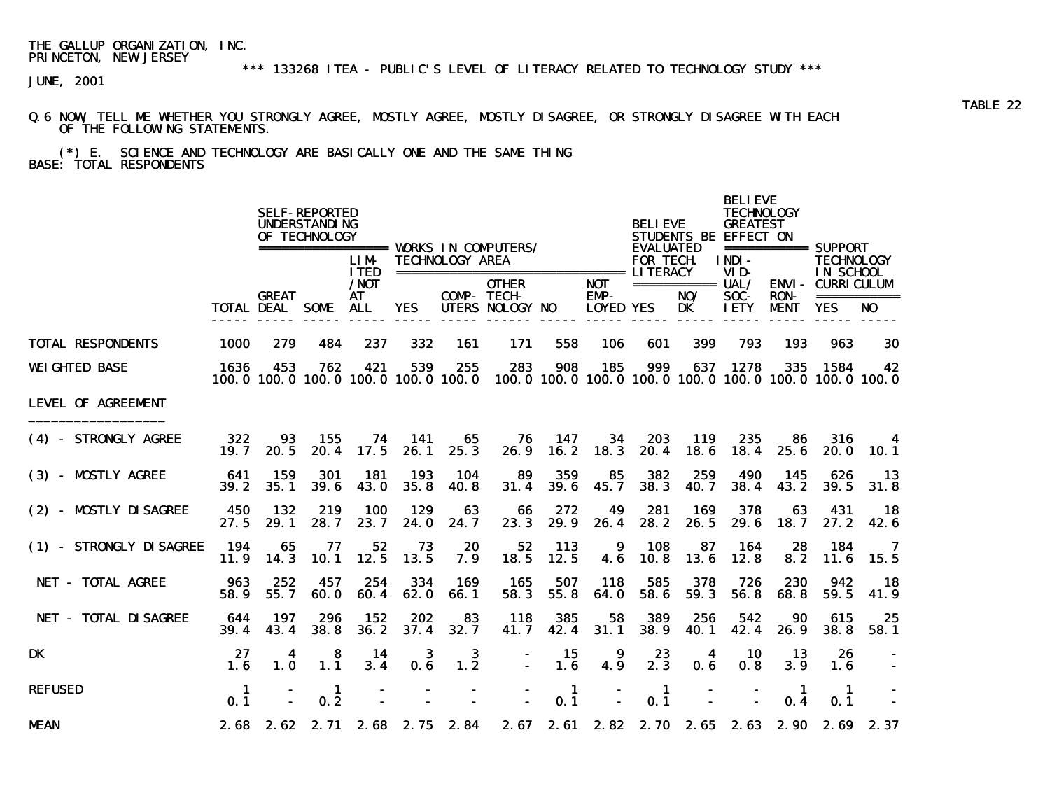THE GALLUP ORGANIZATION, INC.
PRINCETON, NEW JERSEY

*** 133268 ITEA - PUBLIC'S LEVEL OF LITERACY RELATED TO TECHNOLOGY STUDY ***

JUNE, 2001

TABLE 22

Q.6 NOW, TELL ME WHETHER YOU STRONGLY AGREE, MOSTLY AGREE, MOSTLY DISAGREE, OR STRONGLY DISAGREE WITH EACH OF THE FOLLOWING STATEMENTS.

(*) E. SCIENCE AND TECHNOLOGY ARE BASICALLY ONE AND THE SAME THING

BASE: TOTAL RESPONDENTS

| | | SELF-REPORTED UNDERSTANDING OF TECHNOLOGY | | | WORKS IN COMPUTERS/ TECHNOLOGY AREA | | | | | BELIEVE STUDENTS BE EVALUATED FOR TECH. LITERACY | | BELIEVE TECHNOLOGY GREATEST EFFECT ON | | SUPPORT TECHNOLOGY IN SCHOOL CURRICULUM | |
|---|---|---|---|---|---|---|---|---|---|---|---|---|---|---|---|
| | TOTAL | GREAT DEAL | SOME | LIMITED/NOT AT ALL | YES | COMPUTERS | OTHER TECHNOLOGY | NO | NOT EMPLOYED | YES | NO/DK | INDIVIDUAL/SOCIETY | ENVIRONMENT | YES | NO |
| TOTAL RESPONDENTS | 1000 | 279 | 484 | 237 | 332 | 161 | 171 | 558 | 106 | 601 | 399 | 793 | 193 | 963 | 30 |
| WEIGHTED BASE | 1636 | 453 | 762 | 421 | 539 | 255 | 283 | 908 | 185 | 999 | 637 | 1278 | 335 | 1584 | 42 |
| | 100.0 | 100.0 | 100.0 | 100.0 | 100.0 | 100.0 | 100.0 | 100.0 | 100.0 | 100.0 | 100.0 | 100.0 | 100.0 | 100.0 | 100.0 |
| LEVEL OF AGREEMENT | | | | | | | | | | | | | | | |
| (4) - STRONGLY AGREE | 322 | 93 | 155 | 74 | 141 | 65 | 76 | 147 | 34 | 203 | 119 | 235 | 86 | 316 | 4 |
| | 19.7 | 20.5 | 20.4 | 17.5 | 26.1 | 25.3 | 26.9 | 16.2 | 18.3 | 20.4 | 18.6 | 18.4 | 25.6 | 20.0 | 10.1 |
| (3) - MOSTLY AGREE | 641 | 159 | 301 | 181 | 193 | 104 | 89 | 359 | 85 | 382 | 259 | 490 | 145 | 626 | 13 |
| | 39.2 | 35.1 | 39.6 | 43.0 | 35.8 | 40.8 | 31.4 | 39.6 | 45.7 | 38.3 | 40.7 | 38.4 | 43.2 | 39.5 | 31.8 |
| (2) - MOSTLY DISAGREE | 450 | 132 | 219 | 100 | 129 | 63 | 66 | 272 | 49 | 281 | 169 | 378 | 63 | 431 | 18 |
| | 27.5 | 29.1 | 28.7 | 23.7 | 24.0 | 24.7 | 23.3 | 29.9 | 26.4 | 28.2 | 26.5 | 29.6 | 18.7 | 27.2 | 42.6 |
| (1) - STRONGLY DISAGREE | 194 | 65 | 77 | 52 | 73 | 20 | 52 | 113 | 9 | 108 | 87 | 164 | 28 | 184 | 7 |
| | 11.9 | 14.3 | 10.1 | 12.5 | 13.5 | 7.9 | 18.5 | 12.5 | 4.6 | 10.8 | 13.6 | 12.8 | 8.2 | 11.6 | 15.5 |
| NET - TOTAL AGREE | 963 | 252 | 457 | 254 | 334 | 169 | 165 | 507 | 118 | 585 | 378 | 726 | 230 | 942 | 18 |
| | 58.9 | 55.7 | 60.0 | 60.4 | 62.0 | 66.1 | 58.3 | 55.8 | 64.0 | 58.6 | 59.3 | 56.8 | 68.8 | 59.5 | 41.9 |
| NET - TOTAL DISAGREE | 644 | 197 | 296 | 152 | 202 | 83 | 118 | 385 | 58 | 389 | 256 | 542 | 90 | 615 | 25 |
| | 39.4 | 43.4 | 38.8 | 36.2 | 37.4 | 32.7 | 41.7 | 42.4 | 31.1 | 38.9 | 40.1 | 42.4 | 26.9 | 38.8 | 58.1 |
| DK | 27 | 4 | 8 | 14 | 3 | 3 | - | 15 | 9 | 23 | 4 | 10 | 13 | 26 | - |
| | 1.6 | 1.0 | 1.1 | 3.4 | 0.6 | 1.2 | - | 1.6 | 4.9 | 2.3 | 0.6 | 0.8 | 3.9 | 1.6 | - |
| REFUSED | 1 | - | 1 | - | - | - | - | 1 | - | 1 | - | - | 1 | 1 | - |
| | 0.1 | - | 0.2 | - | - | - | - | 0.1 | - | 0.1 | - | - | 0.4 | 0.1 | - |
| MEAN | 2.68 | 2.62 | 2.71 | 2.68 | 2.75 | 2.84 | 2.67 | 2.61 | 2.82 | 2.70 | 2.65 | 2.63 | 2.90 | 2.69 | 2.37 |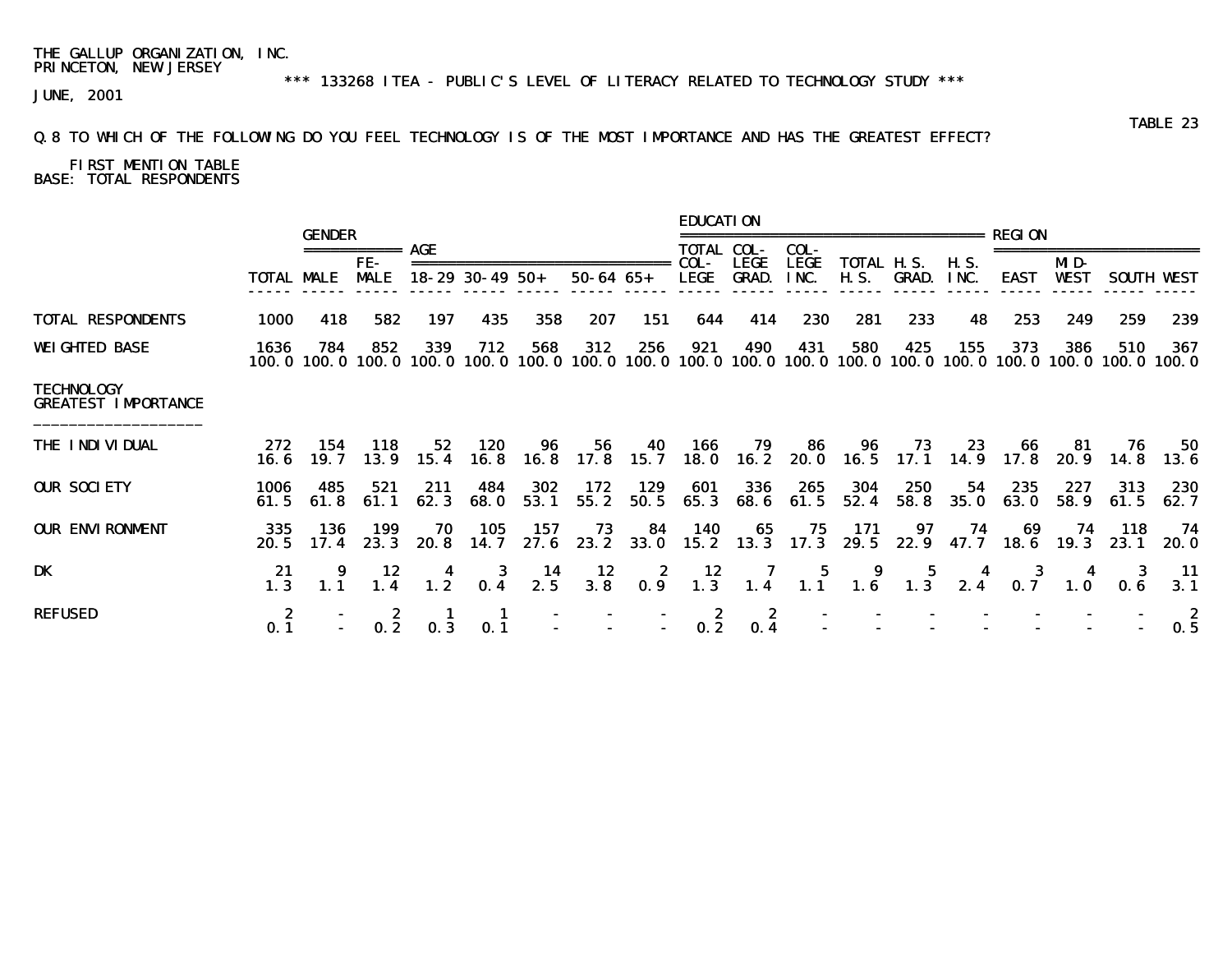THE GALLUP ORGANIZATION, INC.
PRINCETON, NEW JERSEY

*** 133268 ITEA - PUBLIC'S LEVEL OF LITERACY RELATED TO TECHNOLOGY STUDY ***

JUNE, 2001

TABLE 23

Q.8 TO WHICH OF THE FOLLOWING DO YOU FEEL TECHNOLOGY IS OF THE MOST IMPORTANCE AND HAS THE GREATEST EFFECT?

FIRST MENTION TABLE
BASE: TOTAL RESPONDENTS

| | | GENDER | | AGE | | | | | EDUCATION | | | | | | REGION | | | |
|---|---|---|---|---|---|---|---|---|---|---|---|---|---|---|---|---|---|---|
| | TOTAL | MALE | FE-MALE | 18-29 | 30-49 | 50+ | 50-64 | 65+ | TOTAL COL-LEGE | COL-LEGE GRAD. | COL-LEGE INC. | TOTAL H.S. | H.S. GRAD. | H.S. INC. | EAST | MID-WEST | SOUTH | WEST |
| TOTAL RESPONDENTS | 1000 | 418 | 582 | 197 | 435 | 358 | 207 | 151 | 644 | 414 | 230 | 281 | 233 | 48 | 253 | 249 | 259 | 239 |
| WEIGHTED BASE | 1636 | 784 | 852 | 339 | 712 | 568 | 312 | 256 | 921 | 490 | 431 | 580 | 425 | 155 | 373 | 386 | 510 | 367 |
| | 100.0 | 100.0 | 100.0 | 100.0 | 100.0 | 100.0 | 100.0 | 100.0 | 100.0 | 100.0 | 100.0 | 100.0 | 100.0 | 100.0 | 100.0 | 100.0 | 100.0 | 100.0 |
| TECHNOLOGY GREATEST IMPORTANCE | | | | | | | | | | | | | | | | | | |
| THE INDIVIDUAL | 272 | 154 | 118 | 52 | 120 | 96 | 56 | 40 | 166 | 79 | 86 | 96 | 73 | 23 | 66 | 81 | 76 | 50 |
| | 16.6 | 19.7 | 13.9 | 15.4 | 16.8 | 16.8 | 17.8 | 15.7 | 18.0 | 16.2 | 20.0 | 16.5 | 17.1 | 14.9 | 17.8 | 20.9 | 14.8 | 13.6 |
| OUR SOCIETY | 1006 | 485 | 521 | 211 | 484 | 302 | 172 | 129 | 601 | 336 | 265 | 304 | 250 | 54 | 235 | 227 | 313 | 230 |
| | 61.5 | 61.8 | 61.1 | 62.3 | 68.0 | 53.1 | 55.2 | 50.5 | 65.3 | 68.6 | 61.5 | 52.4 | 58.8 | 35.0 | 63.0 | 58.9 | 61.5 | 62.7 |
| OUR ENVIRONMENT | 335 | 136 | 199 | 70 | 105 | 157 | 73 | 84 | 140 | 65 | 75 | 171 | 97 | 74 | 69 | 74 | 118 | 74 |
| | 20.5 | 17.4 | 23.3 | 20.8 | 14.7 | 27.6 | 23.2 | 33.0 | 15.2 | 13.3 | 17.3 | 29.5 | 22.9 | 47.7 | 18.6 | 19.3 | 23.1 | 20.0 |
| DK | 21 | 9 | 12 | 4 | 3 | 14 | 12 | 2 | 12 | 7 | 5 | 9 | 5 | 4 | 3 | 4 | 3 | 11 |
| | 1.3 | 1.1 | 1.4 | 1.2 | 0.4 | 2.5 | 3.8 | 0.9 | 1.3 | 1.4 | 1.1 | 1.6 | 1.3 | 2.4 | 0.7 | 1.0 | 0.6 | 3.1 |
| REFUSED | 2 | - | 2 | 1 | 1 | - | - | - | 2 | 2 | - | - | - | - | - | - | - | 2 |
| | 0.1 | - | 0.2 | 0.3 | 0.1 | - | - | - | 0.2 | 0.4 | - | - | - | - | - | - | - | 0.5 |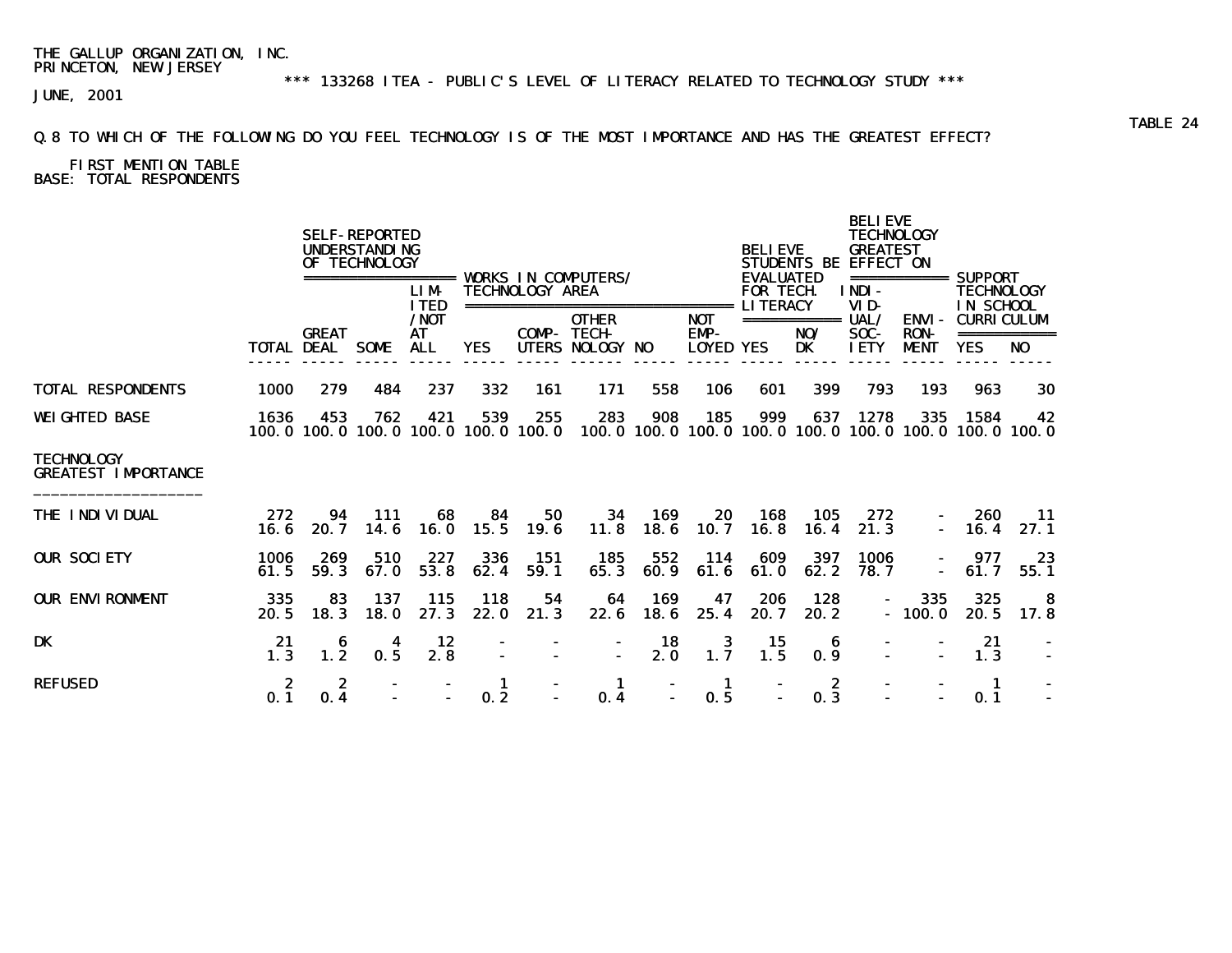THE GALLUP ORGANIZATION, INC.
PRINCETON, NEW JERSEY

*** 133268 ITEA - PUBLIC'S LEVEL OF LITERACY RELATED TO TECHNOLOGY STUDY ***

JUNE, 2001

TABLE 24

Q.8 TO WHICH OF THE FOLLOWING DO YOU FEEL TECHNOLOGY IS OF THE MOST IMPORTANCE AND HAS THE GREATEST EFFECT?

FIRST MENTION TABLE
BASE: TOTAL RESPONDENTS

| | | SELF-REPORTED UNDERSTANDING OF TECHNOLOGY | | | WORKS IN COMPUTERS/ TECHNOLOGY AREA | | | | | BELIEVE STUDENTS BE EVALUATED FOR TECH. LITERACY | | BELIEVE TECHNOLOGY GREATEST EFFECT ON | | SUPPORT TECHNOLOGY IN SCHOOL CURRICULUM | |
|---|---|---|---|---|---|---|---|---|---|---|---|---|---|---|---|
| | TOTAL | GREAT DEAL | SOME | LIMITED /NOT AT ALL | YES | COMPUTERS | OTHER TECHNOLOGY | NO | NOT EMPLOYED | YES | NO/ DK | INDIVIDUAL/ SOCIETY | ENVIRONMENT | YES | NO |
| TOTAL RESPONDENTS | 1000 | 279 | 484 | 237 | 332 | 161 | 171 | 558 | 106 | 601 | 399 | 793 | 193 | 963 | 30 |
| WEIGHTED BASE | 1636 | 453 | 762 | 421 | 539 | 255 | 283 | 908 | 185 | 999 | 637 | 1278 | 335 | 1584 | 42 |
| | 100.0 | 100.0 | 100.0 | 100.0 | 100.0 | 100.0 | 100.0 | 100.0 | 100.0 | 100.0 | 100.0 | 100.0 | 100.0 | 100.0 | 100.0 |
| **TECHNOLOGY GREATEST IMPORTANCE** | | | | | | | | | | | | | | | |
| THE INDIVIDUAL | 272 | 94 | 111 | 68 | 84 | 50 | 34 | 169 | 20 | 168 | 105 | 272 | - | 260 | 11 |
| | 16.6 | 20.7 | 14.6 | 16.0 | 15.5 | 19.6 | 11.8 | 18.6 | 10.7 | 16.8 | 16.4 | 21.3 | - | 16.4 | 27.1 |
| OUR SOCIETY | 1006 | 269 | 510 | 227 | 336 | 151 | 185 | 552 | 114 | 609 | 397 | 1006 | - | 977 | 23 |
| | 61.5 | 59.3 | 67.0 | 53.8 | 62.4 | 59.1 | 65.3 | 60.9 | 61.6 | 61.0 | 62.2 | 78.7 | - | 61.7 | 55.1 |
| OUR ENVIRONMENT | 335 | 83 | 137 | 115 | 118 | 54 | 64 | 169 | 47 | 206 | 128 | - | 335 | 325 | 8 |
| | 20.5 | 18.3 | 18.0 | 27.3 | 22.0 | 21.3 | 22.6 | 18.6 | 25.4 | 20.7 | 20.2 | - | 100.0 | 20.5 | 17.8 |
| DK | 21 | 6 | 4 | 12 | - | - | - | 18 | 3 | 15 | 6 | - | - | 21 | - |
| | 1.3 | 1.2 | 0.5 | 2.8 | - | - | - | 2.0 | 1.7 | 1.5 | 0.9 | - | - | 1.3 | - |
| REFUSED | 2 | 2 | - | - | 1 | - | 1 | - | 1 | - | 2 | - | - | 1 | - |
| | 0.1 | 0.4 | - | - | 0.2 | - | 0.4 | - | 0.5 | - | 0.3 | - | - | 0.1 | - |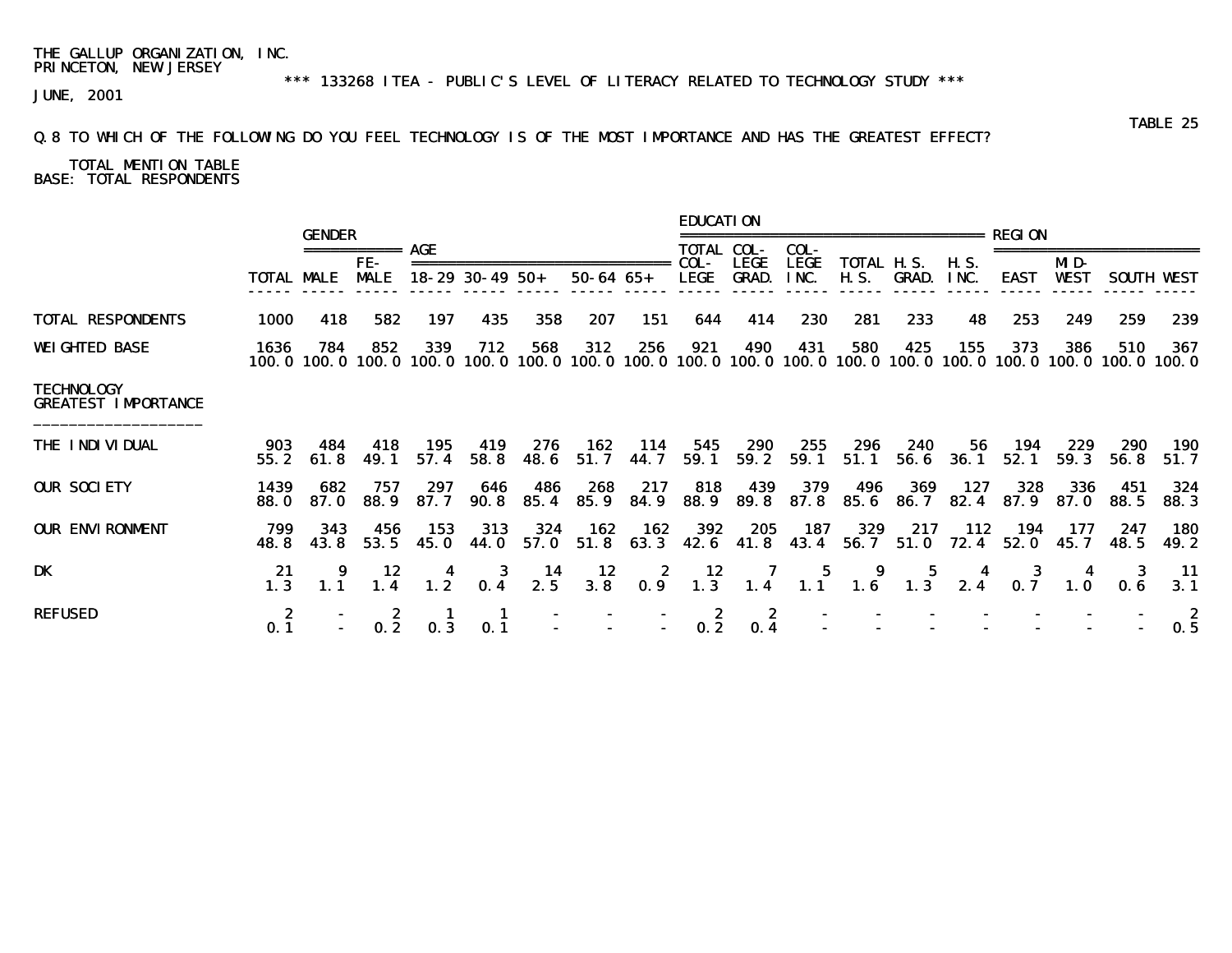THE GALLUP ORGANIZATION, INC.
PRINCETON, NEW JERSEY
JUNE, 2001

*** 133268 ITEA - PUBLIC'S LEVEL OF LITERACY RELATED TO TECHNOLOGY STUDY ***

TABLE 25

Q.8 TO WHICH OF THE FOLLOWING DO YOU FEEL TECHNOLOGY IS OF THE MOST IMPORTANCE AND HAS THE GREATEST EFFECT?

TOTAL MENTION TABLE
BASE: TOTAL RESPONDENTS

| | | GENDER | | AGE | | | | | EDUCATION | | | | | | REGION | | | |
|---|---|---|---|---|---|---|---|---|---|---|---|---|---|---|---|---|---|---|
| | TOTAL | MALE | FE-MALE | 18-29 | 30-49 | 50+ | 50-64 | 65+ | TOTAL COL-LEGE | COL-LEGE GRAD. | COL-LEGE INC. | TOTAL H.S. | H.S. GRAD. | H.S. INC. | EAST | MID-WEST | SOUTH | WEST |
| TOTAL RESPONDENTS | 1000 | 418 | 582 | 197 | 435 | 358 | 207 | 151 | 644 | 414 | 230 | 281 | 233 | 48 | 253 | 249 | 259 | 239 |
| WEIGHTED BASE | 1636 | 784 | 852 | 339 | 712 | 568 | 312 | 256 | 921 | 490 | 431 | 580 | 425 | 155 | 373 | 386 | 510 | 367 |
| | 100.0 | 100.0 | 100.0 | 100.0 | 100.0 | 100.0 | 100.0 | 100.0 | 100.0 | 100.0 | 100.0 | 100.0 | 100.0 | 100.0 | 100.0 | 100.0 | 100.0 | 100.0 |
| TECHNOLOGY GREATEST IMPORTANCE | | | | | | | | | | | | | | | | | | |
| THE INDIVIDUAL | 903 | 484 | 418 | 195 | 419 | 276 | 162 | 114 | 545 | 290 | 255 | 296 | 240 | 56 | 194 | 229 | 290 | 190 |
| | 55.2 | 61.8 | 49.1 | 57.4 | 58.8 | 48.6 | 51.7 | 44.7 | 59.1 | 59.2 | 59.1 | 51.1 | 56.6 | 36.1 | 52.1 | 59.3 | 56.8 | 51.7 |
| OUR SOCIETY | 1439 | 682 | 757 | 297 | 646 | 486 | 268 | 217 | 818 | 439 | 379 | 496 | 369 | 127 | 328 | 336 | 451 | 324 |
| | 88.0 | 87.0 | 88.9 | 87.7 | 90.8 | 85.4 | 85.9 | 84.9 | 88.9 | 89.8 | 87.8 | 85.6 | 86.7 | 82.4 | 87.9 | 87.0 | 88.5 | 88.3 |
| OUR ENVIRONMENT | 799 | 343 | 456 | 153 | 313 | 324 | 162 | 162 | 392 | 205 | 187 | 329 | 217 | 112 | 194 | 177 | 247 | 180 |
| | 48.8 | 43.8 | 53.5 | 45.0 | 44.0 | 57.0 | 51.8 | 63.3 | 42.6 | 41.8 | 43.4 | 56.7 | 51.0 | 72.4 | 52.0 | 45.7 | 48.5 | 49.2 |
| DK | 21 | 9 | 12 | 4 | 3 | 14 | 12 | 2 | 12 | 7 | 5 | 9 | 5 | 4 | 3 | 4 | 3 | 11 |
| | 1.3 | 1.1 | 1.4 | 1.2 | 0.4 | 2.5 | 3.8 | 0.9 | 1.3 | 1.4 | 1.1 | 1.6 | 1.3 | 2.4 | 0.7 | 1.0 | 0.6 | 3.1 |
| REFUSED | 2 | - | 2 | 1 | 1 | - | - | - | 2 | 2 | - | - | - | - | - | - | - | 2 |
| | 0.1 | - | 0.2 | 0.3 | 0.1 | - | - | - | 0.2 | 0.4 | - | - | - | - | - | - | - | 0.5 |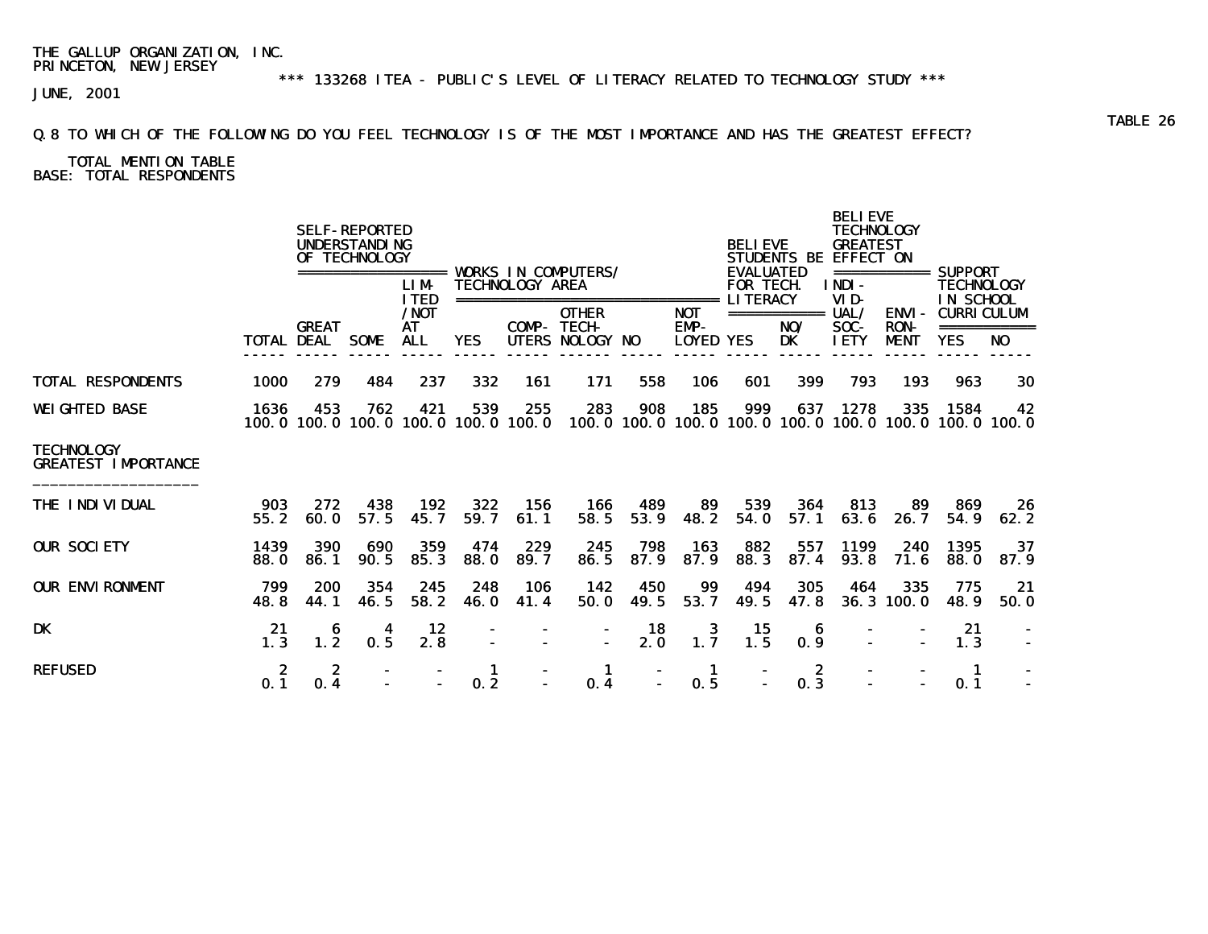THE GALLUP ORGANIZATION, INC.
PRINCETON, NEW JERSEY

*** 133268 ITEA - PUBLIC'S LEVEL OF LITERACY RELATED TO TECHNOLOGY STUDY ***

JUNE, 2001

TABLE 26

Q.8 TO WHICH OF THE FOLLOWING DO YOU FEEL TECHNOLOGY IS OF THE MOST IMPORTANCE AND HAS THE GREATEST EFFECT?

TOTAL MENTION TABLE
BASE: TOTAL RESPONDENTS

| | | SELF-REPORTED UNDERSTANDING OF TECHNOLOGY | | | WORKS IN COMPUTERS/ TECHNOLOGY AREA | | | | | BELIEVE STUDENTS BE EVALUATED FOR TECH. LITERACY | | BELIEVE TECHNOLOGY GREATEST EFFECT ON | | SUPPORT TECHNOLOGY IN SCHOOL CURRICULUM | |
|---|---|---|---|---|---|---|---|---|---|---|---|---|---|---|---|
| | TOTAL | GREAT DEAL | SOME | LIMITED /NOT AT ALL | YES | COMPUTERS | OTHER TECHNOLOGY | NO | NOT EMPLOYED | YES | NO/ DK | INDIVIDUAL/ SOCIETY | ENVIRONMENT | YES | NO |
| TOTAL RESPONDENTS | 1000 | 279 | 484 | 237 | 332 | 161 | 171 | 558 | 106 | 601 | 399 | 793 | 193 | 963 | 30 |
| WEIGHTED BASE | 1636 | 453 | 762 | 421 | 539 | 255 | 283 | 908 | 185 | 999 | 637 | 1278 | 335 | 1584 | 42 |
| | 100.0 | 100.0 | 100.0 | 100.0 | 100.0 | 100.0 | 100.0 | 100.0 | 100.0 | 100.0 | 100.0 | 100.0 | 100.0 | 100.0 | 100.0 |
| TECHNOLOGY GREATEST IMPORTANCE | | | | | | | | | | | | | | | |
| THE INDIVIDUAL | 903 | 272 | 438 | 192 | 322 | 156 | 166 | 489 | 89 | 539 | 364 | 813 | 89 | 869 | 26 |
| | 55.2 | 60.0 | 57.5 | 45.7 | 59.7 | 61.1 | 58.5 | 53.9 | 48.2 | 54.0 | 57.1 | 63.6 | 26.7 | 54.9 | 62.2 |
| OUR SOCIETY | 1439 | 390 | 690 | 359 | 474 | 229 | 245 | 798 | 163 | 882 | 557 | 1199 | 240 | 1395 | 37 |
| | 88.0 | 86.1 | 90.5 | 85.3 | 88.0 | 89.7 | 86.5 | 87.9 | 87.9 | 88.3 | 87.4 | 93.8 | 71.6 | 88.0 | 87.9 |
| OUR ENVIRONMENT | 799 | 200 | 354 | 245 | 248 | 106 | 142 | 450 | 99 | 494 | 305 | 464 | 335 | 775 | 21 |
| | 48.8 | 44.1 | 46.5 | 58.2 | 46.0 | 41.4 | 50.0 | 49.5 | 53.7 | 49.5 | 47.8 | 36.3 | 100.0 | 48.9 | 50.0 |
| DK | 21 | 6 | 4 | 12 | - | - | - | 18 | 3 | 15 | 6 | - | - | 21 | - |
| | 1.3 | 1.2 | 0.5 | 2.8 | - | - | - | 2.0 | 1.7 | 1.5 | 0.9 | - | - | 1.3 | - |
| REFUSED | 2 | 2 | - | - | 1 | - | 1 | - | 1 | - | 2 | - | - | 1 | - |
| | 0.1 | 0.4 | - | - | 0.2 | - | 0.4 | - | 0.5 | - | 0.3 | - | - | 0.1 | - |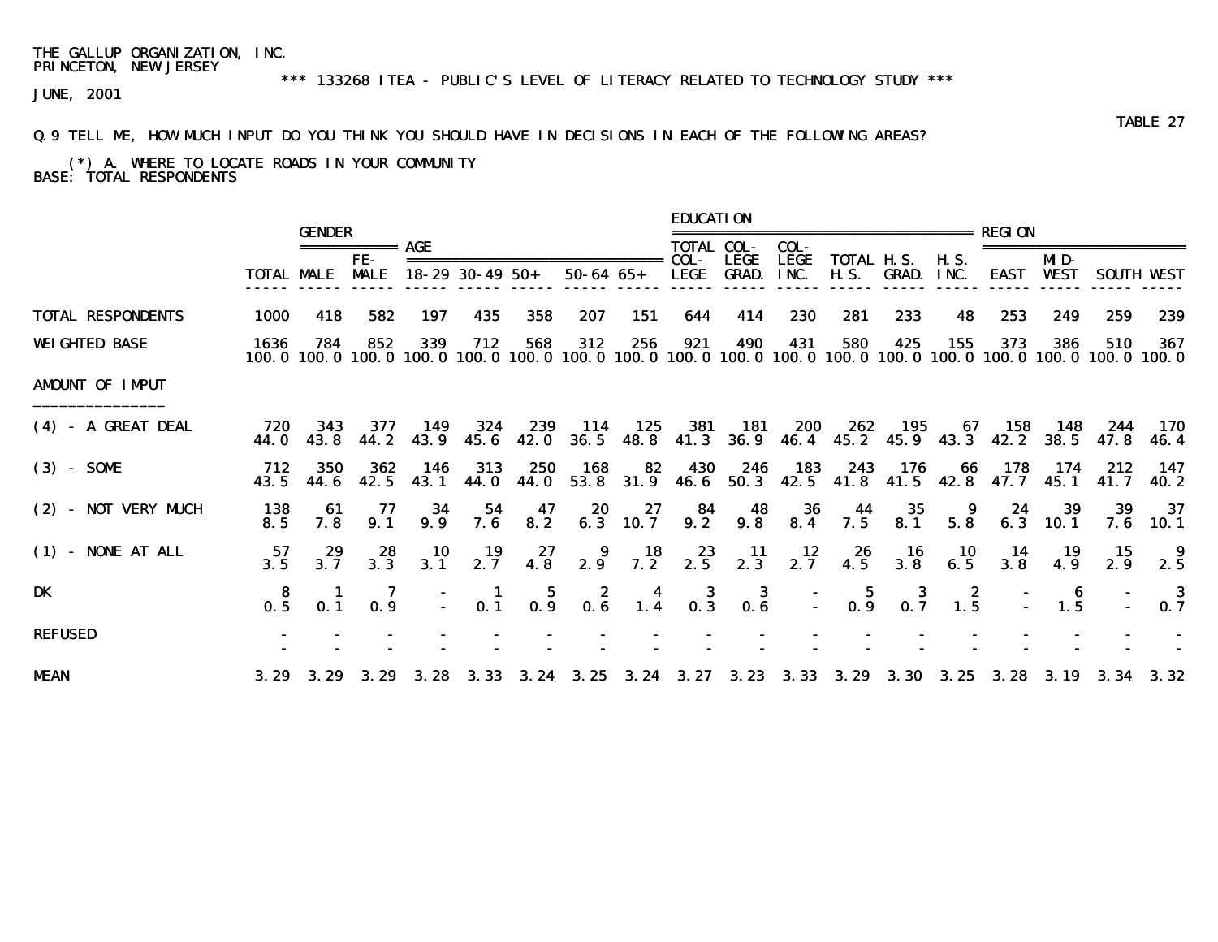THE GALLUP ORGANIZATION, INC.
PRINCETON, NEW JERSEY

*** 133268 ITEA - PUBLIC'S LEVEL OF LITERACY RELATED TO TECHNOLOGY STUDY ***

JUNE, 2001

TABLE 27

Q.9 TELL ME, HOW MUCH INPUT DO YOU THINK YOU SHOULD HAVE IN DECISIONS IN EACH OF THE FOLLOWING AREAS?

(*) A. WHERE TO LOCATE ROADS IN YOUR COMMUNITY
BASE: TOTAL RESPONDENTS

| | | GENDER | | AGE | | | | | EDUCATION | | | | | | REGION | | | |
|---|---|---|---|---|---|---|---|---|---|---|---|---|---|---|---|---|---|---|
| | TOTAL | MALE | FE-MALE | 18-29 | 30-49 | 50+ | 50-64 | 65+ | TOTAL COL-LEGE | COL-LEGE GRAD. | COL-LEGE INC. | TOTAL H.S. | H.S. GRAD. | H.S. INC. | EAST | MID-WEST | SOUTH | WEST |
| TOTAL RESPONDENTS | 1000 | 418 | 582 | 197 | 435 | 358 | 207 | 151 | 644 | 414 | 230 | 281 | 233 | 48 | 253 | 249 | 259 | 239 |
| WEIGHTED BASE | 1636 | 784 | 852 | 339 | 712 | 568 | 312 | 256 | 921 | 490 | 431 | 580 | 425 | 155 | 373 | 386 | 510 | 367 |
| | 100.0 | 100.0 | 100.0 | 100.0 | 100.0 | 100.0 | 100.0 | 100.0 | 100.0 | 100.0 | 100.0 | 100.0 | 100.0 | 100.0 | 100.0 | 100.0 | 100.0 | 100.0 |
| AMOUNT OF IMPUT | | | | | | | | | | | | | | | | | | |
| (4) - A GREAT DEAL | 720 | 343 | 377 | 149 | 324 | 239 | 114 | 125 | 381 | 181 | 200 | 262 | 195 | 67 | 158 | 148 | 244 | 170 |
| | 44.0 | 43.8 | 44.2 | 43.9 | 45.6 | 42.0 | 36.5 | 48.8 | 41.3 | 36.9 | 46.4 | 45.2 | 45.9 | 43.3 | 42.2 | 38.5 | 47.8 | 46.4 |
| (3) - SOME | 712 | 350 | 362 | 146 | 313 | 250 | 168 | 82 | 430 | 246 | 183 | 243 | 176 | 66 | 178 | 174 | 212 | 147 |
| | 43.5 | 44.6 | 42.5 | 43.1 | 44.0 | 44.0 | 53.8 | 31.9 | 46.6 | 50.3 | 42.5 | 41.8 | 41.5 | 42.8 | 47.7 | 45.1 | 41.7 | 40.2 |
| (2) - NOT VERY MUCH | 138 | 61 | 77 | 34 | 54 | 47 | 20 | 27 | 84 | 48 | 36 | 44 | 35 | 9 | 24 | 39 | 39 | 37 |
| | 8.5 | 7.8 | 9.1 | 9.9 | 7.6 | 8.2 | 6.3 | 10.7 | 9.2 | 9.8 | 8.4 | 7.5 | 8.1 | 5.8 | 6.3 | 10.1 | 7.6 | 10.1 |
| (1) - NONE AT ALL | 57 | 29 | 28 | 10 | 19 | 27 | 9 | 18 | 23 | 11 | 12 | 26 | 16 | 10 | 14 | 19 | 15 | 9 |
| | 3.5 | 3.7 | 3.3 | 3.1 | 2.7 | 4.8 | 2.9 | 7.2 | 2.5 | 2.3 | 2.7 | 4.5 | 3.8 | 6.5 | 3.8 | 4.9 | 2.9 | 2.5 |
| DK | 8 | 1 | 7 | - | 1 | 5 | 2 | 4 | 3 | 3 | - | 5 | 3 | 2 | - | 6 | - | 3 |
| | 0.5 | 0.1 | 0.9 | - | 0.1 | 0.9 | 0.6 | 1.4 | 0.3 | 0.6 | - | 0.9 | 0.7 | 1.5 | - | 1.5 | - | 0.7 |
| REFUSED | - | - | - | - | - | - | - | - | - | - | - | - | - | - | - | - | - | - |
| | - | - | - | - | - | - | - | - | - | - | - | - | - | - | - | - | - | - |
| MEAN | 3.29 | 3.29 | 3.29 | 3.28 | 3.33 | 3.24 | 3.25 | 3.24 | 3.27 | 3.23 | 3.33 | 3.29 | 3.30 | 3.25 | 3.28 | 3.19 | 3.34 | 3.32 |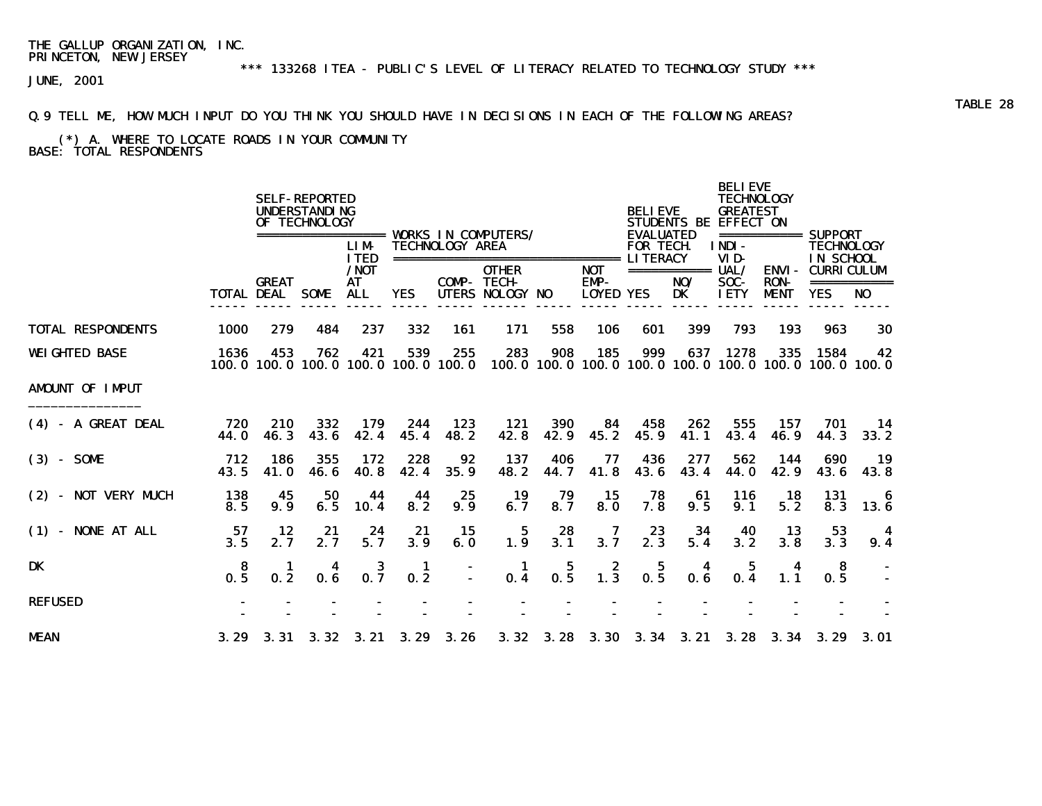THE GALLUP ORGANIZATION, INC.
PRINCETON, NEW JERSEY

*** 133268 ITEA - PUBLIC'S LEVEL OF LITERACY RELATED TO TECHNOLOGY STUDY ***

JUNE, 2001

TABLE 28

Q.9 TELL ME, HOW MUCH INPUT DO YOU THINK YOU SHOULD HAVE IN DECISIONS IN EACH OF THE FOLLOWING AREAS?

(*) A. WHERE TO LOCATE ROADS IN YOUR COMMUNITY
BASE: TOTAL RESPONDENTS

| | | SELF-REPORTED UNDERSTANDING OF TECHNOLOGY | | | WORKS IN COMPUTERS/ TECHNOLOGY AREA | | | | | BELIEVE STUDENTS BE EVALUATED FOR TECH. LITERACY | | BELIEVE TECHNOLOGY GREATEST EFFECT ON | | SUPPORT TECHNOLOGY IN SCHOOL CURRICULUM | |
|---|---|---|---|---|---|---|---|---|---|---|---|---|---|---|---|
| | TOTAL | GREAT DEAL | SOME | LIMITED/NOT AT ALL | YES | COMPUTERS | OTHER TECHNOLOGY | NO | NOT EMPLOYED | YES | NO/DK | INDIVIDUAL/SOCIETY | ENVIRONMENT | YES | NO |
| TOTAL RESPONDENTS | 1000 | 279 | 484 | 237 | 332 | 161 | 171 | 558 | 106 | 601 | 399 | 793 | 193 | 963 | 30 |
| WEIGHTED BASE | 1636 | 453 | 762 | 421 | 539 | 255 | 283 | 908 | 185 | 999 | 637 | 1278 | 335 | 1584 | 42 |
| | 100.0 | 100.0 | 100.0 | 100.0 | 100.0 | 100.0 | 100.0 | 100.0 | 100.0 | 100.0 | 100.0 | 100.0 | 100.0 | 100.0 | 100.0 |
| AMOUNT OF IMPUT | | | | | | | | | | | | | | | |
| (4) - A GREAT DEAL | 720 | 210 | 332 | 179 | 244 | 123 | 121 | 390 | 84 | 458 | 262 | 555 | 157 | 701 | 14 |
| | 44.0 | 46.3 | 43.6 | 42.4 | 45.4 | 48.2 | 42.8 | 42.9 | 45.2 | 45.9 | 41.1 | 43.4 | 46.9 | 44.3 | 33.2 |
| (3) - SOME | 712 | 186 | 355 | 172 | 228 | 92 | 137 | 406 | 77 | 436 | 277 | 562 | 144 | 690 | 19 |
| | 43.5 | 41.0 | 46.6 | 40.8 | 42.4 | 35.9 | 48.2 | 44.7 | 41.8 | 43.6 | 43.4 | 44.0 | 42.9 | 43.6 | 43.8 |
| (2) - NOT VERY MUCH | 138 | 45 | 50 | 44 | 44 | 25 | 19 | 79 | 15 | 78 | 61 | 116 | 18 | 131 | 6 |
| | 8.5 | 9.9 | 6.5 | 10.4 | 8.2 | 9.9 | 6.7 | 8.7 | 8.0 | 7.8 | 9.5 | 9.1 | 5.2 | 8.3 | 13.6 |
| (1) - NONE AT ALL | 57 | 12 | 21 | 24 | 21 | 15 | 5 | 28 | 7 | 23 | 34 | 40 | 13 | 53 | 4 |
| | 3.5 | 2.7 | 2.7 | 5.7 | 3.9 | 6.0 | 1.9 | 3.1 | 3.7 | 2.3 | 5.4 | 3.2 | 3.8 | 3.3 | 9.4 |
| DK | 8 | 1 | 4 | 3 | 1 | - | 1 | 5 | 2 | 5 | 4 | 5 | 4 | 8 | - |
| | 0.5 | 0.2 | 0.6 | 0.7 | 0.2 | - | 0.4 | 0.5 | 1.3 | 0.5 | 0.6 | 0.4 | 1.1 | 0.5 | - |
| REFUSED | - | - | - | - | - | - | - | - | - | - | - | - | - | - | - |
| | - | - | - | - | - | - | - | - | - | - | - | - | - | - | - |
| MEAN | 3.29 | 3.31 | 3.32 | 3.21 | 3.29 | 3.26 | 3.32 | 3.28 | 3.30 | 3.34 | 3.21 | 3.28 | 3.34 | 3.29 | 3.01 |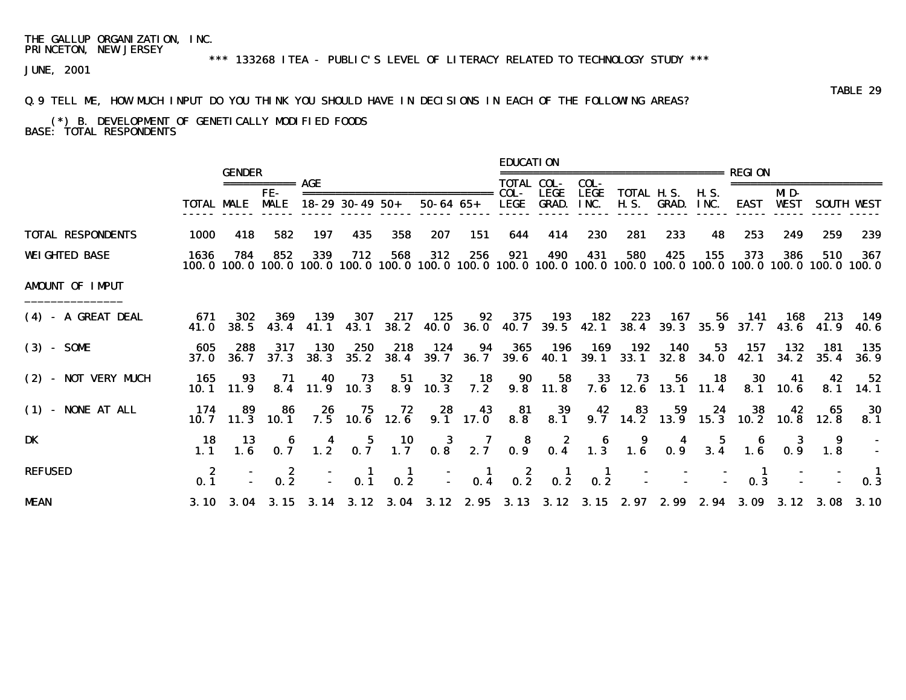THE GALLUP ORGANIZATION, INC.
PRINCETON, NEW JERSEY

*** 133268 ITEA - PUBLIC'S LEVEL OF LITERACY RELATED TO TECHNOLOGY STUDY ***

JUNE, 2001

TABLE 29

Q.9 TELL ME, HOW MUCH INPUT DO YOU THINK YOU SHOULD HAVE IN DECISIONS IN EACH OF THE FOLLOWING AREAS?

(*) B. DEVELOPMENT OF GENETICALLY MODIFIED FOODS
BASE: TOTAL RESPONDENTS

| | | GENDER | | AGE | | | | | EDUCATION | | | | | | REGION | | | |
|---|---|---|---|---|---|---|---|---|---|---|---|---|---|---|---|---|---|---|
| | TOTAL | MALE | FE-MALE | 18-29 | 30-49 | 50+ | 50-64 | 65+ | TOTAL COL-LEGE | COL-LEGE GRAD. | COL-LEGE INC. | TOTAL H.S. | H.S. GRAD. | H.S. INC. | EAST | MID-WEST | SOUTH | WEST |
| TOTAL RESPONDENTS | 1000 | 418 | 582 | 197 | 435 | 358 | 207 | 151 | 644 | 414 | 230 | 281 | 233 | 48 | 253 | 249 | 259 | 239 |
| WEIGHTED BASE | 1636 | 784 | 852 | 339 | 712 | 568 | 312 | 256 | 921 | 490 | 431 | 580 | 425 | 155 | 373 | 386 | 510 | 367 |
| | 100.0 | 100.0 | 100.0 | 100.0 | 100.0 | 100.0 | 100.0 | 100.0 | 100.0 | 100.0 | 100.0 | 100.0 | 100.0 | 100.0 | 100.0 | 100.0 | 100.0 | 100.0 |
| AMOUNT OF IMPUT | | | | | | | | | | | | | | | | | | |
| (4) - A GREAT DEAL | 671 | 302 | 369 | 139 | 307 | 217 | 125 | 92 | 375 | 193 | 182 | 223 | 167 | 56 | 141 | 168 | 213 | 149 |
| | 41.0 | 38.5 | 43.4 | 41.1 | 43.1 | 38.2 | 40.0 | 36.0 | 40.7 | 39.5 | 42.1 | 38.4 | 39.3 | 35.9 | 37.7 | 43.6 | 41.9 | 40.6 |
| (3) - SOME | 605 | 288 | 317 | 130 | 250 | 218 | 124 | 94 | 365 | 196 | 169 | 192 | 140 | 53 | 157 | 132 | 181 | 135 |
| | 37.0 | 36.7 | 37.3 | 38.3 | 35.2 | 38.4 | 39.7 | 36.7 | 39.6 | 40.1 | 39.1 | 33.1 | 32.8 | 34.0 | 42.1 | 34.2 | 35.4 | 36.9 |
| (2) - NOT VERY MUCH | 165 | 93 | 71 | 40 | 73 | 51 | 32 | 18 | 90 | 58 | 33 | 73 | 56 | 18 | 30 | 41 | 42 | 52 |
| | 10.1 | 11.9 | 8.4 | 11.9 | 10.3 | 8.9 | 10.3 | 7.2 | 9.8 | 11.8 | 7.6 | 12.6 | 13.1 | 11.4 | 8.1 | 10.6 | 8.1 | 14.1 |
| (1) - NONE AT ALL | 174 | 89 | 86 | 26 | 75 | 72 | 28 | 43 | 81 | 39 | 42 | 83 | 59 | 24 | 38 | 42 | 65 | 30 |
| | 10.7 | 11.3 | 10.1 | 7.5 | 10.6 | 12.6 | 9.1 | 17.0 | 8.8 | 8.1 | 9.7 | 14.2 | 13.9 | 15.3 | 10.2 | 10.8 | 12.8 | 8.1 |
| DK | 18 | 13 | 6 | 4 | 5 | 10 | 3 | 7 | 8 | 2 | 6 | 9 | 4 | 5 | 6 | 3 | 9 | - |
| | 1.1 | 1.6 | 0.7 | 1.2 | 0.7 | 1.7 | 0.8 | 2.7 | 0.9 | 0.4 | 1.3 | 1.6 | 0.9 | 3.4 | 1.6 | 0.9 | 1.8 | - |
| REFUSED | 2 | - | 2 | - | 1 | 1 | - | 1 | 2 | 1 | 1 | - | - | - | 1 | - | - | 1 |
| | 0.1 | - | 0.2 | - | 0.1 | 0.2 | - | 0.4 | 0.2 | 0.2 | 0.2 | - | - | - | 0.3 | - | - | 0.3 |
| MEAN | 3.10 | 3.04 | 3.15 | 3.14 | 3.12 | 3.04 | 3.12 | 2.95 | 3.13 | 3.12 | 3.15 | 2.97 | 2.99 | 2.94 | 3.09 | 3.12 | 3.08 | 3.10 |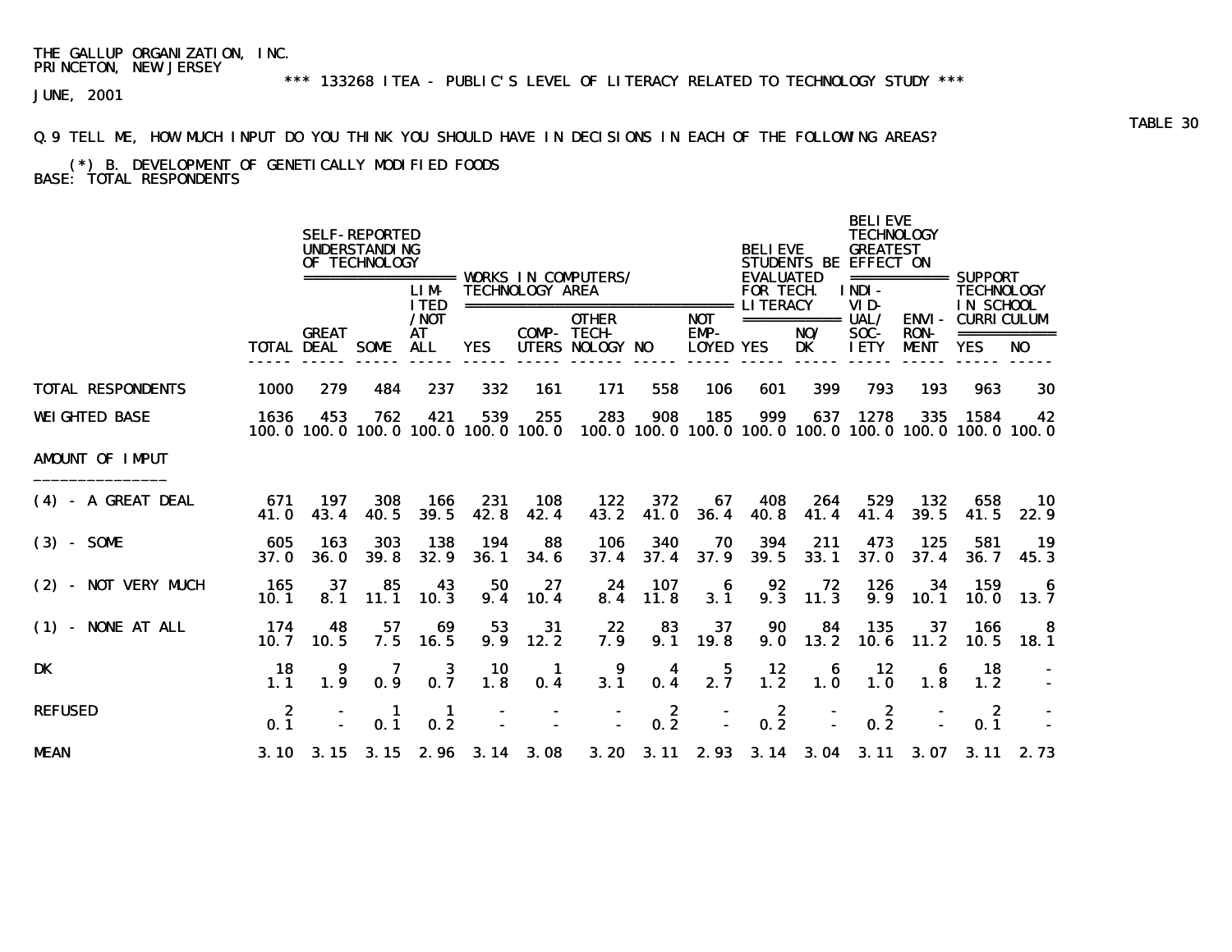THE GALLUP ORGANIZATION, INC.
PRINCETON, NEW JERSEY

*** 133268 ITEA - PUBLIC'S LEVEL OF LITERACY RELATED TO TECHNOLOGY STUDY ***

JUNE, 2001

TABLE 30

Q.9 TELL ME, HOW MUCH INPUT DO YOU THINK YOU SHOULD HAVE IN DECISIONS IN EACH OF THE FOLLOWING AREAS?

(*) B. DEVELOPMENT OF GENETICALLY MODIFIED FOODS
BASE: TOTAL RESPONDENTS

| | | SELF-REPORTED UNDERSTANDING OF TECHNOLOGY | | | WORKS IN COMPUTERS/ TECHNOLOGY AREA | | | | | BELIEVE STUDENTS BE EVALUATED FOR TECH. LITERACY | | BELIEVE TECHNOLOGY GREATEST EFFECT ON | | SUPPORT TECHNOLOGY IN SCHOOL CURRICULUM | |
|---|---|---|---|---|---|---|---|---|---|---|---|---|---|---|---|
| | TOTAL | GREAT DEAL | SOME | LIM-ITED /NOT AT ALL | YES | COMP-UTERS | OTHER TECH-NOLOGY | NO | NOT EMP-LOYED | YES | NO/ DK | INDI-VID-UAL/ SOC-IETY | ENVI-RON-MENT | YES | NO |
| TOTAL RESPONDENTS | 1000 | 279 | 484 | 237 | 332 | 161 | 171 | 558 | 106 | 601 | 399 | 793 | 193 | 963 | 30 |
| WEIGHTED BASE | 1636 | 453 | 762 | 421 | 539 | 255 | 283 | 908 | 185 | 999 | 637 | 1278 | 335 | 1584 | 42 |
| | 100.0 | 100.0 | 100.0 | 100.0 | 100.0 | 100.0 | 100.0 | 100.0 | 100.0 | 100.0 | 100.0 | 100.0 | 100.0 | 100.0 | 100.0 |
| AMOUNT OF IMPUT | | | | | | | | | | | | | | | |
| (4) - A GREAT DEAL | 671 | 197 | 308 | 166 | 231 | 108 | 122 | 372 | 67 | 408 | 264 | 529 | 132 | 658 | 10 |
| | 41.0 | 43.4 | 40.5 | 39.5 | 42.8 | 42.4 | 43.2 | 41.0 | 36.4 | 40.8 | 41.4 | 41.4 | 39.5 | 41.5 | 22.9 |
| (3) - SOME | 605 | 163 | 303 | 138 | 194 | 88 | 106 | 340 | 70 | 394 | 211 | 473 | 125 | 581 | 19 |
| | 37.0 | 36.0 | 39.8 | 32.9 | 36.1 | 34.6 | 37.4 | 37.4 | 37.9 | 39.5 | 33.1 | 37.0 | 37.4 | 36.7 | 45.3 |
| (2) - NOT VERY MUCH | 165 | 37 | 85 | 43 | 50 | 27 | 24 | 107 | 6 | 92 | 72 | 126 | 34 | 159 | 6 |
| | 10.1 | 8.1 | 11.1 | 10.3 | 9.4 | 10.4 | 8.4 | 11.8 | 3.1 | 9.3 | 11.3 | 9.9 | 10.1 | 10.0 | 13.7 |
| (1) - NONE AT ALL | 174 | 48 | 57 | 69 | 53 | 31 | 22 | 83 | 37 | 90 | 84 | 135 | 37 | 166 | 8 |
| | 10.7 | 10.5 | 7.5 | 16.5 | 9.9 | 12.2 | 7.9 | 9.1 | 19.8 | 9.0 | 13.2 | 10.6 | 11.2 | 10.5 | 18.1 |
| DK | 18 | 9 | 7 | 3 | 10 | 1 | 9 | 4 | 5 | 12 | 6 | 12 | 6 | 18 | - |
| | 1.1 | 1.9 | 0.9 | 0.7 | 1.8 | 0.4 | 3.1 | 0.4 | 2.7 | 1.2 | 1.0 | 1.0 | 1.8 | 1.2 | - |
| REFUSED | 2 | - | 1 | 1 | - | - | - | 2 | - | 2 | - | 2 | - | 2 | - |
| | 0.1 | - | 0.1 | 0.2 | - | - | - | 0.2 | - | 0.2 | - | 0.2 | - | 0.1 | - |
| MEAN | 3.10 | 3.15 | 3.15 | 2.96 | 3.14 | 3.08 | 3.20 | 3.11 | 2.93 | 3.14 | 3.04 | 3.11 | 3.07 | 3.11 | 2.73 |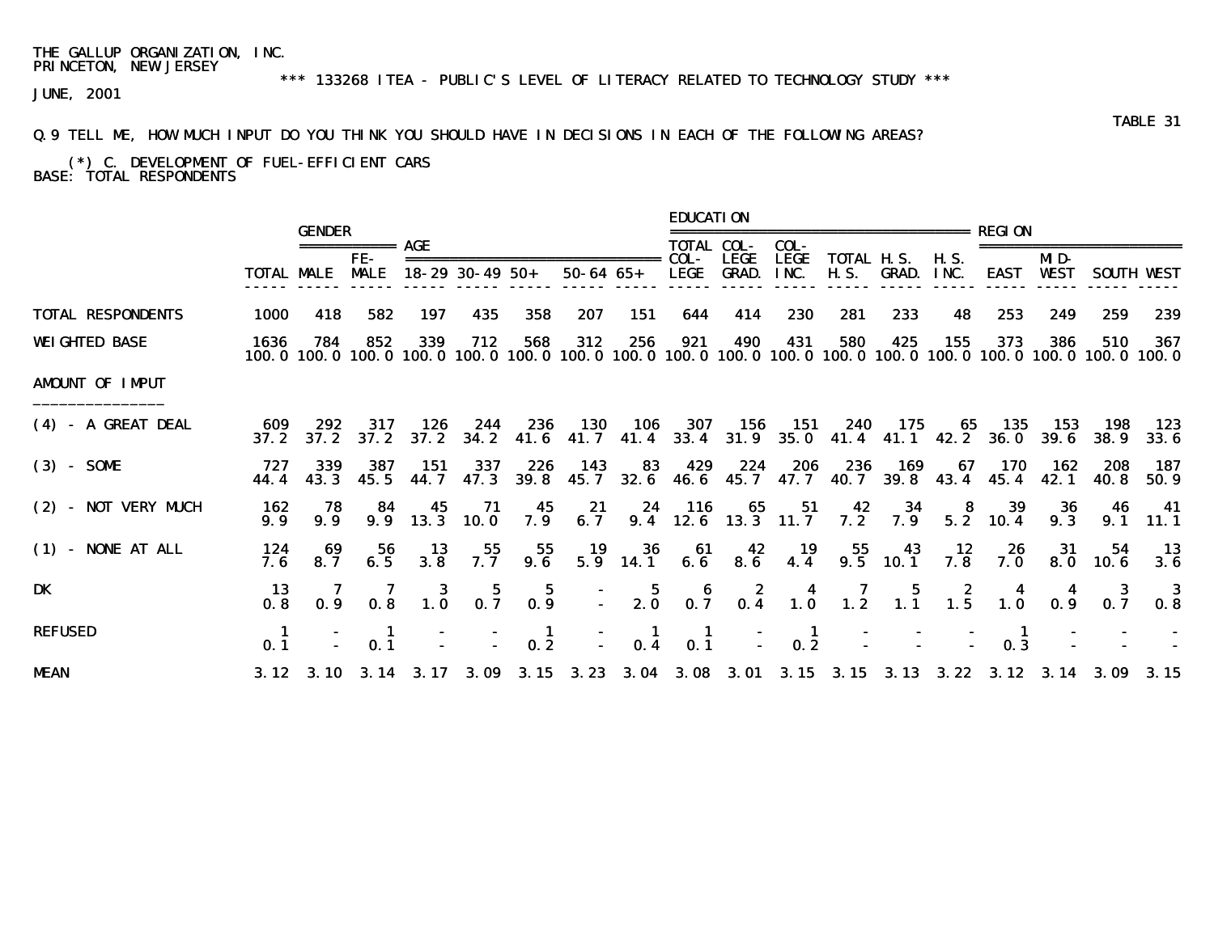THE GALLUP ORGANIZATION, INC.
PRINCETON, NEW JERSEY

*** 133268 ITEA - PUBLIC'S LEVEL OF LITERACY RELATED TO TECHNOLOGY STUDY ***

JUNE, 2001

TABLE 31

Q.9 TELL ME, HOW MUCH INPUT DO YOU THINK YOU SHOULD HAVE IN DECISIONS IN EACH OF THE FOLLOWING AREAS?

(*) C. DEVELOPMENT OF FUEL-EFFICIENT CARS
BASE: TOTAL RESPONDENTS

| | | GENDER | | AGE | | | | | EDUCATION | | | | | | REGION | | | |
|---|---|---|---|---|---|---|---|---|---|---|---|---|---|---|---|---|---|---|
| | TOTAL | MALE | FE-MALE | 18-29 | 30-49 | 50+ | 50-64 | 65+ | TOTAL COL-LEGE | COL-LEGE GRAD. | COL-LEGE INC. | TOTAL H.S. | H.S. GRAD. | H.S. INC. | EAST | MID-WEST | SOUTH | WEST |
| TOTAL RESPONDENTS | 1000 | 418 | 582 | 197 | 435 | 358 | 207 | 151 | 644 | 414 | 230 | 281 | 233 | 48 | 253 | 249 | 259 | 239 |
| WEIGHTED BASE | 1636 | 784 | 852 | 339 | 712 | 568 | 312 | 256 | 921 | 490 | 431 | 580 | 425 | 155 | 373 | 386 | 510 | 367 |
| | 100.0 | 100.0 | 100.0 | 100.0 | 100.0 | 100.0 | 100.0 | 100.0 | 100.0 | 100.0 | 100.0 | 100.0 | 100.0 | 100.0 | 100.0 | 100.0 | 100.0 | 100.0 |
| AMOUNT OF IMPUT | | | | | | | | | | | | | | | | | | |
| (4) - A GREAT DEAL | 609 | 292 | 317 | 126 | 244 | 236 | 130 | 106 | 307 | 156 | 151 | 240 | 175 | 65 | 135 | 153 | 198 | 123 |
| | 37.2 | 37.2 | 37.2 | 37.2 | 34.2 | 41.6 | 41.7 | 41.4 | 33.4 | 31.9 | 35.0 | 41.4 | 41.1 | 42.2 | 36.0 | 39.6 | 38.9 | 33.6 |
| (3) - SOME | 727 | 339 | 387 | 151 | 337 | 226 | 143 | 83 | 429 | 224 | 206 | 236 | 169 | 67 | 170 | 162 | 208 | 187 |
| | 44.4 | 43.3 | 45.5 | 44.7 | 47.3 | 39.8 | 45.7 | 32.6 | 46.6 | 45.7 | 47.7 | 40.7 | 39.8 | 43.4 | 45.4 | 42.1 | 40.8 | 50.9 |
| (2) - NOT VERY MUCH | 162 | 78 | 84 | 45 | 71 | 45 | 21 | 24 | 116 | 65 | 51 | 42 | 34 | 8 | 39 | 36 | 46 | 41 |
| | 9.9 | 9.9 | 9.9 | 13.3 | 10.0 | 7.9 | 6.7 | 9.4 | 12.6 | 13.3 | 11.7 | 7.2 | 7.9 | 5.2 | 10.4 | 9.3 | 9.1 | 11.1 |
| (1) - NONE AT ALL | 124 | 69 | 56 | 13 | 55 | 55 | 19 | 36 | 61 | 42 | 19 | 55 | 43 | 12 | 26 | 31 | 54 | 13 |
| | 7.6 | 8.7 | 6.5 | 3.8 | 7.7 | 9.6 | 5.9 | 14.1 | 6.6 | 8.6 | 4.4 | 9.5 | 10.1 | 7.8 | 7.0 | 8.0 | 10.6 | 3.6 |
| DK | 13 | 7 | 7 | 3 | 5 | 5 | - | 5 | 6 | 2 | 4 | 7 | 5 | 2 | 4 | 4 | 3 | 3 |
| | 0.8 | 0.9 | 0.8 | 1.0 | 0.7 | 0.9 | - | 2.0 | 0.7 | 0.4 | 1.0 | 1.2 | 1.1 | 1.5 | 1.0 | 0.9 | 0.7 | 0.8 |
| REFUSED | 1 | - | 1 | - | - | 1 | - | 1 | 1 | - | 1 | - | - | - | 1 | - | - | - |
| | 0.1 | - | 0.1 | - | - | 0.2 | - | 0.4 | 0.1 | - | 0.2 | - | - | - | 0.3 | - | - | - |
| MEAN | 3.12 | 3.10 | 3.14 | 3.17 | 3.09 | 3.15 | 3.23 | 3.04 | 3.08 | 3.01 | 3.15 | 3.15 | 3.13 | 3.22 | 3.12 | 3.14 | 3.09 | 3.15 |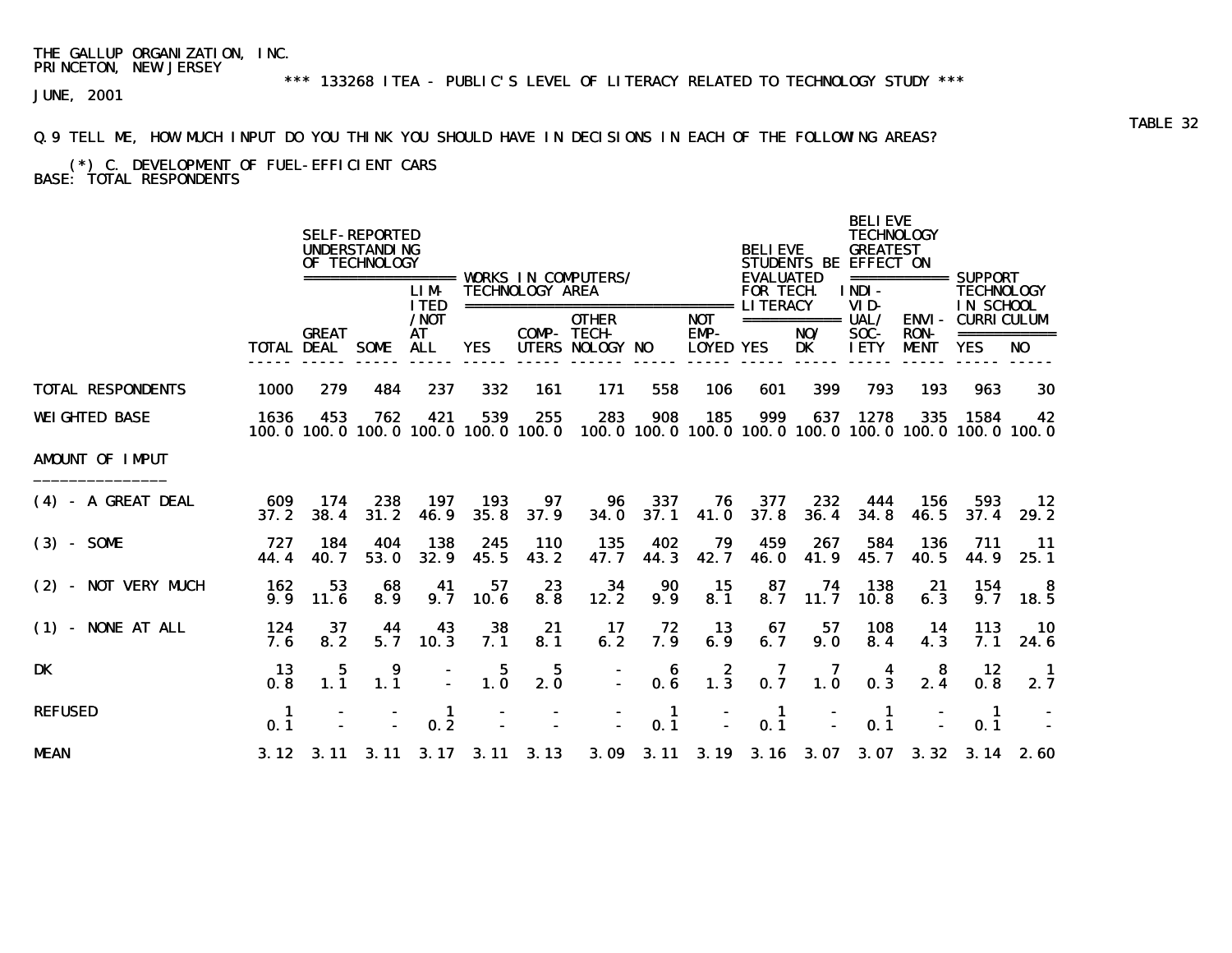THE GALLUP ORGANIZATION, INC.
PRINCETON, NEW JERSEY

*** 133268 ITEA - PUBLIC'S LEVEL OF LITERACY RELATED TO TECHNOLOGY STUDY ***

JUNE, 2001

TABLE 32

Q.9 TELL ME, HOW MUCH INPUT DO YOU THINK YOU SHOULD HAVE IN DECISIONS IN EACH OF THE FOLLOWING AREAS?

(*) C. DEVELOPMENT OF FUEL-EFFICIENT CARS
BASE: TOTAL RESPONDENTS

| | | SELF-REPORTED UNDERSTANDING OF TECHNOLOGY | | | WORKS IN COMPUTERS/ TECHNOLOGY AREA | | | | | BELIEVE STUDENTS BE EVALUATED FOR TECH. LITERACY | | BELIEVE TECHNOLOGY GREATEST EFFECT ON | | SUPPORT TECHNOLOGY IN SCHOOL CURRICULUM | |
|---|---|---|---|---|---|---|---|---|---|---|---|---|---|---|---|
| | TOTAL | GREAT DEAL | SOME | LIMITED /NOT AT ALL | YES | COMPUTERS | OTHER TECHNOLOGY | NO | NOT EMPLOYED | YES | NO/ DK | INDIVIDUAL/ SOCIETY | ENVIRONMENT | YES | NO |
| TOTAL RESPONDENTS | 1000 | 279 | 484 | 237 | 332 | 161 | 171 | 558 | 106 | 601 | 399 | 793 | 193 | 963 | 30 |
| WEIGHTED BASE | 1636 | 453 | 762 | 421 | 539 | 255 | 283 | 908 | 185 | 999 | 637 | 1278 | 335 | 1584 | 42 |
| | 100.0 | 100.0 | 100.0 | 100.0 | 100.0 | 100.0 | 100.0 | 100.0 | 100.0 | 100.0 | 100.0 | 100.0 | 100.0 | 100.0 | 100.0 |
| AMOUNT OF IMPUT | | | | | | | | | | | | | | | |
| (4) - A GREAT DEAL | 609 | 174 | 238 | 197 | 193 | 97 | 96 | 337 | 76 | 377 | 232 | 444 | 156 | 593 | 12 |
| | 37.2 | 38.4 | 31.2 | 46.9 | 35.8 | 37.9 | 34.0 | 37.1 | 41.0 | 37.8 | 36.4 | 34.8 | 46.5 | 37.4 | 29.2 |
| (3) - SOME | 727 | 184 | 404 | 138 | 245 | 110 | 135 | 402 | 79 | 459 | 267 | 584 | 136 | 711 | 11 |
| | 44.4 | 40.7 | 53.0 | 32.9 | 45.5 | 43.2 | 47.7 | 44.3 | 42.7 | 46.0 | 41.9 | 45.7 | 40.5 | 44.9 | 25.1 |
| (2) - NOT VERY MUCH | 162 | 53 | 68 | 41 | 57 | 23 | 34 | 90 | 15 | 87 | 74 | 138 | 21 | 154 | 8 |
| | 9.9 | 11.6 | 8.9 | 9.7 | 10.6 | 8.8 | 12.2 | 9.9 | 8.1 | 8.7 | 11.7 | 10.8 | 6.3 | 9.7 | 18.5 |
| (1) - NONE AT ALL | 124 | 37 | 44 | 43 | 38 | 21 | 17 | 72 | 13 | 67 | 57 | 108 | 14 | 113 | 10 |
| | 7.6 | 8.2 | 5.7 | 10.3 | 7.1 | 8.1 | 6.2 | 7.9 | 6.9 | 6.7 | 9.0 | 8.4 | 4.3 | 7.1 | 24.6 |
| DK | 13 | 5 | 9 | - | 5 | 5 | - | 6 | 2 | 7 | 7 | 4 | 8 | 12 | 1 |
| | 0.8 | 1.1 | 1.1 | - | 1.0 | 2.0 | - | 0.6 | 1.3 | 0.7 | 1.0 | 0.3 | 2.4 | 0.8 | 2.7 |
| REFUSED | 1 | - | - | 1 | - | - | - | 1 | - | 1 | - | 1 | - | 1 | - |
| | 0.1 | - | - | 0.2 | - | - | - | 0.1 | - | 0.1 | - | 0.1 | - | 0.1 | - |
| MEAN | 3.12 | 3.11 | 3.11 | 3.17 | 3.11 | 3.13 | 3.09 | 3.11 | 3.19 | 3.16 | 3.07 | 3.07 | 3.32 | 3.14 | 2.60 |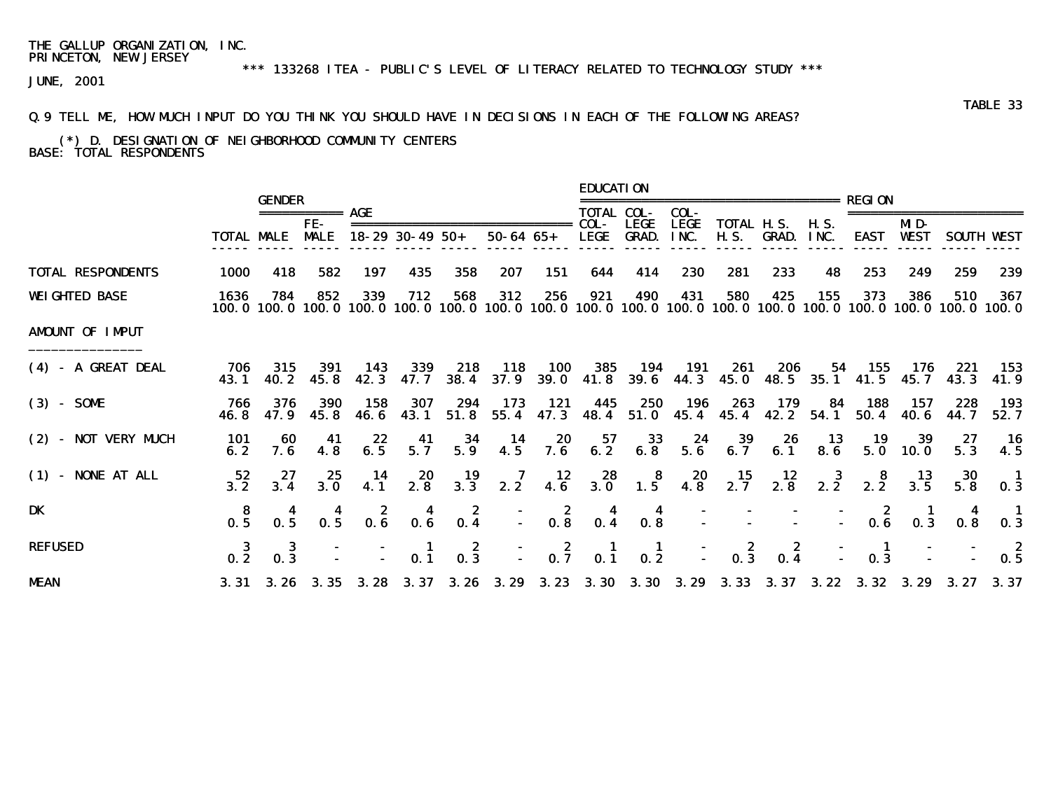THE GALLUP ORGANIZATION, INC.
PRINCETON, NEW JERSEY

*** 133268 ITEA - PUBLIC'S LEVEL OF LITERACY RELATED TO TECHNOLOGY STUDY ***

JUNE, 2001

TABLE 33

Q.9 TELL ME, HOW MUCH INPUT DO YOU THINK YOU SHOULD HAVE IN DECISIONS IN EACH OF THE FOLLOWING AREAS?

(*) D. DESIGNATION OF NEIGHBORHOOD COMMUNITY CENTERS
BASE: TOTAL RESPONDENTS

| | | GENDER | | AGE | | | | | EDUCATION | | | | | | REGION | | | |
|---|---|---|---|---|---|---|---|---|---|---|---|---|---|---|---|---|---|---|
| | TOTAL | MALE | FE-MALE | 18-29 | 30-49 | 50+ | 50-64 | 65+ | TOTAL COL-LEGE | COL-LEGE GRAD. | COL-LEGE INC. | TOTAL H.S. | H.S. GRAD. | H.S. INC. | EAST | MID-WEST | SOUTH | WEST |
| TOTAL RESPONDENTS | 1000 | 418 | 582 | 197 | 435 | 358 | 207 | 151 | 644 | 414 | 230 | 281 | 233 | 48 | 253 | 249 | 259 | 239 |
| WEIGHTED BASE | 1636 | 784 | 852 | 339 | 712 | 568 | 312 | 256 | 921 | 490 | 431 | 580 | 425 | 155 | 373 | 386 | 510 | 367 |
| | 100.0 | 100.0 | 100.0 | 100.0 | 100.0 | 100.0 | 100.0 | 100.0 | 100.0 | 100.0 | 100.0 | 100.0 | 100.0 | 100.0 | 100.0 | 100.0 | 100.0 | 100.0 |
| AMOUNT OF IMPUT | | | | | | | | | | | | | | | | | | |
| (4) - A GREAT DEAL | 706 | 315 | 391 | 143 | 339 | 218 | 118 | 100 | 385 | 194 | 191 | 261 | 206 | 54 | 155 | 176 | 221 | 153 |
| | 43.1 | 40.2 | 45.8 | 42.3 | 47.7 | 38.4 | 37.9 | 39.0 | 41.8 | 39.6 | 44.3 | 45.0 | 48.5 | 35.1 | 41.5 | 45.7 | 43.3 | 41.9 |
| (3) - SOME | 766 | 376 | 390 | 158 | 307 | 294 | 173 | 121 | 445 | 250 | 196 | 263 | 179 | 84 | 188 | 157 | 228 | 193 |
| | 46.8 | 47.9 | 45.8 | 46.6 | 43.1 | 51.8 | 55.4 | 47.3 | 48.4 | 51.0 | 45.4 | 45.4 | 42.2 | 54.1 | 50.4 | 40.6 | 44.7 | 52.7 |
| (2) - NOT VERY MUCH | 101 | 60 | 41 | 22 | 41 | 34 | 14 | 20 | 57 | 33 | 24 | 39 | 26 | 13 | 19 | 39 | 27 | 16 |
| | 6.2 | 7.6 | 4.8 | 6.5 | 5.7 | 5.9 | 4.5 | 7.6 | 6.2 | 6.8 | 5.6 | 6.7 | 6.1 | 8.6 | 5.0 | 10.0 | 5.3 | 4.5 |
| (1) - NONE AT ALL | 52 | 27 | 25 | 14 | 20 | 19 | 7 | 12 | 28 | 8 | 20 | 15 | 12 | 3 | 8 | 13 | 30 | 1 |
| | 3.2 | 3.4 | 3.0 | 4.1 | 2.8 | 3.3 | 2.2 | 4.6 | 3.0 | 1.5 | 4.8 | 2.7 | 2.8 | 2.2 | 2.2 | 3.5 | 5.8 | 0.3 |
| DK | 8 | 4 | 4 | 2 | 4 | 2 | - | 2 | 4 | 4 | - | - | - | - | 2 | 1 | 4 | 1 |
| | 0.5 | 0.5 | 0.5 | 0.6 | 0.6 | 0.4 | - | 0.8 | 0.4 | 0.8 | - | - | - | - | 0.6 | 0.3 | 0.8 | 0.3 |
| REFUSED | 3 | 3 | - | - | 1 | 2 | - | 2 | 1 | 1 | - | 2 | 2 | - | 1 | - | - | 2 |
| | 0.2 | 0.3 | - | - | 0.1 | 0.3 | - | 0.7 | 0.1 | 0.2 | - | 0.3 | 0.4 | - | 0.3 | - | - | 0.5 |
| MEAN | 3.31 | 3.26 | 3.35 | 3.28 | 3.37 | 3.26 | 3.29 | 3.23 | 3.30 | 3.30 | 3.29 | 3.33 | 3.37 | 3.22 | 3.32 | 3.29 | 3.27 | 3.37 |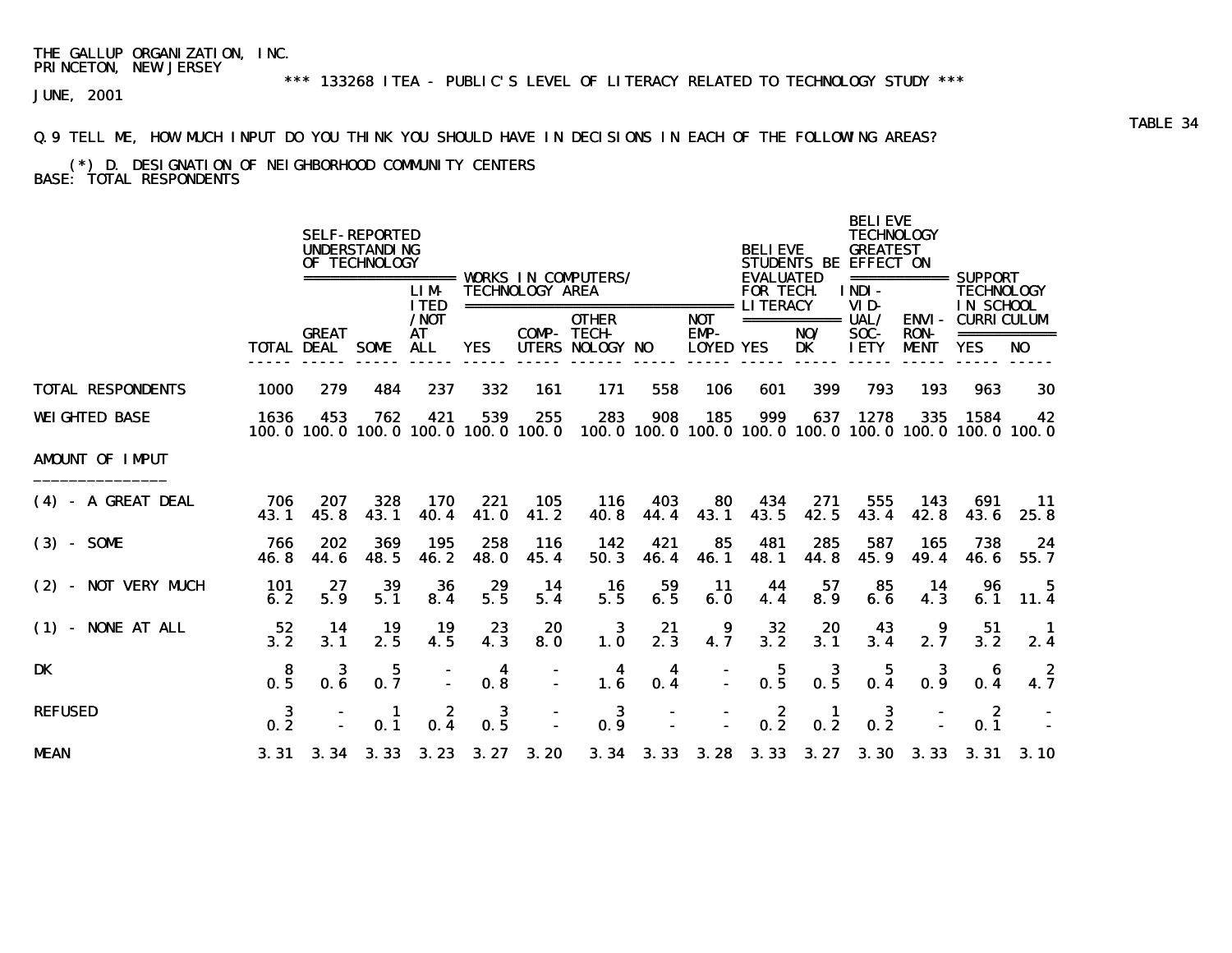THE GALLUP ORGANIZATION, INC.
PRINCETON, NEW JERSEY

*** 133268 ITEA - PUBLIC'S LEVEL OF LITERACY RELATED TO TECHNOLOGY STUDY ***

JUNE, 2001

TABLE 34

Q.9 TELL ME, HOW MUCH INPUT DO YOU THINK YOU SHOULD HAVE IN DECISIONS IN EACH OF THE FOLLOWING AREAS?

(*) D. DESIGNATION OF NEIGHBORHOOD COMMUNITY CENTERS
BASE: TOTAL RESPONDENTS

| | | SELF-REPORTED UNDERSTANDING OF TECHNOLOGY | | | WORKS IN COMPUTERS/ TECHNOLOGY AREA | | | | | BELIEVE STUDENTS BE EVALUATED FOR TECH. LITERACY | | BELIEVE TECHNOLOGY GREATEST EFFECT ON | | SUPPORT TECHNOLOGY IN SCHOOL CURRICULUM | |
|---|---|---|---|---|---|---|---|---|---|---|---|---|---|---|---|
| | TOTAL | GREAT DEAL | SOME | LIMITED /NOT AT ALL | YES | COMPUTERS | OTHER TECHNOLOGY | NO | NOT EMPLOYED | YES | NO/ DK | INDIVIDUAL/ SOCIETY | ENVIRONMENT | YES | NO |
| TOTAL RESPONDENTS | 1000 | 279 | 484 | 237 | 332 | 161 | 171 | 558 | 106 | 601 | 399 | 793 | 193 | 963 | 30 |
| WEIGHTED BASE | 1636 | 453 | 762 | 421 | 539 | 255 | 283 | 908 | 185 | 999 | 637 | 1278 | 335 | 1584 | 42 |
| | 100.0 | 100.0 | 100.0 | 100.0 | 100.0 | 100.0 | 100.0 | 100.0 | 100.0 | 100.0 | 100.0 | 100.0 | 100.0 | 100.0 | 100.0 |
| AMOUNT OF IMPUT | | | | | | | | | | | | | | | |
| (4) - A GREAT DEAL | 706 | 207 | 328 | 170 | 221 | 105 | 116 | 403 | 80 | 434 | 271 | 555 | 143 | 691 | 11 |
| | 43.1 | 45.8 | 43.1 | 40.4 | 41.0 | 41.2 | 40.8 | 44.4 | 43.1 | 43.5 | 42.5 | 43.4 | 42.8 | 43.6 | 25.8 |
| (3) - SOME | 766 | 202 | 369 | 195 | 258 | 116 | 142 | 421 | 85 | 481 | 285 | 587 | 165 | 738 | 24 |
| | 46.8 | 44.6 | 48.5 | 46.2 | 48.0 | 45.4 | 50.3 | 46.4 | 46.1 | 48.1 | 44.8 | 45.9 | 49.4 | 46.6 | 55.7 |
| (2) - NOT VERY MUCH | 101 | 27 | 39 | 36 | 29 | 14 | 16 | 59 | 11 | 44 | 57 | 85 | 14 | 96 | 5 |
| | 6.2 | 5.9 | 5.1 | 8.4 | 5.5 | 5.4 | 5.5 | 6.5 | 6.0 | 4.4 | 8.9 | 6.6 | 4.3 | 6.1 | 11.4 |
| (1) - NONE AT ALL | 52 | 14 | 19 | 19 | 23 | 20 | 3 | 21 | 9 | 32 | 20 | 43 | 9 | 51 | 1 |
| | 3.2 | 3.1 | 2.5 | 4.5 | 4.3 | 8.0 | 1.0 | 2.3 | 4.7 | 3.2 | 3.1 | 3.4 | 2.7 | 3.2 | 2.4 |
| DK | 8 | 3 | 5 | - | 4 | - | 4 | 4 | - | 5 | 3 | 5 | 3 | 6 | 2 |
| | 0.5 | 0.6 | 0.7 | - | 0.8 | - | 1.6 | 0.4 | - | 0.5 | 0.5 | 0.4 | 0.9 | 0.4 | 4.7 |
| REFUSED | 3 | - | 1 | 2 | 3 | - | 3 | - | - | 2 | 1 | 3 | - | 2 | - |
| | 0.2 | - | 0.1 | 0.4 | 0.5 | - | 0.9 | - | - | 0.2 | 0.2 | 0.2 | - | 0.1 | - |
| MEAN | 3.31 | 3.34 | 3.33 | 3.23 | 3.27 | 3.20 | 3.34 | 3.33 | 3.28 | 3.33 | 3.27 | 3.30 | 3.33 | 3.31 | 3.10 |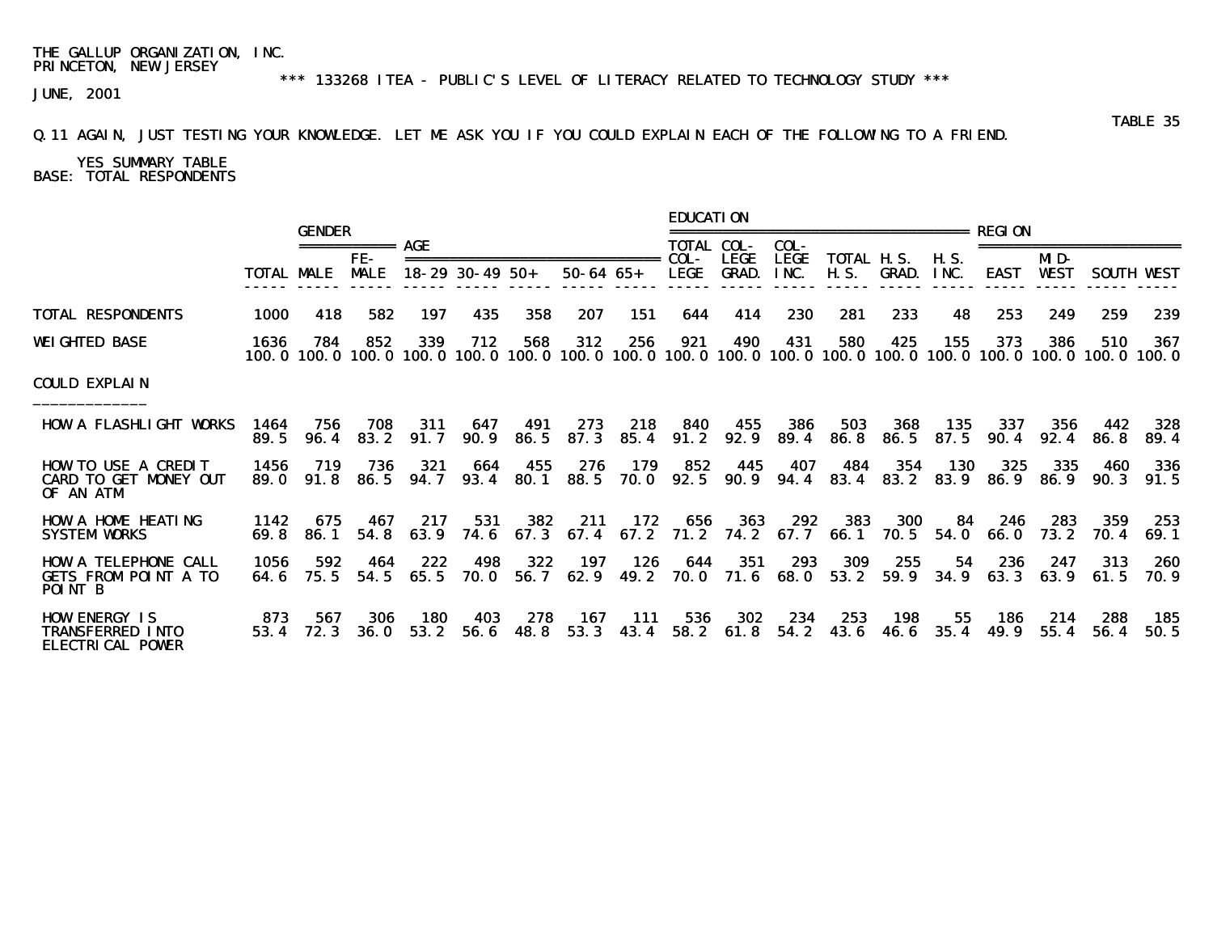THE GALLUP ORGANIZATION, INC.
PRINCETON, NEW JERSEY

*** 133268 ITEA - PUBLIC'S LEVEL OF LITERACY RELATED TO TECHNOLOGY STUDY ***

JUNE, 2001

TABLE 35

Q.11 AGAIN, JUST TESTING YOUR KNOWLEDGE. LET ME ASK YOU IF YOU COULD EXPLAIN EACH OF THE FOLLOWING TO A FRIEND.

YES SUMMARY TABLE
BASE: TOTAL RESPONDENTS

| | | GENDER | | AGE | | | | | EDUCATION | | | | | | REGION | | | |
|---|---|---|---|---|---|---|---|---|---|---|---|---|---|---|---|---|---|---|
| | TOTAL | MALE | FE-MALE | 18-29 | 30-49 | 50+ | 50-64 | 65+ | TOTAL COL-LEGE | COL-LEGE GRAD. | COL-LEGE INC. | TOTAL H.S. | H.S. GRAD. | H.S. INC. | EAST | MID-WEST | SOUTH | WEST |
| TOTAL RESPONDENTS | 1000 | 418 | 582 | 197 | 435 | 358 | 207 | 151 | 644 | 414 | 230 | 281 | 233 | 48 | 253 | 249 | 259 | 239 |
| WEIGHTED BASE | 1636 | 784 | 852 | 339 | 712 | 568 | 312 | 256 | 921 | 490 | 431 | 580 | 425 | 155 | 373 | 386 | 510 | 367 |
| | 100.0 | 100.0 | 100.0 | 100.0 | 100.0 | 100.0 | 100.0 | 100.0 | 100.0 | 100.0 | 100.0 | 100.0 | 100.0 | 100.0 | 100.0 | 100.0 | 100.0 | 100.0 |
| COULD EXPLAIN | | | | | | | | | | | | | | | | | | |
| HOW A FLASHLIGHT WORKS | 1464 | 756 | 708 | 311 | 647 | 491 | 273 | 218 | 840 | 455 | 386 | 503 | 368 | 135 | 337 | 356 | 442 | 328 |
| | 89.5 | 96.4 | 83.2 | 91.7 | 90.9 | 86.5 | 87.3 | 85.4 | 91.2 | 92.9 | 89.4 | 86.8 | 86.5 | 87.5 | 90.4 | 92.4 | 86.8 | 89.4 |
| HOW TO USE A CREDIT CARD TO GET MONEY OUT OF AN ATM | 1456 | 719 | 736 | 321 | 664 | 455 | 276 | 179 | 852 | 445 | 407 | 484 | 354 | 130 | 325 | 335 | 460 | 336 |
| | 89.0 | 91.8 | 86.5 | 94.7 | 93.4 | 80.1 | 88.5 | 70.0 | 92.5 | 90.9 | 94.4 | 83.4 | 83.2 | 83.9 | 86.9 | 86.9 | 90.3 | 91.5 |
| HOW A HOME HEATING SYSTEM WORKS | 1142 | 675 | 467 | 217 | 531 | 382 | 211 | 172 | 656 | 363 | 292 | 383 | 300 | 84 | 246 | 283 | 359 | 253 |
| | 69.8 | 86.1 | 54.8 | 63.9 | 74.6 | 67.3 | 67.4 | 67.2 | 71.2 | 74.2 | 67.7 | 66.1 | 70.5 | 54.0 | 66.0 | 73.2 | 70.4 | 69.1 |
| HOW A TELEPHONE CALL GETS FROM POINT A TO POINT B | 1056 | 592 | 464 | 222 | 498 | 322 | 197 | 126 | 644 | 351 | 293 | 309 | 255 | 54 | 236 | 247 | 313 | 260 |
| | 64.6 | 75.5 | 54.5 | 65.5 | 70.0 | 56.7 | 62.9 | 49.2 | 70.0 | 71.6 | 68.0 | 53.2 | 59.9 | 34.9 | 63.3 | 63.9 | 61.5 | 70.9 |
| HOW ENERGY IS TRANSFERRED INTO ELECTRICAL POWER | 873 | 567 | 306 | 180 | 403 | 278 | 167 | 111 | 536 | 302 | 234 | 253 | 198 | 55 | 186 | 214 | 288 | 185 |
| | 53.4 | 72.3 | 36.0 | 53.2 | 56.6 | 48.8 | 53.3 | 43.4 | 58.2 | 61.8 | 54.2 | 43.6 | 46.6 | 35.4 | 49.9 | 55.4 | 56.4 | 50.5 |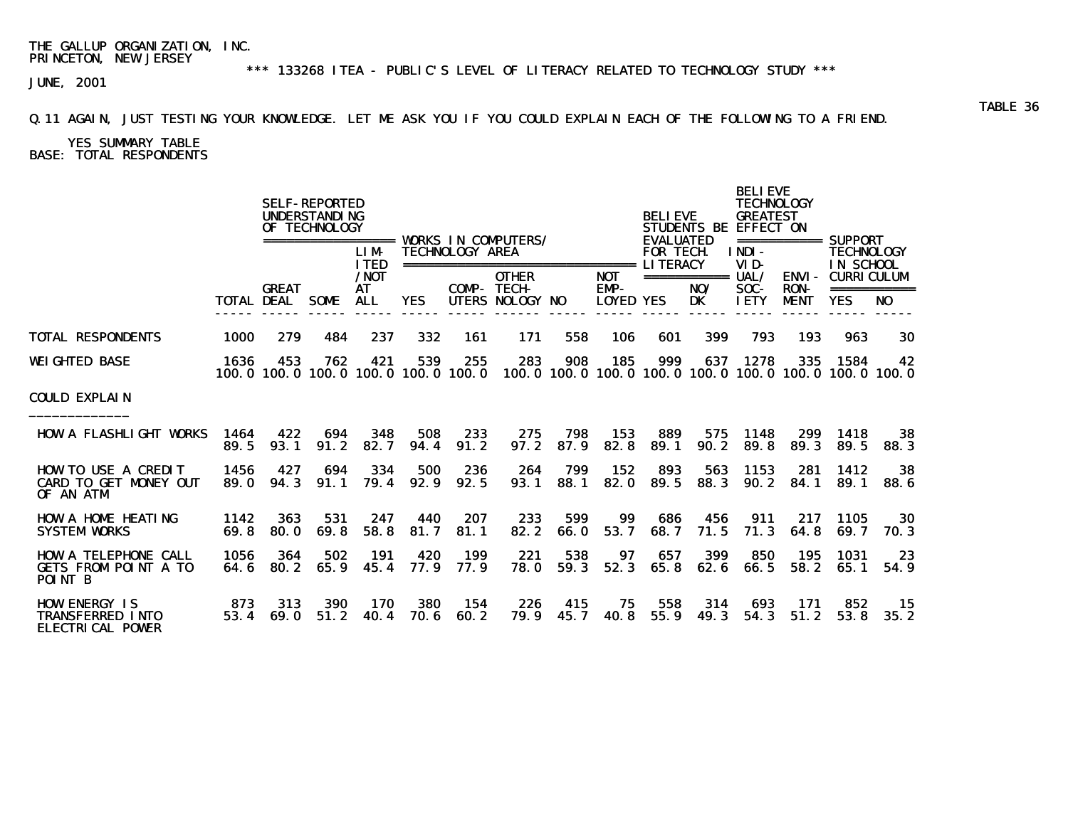THE GALLUP ORGANIZATION, INC.
PRINCETON, NEW JERSEY

*** 133268 ITEA - PUBLIC'S LEVEL OF LITERACY RELATED TO TECHNOLOGY STUDY ***

JUNE, 2001

TABLE 36

Q.11 AGAIN, JUST TESTING YOUR KNOWLEDGE. LET ME ASK YOU IF YOU COULD EXPLAIN EACH OF THE FOLLOWING TO A FRIEND.

YES SUMMARY TABLE
BASE: TOTAL RESPONDENTS

| | | SELF-REPORTED UNDERSTANDING OF TECHNOLOGY | | | WORKS IN COMPUTERS/ TECHNOLOGY AREA | | | | | BELIEVE STUDENTS BE EVALUATED FOR TECH. LITERACY | | BELIEVE TECHNOLOGY GREATEST EFFECT ON | | SUPPORT TECHNOLOGY IN SCHOOL CURRICULUM | |
|---|---|---|---|---|---|---|---|---|---|---|---|---|---|---|---|
| | TOTAL | GREAT DEAL | SOME | LIMITED/NOT AT ALL | YES | COMPUTERS | OTHER TECHNOLOGY | NO | NOT EMPLOYED | YES | NO/DK | INDIVIDUAL/SOCIETY | ENVIRONMENT | YES | NO |
| TOTAL RESPONDENTS | 1000 | 279 | 484 | 237 | 332 | 161 | 171 | 558 | 106 | 601 | 399 | 793 | 193 | 963 | 30 |
| WEIGHTED BASE | 1636 | 453 | 762 | 421 | 539 | 255 | 283 | 908 | 185 | 999 | 637 | 1278 | 335 | 1584 | 42 |
| | 100.0 | 100.0 | 100.0 | 100.0 | 100.0 | 100.0 | 100.0 | 100.0 | 100.0 | 100.0 | 100.0 | 100.0 | 100.0 | 100.0 | 100.0 |
| **COULD EXPLAIN** | | | | | | | | | | | | | | | |
| HOW A FLASHLIGHT WORKS | 1464 | 422 | 694 | 348 | 508 | 233 | 275 | 798 | 153 | 889 | 575 | 1148 | 299 | 1418 | 38 |
| | 89.5 | 93.1 | 91.2 | 82.7 | 94.4 | 91.2 | 97.2 | 87.9 | 82.8 | 89.1 | 90.2 | 89.8 | 89.3 | 89.5 | 88.3 |
| HOW TO USE A CREDIT CARD TO GET MONEY OUT OF AN ATM | 1456 | 427 | 694 | 334 | 500 | 236 | 264 | 799 | 152 | 893 | 563 | 1153 | 281 | 1412 | 38 |
| | 89.0 | 94.3 | 91.1 | 79.4 | 92.9 | 92.5 | 93.1 | 88.1 | 82.0 | 89.5 | 88.3 | 90.2 | 84.1 | 89.1 | 88.6 |
| HOW A HOME HEATING SYSTEM WORKS | 1142 | 363 | 531 | 247 | 440 | 207 | 233 | 599 | 99 | 686 | 456 | 911 | 217 | 1105 | 30 |
| | 69.8 | 80.0 | 69.8 | 58.8 | 81.7 | 81.1 | 82.2 | 66.0 | 53.7 | 68.7 | 71.5 | 71.3 | 64.8 | 69.7 | 70.3 |
| HOW A TELEPHONE CALL GETS FROM POINT A TO POINT B | 1056 | 364 | 502 | 191 | 420 | 199 | 221 | 538 | 97 | 657 | 399 | 850 | 195 | 1031 | 23 |
| | 64.6 | 80.2 | 65.9 | 45.4 | 77.9 | 77.9 | 78.0 | 59.3 | 52.3 | 65.8 | 62.6 | 66.5 | 58.2 | 65.1 | 54.9 |
| HOW ENERGY IS TRANSFERRED INTO ELECTRICAL POWER | 873 | 313 | 390 | 170 | 380 | 154 | 226 | 415 | 75 | 558 | 314 | 693 | 171 | 852 | 15 |
| | 53.4 | 69.0 | 51.2 | 40.4 | 70.6 | 60.2 | 79.9 | 45.7 | 40.8 | 55.9 | 49.3 | 54.3 | 51.2 | 53.8 | 35.2 |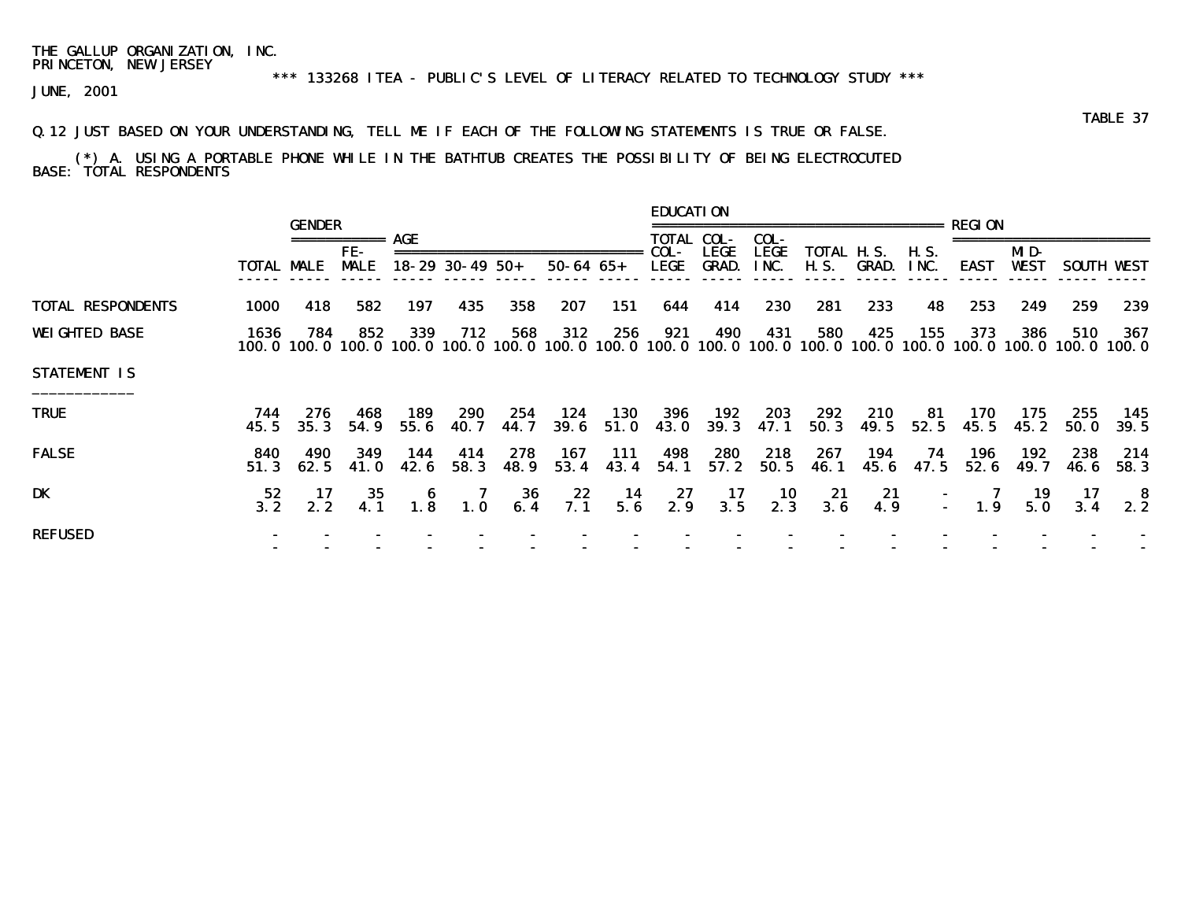THE GALLUP ORGANIZATION, INC.
PRINCETON, NEW JERSEY

*** 133268 ITEA - PUBLIC'S LEVEL OF LITERACY RELATED TO TECHNOLOGY STUDY ***

JUNE, 2001

TABLE 37

Q.12 JUST BASED ON YOUR UNDERSTANDING, TELL ME IF EACH OF THE FOLLOWING STATEMENTS IS TRUE OR FALSE.

(*) A. USING A PORTABLE PHONE WHILE IN THE BATHTUB CREATES THE POSSIBILITY OF BEING ELECTROCUTED

BASE: TOTAL RESPONDENTS

| | | GENDER | | AGE | | | | | EDUCATION | | | | | | REGION | | | |
|---|---|---|---|---|---|---|---|---|---|---|---|---|---|---|---|---|---|---|
| | TOTAL | MALE | FE-MALE | 18-29 | 30-49 | 50+ | 50-64 | 65+ | TOTAL COL-LEGE | COL-LEGE GRAD. | COL-LEGE INC. | TOTAL H.S. | H.S. GRAD. | H.S. INC. | EAST | MID-WEST | SOUTH | WEST |
| TOTAL RESPONDENTS | 1000 | 418 | 582 | 197 | 435 | 358 | 207 | 151 | 644 | 414 | 230 | 281 | 233 | 48 | 253 | 249 | 259 | 239 |
| WEIGHTED BASE | 1636 | 784 | 852 | 339 | 712 | 568 | 312 | 256 | 921 | 490 | 431 | 580 | 425 | 155 | 373 | 386 | 510 | 367 |
| | 100.0 | 100.0 | 100.0 | 100.0 | 100.0 | 100.0 | 100.0 | 100.0 | 100.0 | 100.0 | 100.0 | 100.0 | 100.0 | 100.0 | 100.0 | 100.0 | 100.0 | 100.0 |
| STATEMENT IS | | | | | | | | | | | | | | | | | | |
| TRUE | 744 | 276 | 468 | 189 | 290 | 254 | 124 | 130 | 396 | 192 | 203 | 292 | 210 | 81 | 170 | 175 | 255 | 145 |
| | 45.5 | 35.3 | 54.9 | 55.6 | 40.7 | 44.7 | 39.6 | 51.0 | 43.0 | 39.3 | 47.1 | 50.3 | 49.5 | 52.5 | 45.5 | 45.2 | 50.0 | 39.5 |
| FALSE | 840 | 490 | 349 | 144 | 414 | 278 | 167 | 111 | 498 | 280 | 218 | 267 | 194 | 74 | 196 | 192 | 238 | 214 |
| | 51.3 | 62.5 | 41.0 | 42.6 | 58.3 | 48.9 | 53.4 | 43.4 | 54.1 | 57.2 | 50.5 | 46.1 | 45.6 | 47.5 | 52.6 | 49.7 | 46.6 | 58.3 |
| DK | 52 | 17 | 35 | 6 | 7 | 36 | 22 | 14 | 27 | 17 | 10 | 21 | 21 | - | 7 | 19 | 17 | 8 |
| | 3.2 | 2.2 | 4.1 | 1.8 | 1.0 | 6.4 | 7.1 | 5.6 | 2.9 | 3.5 | 2.3 | 3.6 | 4.9 | - | 1.9 | 5.0 | 3.4 | 2.2 |
| REFUSED | - | - | - | - | - | - | - | - | - | - | - | - | - | - | - | - | - | - |
| | - | - | - | - | - | - | - | - | - | - | - | - | - | - | - | - | - | - |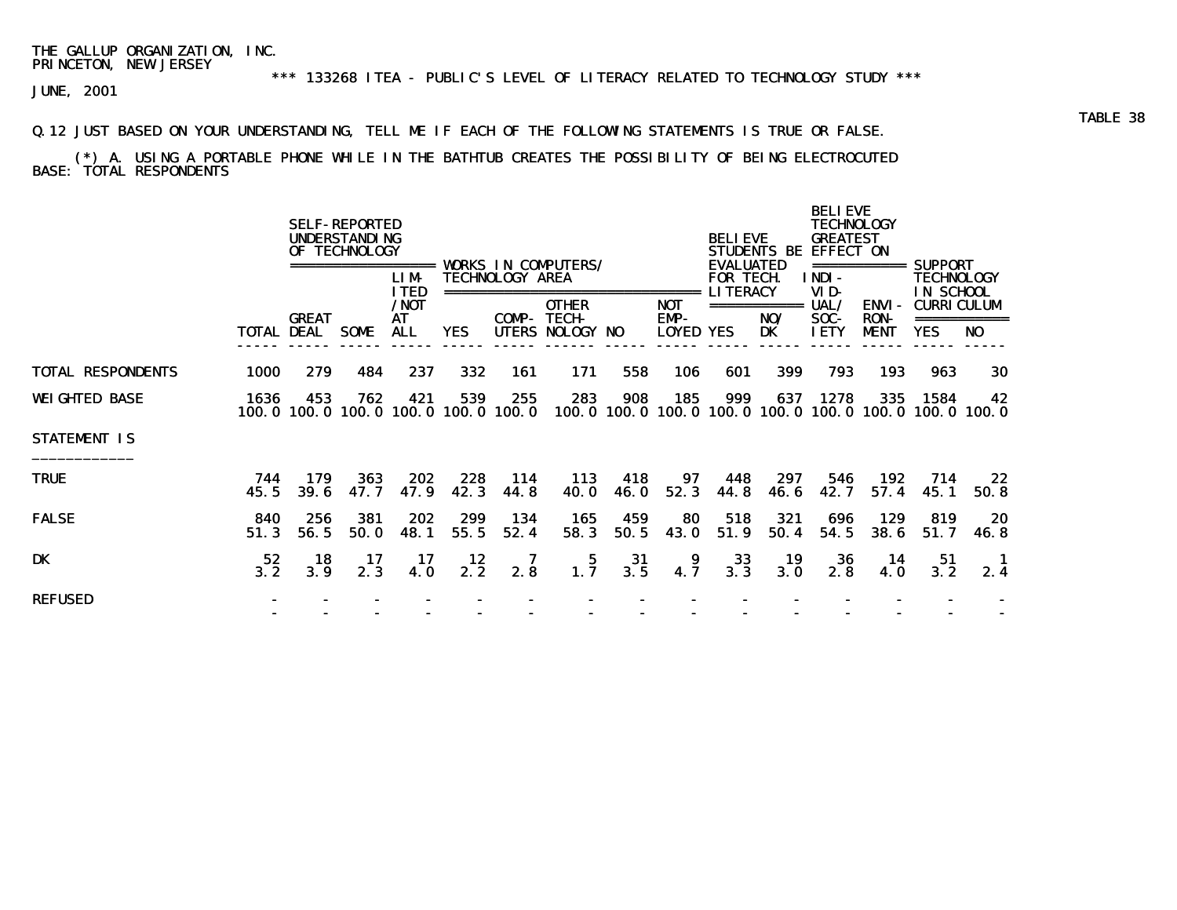THE GALLUP ORGANIZATION, INC.
PRINCETON, NEW JERSEY

*** 133268 ITEA - PUBLIC'S LEVEL OF LITERACY RELATED TO TECHNOLOGY STUDY ***

JUNE, 2001

TABLE 38

Q.12 JUST BASED ON YOUR UNDERSTANDING, TELL ME IF EACH OF THE FOLLOWING STATEMENTS IS TRUE OR FALSE.

(*) A. USING A PORTABLE PHONE WHILE IN THE BATHTUB CREATES THE POSSIBILITY OF BEING ELECTROCUTED
BASE: TOTAL RESPONDENTS

| | | SELF-REPORTED UNDERSTANDING OF TECHNOLOGY | | | WORKS IN COMPUTERS/ TECHNOLOGY AREA | | | | | BELIEVE STUDENTS BE EVALUATED FOR TECH. LITERACY | | BELIEVE TECHNOLOGY GREATEST EFFECT ON | | SUPPORT TECHNOLOGY IN SCHOOL CURRICULUM | |
|---|---|---|---|---|---|---|---|---|---|---|---|---|---|---|---|
| | TOTAL | GREAT DEAL | SOME | LIMITED /NOT AT ALL | YES | COMPUTERS | OTHER TECHNOLOGY | NO | NOT EMPLOYED | YES | NO/ DK | INDIVIDUAL/ SOCIETY | ENVIRONMENT | YES | NO |
| TOTAL RESPONDENTS | 1000 | 279 | 484 | 237 | 332 | 161 | 171 | 558 | 106 | 601 | 399 | 793 | 193 | 963 | 30 |
| WEIGHTED BASE | 1636 | 453 | 762 | 421 | 539 | 255 | 283 | 908 | 185 | 999 | 637 | 1278 | 335 | 1584 | 42 |
| | 100.0 | 100.0 | 100.0 | 100.0 | 100.0 | 100.0 | 100.0 | 100.0 | 100.0 | 100.0 | 100.0 | 100.0 | 100.0 | 100.0 | 100.0 |
| STATEMENT IS | | | | | | | | | | | | | | | |
| TRUE | 744 | 179 | 363 | 202 | 228 | 114 | 113 | 418 | 97 | 448 | 297 | 546 | 192 | 714 | 22 |
| | 45.5 | 39.6 | 47.7 | 47.9 | 42.3 | 44.8 | 40.0 | 46.0 | 52.3 | 44.8 | 46.6 | 42.7 | 57.4 | 45.1 | 50.8 |
| FALSE | 840 | 256 | 381 | 202 | 299 | 134 | 165 | 459 | 80 | 518 | 321 | 696 | 129 | 819 | 20 |
| | 51.3 | 56.5 | 50.0 | 48.1 | 55.5 | 52.4 | 58.3 | 50.5 | 43.0 | 51.9 | 50.4 | 54.5 | 38.6 | 51.7 | 46.8 |
| DK | 52 | 18 | 17 | 17 | 12 | 7 | 5 | 31 | 9 | 33 | 19 | 36 | 14 | 51 | 1 |
| | 3.2 | 3.9 | 2.3 | 4.0 | 2.2 | 2.8 | 1.7 | 3.5 | 4.7 | 3.3 | 3.0 | 2.8 | 4.0 | 3.2 | 2.4 |
| REFUSED | - | - | - | - | - | - | - | - | - | - | - | - | - | - | - |
| | - | - | - | - | - | - | - | - | - | - | - | - | - | - | - |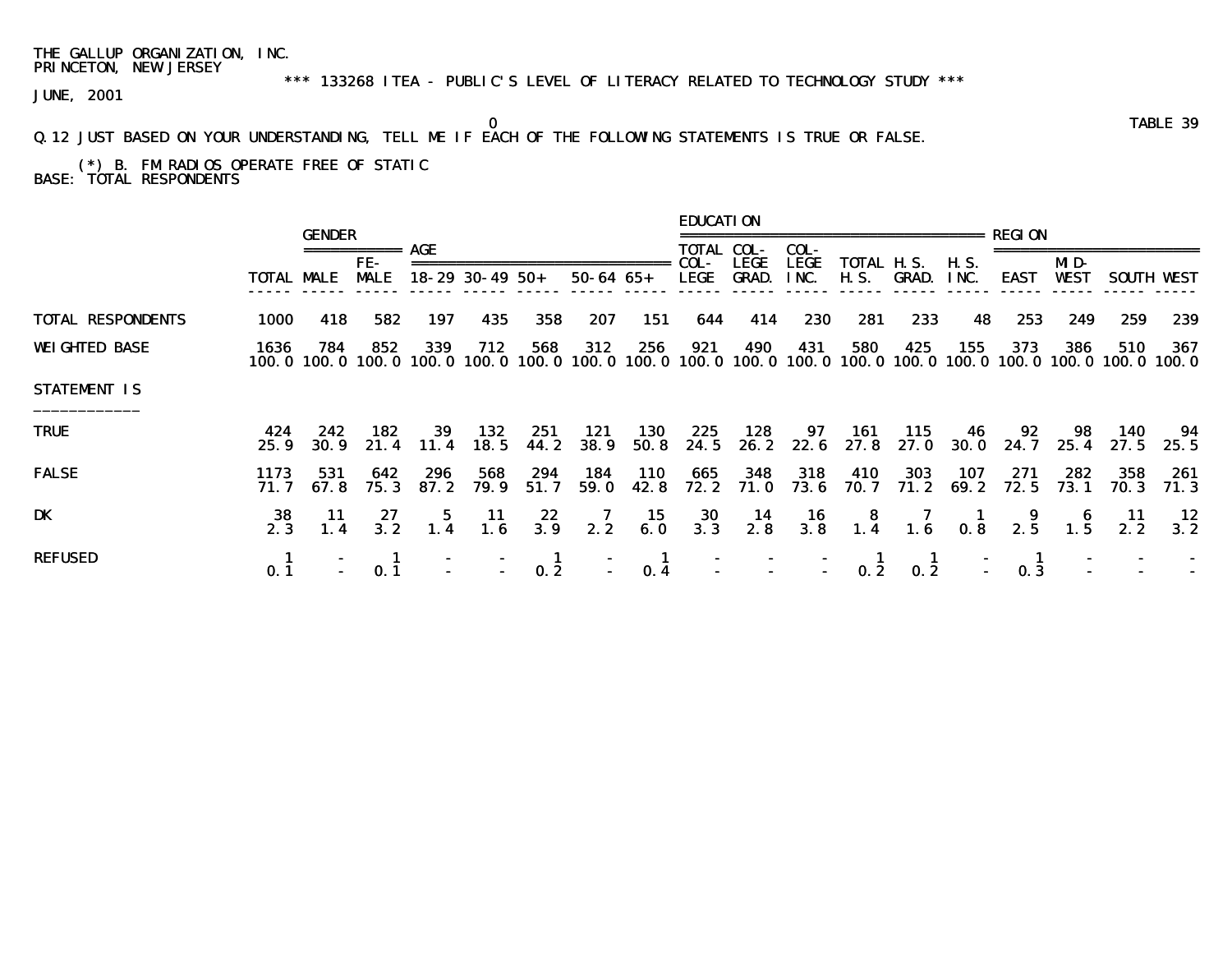THE GALLUP ORGANIZATION, INC.
PRINCETON, NEW JERSEY

*** 133268 ITEA - PUBLIC'S LEVEL OF LITERACY RELATED TO TECHNOLOGY STUDY ***

JUNE, 2001

TABLE 39

Q.12 JUST BASED ON YOUR UNDERSTANDING, TELL ME IF EACH OF THE FOLLOWING STATEMENTS IS TRUE OR FALSE.

(*) B. FM RADIOS OPERATE FREE OF STATIC

BASE: TOTAL RESPONDENTS

| | | GENDER | | AGE | | | | | EDUCATION | | | | | | REGION | | | |
|---|---|---|---|---|---|---|---|---|---|---|---|---|---|---|---|---|---|---|
| | TOTAL | MALE | FE-MALE | 18-29 | 30-49 | 50+ | 50-64 | 65+ | TOTAL COL-LEGE | COL-LEGE GRAD. | COL-LEGE INC. | TOTAL H.S. | H.S. GRAD. | H.S. INC. | EAST | MID-WEST | SOUTH | WEST |
| TOTAL RESPONDENTS | 1000 | 418 | 582 | 197 | 435 | 358 | 207 | 151 | 644 | 414 | 230 | 281 | 233 | 48 | 253 | 249 | 259 | 239 |
| WEIGHTED BASE | 1636 | 784 | 852 | 339 | 712 | 568 | 312 | 256 | 921 | 490 | 431 | 580 | 425 | 155 | 373 | 386 | 510 | 367 |
| | 100.0 | 100.0 | 100.0 | 100.0 | 100.0 | 100.0 | 100.0 | 100.0 | 100.0 | 100.0 | 100.0 | 100.0 | 100.0 | 100.0 | 100.0 | 100.0 | 100.0 | 100.0 |
| STATEMENT IS | | | | | | | | | | | | | | | | | | |
| TRUE | 424 | 242 | 182 | 39 | 132 | 251 | 121 | 130 | 225 | 128 | 97 | 161 | 115 | 46 | 92 | 98 | 140 | 94 |
| | 25.9 | 30.9 | 21.4 | 11.4 | 18.5 | 44.2 | 38.9 | 50.8 | 24.5 | 26.2 | 22.6 | 27.8 | 27.0 | 30.0 | 24.7 | 25.4 | 27.5 | 25.5 |
| FALSE | 1173 | 531 | 642 | 296 | 568 | 294 | 184 | 110 | 665 | 348 | 318 | 410 | 303 | 107 | 271 | 282 | 358 | 261 |
| | 71.7 | 67.8 | 75.3 | 87.2 | 79.9 | 51.7 | 59.0 | 42.8 | 72.2 | 71.0 | 73.6 | 70.7 | 71.2 | 69.2 | 72.5 | 73.1 | 70.3 | 71.3 |
| DK | 38 | 11 | 27 | 5 | 11 | 22 | 7 | 15 | 30 | 14 | 16 | 8 | 7 | 1 | 9 | 6 | 11 | 12 |
| | 2.3 | 1.4 | 3.2 | 1.4 | 1.6 | 3.9 | 2.2 | 6.0 | 3.3 | 2.8 | 3.8 | 1.4 | 1.6 | 0.8 | 2.5 | 1.5 | 2.2 | 3.2 |
| REFUSED | 1 | - | 1 | - | - | 1 | - | 1 | - | - | - | 1 | 1 | - | 1 | - | - | - |
| | 0.1 | - | 0.1 | - | - | 0.2 | - | 0.4 | - | - | - | 0.2 | 0.2 | - | 0.3 | - | - | - |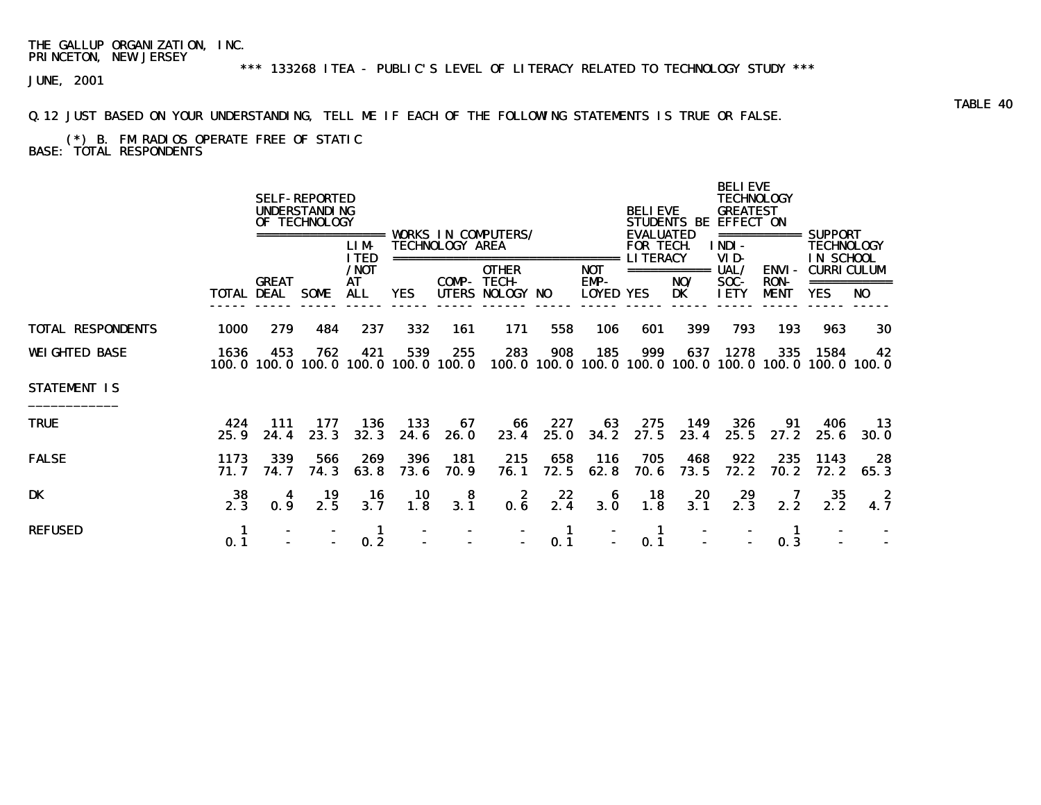THE GALLUP ORGANIZATION, INC.
PRINCETON, NEW JERSEY

*** 133268 ITEA - PUBLIC'S LEVEL OF LITERACY RELATED TO TECHNOLOGY STUDY ***

JUNE, 2001

TABLE 40

Q.12 JUST BASED ON YOUR UNDERSTANDING, TELL ME IF EACH OF THE FOLLOWING STATEMENTS IS TRUE OR FALSE.

(*) B. FM RADIOS OPERATE FREE OF STATIC

BASE: TOTAL RESPONDENTS

| | | SELF-REPORTED UNDERSTANDING OF TECHNOLOGY | | | WORKS IN COMPUTERS/ TECHNOLOGY AREA | | | | | BELIEVE STUDENTS BE EVALUATED FOR TECH. LITERACY | | BELIEVE TECHNOLOGY GREATEST EFFECT ON | | SUPPORT TECHNOLOGY IN SCHOOL CURRICULUM | |
|---|---|---|---|---|---|---|---|---|---|---|---|---|---|---|---|
| | TOTAL | GREAT DEAL | SOME | LIMITED /NOT AT ALL | YES | COMP-UTERS | OTHER TECH-NOLOGY | NO | NOT EMP-LOYED | YES | NO/ DK | INDI-VID-UAL/ SOC-IETY | ENVI-RON-MENT | YES | NO |
| TOTAL RESPONDENTS | 1000 | 279 | 484 | 237 | 332 | 161 | 171 | 558 | 106 | 601 | 399 | 793 | 193 | 963 | 30 |
| WEIGHTED BASE | 1636 | 453 | 762 | 421 | 539 | 255 | 283 | 908 | 185 | 999 | 637 | 1278 | 335 | 1584 | 42 |
| | 100.0 | 100.0 | 100.0 | 100.0 | 100.0 | 100.0 | 100.0 | 100.0 | 100.0 | 100.0 | 100.0 | 100.0 | 100.0 | 100.0 | 100.0 |
| STATEMENT IS | | | | | | | | | | | | | | | |
| TRUE | 424 | 111 | 177 | 136 | 133 | 67 | 66 | 227 | 63 | 275 | 149 | 326 | 91 | 406 | 13 |
| | 25.9 | 24.4 | 23.3 | 32.3 | 24.6 | 26.0 | 23.4 | 25.0 | 34.2 | 27.5 | 23.4 | 25.5 | 27.2 | 25.6 | 30.0 |
| FALSE | 1173 | 339 | 566 | 269 | 396 | 181 | 215 | 658 | 116 | 705 | 468 | 922 | 235 | 1143 | 28 |
| | 71.7 | 74.7 | 74.3 | 63.8 | 73.6 | 70.9 | 76.1 | 72.5 | 62.8 | 70.6 | 73.5 | 72.2 | 70.2 | 72.2 | 65.3 |
| DK | 38 | 4 | 19 | 16 | 10 | 8 | 2 | 22 | 6 | 18 | 20 | 29 | 7 | 35 | 2 |
| | 2.3 | 0.9 | 2.5 | 3.7 | 1.8 | 3.1 | 0.6 | 2.4 | 3.0 | 1.8 | 3.1 | 2.3 | 2.2 | 2.2 | 4.7 |
| REFUSED | 1 | - | - | 1 | - | - | - | 1 | - | 1 | - | - | 1 | - | - |
| | 0.1 | - | - | 0.2 | - | - | - | 0.1 | - | 0.1 | - | - | 0.3 | - | - |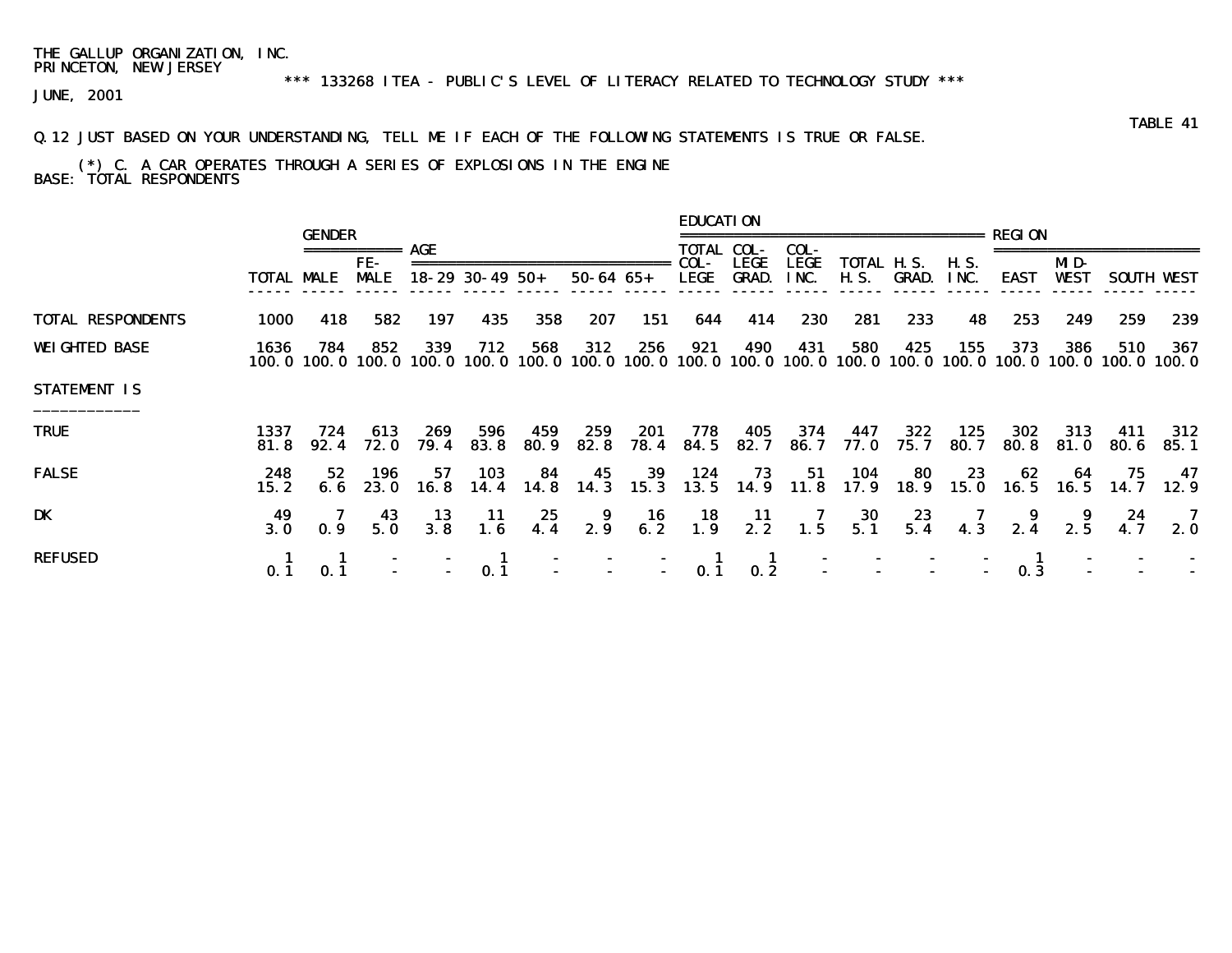THE GALLUP ORGANIZATION, INC.
PRINCETON, NEW JERSEY
*** 133268 ITEA - PUBLIC'S LEVEL OF LITERACY RELATED TO TECHNOLOGY STUDY ***
JUNE, 2001

TABLE 41

Q.12 JUST BASED ON YOUR UNDERSTANDING, TELL ME IF EACH OF THE FOLLOWING STATEMENTS IS TRUE OR FALSE.

(*) C. A CAR OPERATES THROUGH A SERIES OF EXPLOSIONS IN THE ENGINE
BASE: TOTAL RESPONDENTS

| | | GENDER | | AGE | | | | | EDUCATION | | | | | | REGION | | | |
|---|---|---|---|---|---|---|---|---|---|---|---|---|---|---|---|---|---|---|
| | TOTAL | MALE | FE-MALE | 18-29 | 30-49 | 50+ | 50-64 | 65+ | TOTAL COL-LEGE | COL-LEGE GRAD. | COL-LEGE INC. | TOTAL H.S. | H.S. GRAD. | H.S. INC. | EAST | MID-WEST | SOUTH | WEST |
| TOTAL RESPONDENTS | 1000 | 418 | 582 | 197 | 435 | 358 | 207 | 151 | 644 | 414 | 230 | 281 | 233 | 48 | 253 | 249 | 259 | 239 |
| WEIGHTED BASE | 1636 | 784 | 852 | 339 | 712 | 568 | 312 | 256 | 921 | 490 | 431 | 580 | 425 | 155 | 373 | 386 | 510 | 367 |
| | 100.0 | 100.0 | 100.0 | 100.0 | 100.0 | 100.0 | 100.0 | 100.0 | 100.0 | 100.0 | 100.0 | 100.0 | 100.0 | 100.0 | 100.0 | 100.0 | 100.0 | 100.0 |
| STATEMENT IS | | | | | | | | | | | | | | | | | | |
| TRUE | 1337 | 724 | 613 | 269 | 596 | 459 | 259 | 201 | 778 | 405 | 374 | 447 | 322 | 125 | 302 | 313 | 411 | 312 |
| | 81.8 | 92.4 | 72.0 | 79.4 | 83.8 | 80.9 | 82.8 | 78.4 | 84.5 | 82.7 | 86.7 | 77.0 | 75.7 | 80.7 | 80.8 | 81.0 | 80.6 | 85.1 |
| FALSE | 248 | 52 | 196 | 57 | 103 | 84 | 45 | 39 | 124 | 73 | 51 | 104 | 80 | 23 | 62 | 64 | 75 | 47 |
| | 15.2 | 6.6 | 23.0 | 16.8 | 14.4 | 14.8 | 14.3 | 15.3 | 13.5 | 14.9 | 11.8 | 17.9 | 18.9 | 15.0 | 16.5 | 16.5 | 14.7 | 12.9 |
| DK | 49 | 7 | 43 | 13 | 11 | 25 | 9 | 16 | 18 | 11 | 7 | 30 | 23 | 7 | 9 | 9 | 24 | 7 |
| | 3.0 | 0.9 | 5.0 | 3.8 | 1.6 | 4.4 | 2.9 | 6.2 | 1.9 | 2.2 | 1.5 | 5.1 | 5.4 | 4.3 | 2.4 | 2.5 | 4.7 | 2.0 |
| REFUSED | 1 | 1 | - | - | 1 | - | - | - | 1 | 1 | - | - | - | - | 1 | - | - | - |
| | 0.1 | 0.1 | - | - | 0.1 | - | - | - | 0.1 | 0.2 | - | - | - | - | 0.3 | - | - | - |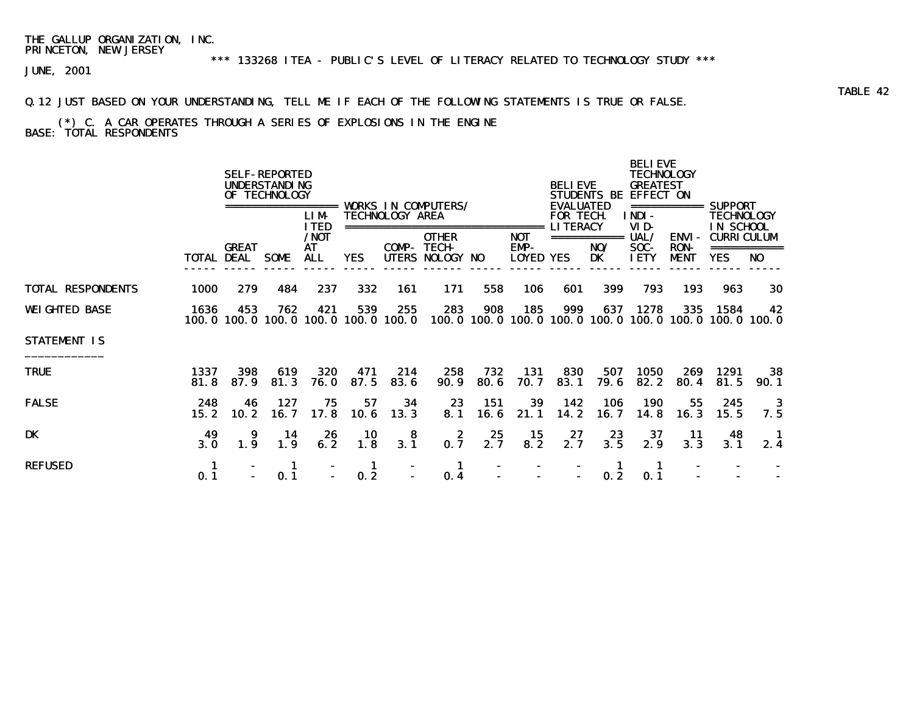THE GALLUP ORGANIZATION, INC.
PRINCETON, NEW JERSEY

*** 133268 ITEA - PUBLIC'S LEVEL OF LITERACY RELATED TO TECHNOLOGY STUDY ***

JUNE, 2001

TABLE 42

Q.12 JUST BASED ON YOUR UNDERSTANDING, TELL ME IF EACH OF THE FOLLOWING STATEMENTS IS TRUE OR FALSE.

(*) C. A CAR OPERATES THROUGH A SERIES OF EXPLOSIONS IN THE ENGINE

BASE: TOTAL RESPONDENTS

| | | SELF-REPORTED UNDERSTANDING OF TECHNOLOGY | | | WORKS IN COMPUTERS/ TECHNOLOGY AREA | | | | | BELIEVE STUDENTS BE EVALUATED FOR TECH. LITERACY | | BELIEVE TECHNOLOGY GREATEST EFFECT ON | | SUPPORT TECHNOLOGY IN SCHOOL CURRICULUM | |
|---|---|---|---|---|---|---|---|---|---|---|---|---|---|---|---|
| | TOTAL | GREAT DEAL | SOME | LIMITED /NOT AT ALL | YES | COMPUTERS | OTHER TECHNOLOGY | NO | NOT EMPLOYED | YES | NO/ DK | INDIVIDUAL/ SOCIETY | ENVIRONMENT | YES | NO |
| TOTAL RESPONDENTS | 1000 | 279 | 484 | 237 | 332 | 161 | 171 | 558 | 106 | 601 | 399 | 793 | 193 | 963 | 30 |
| WEIGHTED BASE | 1636 | 453 | 762 | 421 | 539 | 255 | 283 | 908 | 185 | 999 | 637 | 1278 | 335 | 1584 | 42 |
| | 100.0 | 100.0 | 100.0 | 100.0 | 100.0 | 100.0 | 100.0 | 100.0 | 100.0 | 100.0 | 100.0 | 100.0 | 100.0 | 100.0 | 100.0 |
| STATEMENT IS | | | | | | | | | | | | | | | |
| TRUE | 1337 | 398 | 619 | 320 | 471 | 214 | 258 | 732 | 131 | 830 | 507 | 1050 | 269 | 1291 | 38 |
| | 81.8 | 87.9 | 81.3 | 76.0 | 87.5 | 83.6 | 90.9 | 80.6 | 70.7 | 83.1 | 79.6 | 82.2 | 80.4 | 81.5 | 90.1 |
| FALSE | 248 | 46 | 127 | 75 | 57 | 34 | 23 | 151 | 39 | 142 | 106 | 190 | 55 | 245 | 3 |
| | 15.2 | 10.2 | 16.7 | 17.8 | 10.6 | 13.3 | 8.1 | 16.6 | 21.1 | 14.2 | 16.7 | 14.8 | 16.3 | 15.5 | 7.5 |
| DK | 49 | 9 | 14 | 26 | 10 | 8 | 2 | 25 | 15 | 27 | 23 | 37 | 11 | 48 | 1 |
| | 3.0 | 1.9 | 1.9 | 6.2 | 1.8 | 3.1 | 0.7 | 2.7 | 8.2 | 2.7 | 3.5 | 2.9 | 3.3 | 3.1 | 2.4 |
| REFUSED | 1 | - | 1 | - | 1 | - | 1 | - | - | - | 1 | 1 | - | - | - |
| | 0.1 | - | 0.1 | - | 0.2 | - | 0.4 | - | - | - | 0.2 | 0.1 | - | - | - |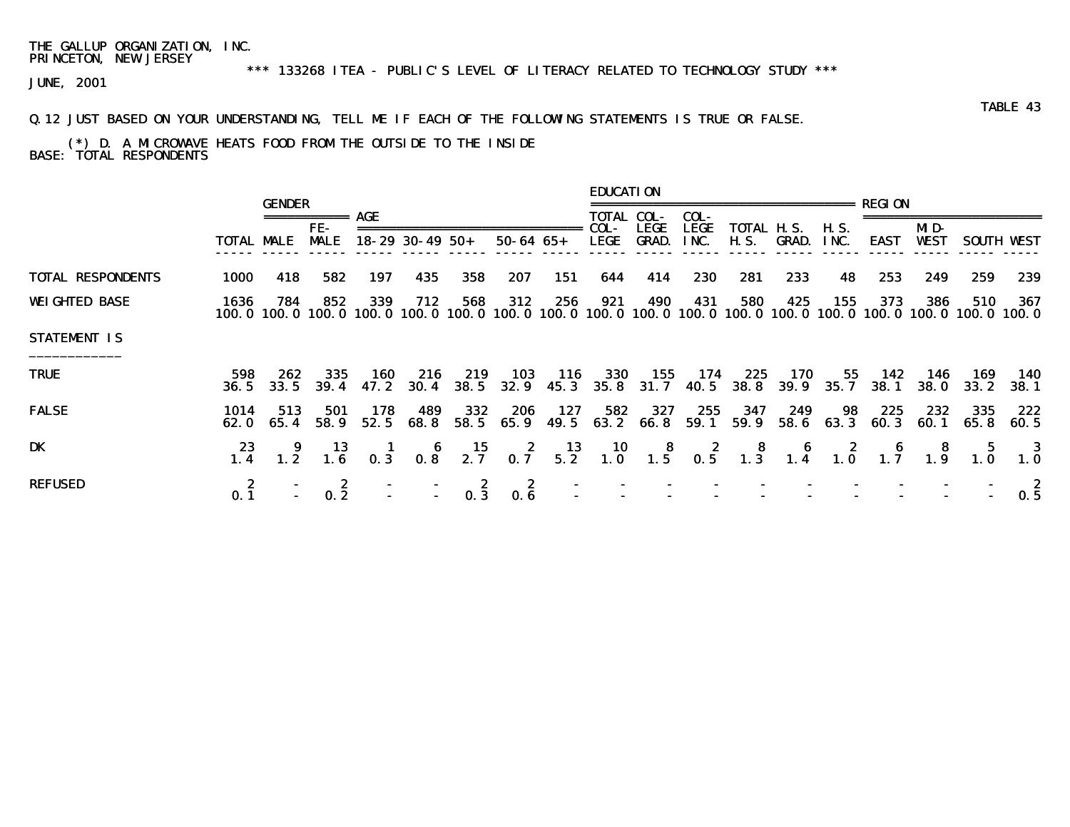THE GALLUP ORGANIZATION, INC.
PRINCETON, NEW JERSEY

*** 133268 ITEA - PUBLIC'S LEVEL OF LITERACY RELATED TO TECHNOLOGY STUDY ***

JUNE, 2001

TABLE 43

Q.12 JUST BASED ON YOUR UNDERSTANDING, TELL ME IF EACH OF THE FOLLOWING STATEMENTS IS TRUE OR FALSE.

(*) D. A MICROWAVE HEATS FOOD FROM THE OUTSIDE TO THE INSIDE
BASE: TOTAL RESPONDENTS

| | | GENDER | | AGE | | | | | EDUCATION | | | | | | REGION | | | |
|---|---|---|---|---|---|---|---|---|---|---|---|---|---|---|---|---|---|---|
| | TOTAL | MALE | FE-MALE | 18-29 | 30-49 | 50+ | 50-64 | 65+ | TOTAL COL-LEGE | COL-LEGE GRAD. | COL-LEGE INC. | TOTAL H.S. | H.S. GRAD. | H.S. INC. | EAST | MID-WEST | SOUTH | WEST |
| TOTAL RESPONDENTS | 1000 | 418 | 582 | 197 | 435 | 358 | 207 | 151 | 644 | 414 | 230 | 281 | 233 | 48 | 253 | 249 | 259 | 239 |
| WEIGHTED BASE | 1636 | 784 | 852 | 339 | 712 | 568 | 312 | 256 | 921 | 490 | 431 | 580 | 425 | 155 | 373 | 386 | 510 | 367 |
| | 100.0 | 100.0 | 100.0 | 100.0 | 100.0 | 100.0 | 100.0 | 100.0 | 100.0 | 100.0 | 100.0 | 100.0 | 100.0 | 100.0 | 100.0 | 100.0 | 100.0 | 100.0 |
| STATEMENT IS | | | | | | | | | | | | | | | | | | |
| TRUE | 598 | 262 | 335 | 160 | 216 | 219 | 103 | 116 | 330 | 155 | 174 | 225 | 170 | 55 | 142 | 146 | 169 | 140 |
| | 36.5 | 33.5 | 39.4 | 47.2 | 30.4 | 38.5 | 32.9 | 45.3 | 35.8 | 31.7 | 40.5 | 38.8 | 39.9 | 35.7 | 38.1 | 38.0 | 33.2 | 38.1 |
| FALSE | 1014 | 513 | 501 | 178 | 489 | 332 | 206 | 127 | 582 | 327 | 255 | 347 | 249 | 98 | 225 | 232 | 335 | 222 |
| | 62.0 | 65.4 | 58.9 | 52.5 | 68.8 | 58.5 | 65.9 | 49.5 | 63.2 | 66.8 | 59.1 | 59.9 | 58.6 | 63.3 | 60.3 | 60.1 | 65.8 | 60.5 |
| DK | 23 | 9 | 13 | 1 | 6 | 15 | 2 | 13 | 10 | 8 | 2 | 8 | 6 | 2 | 6 | 8 | 5 | 3 |
| | 1.4 | 1.2 | 1.6 | 0.3 | 0.8 | 2.7 | 0.7 | 5.2 | 1.0 | 1.5 | 0.5 | 1.3 | 1.4 | 1.0 | 1.7 | 1.9 | 1.0 | 1.0 |
| REFUSED | 2 | - | 2 | - | - | 2 | 2 | - | - | - | - | - | - | - | - | - | - | 2 |
| | 0.1 | - | 0.2 | - | - | 0.3 | 0.6 | - | - | - | - | - | - | - | - | - | - | 0.5 |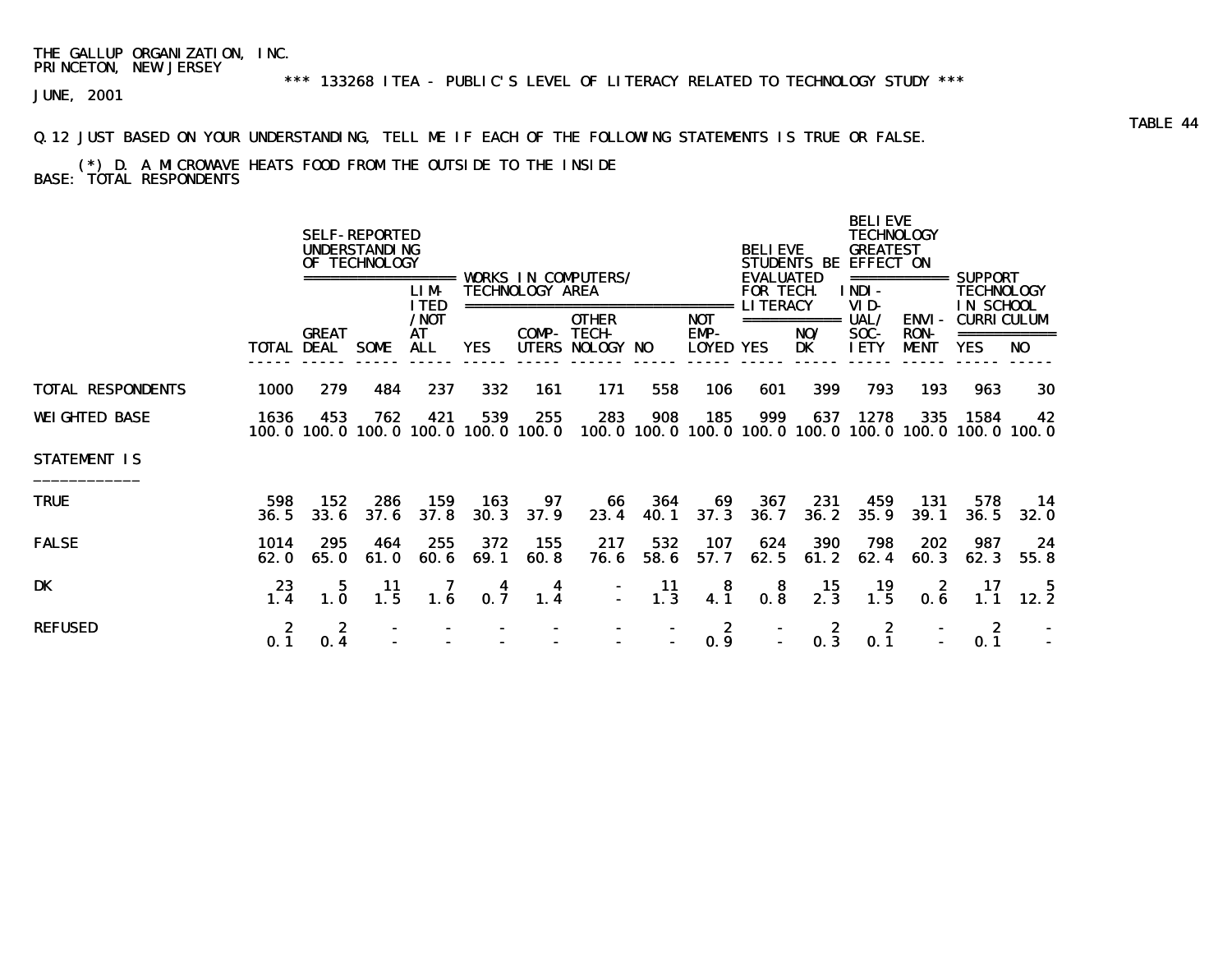THE GALLUP ORGANIZATION, INC.
PRINCETON, NEW JERSEY

*** 133268 ITEA - PUBLIC'S LEVEL OF LITERACY RELATED TO TECHNOLOGY STUDY ***

JUNE, 2001

TABLE 44

Q.12 JUST BASED ON YOUR UNDERSTANDING, TELL ME IF EACH OF THE FOLLOWING STATEMENTS IS TRUE OR FALSE.

(*) D. A MICROWAVE HEATS FOOD FROM THE OUTSIDE TO THE INSIDE

BASE: TOTAL RESPONDENTS

| | | SELF-REPORTED UNDERSTANDING OF TECHNOLOGY | | | WORKS IN COMPUTERS/ TECHNOLOGY AREA | | | | | BELIEVE STUDENTS BE EVALUATED FOR TECH. LITERACY | | BELIEVE TECHNOLOGY GREATEST EFFECT ON | | SUPPORT TECHNOLOGY IN SCHOOL CURRICULUM | |
|---|---|---|---|---|---|---|---|---|---|---|---|---|---|---|---|
| | TOTAL | GREAT DEAL | SOME | LIMITED /NOT AT ALL | YES | COMPUTERS | OTHER TECHNOLOGY | NO | NOT EMPLOYED | YES | NO/ DK | INDIVIDUAL/ SOCIETY | ENVIRONMENT | YES | NO |
| TOTAL RESPONDENTS | 1000 | 279 | 484 | 237 | 332 | 161 | 171 | 558 | 106 | 601 | 399 | 793 | 193 | 963 | 30 |
| WEIGHTED BASE | 1636 | 453 | 762 | 421 | 539 | 255 | 283 | 908 | 185 | 999 | 637 | 1278 | 335 | 1584 | 42 |
| | 100.0 | 100.0 | 100.0 | 100.0 | 100.0 | 100.0 | 100.0 | 100.0 | 100.0 | 100.0 | 100.0 | 100.0 | 100.0 | 100.0 | 100.0 |
| **STATEMENT IS** | | | | | | | | | | | | | | | |
| TRUE | 598 | 152 | 286 | 159 | 163 | 97 | 66 | 364 | 69 | 367 | 231 | 459 | 131 | 578 | 14 |
| | 36.5 | 33.6 | 37.6 | 37.8 | 30.3 | 37.9 | 23.4 | 40.1 | 37.3 | 36.7 | 36.2 | 35.9 | 39.1 | 36.5 | 32.0 |
| FALSE | 1014 | 295 | 464 | 255 | 372 | 155 | 217 | 532 | 107 | 624 | 390 | 798 | 202 | 987 | 24 |
| | 62.0 | 65.0 | 61.0 | 60.6 | 69.1 | 60.8 | 76.6 | 58.6 | 57.7 | 62.5 | 61.2 | 62.4 | 60.3 | 62.3 | 55.8 |
| DK | 23 | 5 | 11 | 7 | 4 | 4 | - | 11 | 8 | 8 | 15 | 19 | 2 | 17 | 5 |
| | 1.4 | 1.0 | 1.5 | 1.6 | 0.7 | 1.4 | - | 1.3 | 4.1 | 0.8 | 2.3 | 1.5 | 0.6 | 1.1 | 12.2 |
| REFUSED | 2 | 2 | - | - | - | - | - | - | 2 | - | 2 | 2 | - | 2 | - |
| | 0.1 | 0.4 | - | - | - | - | - | - | 0.9 | - | 0.3 | 0.1 | - | 0.1 | - |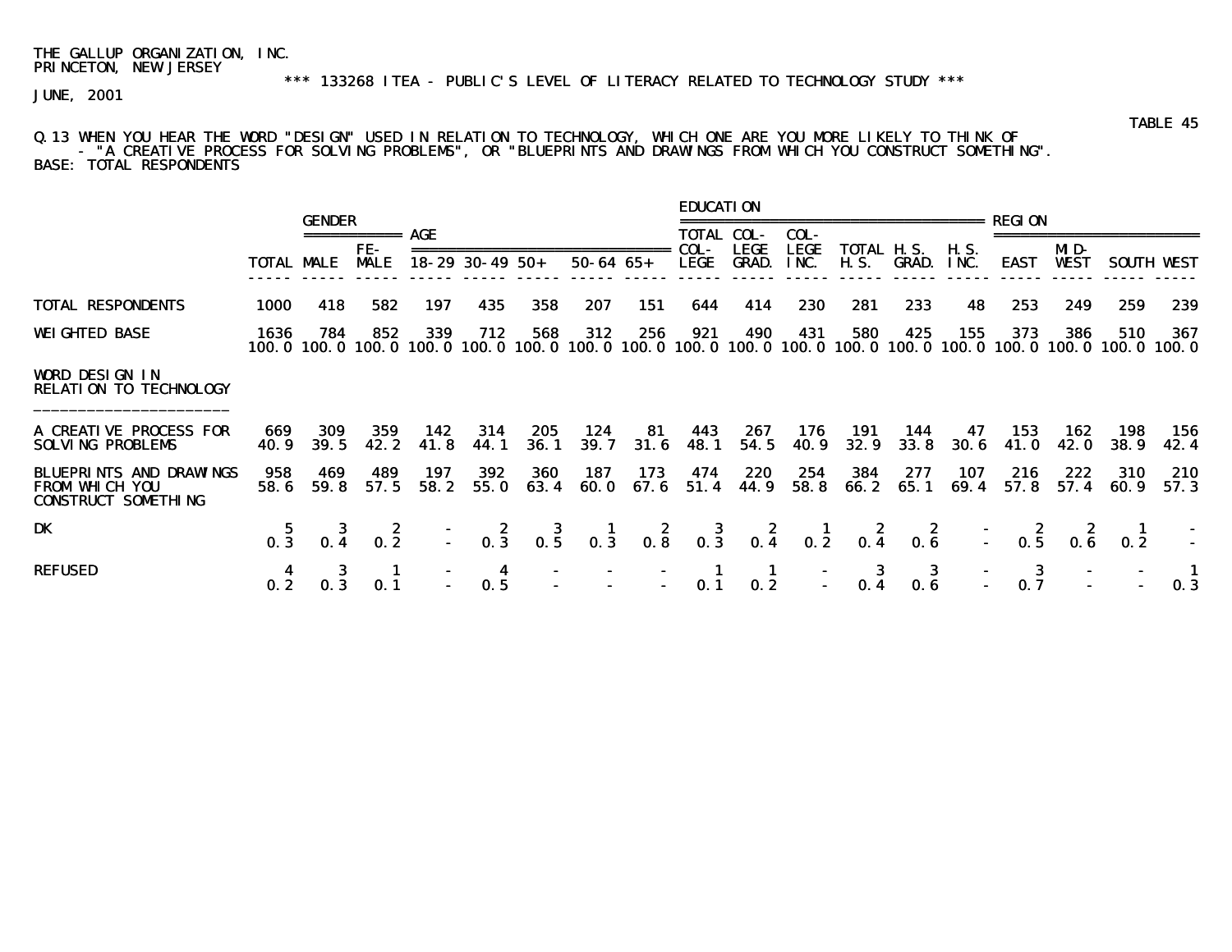THE GALLUP ORGANIZATION, INC.
PRINCETON, NEW JERSEY

*** 133268 ITEA - PUBLIC'S LEVEL OF LITERACY RELATED TO TECHNOLOGY STUDY ***

JUNE, 2001

TABLE 45

Q.13 WHEN YOU HEAR THE WORD "DESIGN" USED IN RELATION TO TECHNOLOGY, WHICH ONE ARE YOU MORE LIKELY TO THINK OF - "A CREATIVE PROCESS FOR SOLVING PROBLEMS", OR "BLUEPRINTS AND DRAWINGS FROM WHICH YOU CONSTRUCT SOMETHING".
BASE: TOTAL RESPONDENTS

| | | GENDER | | AGE | | | | | EDUCATION | | | | | | REGION | | | |
|---|---|---|---|---|---|---|---|---|---|---|---|---|---|---|---|---|---|---|
| | TOTAL | MALE | FEMALE | 18-29 | 30-49 | 50+ | 50-64 | 65+ | TOTAL COLLEGE | COLLEGE GRAD. | COLLEGE INC. | TOTAL H.S. | H.S. GRAD. | H.S. INC. | EAST | MIDWEST | SOUTH | WEST |
| TOTAL RESPONDENTS | 1000 | 418 | 582 | 197 | 435 | 358 | 207 | 151 | 644 | 414 | 230 | 281 | 233 | 48 | 253 | 249 | 259 | 239 |
| WEIGHTED BASE | 1636 | 784 | 852 | 339 | 712 | 568 | 312 | 256 | 921 | 490 | 431 | 580 | 425 | 155 | 373 | 386 | 510 | 367 |
| | 100.0 | 100.0 | 100.0 | 100.0 | 100.0 | 100.0 | 100.0 | 100.0 | 100.0 | 100.0 | 100.0 | 100.0 | 100.0 | 100.0 | 100.0 | 100.0 | 100.0 | 100.0 |
| WORD DESIGN IN RELATION TO TECHNOLOGY | | | | | | | | | | | | | | | | | | |
| A CREATIVE PROCESS FOR SOLVING PROBLEMS | 669 | 309 | 359 | 142 | 314 | 205 | 124 | 81 | 443 | 267 | 176 | 191 | 144 | 47 | 153 | 162 | 198 | 156 |
| | 40.9 | 39.5 | 42.2 | 41.8 | 44.1 | 36.1 | 39.7 | 31.6 | 48.1 | 54.5 | 40.9 | 32.9 | 33.8 | 30.6 | 41.0 | 42.0 | 38.9 | 42.4 |
| BLUEPRINTS AND DRAWINGS FROM WHICH YOU CONSTRUCT SOMETHING | 958 | 469 | 489 | 197 | 392 | 360 | 187 | 173 | 474 | 220 | 254 | 384 | 277 | 107 | 216 | 222 | 310 | 210 |
| | 58.6 | 59.8 | 57.5 | 58.2 | 55.0 | 63.4 | 60.0 | 67.6 | 51.4 | 44.9 | 58.8 | 66.2 | 65.1 | 69.4 | 57.8 | 57.4 | 60.9 | 57.3 |
| DK | 5 | 3 | 2 | - | 2 | 3 | 1 | 2 | 3 | 2 | 1 | 2 | 2 | - | 2 | 2 | 1 | - |
| | 0.3 | 0.4 | 0.2 | - | 0.3 | 0.5 | 0.3 | 0.8 | 0.3 | 0.4 | 0.2 | 0.4 | 0.6 | - | 0.5 | 0.6 | 0.2 | - |
| REFUSED | 4 | 3 | 1 | - | 4 | - | - | - | 1 | 1 | - | 3 | 3 | - | 3 | - | - | 1 |
| | 0.2 | 0.3 | 0.1 | - | 0.5 | - | - | - | 0.1 | 0.2 | - | 0.4 | 0.6 | - | 0.7 | - | - | 0.3 |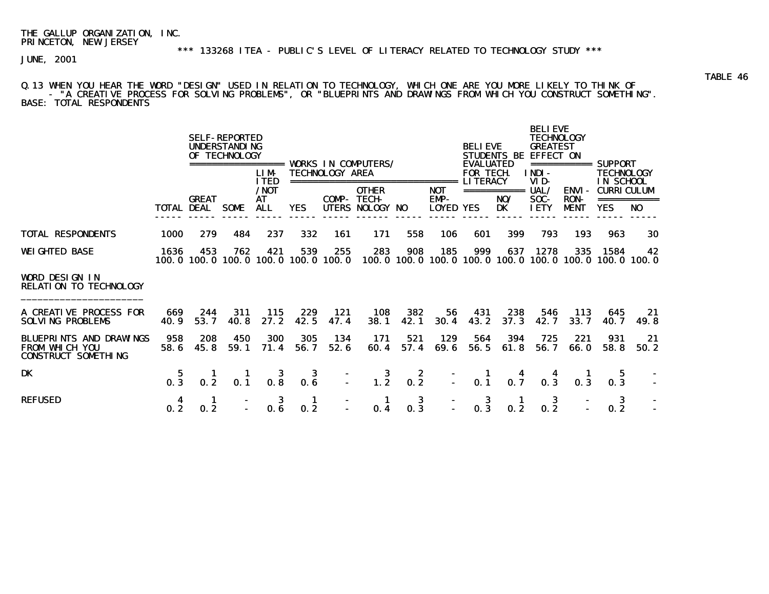THE GALLUP ORGANIZATION, INC.
PRINCETON, NEW JERSEY

*** 133268 ITEA - PUBLIC'S LEVEL OF LITERACY RELATED TO TECHNOLOGY STUDY ***

JUNE, 2001

TABLE 46

Q.13 WHEN YOU HEAR THE WORD "DESIGN" USED IN RELATION TO TECHNOLOGY, WHICH ONE ARE YOU MORE LIKELY TO THINK OF - "A CREATIVE PROCESS FOR SOLVING PROBLEMS", OR "BLUEPRINTS AND DRAWINGS FROM WHICH YOU CONSTRUCT SOMETHING".
BASE: TOTAL RESPONDENTS

| | | SELF-REPORTED UNDERSTANDING OF TECHNOLOGY | | | WORKS IN COMPUTERS/ TECHNOLOGY AREA | | | | | BELIEVE STUDENTS BE EVALUATED FOR TECH. LITERACY | | BELIEVE TECHNOLOGY GREATEST EFFECT ON | | SUPPORT TECHNOLOGY IN SCHOOL CURRICULUM | |
|---|---|---|---|---|---|---|---|---|---|---|---|---|---|---|---|
| | TOTAL | GREAT DEAL | SOME | LIMITED /NOT AT ALL | YES | COMPUTERS | OTHER TECHNOLOGY | NO | NOT EMPLOYED | YES | NO/ DK | INDIVIDUAL/ SOCIETY | ENVIRONMENT | YES | NO |
| TOTAL RESPONDENTS | 1000 | 279 | 484 | 237 | 332 | 161 | 171 | 558 | 106 | 601 | 399 | 793 | 193 | 963 | 30 |
| WEIGHTED BASE | 1636 | 453 | 762 | 421 | 539 | 255 | 283 | 908 | 185 | 999 | 637 | 1278 | 335 | 1584 | 42 |
| | 100.0 | 100.0 | 100.0 | 100.0 | 100.0 | 100.0 | 100.0 | 100.0 | 100.0 | 100.0 | 100.0 | 100.0 | 100.0 | 100.0 | 100.0 |
| **WORD DESIGN IN RELATION TO TECHNOLOGY** | | | | | | | | | | | | | | | |
| A CREATIVE PROCESS FOR SOLVING PROBLEMS | 669 | 244 | 311 | 115 | 229 | 121 | 108 | 382 | 56 | 431 | 238 | 546 | 113 | 645 | 21 |
| | 40.9 | 53.7 | 40.8 | 27.2 | 42.5 | 47.4 | 38.1 | 42.1 | 30.4 | 43.2 | 37.3 | 42.7 | 33.7 | 40.7 | 49.8 |
| BLUEPRINTS AND DRAWINGS FROM WHICH YOU CONSTRUCT SOMETHING | 958 | 208 | 450 | 300 | 305 | 134 | 171 | 521 | 129 | 564 | 394 | 725 | 221 | 931 | 21 |
| | 58.6 | 45.8 | 59.1 | 71.4 | 56.7 | 52.6 | 60.4 | 57.4 | 69.6 | 56.5 | 61.8 | 56.7 | 66.0 | 58.8 | 50.2 |
| DK | 5 | 1 | 1 | 3 | 3 | - | 3 | 2 | - | 1 | 4 | 4 | 1 | 5 | - |
| | 0.3 | 0.2 | 0.1 | 0.8 | 0.6 | - | 1.2 | 0.2 | - | 0.1 | 0.7 | 0.3 | 0.3 | 0.3 | - |
| REFUSED | 4 | 1 | - | 3 | 1 | - | 1 | 3 | - | 3 | 1 | 3 | - | 3 | - |
| | 0.2 | 0.2 | - | 0.6 | 0.2 | - | 0.4 | 0.3 | - | 0.3 | 0.2 | 0.2 | - | 0.2 | - |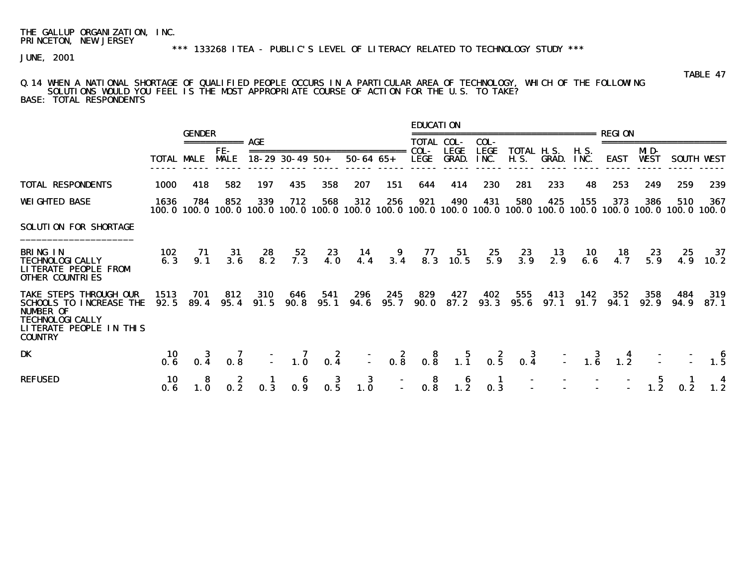THE GALLUP ORGANIZATION, INC.
PRINCETON, NEW JERSEY

*** 133268 ITEA - PUBLIC'S LEVEL OF LITERACY RELATED TO TECHNOLOGY STUDY ***

JUNE, 2001

TABLE 47

Q.14 WHEN A NATIONAL SHORTAGE OF QUALIFIED PEOPLE OCCURS IN A PARTICULAR AREA OF TECHNOLOGY, WHICH OF THE FOLLOWING SOLUTIONS WOULD YOU FEEL IS THE MOST APPROPRIATE COURSE OF ACTION FOR THE U.S. TO TAKE?
BASE: TOTAL RESPONDENTS

| | | GENDER | | AGE | | | | | EDUCATION | | | | | | REGION | | | |
|---|---|---|---|---|---|---|---|---|---|---|---|---|---|---|---|---|---|---|
| | TOTAL | MALE | FE-MALE | 18-29 | 30-49 | 50+ | 50-64 | 65+ | TOTAL COL-LEGE | COL-LEGE GRAD. | COL-LEGE INC. | TOTAL H.S. | H.S. GRAD. | H.S. INC. | EAST | MID-WEST | SOUTH | WEST |
| TOTAL RESPONDENTS | 1000 | 418 | 582 | 197 | 435 | 358 | 207 | 151 | 644 | 414 | 230 | 281 | 233 | 48 | 253 | 249 | 259 | 239 |
| WEIGHTED BASE | 1636 | 784 | 852 | 339 | 712 | 568 | 312 | 256 | 921 | 490 | 431 | 580 | 425 | 155 | 373 | 386 | 510 | 367 |
| | 100.0 | 100.0 | 100.0 | 100.0 | 100.0 | 100.0 | 100.0 | 100.0 | 100.0 | 100.0 | 100.0 | 100.0 | 100.0 | 100.0 | 100.0 | 100.0 | 100.0 | 100.0 |
| SOLUTION FOR SHORTAGE | | | | | | | | | | | | | | | | | | |
| BRING IN TECHNOLOGICALLY LITERATE PEOPLE FROM OTHER COUNTRIES | 102 | 71 | 31 | 28 | 52 | 23 | 14 | 9 | 77 | 51 | 25 | 23 | 13 | 10 | 18 | 23 | 25 | 37 |
| | 6.3 | 9.1 | 3.6 | 8.2 | 7.3 | 4.0 | 4.4 | 3.4 | 8.3 | 10.5 | 5.9 | 3.9 | 2.9 | 6.6 | 4.7 | 5.9 | 4.9 | 10.2 |
| TAKE STEPS THROUGH OUR SCHOOLS TO INCREASE THE NUMBER OF TECHNOLOGICALLY LITERATE PEOPLE IN THIS COUNTRY | 1513 | 701 | 812 | 310 | 646 | 541 | 296 | 245 | 829 | 427 | 402 | 555 | 413 | 142 | 352 | 358 | 484 | 319 |
| | 92.5 | 89.4 | 95.4 | 91.5 | 90.8 | 95.1 | 94.6 | 95.7 | 90.0 | 87.2 | 93.3 | 95.6 | 97.1 | 91.7 | 94.1 | 92.9 | 94.9 | 87.1 |
| DK | 10 | 3 | 7 | - | 7 | 2 | - | 2 | 8 | 5 | 2 | 3 | - | 3 | 4 | - | - | 6 |
| | 0.6 | 0.4 | 0.8 | - | 1.0 | 0.4 | - | 0.8 | 0.8 | 1.1 | 0.5 | 0.4 | - | 1.6 | 1.2 | - | - | 1.5 |
| REFUSED | 10 | 8 | 2 | 1 | 6 | 3 | 3 | - | 8 | 6 | 1 | - | - | - | - | 5 | 1 | 4 |
| | 0.6 | 1.0 | 0.2 | 0.3 | 0.9 | 0.5 | 1.0 | - | 0.8 | 1.2 | 0.3 | - | - | - | - | 1.2 | 0.2 | 1.2 |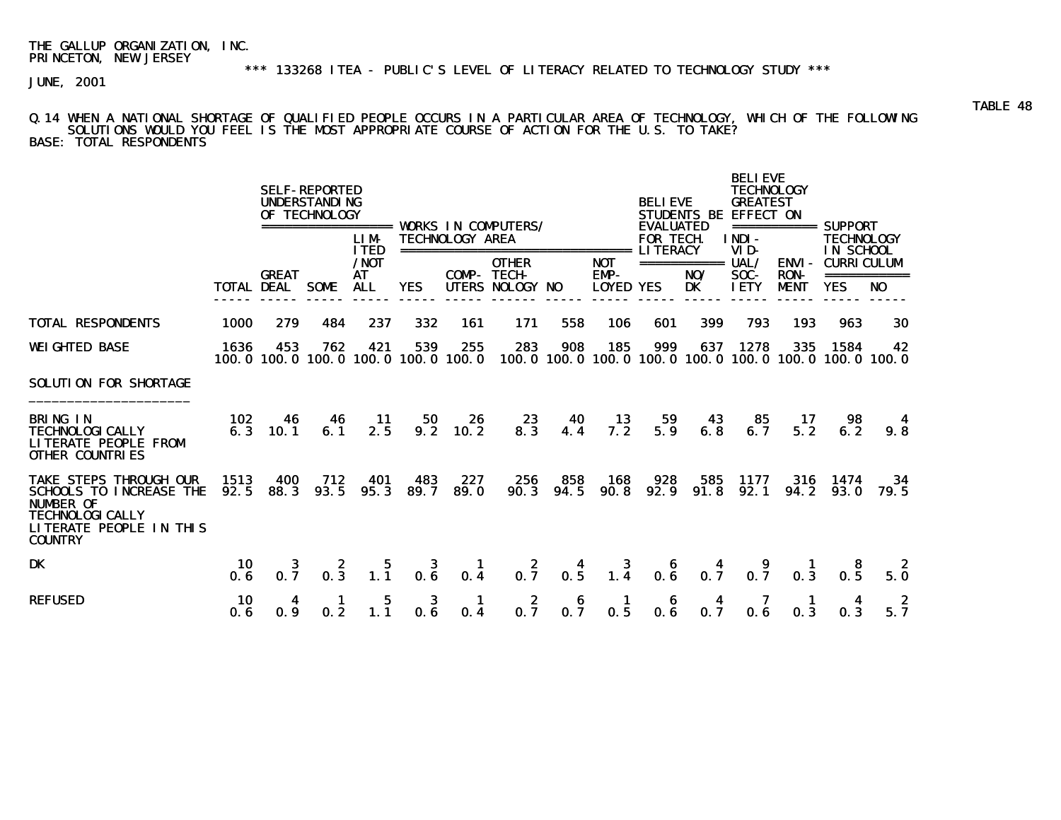THE GALLUP ORGANIZATION, INC.
PRINCETON, NEW JERSEY

*** 133268 ITEA - PUBLIC'S LEVEL OF LITERACY RELATED TO TECHNOLOGY STUDY ***

JUNE, 2001

TABLE 48

Q.14 WHEN A NATIONAL SHORTAGE OF QUALIFIED PEOPLE OCCURS IN A PARTICULAR AREA OF TECHNOLOGY, WHICH OF THE FOLLOWING SOLUTIONS WOULD YOU FEEL IS THE MOST APPROPRIATE COURSE OF ACTION FOR THE U.S. TO TAKE?
BASE: TOTAL RESPONDENTS

| | | SELF-REPORTED UNDERSTANDING OF TECHNOLOGY | | | WORKS IN COMPUTERS/ TECHNOLOGY AREA | | | | | BELIEVE STUDENTS BE EVALUATED FOR TECH. LITERACY | | BELIEVE TECHNOLOGY GREATEST EFFECT ON | | SUPPORT TECHNOLOGY IN SCHOOL CURRICULUM | |
|---|---|---|---|---|---|---|---|---|---|---|---|---|---|---|---|
| | TOTAL | GREAT DEAL | SOME | LIMITED /NOT AT ALL | YES | COMPUTERS | OTHER TECHNOLOGY | NO | NOT EMPLOYED | YES | NO/ DK | INDIVIDUAL/ SOCIETY | ENVIRONMENT | YES | NO |
| TOTAL RESPONDENTS | 1000 | 279 | 484 | 237 | 332 | 161 | 171 | 558 | 106 | 601 | 399 | 793 | 193 | 963 | 30 |
| WEIGHTED BASE | 1636 | 453 | 762 | 421 | 539 | 255 | 283 | 908 | 185 | 999 | 637 | 1278 | 335 | 1584 | 42 |
| | 100.0 | 100.0 | 100.0 | 100.0 | 100.0 | 100.0 | 100.0 | 100.0 | 100.0 | 100.0 | 100.0 | 100.0 | 100.0 | 100.0 | 100.0 |
| **SOLUTION FOR SHORTAGE** | | | | | | | | | | | | | | | |
| BRING IN TECHNOLOGICALLY LITERATE PEOPLE FROM OTHER COUNTRIES | 102 | 46 | 46 | 11 | 50 | 26 | 23 | 40 | 13 | 59 | 43 | 85 | 17 | 98 | 4 |
| | 6.3 | 10.1 | 6.1 | 2.5 | 9.2 | 10.2 | 8.3 | 4.4 | 7.2 | 5.9 | 6.8 | 6.7 | 5.2 | 6.2 | 9.8 |
| TAKE STEPS THROUGH OUR SCHOOLS TO INCREASE THE NUMBER OF TECHNOLOGICALLY LITERATE PEOPLE IN THIS COUNTRY | 1513 | 400 | 712 | 401 | 483 | 227 | 256 | 858 | 168 | 928 | 585 | 1177 | 316 | 1474 | 34 |
| | 92.5 | 88.3 | 93.5 | 95.3 | 89.7 | 89.0 | 90.3 | 94.5 | 90.8 | 92.9 | 91.8 | 92.1 | 94.2 | 93.0 | 79.5 |
| DK | 10 | 3 | 2 | 5 | 3 | 1 | 2 | 4 | 3 | 6 | 4 | 9 | 1 | 8 | 2 |
| | 0.6 | 0.7 | 0.3 | 1.1 | 0.6 | 0.4 | 0.7 | 0.5 | 1.4 | 0.6 | 0.7 | 0.7 | 0.3 | 0.5 | 5.0 |
| REFUSED | 10 | 4 | 1 | 5 | 3 | 1 | 2 | 6 | 1 | 6 | 4 | 7 | 1 | 4 | 2 |
| | 0.6 | 0.9 | 0.2 | 1.1 | 0.6 | 0.4 | 0.7 | 0.7 | 0.5 | 0.6 | 0.7 | 0.6 | 0.3 | 0.3 | 5.7 |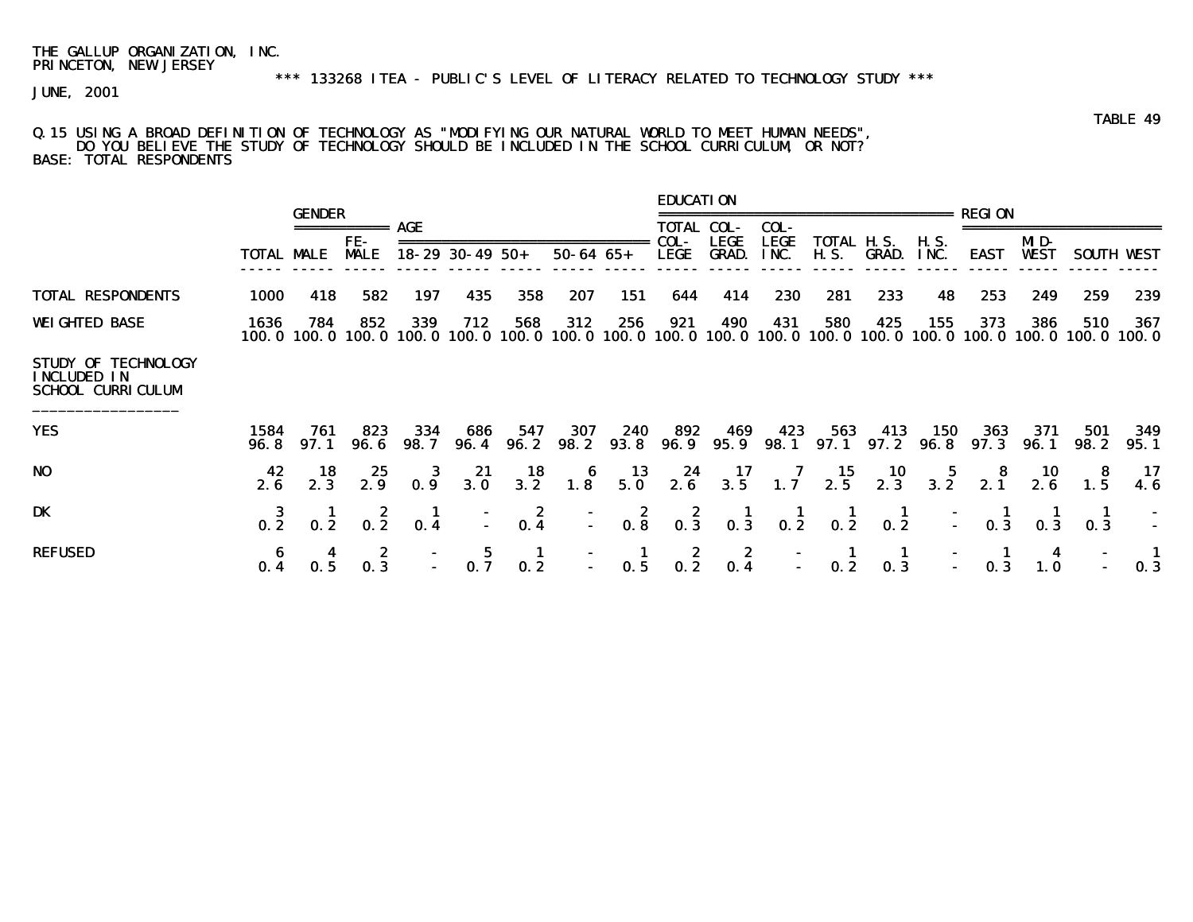THE GALLUP ORGANIZATION, INC.
PRINCETON, NEW JERSEY

*** 133268 ITEA - PUBLIC'S LEVEL OF LITERACY RELATED TO TECHNOLOGY STUDY ***

JUNE, 2001

TABLE 49

Q.15 USING A BROAD DEFINITION OF TECHNOLOGY AS "MODIFYING OUR NATURAL WORLD TO MEET HUMAN NEEDS", DO YOU BELIEVE THE STUDY OF TECHNOLOGY SHOULD BE INCLUDED IN THE SCHOOL CURRICULUM, OR NOT?
BASE: TOTAL RESPONDENTS

| | | GENDER | | AGE | | | | | EDUCATION | | | | | | REGION | | | |
|---|---|---|---|---|---|---|---|---|---|---|---|---|---|---|---|---|---|---|
| | TOTAL | MALE | FE-MALE | 18-29 | 30-49 | 50+ | 50-64 | 65+ | TOTAL COL-LEGE | COL-LEGE GRAD. | COL-LEGE INC. | TOTAL H.S. | H.S. GRAD. | H.S. INC. | EAST | MID-WEST | SOUTH | WEST |
| TOTAL RESPONDENTS | 1000 | 418 | 582 | 197 | 435 | 358 | 207 | 151 | 644 | 414 | 230 | 281 | 233 | 48 | 253 | 249 | 259 | 239 |
| WEIGHTED BASE | 1636 | 784 | 852 | 339 | 712 | 568 | 312 | 256 | 921 | 490 | 431 | 580 | 425 | 155 | 373 | 386 | 510 | 367 |
| | 100.0 | 100.0 | 100.0 | 100.0 | 100.0 | 100.0 | 100.0 | 100.0 | 100.0 | 100.0 | 100.0 | 100.0 | 100.0 | 100.0 | 100.0 | 100.0 | 100.0 | 100.0 |
| STUDY OF TECHNOLOGY INCLUDED IN SCHOOL CURRICULUM | | | | | | | | | | | | | | | | | | |
| YES | 1584 | 761 | 823 | 334 | 686 | 547 | 307 | 240 | 892 | 469 | 423 | 563 | 413 | 150 | 363 | 371 | 501 | 349 |
| | 96.8 | 97.1 | 96.6 | 98.7 | 96.4 | 96.2 | 98.2 | 93.8 | 96.9 | 95.9 | 98.1 | 97.1 | 97.2 | 96.8 | 97.3 | 96.1 | 98.2 | 95.1 |
| NO | 42 | 18 | 25 | 3 | 21 | 18 | 6 | 13 | 24 | 17 | 7 | 15 | 10 | 5 | 8 | 10 | 8 | 17 |
| | 2.6 | 2.3 | 2.9 | 0.9 | 3.0 | 3.2 | 1.8 | 5.0 | 2.6 | 3.5 | 1.7 | 2.5 | 2.3 | 3.2 | 2.1 | 2.6 | 1.5 | 4.6 |
| DK | 3 | 1 | 2 | 1 | - | 2 | - | 2 | 2 | 1 | 1 | 1 | 1 | - | 1 | 1 | 1 | - |
| | 0.2 | 0.2 | 0.2 | 0.4 | - | 0.4 | - | 0.8 | 0.3 | 0.3 | 0.2 | 0.2 | 0.2 | - | 0.3 | 0.3 | 0.3 | - |
| REFUSED | 6 | 4 | 2 | - | 5 | 1 | - | 1 | 2 | 2 | - | 1 | 1 | - | 1 | 4 | - | 1 |
| | 0.4 | 0.5 | 0.3 | - | 0.7 | 0.2 | - | 0.5 | 0.2 | 0.4 | - | 0.2 | 0.3 | - | 0.3 | 1.0 | - | 0.3 |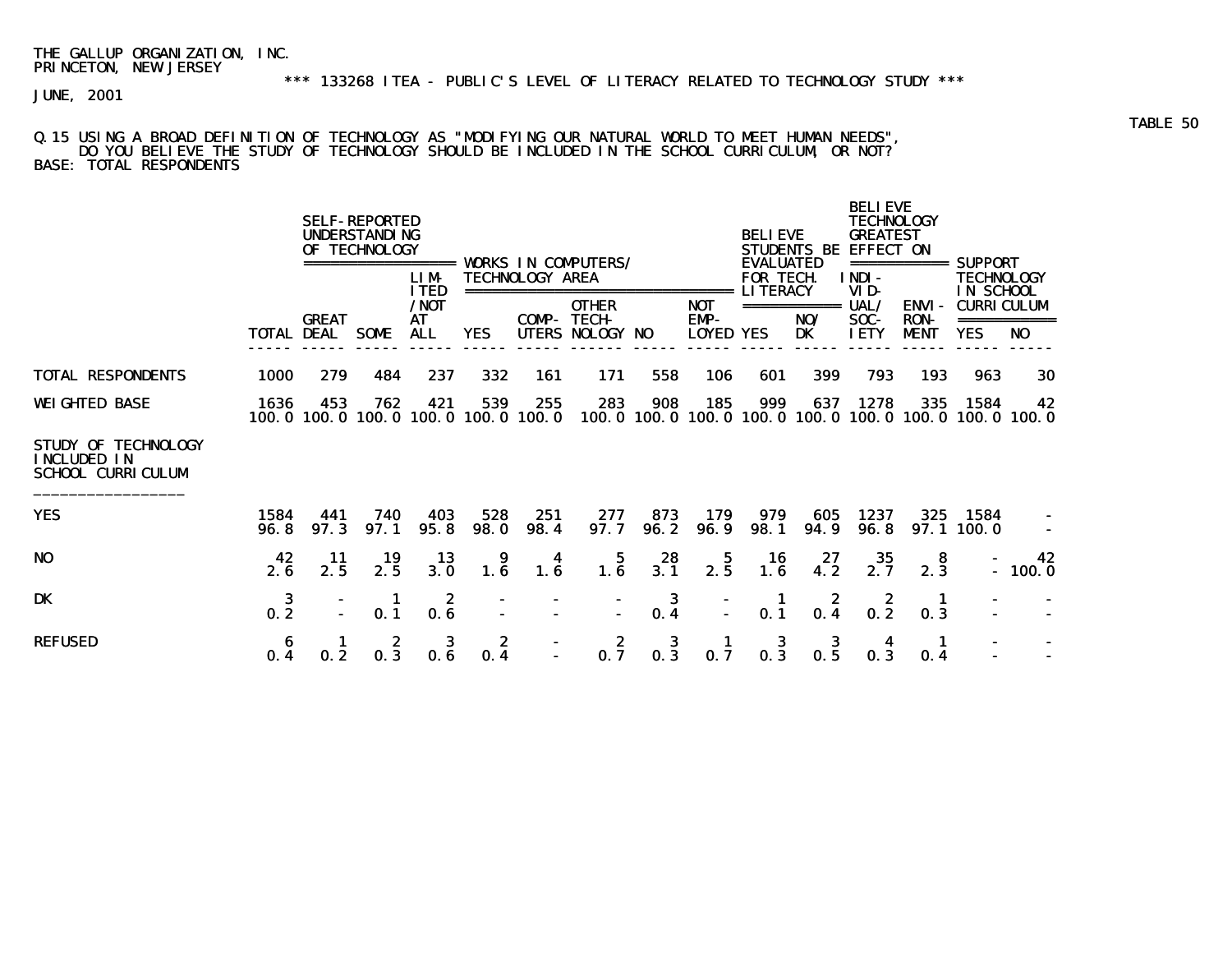THE GALLUP ORGANIZATION, INC.
PRINCETON, NEW JERSEY

*** 133268 ITEA - PUBLIC'S LEVEL OF LITERACY RELATED TO TECHNOLOGY STUDY ***

JUNE, 2001

TABLE 50

Q.15 USING A BROAD DEFINITION OF TECHNOLOGY AS "MODIFYING OUR NATURAL WORLD TO MEET HUMAN NEEDS", DO YOU BELIEVE THE STUDY OF TECHNOLOGY SHOULD BE INCLUDED IN THE SCHOOL CURRICULUM, OR NOT?
BASE: TOTAL RESPONDENTS

| | | SELF-REPORTED UNDERSTANDING OF TECHNOLOGY | | | WORKS IN COMPUTERS/ TECHNOLOGY AREA | | | | | BELIEVE STUDENTS BE EVALUATED FOR TECH. LITERACY | | BELIEVE TECHNOLOGY GREATEST EFFECT ON | | SUPPORT TECHNOLOGY IN SCHOOL CURRICULUM | |
|---|---|---|---|---|---|---|---|---|---|---|---|---|---|---|---|
| | TOTAL | GREAT DEAL | SOME | LIMITED /NOT AT ALL | YES | COMPUTERS | OTHER TECHNOLOGY | NO | NOT EMPLOYED | YES | NO/ DK | INDIVIDUAL/ SOCIETY | ENVIRONMENT | YES | NO |
| TOTAL RESPONDENTS | 1000 | 279 | 484 | 237 | 332 | 161 | 171 | 558 | 106 | 601 | 399 | 793 | 193 | 963 | 30 |
| WEIGHTED BASE | 1636 | 453 | 762 | 421 | 539 | 255 | 283 | 908 | 185 | 999 | 637 | 1278 | 335 | 1584 | 42 |
| | 100.0 | 100.0 | 100.0 | 100.0 | 100.0 | 100.0 | 100.0 | 100.0 | 100.0 | 100.0 | 100.0 | 100.0 | 100.0 | 100.0 | 100.0 |
| **STUDY OF TECHNOLOGY INCLUDED IN SCHOOL CURRICULUM** | | | | | | | | | | | | | | | |
| YES | 1584 | 441 | 740 | 403 | 528 | 251 | 277 | 873 | 179 | 979 | 605 | 1237 | 325 | 1584 | - |
| | 96.8 | 97.3 | 97.1 | 95.8 | 98.0 | 98.4 | 97.7 | 96.2 | 96.9 | 98.1 | 94.9 | 96.8 | 97.1 | 100.0 | - |
| NO | 42 | 11 | 19 | 13 | 9 | 4 | 5 | 28 | 5 | 16 | 27 | 35 | 8 | - | 42 |
| | 2.6 | 2.5 | 2.5 | 3.0 | 1.6 | 1.6 | 1.6 | 3.1 | 2.5 | 1.6 | 4.2 | 2.7 | 2.3 | - | 100.0 |
| DK | 3 | - | 1 | 2 | - | - | - | 3 | - | 1 | 2 | 2 | 1 | - | - |
| | 0.2 | - | 0.1 | 0.6 | - | - | - | 0.4 | - | 0.1 | 0.4 | 0.2 | 0.3 | - | - |
| REFUSED | 6 | 1 | 2 | 3 | 2 | - | 2 | 3 | 1 | 3 | 3 | 4 | 1 | - | - |
| | 0.4 | 0.2 | 0.3 | 0.6 | 0.4 | - | 0.7 | 0.3 | 0.7 | 0.3 | 0.5 | 0.3 | 0.4 | - | - |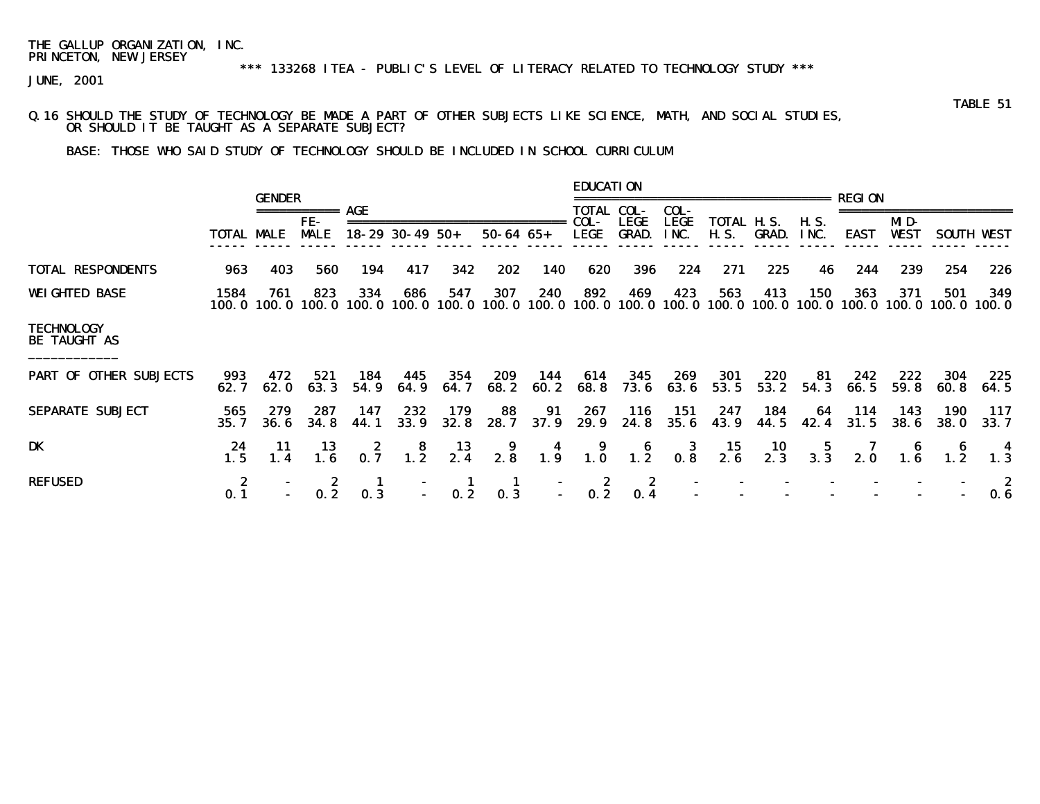THE GALLUP ORGANIZATION, INC.
PRINCETON, NEW JERSEY

*** 133268 ITEA - PUBLIC'S LEVEL OF LITERACY RELATED TO TECHNOLOGY STUDY ***

JUNE, 2001

TABLE 51

Q.16 SHOULD THE STUDY OF TECHNOLOGY BE MADE A PART OF OTHER SUBJECTS LIKE SCIENCE, MATH, AND SOCIAL STUDIES, OR SHOULD IT BE TAUGHT AS A SEPARATE SUBJECT?

BASE: THOSE WHO SAID STUDY OF TECHNOLOGY SHOULD BE INCLUDED IN SCHOOL CURRICULUM

| | | GENDER | | AGE | | | | | EDUCATION | | | | | | REGION | | | |
|---|---|---|---|---|---|---|---|---|---|---|---|---|---|---|---|---|---|---|
| | TOTAL | MALE | FE-MALE | 18-29 | 30-49 | 50+ | 50-64 | 65+ | TOTAL COL-LEGE | COL-LEGE GRAD. | COL-LEGE INC. | TOTAL H.S. | H.S. GRAD. | H.S. INC. | EAST | MID-WEST | SOUTH | WEST |
| TOTAL RESPONDENTS | 963 | 403 | 560 | 194 | 417 | 342 | 202 | 140 | 620 | 396 | 224 | 271 | 225 | 46 | 244 | 239 | 254 | 226 |
| WEIGHTED BASE | 1584 | 761 | 823 | 334 | 686 | 547 | 307 | 240 | 892 | 469 | 423 | 563 | 413 | 150 | 363 | 371 | 501 | 349 |
| | 100.0 | 100.0 | 100.0 | 100.0 | 100.0 | 100.0 | 100.0 | 100.0 | 100.0 | 100.0 | 100.0 | 100.0 | 100.0 | 100.0 | 100.0 | 100.0 | 100.0 | 100.0 |
| TECHNOLOGY BE TAUGHT AS | | | | | | | | | | | | | | | | | | |
| PART OF OTHER SUBJECTS | 993 | 472 | 521 | 184 | 445 | 354 | 209 | 144 | 614 | 345 | 269 | 301 | 220 | 81 | 242 | 222 | 304 | 225 |
| | 62.7 | 62.0 | 63.3 | 54.9 | 64.9 | 64.7 | 68.2 | 60.2 | 68.8 | 73.6 | 63.6 | 53.5 | 53.2 | 54.3 | 66.5 | 59.8 | 60.8 | 64.5 |
| SEPARATE SUBJECT | 565 | 279 | 287 | 147 | 232 | 179 | 88 | 91 | 267 | 116 | 151 | 247 | 184 | 64 | 114 | 143 | 190 | 117 |
| | 35.7 | 36.6 | 34.8 | 44.1 | 33.9 | 32.8 | 28.7 | 37.9 | 29.9 | 24.8 | 35.6 | 43.9 | 44.5 | 42.4 | 31.5 | 38.6 | 38.0 | 33.7 |
| DK | 24 | 11 | 13 | 2 | 8 | 13 | 9 | 4 | 9 | 6 | 3 | 15 | 10 | 5 | 7 | 6 | 6 | 4 |
| | 1.5 | 1.4 | 1.6 | 0.7 | 1.2 | 2.4 | 2.8 | 1.9 | 1.0 | 1.2 | 0.8 | 2.6 | 2.3 | 3.3 | 2.0 | 1.6 | 1.2 | 1.3 |
| REFUSED | 2 | - | 2 | 1 | - | 1 | 1 | - | 2 | 2 | - | - | - | - | - | - | - | 2 |
| | 0.1 | - | 0.2 | 0.3 | - | 0.2 | 0.3 | - | 0.2 | 0.4 | - | - | - | - | - | - | - | 0.6 |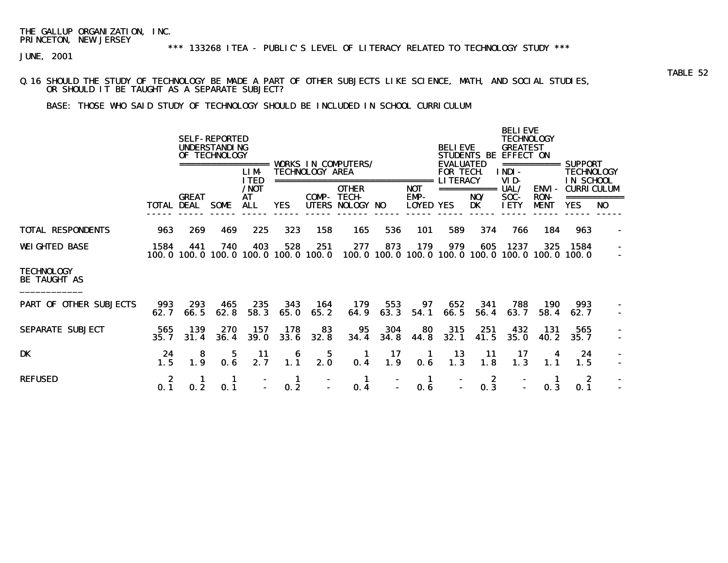THE GALLUP ORGANIZATION, INC.
PRINCETON, NEW JERSEY

*** 133268 ITEA - PUBLIC'S LEVEL OF LITERACY RELATED TO TECHNOLOGY STUDY ***

JUNE, 2001

TABLE 52

Q.16 SHOULD THE STUDY OF TECHNOLOGY BE MADE A PART OF OTHER SUBJECTS LIKE SCIENCE, MATH, AND SOCIAL STUDIES, OR SHOULD IT BE TAUGHT AS A SEPARATE SUBJECT?

BASE: THOSE WHO SAID STUDY OF TECHNOLOGY SHOULD BE INCLUDED IN SCHOOL CURRICULUM

| | | SELF-REPORTED UNDERSTANDING OF TECHNOLOGY | | | WORKS IN COMPUTERS/ TECHNOLOGY AREA | | | | | BELIEVE STUDENTS BE EVALUATED FOR TECH. LITERACY | | BELIEVE TECHNOLOGY GREATEST EFFECT ON | | SUPPORT TECHNOLOGY IN SCHOOL CURRICULUM | |
|---|---|---|---|---|---|---|---|---|---|---|---|---|---|---|---|
| | TOTAL | GREAT DEAL | SOME | LIMITED/NOT AT ALL | YES | COMPUTERS | OTHER TECHNOLOGY | NO | NOT EMPLOYED | YES | NO/DK | INDIVIDUAL/SOCIETY | ENVIRONMENT | YES | NO |
| TOTAL RESPONDENTS | 963 | 269 | 469 | 225 | 323 | 158 | 165 | 536 | 101 | 589 | 374 | 766 | 184 | 963 | - |
| WEIGHTED BASE | 1584 | 441 | 740 | 403 | 528 | 251 | 277 | 873 | 179 | 979 | 605 | 1237 | 325 | 1584 | - |
| | 100.0 | 100.0 | 100.0 | 100.0 | 100.0 | 100.0 | 100.0 | 100.0 | 100.0 | 100.0 | 100.0 | 100.0 | 100.0 | 100.0 | - |
| **TECHNOLOGY BE TAUGHT AS** | | | | | | | | | | | | | | | |
| PART OF OTHER SUBJECTS | 993 | 293 | 465 | 235 | 343 | 164 | 179 | 553 | 97 | 652 | 341 | 788 | 190 | 993 | - |
| | 62.7 | 66.5 | 62.8 | 58.3 | 65.0 | 65.2 | 64.9 | 63.3 | 54.1 | 66.5 | 56.4 | 63.7 | 58.4 | 62.7 | - |
| SEPARATE SUBJECT | 565 | 139 | 270 | 157 | 178 | 83 | 95 | 304 | 80 | 315 | 251 | 432 | 131 | 565 | - |
| | 35.7 | 31.4 | 36.4 | 39.0 | 33.6 | 32.8 | 34.4 | 34.8 | 44.8 | 32.1 | 41.5 | 35.0 | 40.2 | 35.7 | - |
| DK | 24 | 8 | 5 | 11 | 6 | 5 | 1 | 17 | 1 | 13 | 11 | 17 | 4 | 24 | - |
| | 1.5 | 1.9 | 0.6 | 2.7 | 1.1 | 2.0 | 0.4 | 1.9 | 0.6 | 1.3 | 1.8 | 1.3 | 1.1 | 1.5 | - |
| REFUSED | 2 | 1 | 1 | - | 1 | - | 1 | - | 1 | - | 2 | - | 1 | 2 | - |
| | 0.1 | 0.2 | 0.1 | - | 0.2 | - | 0.4 | - | 0.6 | - | 0.3 | - | 0.3 | 0.1 | - |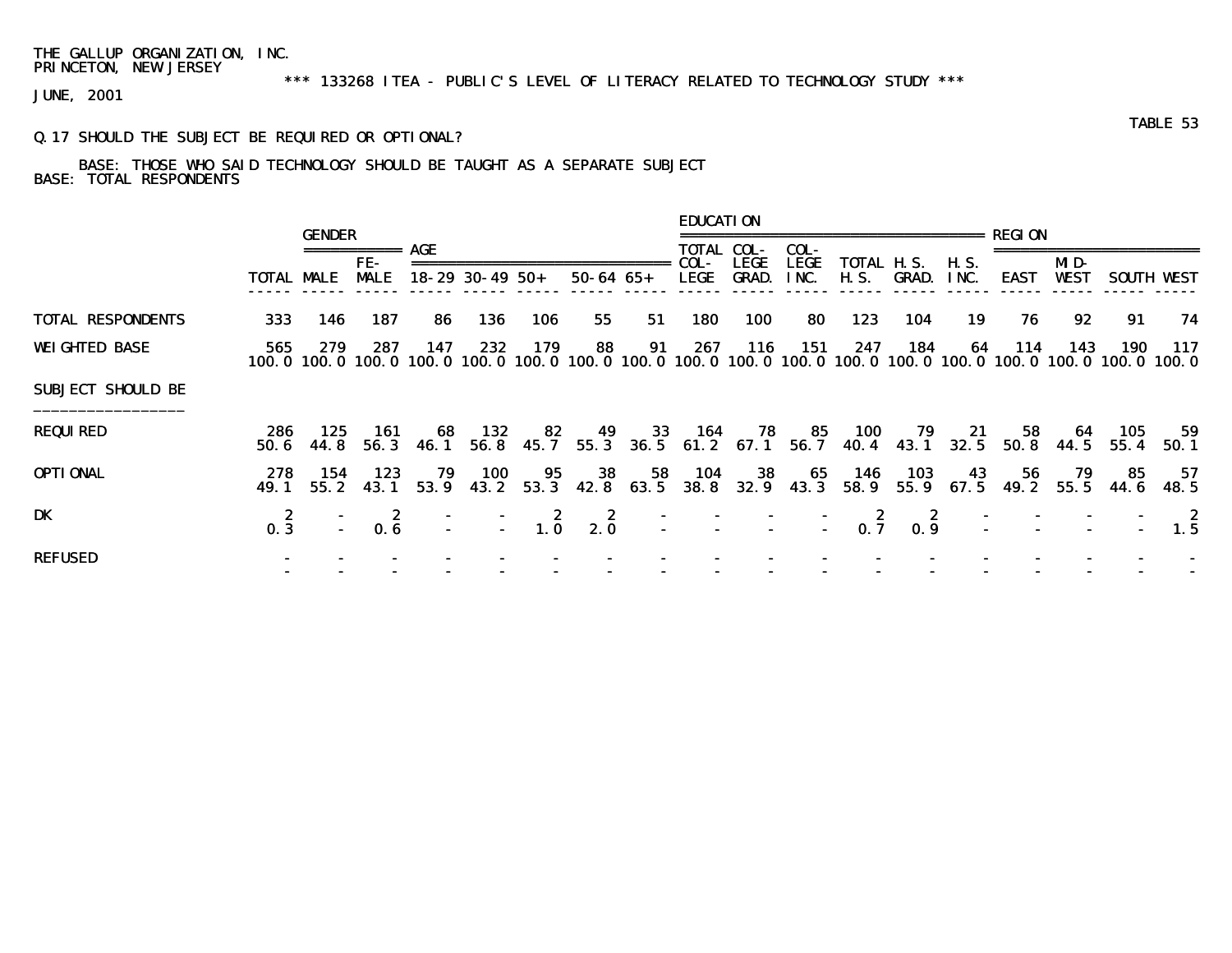THE GALLUP ORGANIZATION, INC.
PRINCETON, NEW JERSEY

*** 133268 ITEA - PUBLIC'S LEVEL OF LITERACY RELATED TO TECHNOLOGY STUDY ***

JUNE, 2001

TABLE 53

Q.17 SHOULD THE SUBJECT BE REQUIRED OR OPTIONAL?

BASE: THOSE WHO SAID TECHNOLOGY SHOULD BE TAUGHT AS A SEPARATE SUBJECT
BASE: TOTAL RESPONDENTS

| | | GENDER | | AGE | | | | | EDUCATION | | | | | | REGION | | | |
|---|---|---|---|---|---|---|---|---|---|---|---|---|---|---|---|---|---|---|
| | TOTAL | MALE | FE-MALE | 18-29 | 30-49 | 50+ | 50-64 | 65+ | TOTAL COL-LEGE | COL-LEGE GRAD. | COL-LEGE INC. | TOTAL H.S. | H.S. GRAD. | H.S. INC. | EAST | MID-WEST | SOUTH | WEST |
| TOTAL RESPONDENTS | 333 | 146 | 187 | 86 | 136 | 106 | 55 | 51 | 180 | 100 | 80 | 123 | 104 | 19 | 76 | 92 | 91 | 74 |
| WEIGHTED BASE | 565 | 279 | 287 | 147 | 232 | 179 | 88 | 91 | 267 | 116 | 151 | 247 | 184 | 64 | 114 | 143 | 190 | 117 |
| | 100.0 | 100.0 | 100.0 | 100.0 | 100.0 | 100.0 | 100.0 | 100.0 | 100.0 | 100.0 | 100.0 | 100.0 | 100.0 | 100.0 | 100.0 | 100.0 | 100.0 | 100.0 |
| SUBJECT SHOULD BE | | | | | | | | | | | | | | | | | | |
| REQUIRED | 286 | 125 | 161 | 68 | 132 | 82 | 49 | 33 | 164 | 78 | 85 | 100 | 79 | 21 | 58 | 64 | 105 | 59 |
| | 50.6 | 44.8 | 56.3 | 46.1 | 56.8 | 45.7 | 55.3 | 36.5 | 61.2 | 67.1 | 56.7 | 40.4 | 43.1 | 32.5 | 50.8 | 44.5 | 55.4 | 50.1 |
| OPTIONAL | 278 | 154 | 123 | 79 | 100 | 95 | 38 | 58 | 104 | 38 | 65 | 146 | 103 | 43 | 56 | 79 | 85 | 57 |
| | 49.1 | 55.2 | 43.1 | 53.9 | 43.2 | 53.3 | 42.8 | 63.5 | 38.8 | 32.9 | 43.3 | 58.9 | 55.9 | 67.5 | 49.2 | 55.5 | 44.6 | 48.5 |
| DK | 2 | - | 2 | - | - | 2 | 2 | - | - | - | - | 2 | 2 | - | - | - | - | 2 |
| | 0.3 | - | 0.6 | - | - | 1.0 | 2.0 | - | - | - | - | 0.7 | 0.9 | - | - | - | - | 1.5 |
| REFUSED | - | - | - | - | - | - | - | - | - | - | - | - | - | - | - | - | - | - |
| | - | - | - | - | - | - | - | - | - | - | - | - | - | - | - | - | - | - |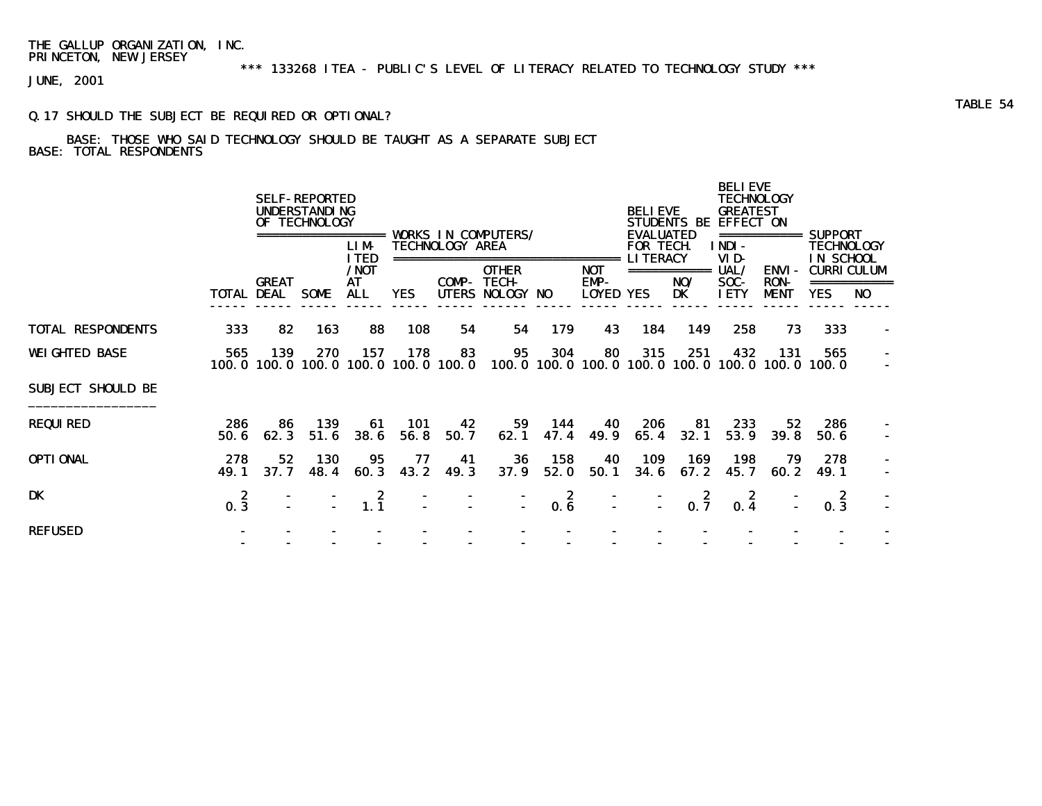THE GALLUP ORGANIZATION, INC.
PRINCETON, NEW JERSEY

*** 133268 ITEA - PUBLIC'S LEVEL OF LITERACY RELATED TO TECHNOLOGY STUDY ***

JUNE, 2001

TABLE 54

Q.17 SHOULD THE SUBJECT BE REQUIRED OR OPTIONAL?

BASE: THOSE WHO SAID TECHNOLOGY SHOULD BE TAUGHT AS A SEPARATE SUBJECT
BASE: TOTAL RESPONDENTS

| | | SELF-REPORTED UNDERSTANDING OF TECHNOLOGY | | | WORKS IN COMPUTERS/ TECHNOLOGY AREA | | | | | BELIEVE STUDENTS BE EVALUATED FOR TECH. LITERACY | | BELIEVE TECHNOLOGY GREATEST EFFECT ON | | SUPPORT TECHNOLOGY IN SCHOOL CURRICULUM | |
|---|---|---|---|---|---|---|---|---|---|---|---|---|---|---|---|
| | TOTAL | GREAT DEAL | SOME | LIMITED /NOT AT ALL | YES | COMPUTERS | OTHER TECHNOLOGY | NO | NOT EMPLOYED | YES | NO/ DK | INDIVIDUAL/ SOCIETY | ENVIRONMENT | YES | NO |
| TOTAL RESPONDENTS | 333 | 82 | 163 | 88 | 108 | 54 | 54 | 179 | 43 | 184 | 149 | 258 | 73 | 333 | - |
| WEIGHTED BASE | 565 | 139 | 270 | 157 | 178 | 83 | 95 | 304 | 80 | 315 | 251 | 432 | 131 | 565 | - |
| | 100.0 | 100.0 | 100.0 | 100.0 | 100.0 | 100.0 | 100.0 | 100.0 | 100.0 | 100.0 | 100.0 | 100.0 | 100.0 | 100.0 | - |
| SUBJECT SHOULD BE | | | | | | | | | | | | | | | |
| REQUIRED | 286 | 86 | 139 | 61 | 101 | 42 | 59 | 144 | 40 | 206 | 81 | 233 | 52 | 286 | - |
| | 50.6 | 62.3 | 51.6 | 38.6 | 56.8 | 50.7 | 62.1 | 47.4 | 49.9 | 65.4 | 32.1 | 53.9 | 39.8 | 50.6 | - |
| OPTIONAL | 278 | 52 | 130 | 95 | 77 | 41 | 36 | 158 | 40 | 109 | 169 | 198 | 79 | 278 | - |
| | 49.1 | 37.7 | 48.4 | 60.3 | 43.2 | 49.3 | 37.9 | 52.0 | 50.1 | 34.6 | 67.2 | 45.7 | 60.2 | 49.1 | - |
| DK | 2 | - | - | 2 | - | - | - | 2 | - | - | 2 | 2 | - | 2 | - |
| | 0.3 | - | - | 1.1 | - | - | - | 0.6 | - | - | 0.7 | 0.4 | - | 0.3 | - |
| REFUSED | - | - | - | - | - | - | - | - | - | - | - | - | - | - | - |
| | - | - | - | - | - | - | - | - | - | - | - | - | - | - | - |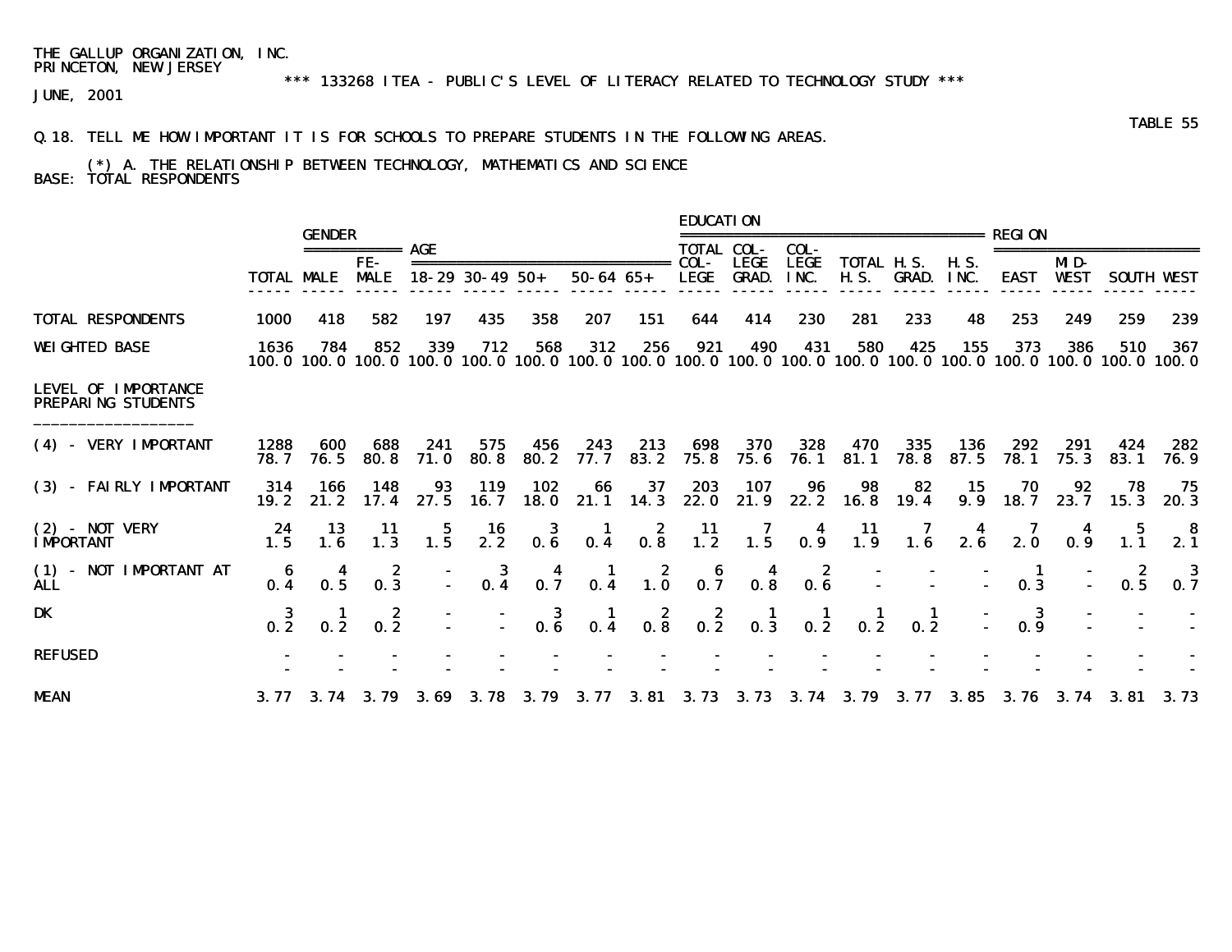THE GALLUP ORGANIZATION, INC.
PRINCETON, NEW JERSEY

*** 133268 ITEA - PUBLIC'S LEVEL OF LITERACY RELATED TO TECHNOLOGY STUDY ***

JUNE, 2001

TABLE 55

Q.18. TELL ME HOW IMPORTANT IT IS FOR SCHOOLS TO PREPARE STUDENTS IN THE FOLLOWING AREAS.

(*) A. THE RELATIONSHIP BETWEEN TECHNOLOGY, MATHEMATICS AND SCIENCE

BASE: TOTAL RESPONDENTS

| | | GENDER | | AGE | | | | | EDUCATION | | | | | | REGION | | | |
|---|---|---|---|---|---|---|---|---|---|---|---|---|---|---|---|---|---|---|
| | TOTAL | MALE | FE-MALE | 18-29 | 30-49 | 50+ | 50-64 | 65+ | TOTAL COL-LEGE | COL-LEGE GRAD. | COL-LEGE INC. | TOTAL H.S. | H.S. GRAD. | H.S. INC. | EAST | MID-WEST | SOUTH | WEST |
| TOTAL RESPONDENTS | 1000 | 418 | 582 | 197 | 435 | 358 | 207 | 151 | 644 | 414 | 230 | 281 | 233 | 48 | 253 | 249 | 259 | 239 |
| WEIGHTED BASE | 1636 | 784 | 852 | 339 | 712 | 568 | 312 | 256 | 921 | 490 | 431 | 580 | 425 | 155 | 373 | 386 | 510 | 367 |
| | 100.0 | 100.0 | 100.0 | 100.0 | 100.0 | 100.0 | 100.0 | 100.0 | 100.0 | 100.0 | 100.0 | 100.0 | 100.0 | 100.0 | 100.0 | 100.0 | 100.0 | 100.0 |
| LEVEL OF IMPORTANCE PREPARING STUDENTS | | | | | | | | | | | | | | | | | | |
| (4) - VERY IMPORTANT | 1288 | 600 | 688 | 241 | 575 | 456 | 243 | 213 | 698 | 370 | 328 | 470 | 335 | 136 | 292 | 291 | 424 | 282 |
| | 78.7 | 76.5 | 80.8 | 71.0 | 80.8 | 80.2 | 77.7 | 83.2 | 75.8 | 75.6 | 76.1 | 81.1 | 78.8 | 87.5 | 78.1 | 75.3 | 83.1 | 76.9 |
| (3) - FAIRLY IMPORTANT | 314 | 166 | 148 | 93 | 119 | 102 | 66 | 37 | 203 | 107 | 96 | 98 | 82 | 15 | 70 | 92 | 78 | 75 |
| | 19.2 | 21.2 | 17.4 | 27.5 | 16.7 | 18.0 | 21.1 | 14.3 | 22.0 | 21.9 | 22.2 | 16.8 | 19.4 | 9.9 | 18.7 | 23.7 | 15.3 | 20.3 |
| (2) - NOT VERY IMPORTANT | 24 | 13 | 11 | 5 | 16 | 3 | 1 | 2 | 11 | 7 | 4 | 11 | 7 | 4 | 7 | 4 | 5 | 8 |
| | 1.5 | 1.6 | 1.3 | 1.5 | 2.2 | 0.6 | 0.4 | 0.8 | 1.2 | 1.5 | 0.9 | 1.9 | 1.6 | 2.6 | 2.0 | 0.9 | 1.1 | 2.1 |
| (1) - NOT IMPORTANT AT ALL | 6 | 4 | 2 | - | 3 | 4 | 1 | 2 | 6 | 4 | 2 | - | - | - | 1 | - | 2 | 3 |
| | 0.4 | 0.5 | 0.3 | - | 0.4 | 0.7 | 0.4 | 1.0 | 0.7 | 0.8 | 0.6 | - | - | - | 0.3 | - | 0.5 | 0.7 |
| DK | 3 | 1 | 2 | - | - | 3 | 1 | 2 | 2 | 1 | 1 | 1 | 1 | - | 3 | - | - | - |
| | 0.2 | 0.2 | 0.2 | - | - | 0.6 | 0.4 | 0.8 | 0.2 | 0.3 | 0.2 | 0.2 | 0.2 | - | 0.9 | - | - | - |
| REFUSED | - | - | - | - | - | - | - | - | - | - | - | - | - | - | - | - | - | - |
| | - | - | - | - | - | - | - | - | - | - | - | - | - | - | - | - | - | - |
| MEAN | 3.77 | 3.74 | 3.79 | 3.69 | 3.78 | 3.79 | 3.77 | 3.81 | 3.73 | 3.73 | 3.74 | 3.79 | 3.77 | 3.85 | 3.76 | 3.74 | 3.81 | 3.73 |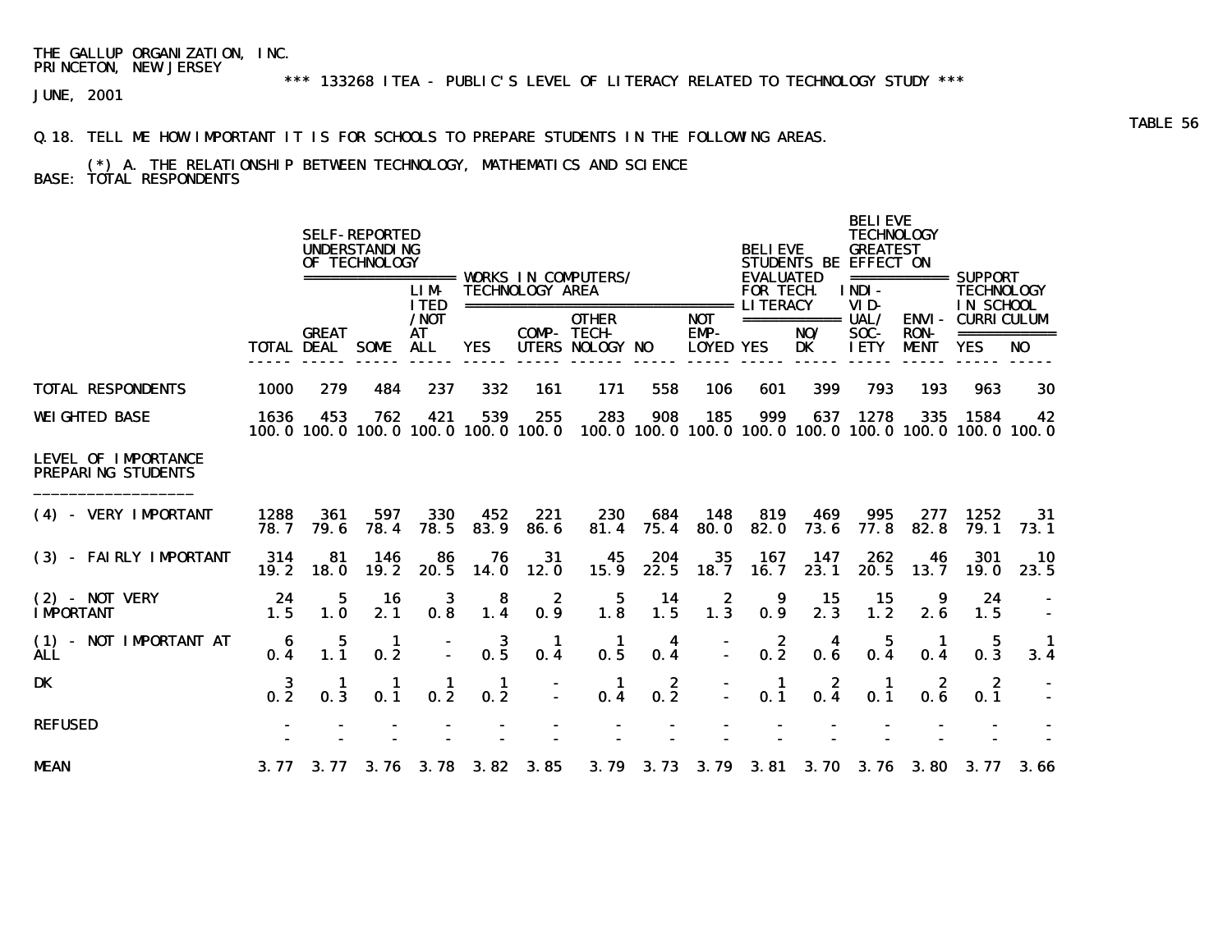THE GALLUP ORGANIZATION, INC.
PRINCETON, NEW JERSEY

*** 133268 ITEA - PUBLIC'S LEVEL OF LITERACY RELATED TO TECHNOLOGY STUDY ***

JUNE, 2001

TABLE 56

Q.18. TELL ME HOW IMPORTANT IT IS FOR SCHOOLS TO PREPARE STUDENTS IN THE FOLLOWING AREAS.

(*) A. THE RELATIONSHIP BETWEEN TECHNOLOGY, MATHEMATICS AND SCIENCE

BASE: TOTAL RESPONDENTS

| | | SELF-REPORTED UNDERSTANDING OF TECHNOLOGY | | | WORKS IN COMPUTERS/ TECHNOLOGY AREA | | | | | BELIEVE STUDENTS BE EVALUATED FOR TECH. LITERACY | | BELIEVE TECHNOLOGY GREATEST EFFECT ON | | SUPPORT TECHNOLOGY IN SCHOOL CURRICULUM | |
|---|---|---|---|---|---|---|---|---|---|---|---|---|---|---|---|
| | TOTAL | GREAT DEAL | SOME | LIMITED /NOT AT ALL | YES | COMPUTERS | OTHER TECHNOLOGY | NO | NOT EMPLOYED | YES | NO/ DK | INDIVIDUAL/ SOCIETY | ENVIRONMENT | YES | NO |
| TOTAL RESPONDENTS | 1000 | 279 | 484 | 237 | 332 | 161 | 171 | 558 | 106 | 601 | 399 | 793 | 193 | 963 | 30 |
| WEIGHTED BASE | 1636 | 453 | 762 | 421 | 539 | 255 | 283 | 908 | 185 | 999 | 637 | 1278 | 335 | 1584 | 42 |
| | 100.0 | 100.0 | 100.0 | 100.0 | 100.0 | 100.0 | 100.0 | 100.0 | 100.0 | 100.0 | 100.0 | 100.0 | 100.0 | 100.0 | 100.0 |
| LEVEL OF IMPORTANCE PREPARING STUDENTS | | | | | | | | | | | | | | | |
| (4) - VERY IMPORTANT | 1288 | 361 | 597 | 330 | 452 | 221 | 230 | 684 | 148 | 819 | 469 | 995 | 277 | 1252 | 31 |
| | 78.7 | 79.6 | 78.4 | 78.5 | 83.9 | 86.6 | 81.4 | 75.4 | 80.0 | 82.0 | 73.6 | 77.8 | 82.8 | 79.1 | 73.1 |
| (3) - FAIRLY IMPORTANT | 314 | 81 | 146 | 86 | 76 | 31 | 45 | 204 | 35 | 167 | 147 | 262 | 46 | 301 | 10 |
| | 19.2 | 18.0 | 19.2 | 20.5 | 14.0 | 12.0 | 15.9 | 22.5 | 18.7 | 16.7 | 23.1 | 20.5 | 13.7 | 19.0 | 23.5 |
| (2) - NOT VERY IMPORTANT | 24 | 5 | 16 | 3 | 8 | 2 | 5 | 14 | 2 | 9 | 15 | 15 | 9 | 24 | - |
| | 1.5 | 1.0 | 2.1 | 0.8 | 1.4 | 0.9 | 1.8 | 1.5 | 1.3 | 0.9 | 2.3 | 1.2 | 2.6 | 1.5 | - |
| (1) - NOT IMPORTANT AT ALL | 6 | 5 | 1 | - | 3 | 1 | 1 | 4 | - | 2 | 4 | 5 | 1 | 5 | 1 |
| | 0.4 | 1.1 | 0.2 | - | 0.5 | 0.4 | 0.5 | 0.4 | - | 0.2 | 0.6 | 0.4 | 0.4 | 0.3 | 3.4 |
| DK | 3 | 1 | 1 | 1 | 1 | - | 1 | 2 | - | 1 | 2 | 1 | 2 | 2 | - |
| | 0.2 | 0.3 | 0.1 | 0.2 | 0.2 | - | 0.4 | 0.2 | - | 0.1 | 0.4 | 0.1 | 0.6 | 0.1 | - |
| REFUSED | - | - | - | - | - | - | - | - | - | - | - | - | - | - | - |
| | - | - | - | - | - | - | - | - | - | - | - | - | - | - | - |
| MEAN | 3.77 | 3.77 | 3.76 | 3.78 | 3.82 | 3.85 | 3.79 | 3.73 | 3.79 | 3.81 | 3.70 | 3.76 | 3.80 | 3.77 | 3.66 |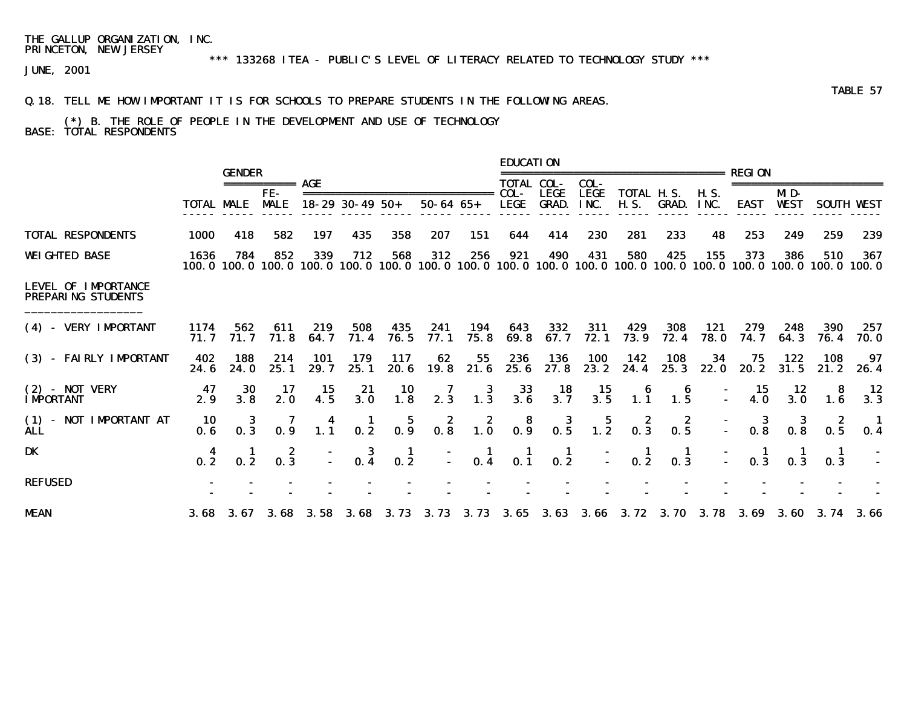THE GALLUP ORGANIZATION, INC.
PRINCETON, NEW JERSEY

*** 133268 ITEA - PUBLIC'S LEVEL OF LITERACY RELATED TO TECHNOLOGY STUDY ***

JUNE, 2001

TABLE 57

Q.18. TELL ME HOW IMPORTANT IT IS FOR SCHOOLS TO PREPARE STUDENTS IN THE FOLLOWING AREAS.

(*) B. THE ROLE OF PEOPLE IN THE DEVELOPMENT AND USE OF TECHNOLOGY

BASE: TOTAL RESPONDENTS

| | | GENDER | | AGE | | | | | EDUCATION | | | | | | REGION | | | |
|---|---|---|---|---|---|---|---|---|---|---|---|---|---|---|---|---|---|---|
| | TOTAL | MALE | FE-MALE | 18-29 | 30-49 | 50+ | 50-64 | 65+ | TOTAL COL-LEGE | COL-LEGE GRAD. | COL-LEGE INC. | TOTAL H.S. | H.S. GRAD. | H.S. INC. | EAST | MID-WEST | SOUTH | WEST |
| TOTAL RESPONDENTS | 1000 | 418 | 582 | 197 | 435 | 358 | 207 | 151 | 644 | 414 | 230 | 281 | 233 | 48 | 253 | 249 | 259 | 239 |
| WEIGHTED BASE | 1636 | 784 | 852 | 339 | 712 | 568 | 312 | 256 | 921 | 490 | 431 | 580 | 425 | 155 | 373 | 386 | 510 | 367 |
| | 100.0 | 100.0 | 100.0 | 100.0 | 100.0 | 100.0 | 100.0 | 100.0 | 100.0 | 100.0 | 100.0 | 100.0 | 100.0 | 100.0 | 100.0 | 100.0 | 100.0 | 100.0 |
| LEVEL OF IMPORTANCE PREPARING STUDENTS | | | | | | | | | | | | | | | | | | |
| (4) - VERY IMPORTANT | 1174 | 562 | 611 | 219 | 508 | 435 | 241 | 194 | 643 | 332 | 311 | 429 | 308 | 121 | 279 | 248 | 390 | 257 |
| | 71.7 | 71.7 | 71.8 | 64.7 | 71.4 | 76.5 | 77.1 | 75.8 | 69.8 | 67.7 | 72.1 | 73.9 | 72.4 | 78.0 | 74.7 | 64.3 | 76.4 | 70.0 |
| (3) - FAIRLY IMPORTANT | 402 | 188 | 214 | 101 | 179 | 117 | 62 | 55 | 236 | 136 | 100 | 142 | 108 | 34 | 75 | 122 | 108 | 97 |
| | 24.6 | 24.0 | 25.1 | 29.7 | 25.1 | 20.6 | 19.8 | 21.6 | 25.6 | 27.8 | 23.2 | 24.4 | 25.3 | 22.0 | 20.2 | 31.5 | 21.2 | 26.4 |
| (2) - NOT VERY IMPORTANT | 47 | 30 | 17 | 15 | 21 | 10 | 7 | 3 | 33 | 18 | 15 | 6 | 6 | - | 15 | 12 | 8 | 12 |
| | 2.9 | 3.8 | 2.0 | 4.5 | 3.0 | 1.8 | 2.3 | 1.3 | 3.6 | 3.7 | 3.5 | 1.1 | 1.5 | - | 4.0 | 3.0 | 1.6 | 3.3 |
| (1) - NOT IMPORTANT AT ALL | 10 | 3 | 7 | 4 | 1 | 5 | 2 | 2 | 8 | 3 | 5 | 2 | 2 | - | 3 | 3 | 2 | 1 |
| | 0.6 | 0.3 | 0.9 | 1.1 | 0.2 | 0.9 | 0.8 | 1.0 | 0.9 | 0.5 | 1.2 | 0.3 | 0.5 | - | 0.8 | 0.8 | 0.5 | 0.4 |
| DK | 4 | 1 | 2 | - | 3 | 1 | - | 1 | 1 | 1 | - | 1 | 1 | - | 1 | 1 | 1 | - |
| | 0.2 | 0.2 | 0.3 | - | 0.4 | 0.2 | - | 0.4 | 0.1 | 0.2 | - | 0.2 | 0.3 | - | 0.3 | 0.3 | 0.3 | - |
| REFUSED | - | - | - | - | - | - | - | - | - | - | - | - | - | - | - | - | - | - |
| | - | - | - | - | - | - | - | - | - | - | - | - | - | - | - | - | - | - |
| MEAN | 3.68 | 3.67 | 3.68 | 3.58 | 3.68 | 3.73 | 3.73 | 3.73 | 3.65 | 3.63 | 3.66 | 3.72 | 3.70 | 3.78 | 3.69 | 3.60 | 3.74 | 3.66 |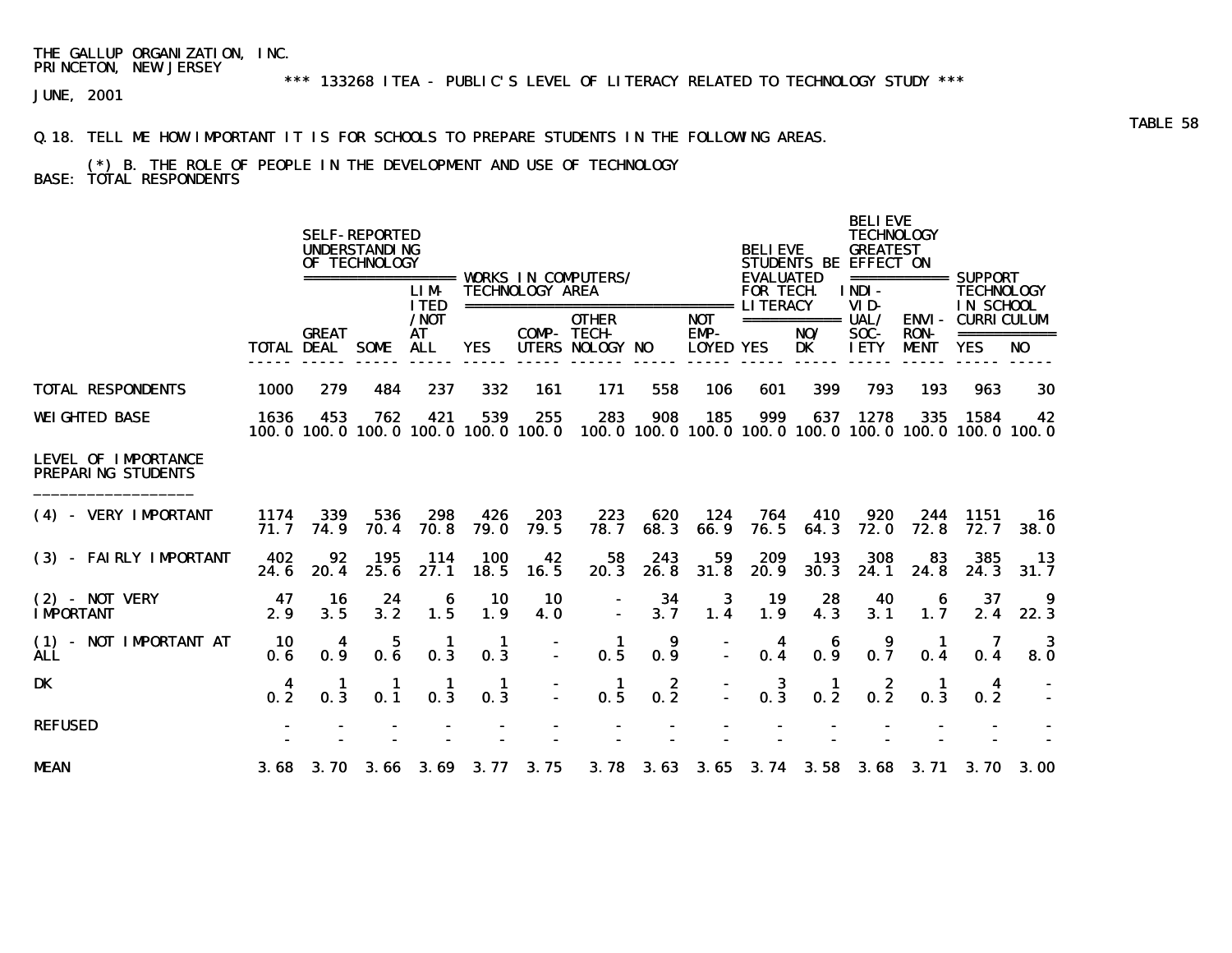THE GALLUP ORGANIZATION, INC.
PRINCETON, NEW JERSEY

*** 133268 ITEA - PUBLIC'S LEVEL OF LITERACY RELATED TO TECHNOLOGY STUDY ***

JUNE, 2001

TABLE 58

Q.18. TELL ME HOW IMPORTANT IT IS FOR SCHOOLS TO PREPARE STUDENTS IN THE FOLLOWING AREAS.

(*) B. THE ROLE OF PEOPLE IN THE DEVELOPMENT AND USE OF TECHNOLOGY

BASE: TOTAL RESPONDENTS

| | | SELF-REPORTED UNDERSTANDING OF TECHNOLOGY | | | WORKS IN COMPUTERS/ TECHNOLOGY AREA | | | | | BELIEVE STUDENTS BE EVALUATED FOR TECH. LITERACY | | BELIEVE TECHNOLOGY GREATEST EFFECT ON | | SUPPORT TECHNOLOGY IN SCHOOL CURRICULUM | |
|---|---|---|---|---|---|---|---|---|---|---|---|---|---|---|---|
| | TOTAL | GREAT DEAL | SOME | LIMITED /NOT AT ALL | YES | COMPUTERS | OTHER TECHNOLOGY | NO | NOT EMPLOYED | YES | NO/ DK | INDIVIDUAL/ SOCIETY | ENVIRONMENT | YES | NO |
| TOTAL RESPONDENTS | 1000 | 279 | 484 | 237 | 332 | 161 | 171 | 558 | 106 | 601 | 399 | 793 | 193 | 963 | 30 |
| WEIGHTED BASE | 1636 | 453 | 762 | 421 | 539 | 255 | 283 | 908 | 185 | 999 | 637 | 1278 | 335 | 1584 | 42 |
| | 100.0 | 100.0 | 100.0 | 100.0 | 100.0 | 100.0 | 100.0 | 100.0 | 100.0 | 100.0 | 100.0 | 100.0 | 100.0 | 100.0 | 100.0 |
| **LEVEL OF IMPORTANCE PREPARING STUDENTS** | | | | | | | | | | | | | | | |
| (4) - VERY IMPORTANT | 1174 | 339 | 536 | 298 | 426 | 203 | 223 | 620 | 124 | 764 | 410 | 920 | 244 | 1151 | 16 |
| | 71.7 | 74.9 | 70.4 | 70.8 | 79.0 | 79.5 | 78.7 | 68.3 | 66.9 | 76.5 | 64.3 | 72.0 | 72.8 | 72.7 | 38.0 |
| (3) - FAIRLY IMPORTANT | 402 | 92 | 195 | 114 | 100 | 42 | 58 | 243 | 59 | 209 | 193 | 308 | 83 | 385 | 13 |
| | 24.6 | 20.4 | 25.6 | 27.1 | 18.5 | 16.5 | 20.3 | 26.8 | 31.8 | 20.9 | 30.3 | 24.1 | 24.8 | 24.3 | 31.7 |
| (2) - NOT VERY IMPORTANT | 47 | 16 | 24 | 6 | 10 | 10 | - | 34 | 3 | 19 | 28 | 40 | 6 | 37 | 9 |
| | 2.9 | 3.5 | 3.2 | 1.5 | 1.9 | 4.0 | - | 3.7 | 1.4 | 1.9 | 4.3 | 3.1 | 1.7 | 2.4 | 22.3 |
| (1) - NOT IMPORTANT AT ALL | 10 | 4 | 5 | 1 | 1 | - | 1 | 9 | - | 4 | 6 | 9 | 1 | 7 | 3 |
| | 0.6 | 0.9 | 0.6 | 0.3 | 0.3 | - | 0.5 | 0.9 | - | 0.4 | 0.9 | 0.7 | 0.4 | 0.4 | 8.0 |
| DK | 4 | 1 | 1 | 1 | 1 | - | 1 | 2 | - | 3 | 1 | 2 | 1 | 4 | - |
| | 0.2 | 0.3 | 0.1 | 0.3 | 0.3 | - | 0.5 | 0.2 | - | 0.3 | 0.2 | 0.2 | 0.3 | 0.2 | - |
| REFUSED | - | - | - | - | - | - | - | - | - | - | - | - | - | - | - |
| | - | - | - | - | - | - | - | - | - | - | - | - | - | - | - |
| MEAN | 3.68 | 3.70 | 3.66 | 3.69 | 3.77 | 3.75 | 3.78 | 3.63 | 3.65 | 3.74 | 3.58 | 3.68 | 3.71 | 3.70 | 3.00 |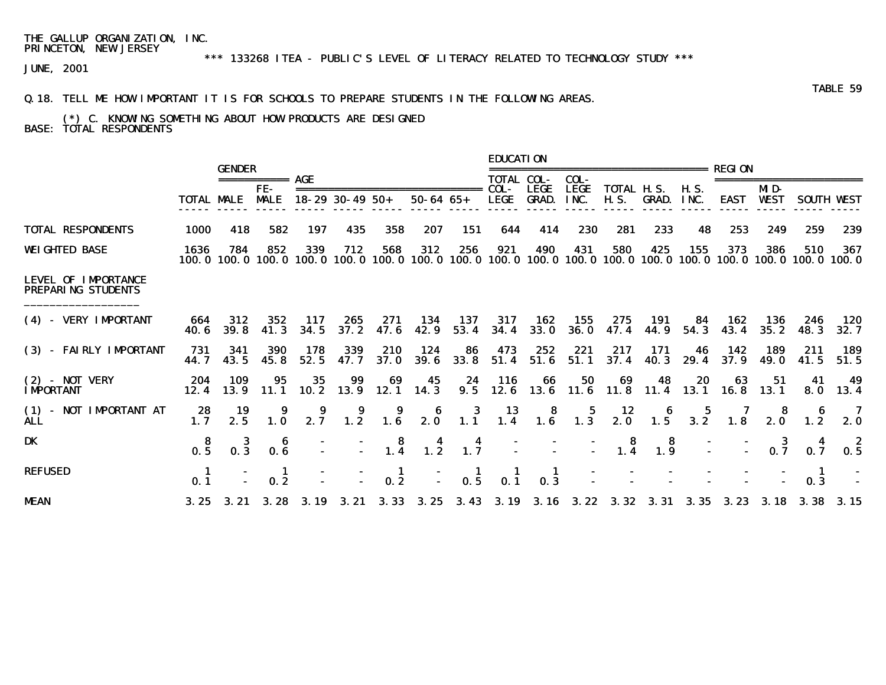THE GALLUP ORGANIZATION, INC.
PRINCETON, NEW JERSEY

*** 133268 ITEA - PUBLIC'S LEVEL OF LITERACY RELATED TO TECHNOLOGY STUDY ***

JUNE, 2001

TABLE 59

Q.18. TELL ME HOW IMPORTANT IT IS FOR SCHOOLS TO PREPARE STUDENTS IN THE FOLLOWING AREAS.

(*) C. KNOWING SOMETHING ABOUT HOW PRODUCTS ARE DESIGNED

BASE: TOTAL RESPONDENTS

| | | GENDER | | AGE | | | | | EDUCATION | | | | | | REGION | | | |
|---|---|---|---|---|---|---|---|---|---|---|---|---|---|---|---|---|---|---|
| | TOTAL | MALE | FE-MALE | 18-29 | 30-49 | 50+ | 50-64 | 65+ | TOTAL COL-LEGE | COL-LEGE GRAD. | COL-LEGE INC. | TOTAL H.S. | H.S. GRAD. | H.S. INC. | EAST | MID-WEST | SOUTH | WEST |
| TOTAL RESPONDENTS | 1000 | 418 | 582 | 197 | 435 | 358 | 207 | 151 | 644 | 414 | 230 | 281 | 233 | 48 | 253 | 249 | 259 | 239 |
| WEIGHTED BASE | 1636 | 784 | 852 | 339 | 712 | 568 | 312 | 256 | 921 | 490 | 431 | 580 | 425 | 155 | 373 | 386 | 510 | 367 |
| | 100.0 | 100.0 | 100.0 | 100.0 | 100.0 | 100.0 | 100.0 | 100.0 | 100.0 | 100.0 | 100.0 | 100.0 | 100.0 | 100.0 | 100.0 | 100.0 | 100.0 | 100.0 |
| LEVEL OF IMPORTANCE PREPARING STUDENTS | | | | | | | | | | | | | | | | | | |
| (4) - VERY IMPORTANT | 664 | 312 | 352 | 117 | 265 | 271 | 134 | 137 | 317 | 162 | 155 | 275 | 191 | 84 | 162 | 136 | 246 | 120 |
| | 40.6 | 39.8 | 41.3 | 34.5 | 37.2 | 47.6 | 42.9 | 53.4 | 34.4 | 33.0 | 36.0 | 47.4 | 44.9 | 54.3 | 43.4 | 35.2 | 48.3 | 32.7 |
| (3) - FAIRLY IMPORTANT | 731 | 341 | 390 | 178 | 339 | 210 | 124 | 86 | 473 | 252 | 221 | 217 | 171 | 46 | 142 | 189 | 211 | 189 |
| | 44.7 | 43.5 | 45.8 | 52.5 | 47.7 | 37.0 | 39.6 | 33.8 | 51.4 | 51.6 | 51.1 | 37.4 | 40.3 | 29.4 | 37.9 | 49.0 | 41.5 | 51.5 |
| (2) - NOT VERY IMPORTANT | 204 | 109 | 95 | 35 | 99 | 69 | 45 | 24 | 116 | 66 | 50 | 69 | 48 | 20 | 63 | 51 | 41 | 49 |
| | 12.4 | 13.9 | 11.1 | 10.2 | 13.9 | 12.1 | 14.3 | 9.5 | 12.6 | 13.6 | 11.6 | 11.8 | 11.4 | 13.1 | 16.8 | 13.1 | 8.0 | 13.4 |
| (1) - NOT IMPORTANT AT ALL | 28 | 19 | 9 | 9 | 9 | 9 | 6 | 3 | 13 | 8 | 5 | 12 | 6 | 5 | 7 | 8 | 6 | 7 |
| | 1.7 | 2.5 | 1.0 | 2.7 | 1.2 | 1.6 | 2.0 | 1.1 | 1.4 | 1.6 | 1.3 | 2.0 | 1.5 | 3.2 | 1.8 | 2.0 | 1.2 | 2.0 |
| DK | 8 | 3 | 6 | - | - | 8 | 4 | 4 | - | - | - | 8 | 8 | - | - | 3 | 4 | 2 |
| | 0.5 | 0.3 | 0.6 | - | - | 1.4 | 1.2 | 1.7 | - | - | - | 1.4 | 1.9 | - | - | 0.7 | 0.7 | 0.5 |
| REFUSED | 1 | - | 1 | - | - | 1 | - | 1 | 1 | 1 | - | - | - | - | - | - | 1 | - |
| | 0.1 | - | 0.2 | - | - | 0.2 | - | 0.5 | 0.1 | 0.3 | - | - | - | - | - | - | 0.3 | - |
| MEAN | 3.25 | 3.21 | 3.28 | 3.19 | 3.21 | 3.33 | 3.25 | 3.43 | 3.19 | 3.16 | 3.22 | 3.32 | 3.31 | 3.35 | 3.23 | 3.18 | 3.38 | 3.15 |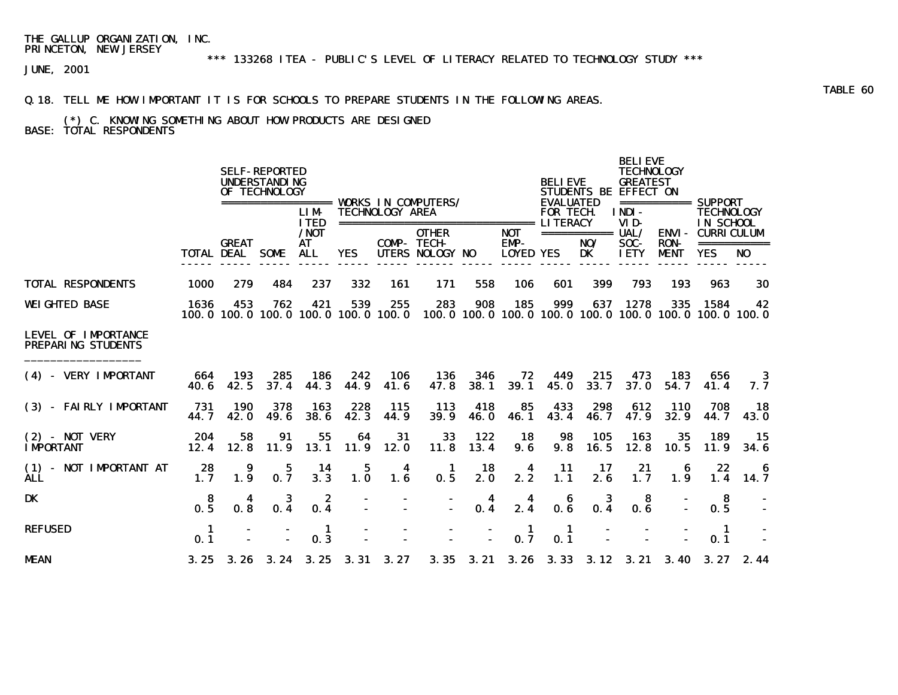THE GALLUP ORGANIZATION, INC.
PRINCETON, NEW JERSEY

*** 133268 ITEA - PUBLIC'S LEVEL OF LITERACY RELATED TO TECHNOLOGY STUDY ***

JUNE, 2001

TABLE 60

Q.18. TELL ME HOW IMPORTANT IT IS FOR SCHOOLS TO PREPARE STUDENTS IN THE FOLLOWING AREAS.

(*) C. KNOWING SOMETHING ABOUT HOW PRODUCTS ARE DESIGNED

BASE: TOTAL RESPONDENTS

| | | SELF-REPORTED UNDERSTANDING OF TECHNOLOGY | | | WORKS IN COMPUTERS/ TECHNOLOGY AREA | | | | | BELIEVE STUDENTS BE EVALUATED FOR TECH. LITERACY | | BELIEVE TECHNOLOGY GREATEST EFFECT ON | | SUPPORT TECHNOLOGY IN SCHOOL CURRICULUM | |
|---|---|---|---|---|---|---|---|---|---|---|---|---|---|---|---|
| | TOTAL | GREAT DEAL | SOME | LIMITED /NOT AT ALL | YES | COMPUTERS | OTHER TECHNOLOGY | NO | NOT EMPLOYED | YES | NO/ DK | INDIVIDUAL/ SOCIETY | ENVIRONMENT | YES | NO |
| TOTAL RESPONDENTS | 1000 | 279 | 484 | 237 | 332 | 161 | 171 | 558 | 106 | 601 | 399 | 793 | 193 | 963 | 30 |
| WEIGHTED BASE | 1636 | 453 | 762 | 421 | 539 | 255 | 283 | 908 | 185 | 999 | 637 | 1278 | 335 | 1584 | 42 |
| | 100.0 | 100.0 | 100.0 | 100.0 | 100.0 | 100.0 | 100.0 | 100.0 | 100.0 | 100.0 | 100.0 | 100.0 | 100.0 | 100.0 | 100.0 |
| LEVEL OF IMPORTANCE PREPARING STUDENTS | | | | | | | | | | | | | | | |
| (4) - VERY IMPORTANT | 664 | 193 | 285 | 186 | 242 | 106 | 136 | 346 | 72 | 449 | 215 | 473 | 183 | 656 | 3 |
| | 40.6 | 42.5 | 37.4 | 44.3 | 44.9 | 41.6 | 47.8 | 38.1 | 39.1 | 45.0 | 33.7 | 37.0 | 54.7 | 41.4 | 7.7 |
| (3) - FAIRLY IMPORTANT | 731 | 190 | 378 | 163 | 228 | 115 | 113 | 418 | 85 | 433 | 298 | 612 | 110 | 708 | 18 |
| | 44.7 | 42.0 | 49.6 | 38.6 | 42.3 | 44.9 | 39.9 | 46.0 | 46.1 | 43.4 | 46.7 | 47.9 | 32.9 | 44.7 | 43.0 |
| (2) - NOT VERY IMPORTANT | 204 | 58 | 91 | 55 | 64 | 31 | 33 | 122 | 18 | 98 | 105 | 163 | 35 | 189 | 15 |
| | 12.4 | 12.8 | 11.9 | 13.1 | 11.9 | 12.0 | 11.8 | 13.4 | 9.6 | 9.8 | 16.5 | 12.8 | 10.5 | 11.9 | 34.6 |
| (1) - NOT IMPORTANT AT ALL | 28 | 9 | 5 | 14 | 5 | 4 | 1 | 18 | 4 | 11 | 17 | 21 | 6 | 22 | 6 |
| | 1.7 | 1.9 | 0.7 | 3.3 | 1.0 | 1.6 | 0.5 | 2.0 | 2.2 | 1.1 | 2.6 | 1.7 | 1.9 | 1.4 | 14.7 |
| DK | 8 | 4 | 3 | 2 | - | - | - | 4 | 4 | 6 | 3 | 8 | - | 8 | - |
| | 0.5 | 0.8 | 0.4 | 0.4 | - | - | - | 0.4 | 2.4 | 0.6 | 0.4 | 0.6 | - | 0.5 | - |
| REFUSED | 1 | - | - | 1 | - | - | - | - | 1 | 1 | - | - | - | 1 | - |
| | 0.1 | - | - | 0.3 | - | - | - | - | 0.7 | 0.1 | - | - | - | 0.1 | - |
| MEAN | 3.25 | 3.26 | 3.24 | 3.25 | 3.31 | 3.27 | 3.35 | 3.21 | 3.26 | 3.33 | 3.12 | 3.21 | 3.40 | 3.27 | 2.44 |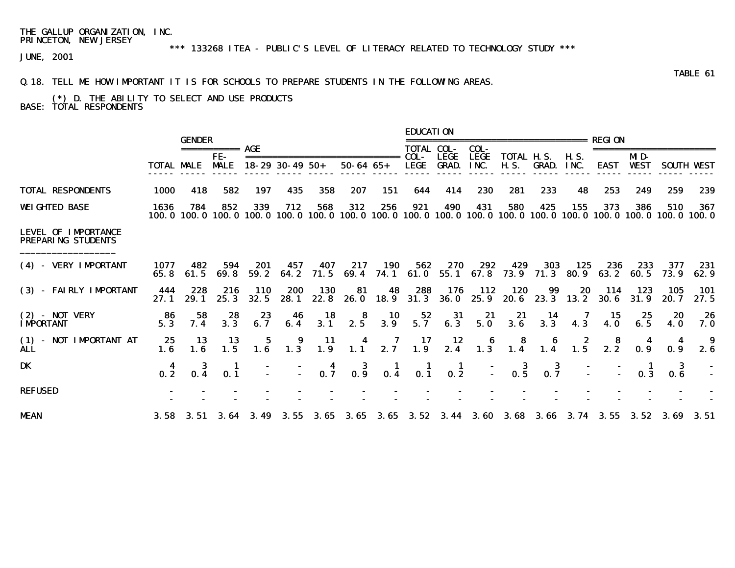THE GALLUP ORGANIZATION, INC.
PRINCETON, NEW JERSEY

*** 133268 ITEA - PUBLIC'S LEVEL OF LITERACY RELATED TO TECHNOLOGY STUDY ***

JUNE, 2001

TABLE 61

Q.18. TELL ME HOW IMPORTANT IT IS FOR SCHOOLS TO PREPARE STUDENTS IN THE FOLLOWING AREAS.

(*) D. THE ABILITY TO SELECT AND USE PRODUCTS

BASE: TOTAL RESPONDENTS

| | | GENDER | | AGE | | | | | EDUCATION | | | | | | REGION | | | |
|---|---|---|---|---|---|---|---|---|---|---|---|---|---|---|---|---|---|---|
| | TOTAL | MALE | FE-MALE | 18-29 | 30-49 | 50+ | 50-64 | 65+ | TOTAL COL-LEGE | COL-LEGE GRAD. | COL-LEGE INC. | TOTAL H.S. | H.S. GRAD. | H.S. INC. | EAST | MID-WEST | SOUTH | WEST |
| TOTAL RESPONDENTS | 1000 | 418 | 582 | 197 | 435 | 358 | 207 | 151 | 644 | 414 | 230 | 281 | 233 | 48 | 253 | 249 | 259 | 239 |
| WEIGHTED BASE | 1636 | 784 | 852 | 339 | 712 | 568 | 312 | 256 | 921 | 490 | 431 | 580 | 425 | 155 | 373 | 386 | 510 | 367 |
| | 100.0 | 100.0 | 100.0 | 100.0 | 100.0 | 100.0 | 100.0 | 100.0 | 100.0 | 100.0 | 100.0 | 100.0 | 100.0 | 100.0 | 100.0 | 100.0 | 100.0 | 100.0 |
| LEVEL OF IMPORTANCE PREPARING STUDENTS | | | | | | | | | | | | | | | | | | |
| (4) - VERY IMPORTANT | 1077 | 482 | 594 | 201 | 457 | 407 | 217 | 190 | 562 | 270 | 292 | 429 | 303 | 125 | 236 | 233 | 377 | 231 |
| | 65.8 | 61.5 | 69.8 | 59.2 | 64.2 | 71.5 | 69.4 | 74.1 | 61.0 | 55.1 | 67.8 | 73.9 | 71.3 | 80.9 | 63.2 | 60.5 | 73.9 | 62.9 |
| (3) - FAIRLY IMPORTANT | 444 | 228 | 216 | 110 | 200 | 130 | 81 | 48 | 288 | 176 | 112 | 120 | 99 | 20 | 114 | 123 | 105 | 101 |
| | 27.1 | 29.1 | 25.3 | 32.5 | 28.1 | 22.8 | 26.0 | 18.9 | 31.3 | 36.0 | 25.9 | 20.6 | 23.3 | 13.2 | 30.6 | 31.9 | 20.7 | 27.5 |
| (2) - NOT VERY IMPORTANT | 86 | 58 | 28 | 23 | 46 | 18 | 8 | 10 | 52 | 31 | 21 | 21 | 14 | 7 | 15 | 25 | 20 | 26 |
| | 5.3 | 7.4 | 3.3 | 6.7 | 6.4 | 3.1 | 2.5 | 3.9 | 5.7 | 6.3 | 5.0 | 3.6 | 3.3 | 4.3 | 4.0 | 6.5 | 4.0 | 7.0 |
| (1) - NOT IMPORTANT AT ALL | 25 | 13 | 13 | 5 | 9 | 11 | 4 | 7 | 17 | 12 | 6 | 8 | 6 | 2 | 8 | 4 | 4 | 9 |
| | 1.6 | 1.6 | 1.5 | 1.6 | 1.3 | 1.9 | 1.1 | 2.7 | 1.9 | 2.4 | 1.3 | 1.4 | 1.4 | 1.5 | 2.2 | 0.9 | 0.9 | 2.6 |
| DK | 4 | 3 | 1 | - | - | 4 | 3 | 1 | 1 | 1 | - | 3 | 3 | - | - | 1 | 3 | - |
| | 0.2 | 0.4 | 0.1 | - | - | 0.7 | 0.9 | 0.4 | 0.1 | 0.2 | - | 0.5 | 0.7 | - | - | 0.3 | 0.6 | - |
| REFUSED | - | - | - | - | - | - | - | - | - | - | - | - | - | - | - | - | - | - |
| | - | - | - | - | - | - | - | - | - | - | - | - | - | - | - | - | - | - |
| MEAN | 3.58 | 3.51 | 3.64 | 3.49 | 3.55 | 3.65 | 3.65 | 3.65 | 3.52 | 3.44 | 3.60 | 3.68 | 3.66 | 3.74 | 3.55 | 3.52 | 3.69 | 3.51 |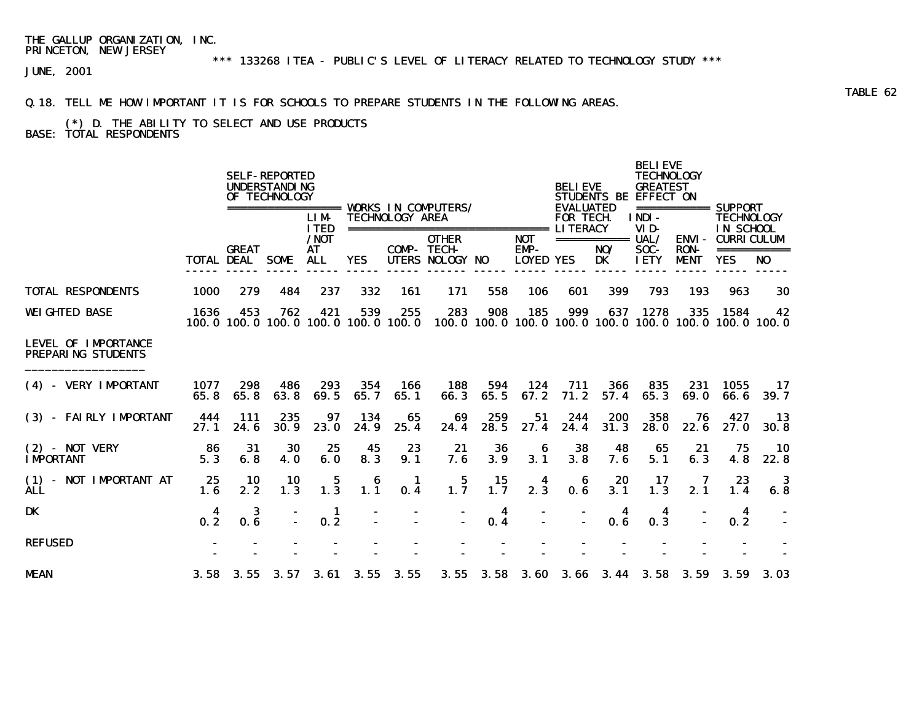THE GALLUP ORGANIZATION, INC.
PRINCETON, NEW JERSEY

*** 133268 ITEA - PUBLIC'S LEVEL OF LITERACY RELATED TO TECHNOLOGY STUDY ***

JUNE, 2001

TABLE 62

Q.18. TELL ME HOW IMPORTANT IT IS FOR SCHOOLS TO PREPARE STUDENTS IN THE FOLLOWING AREAS.

(*) D. THE ABILITY TO SELECT AND USE PRODUCTS

BASE: TOTAL RESPONDENTS

| | | SELF-REPORTED UNDERSTANDING OF TECHNOLOGY | | | WORKS IN COMPUTERS/ TECHNOLOGY AREA | | | | | BELIEVE STUDENTS BE EVALUATED FOR TECH. LITERACY | | BELIEVE TECHNOLOGY GREATEST EFFECT ON | | SUPPORT TECHNOLOGY IN SCHOOL CURRICULUM | |
|---|---|---|---|---|---|---|---|---|---|---|---|---|---|---|---|
| | TOTAL | GREAT DEAL | SOME | LIMITED /NOT AT ALL | YES | COMPUTERS | OTHER TECHNOLOGY | NO | NOT EMPLOYED | YES | NO/ DK | INDIVIDUAL/ SOCIETY | ENVIRONMENT | YES | NO |
| TOTAL RESPONDENTS | 1000 | 279 | 484 | 237 | 332 | 161 | 171 | 558 | 106 | 601 | 399 | 793 | 193 | 963 | 30 |
| WEIGHTED BASE | 1636 | 453 | 762 | 421 | 539 | 255 | 283 | 908 | 185 | 999 | 637 | 1278 | 335 | 1584 | 42 |
| | 100.0 | 100.0 | 100.0 | 100.0 | 100.0 | 100.0 | 100.0 | 100.0 | 100.0 | 100.0 | 100.0 | 100.0 | 100.0 | 100.0 | 100.0 |
| **LEVEL OF IMPORTANCE PREPARING STUDENTS** | | | | | | | | | | | | | | | |
| (4) - VERY IMPORTANT | 1077 | 298 | 486 | 293 | 354 | 166 | 188 | 594 | 124 | 711 | 366 | 835 | 231 | 1055 | 17 |
| | 65.8 | 65.8 | 63.8 | 69.5 | 65.7 | 65.1 | 66.3 | 65.5 | 67.2 | 71.2 | 57.4 | 65.3 | 69.0 | 66.6 | 39.7 |
| (3) - FAIRLY IMPORTANT | 444 | 111 | 235 | 97 | 134 | 65 | 69 | 259 | 51 | 244 | 200 | 358 | 76 | 427 | 13 |
| | 27.1 | 24.6 | 30.9 | 23.0 | 24.9 | 25.4 | 24.4 | 28.5 | 27.4 | 24.4 | 31.3 | 28.0 | 22.6 | 27.0 | 30.8 |
| (2) - NOT VERY IMPORTANT | 86 | 31 | 30 | 25 | 45 | 23 | 21 | 36 | 6 | 38 | 48 | 65 | 21 | 75 | 10 |
| | 5.3 | 6.8 | 4.0 | 6.0 | 8.3 | 9.1 | 7.6 | 3.9 | 3.1 | 3.8 | 7.6 | 5.1 | 6.3 | 4.8 | 22.8 |
| (1) - NOT IMPORTANT AT ALL | 25 | 10 | 10 | 5 | 6 | 1 | 5 | 15 | 4 | 6 | 20 | 17 | 7 | 23 | 3 |
| | 1.6 | 2.2 | 1.3 | 1.3 | 1.1 | 0.4 | 1.7 | 1.7 | 2.3 | 0.6 | 3.1 | 1.3 | 2.1 | 1.4 | 6.8 |
| DK | 4 | 3 | - | 1 | - | - | - | 4 | - | - | 4 | 4 | - | 4 | - |
| | 0.2 | 0.6 | - | 0.2 | - | - | - | 0.4 | - | - | 0.6 | 0.3 | - | 0.2 | - |
| REFUSED | - | - | - | - | - | - | - | - | - | - | - | - | - | - | - |
| | - | - | - | - | - | - | - | - | - | - | - | - | - | - | - |
| MEAN | 3.58 | 3.55 | 3.57 | 3.61 | 3.55 | 3.55 | 3.55 | 3.58 | 3.60 | 3.66 | 3.44 | 3.58 | 3.59 | 3.59 | 3.03 |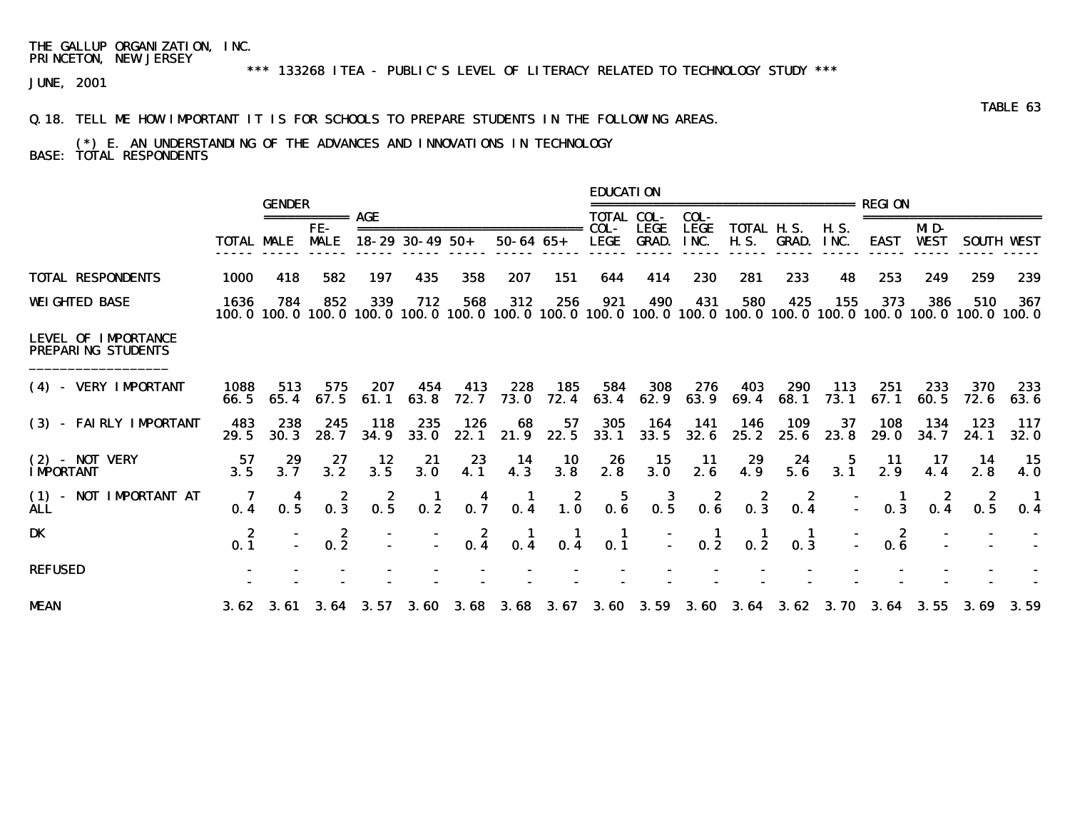THE GALLUP ORGANIZATION, INC.
PRINCETON, NEW JERSEY

*** 133268 ITEA - PUBLIC'S LEVEL OF LITERACY RELATED TO TECHNOLOGY STUDY ***

JUNE, 2001

TABLE 63

Q.18. TELL ME HOW IMPORTANT IT IS FOR SCHOOLS TO PREPARE STUDENTS IN THE FOLLOWING AREAS.

(*) E. AN UNDERSTANDING OF THE ADVANCES AND INNOVATIONS IN TECHNOLOGY

BASE: TOTAL RESPONDENTS

| | | GENDER | | AGE | | | | | EDUCATION | | | | | | REGION | | | |
|---|---|---|---|---|---|---|---|---|---|---|---|---|---|---|---|---|---|---|
| | TOTAL | MALE | FE-MALE | 18-29 | 30-49 | 50+ | 50-64 | 65+ | TOTAL COL-LEGE | COL-LEGE GRAD. | COL-LEGE INC. | TOTAL H.S. | H.S. GRAD. | H.S. INC. | EAST | MID-WEST | SOUTH | WEST |
| TOTAL RESPONDENTS | 1000 | 418 | 582 | 197 | 435 | 358 | 207 | 151 | 644 | 414 | 230 | 281 | 233 | 48 | 253 | 249 | 259 | 239 |
| WEIGHTED BASE | 1636 | 784 | 852 | 339 | 712 | 568 | 312 | 256 | 921 | 490 | 431 | 580 | 425 | 155 | 373 | 386 | 510 | 367 |
| | 100.0 | 100.0 | 100.0 | 100.0 | 100.0 | 100.0 | 100.0 | 100.0 | 100.0 | 100.0 | 100.0 | 100.0 | 100.0 | 100.0 | 100.0 | 100.0 | 100.0 | 100.0 |
| LEVEL OF IMPORTANCE PREPARING STUDENTS | | | | | | | | | | | | | | | | | | |
| (4) - VERY IMPORTANT | 1088 | 513 | 575 | 207 | 454 | 413 | 228 | 185 | 584 | 308 | 276 | 403 | 290 | 113 | 251 | 233 | 370 | 233 |
| | 66.5 | 65.4 | 67.5 | 61.1 | 63.8 | 72.7 | 73.0 | 72.4 | 63.4 | 62.9 | 63.9 | 69.4 | 68.1 | 73.1 | 67.1 | 60.5 | 72.6 | 63.6 |
| (3) - FAIRLY IMPORTANT | 483 | 238 | 245 | 118 | 235 | 126 | 68 | 57 | 305 | 164 | 141 | 146 | 109 | 37 | 108 | 134 | 123 | 117 |
| | 29.5 | 30.3 | 28.7 | 34.9 | 33.0 | 22.1 | 21.9 | 22.5 | 33.1 | 33.5 | 32.6 | 25.2 | 25.6 | 23.8 | 29.0 | 34.7 | 24.1 | 32.0 |
| (2) - NOT VERY IMPORTANT | 57 | 29 | 27 | 12 | 21 | 23 | 14 | 10 | 26 | 15 | 11 | 29 | 24 | 5 | 11 | 17 | 14 | 15 |
| | 3.5 | 3.7 | 3.2 | 3.5 | 3.0 | 4.1 | 4.3 | 3.8 | 2.8 | 3.0 | 2.6 | 4.9 | 5.6 | 3.1 | 2.9 | 4.4 | 2.8 | 4.0 |
| (1) - NOT IMPORTANT AT ALL | 7 | 4 | 2 | 2 | 1 | 4 | 1 | 2 | 5 | 3 | 2 | 2 | 2 | - | 1 | 2 | 2 | 1 |
| | 0.4 | 0.5 | 0.3 | 0.5 | 0.2 | 0.7 | 0.4 | 1.0 | 0.6 | 0.5 | 0.6 | 0.3 | 0.4 | - | 0.3 | 0.4 | 0.5 | 0.4 |
| DK | 2 | - | 2 | - | - | 2 | 1 | 1 | 1 | - | 1 | 1 | 1 | - | 2 | - | - | - |
| | 0.1 | - | 0.2 | - | - | 0.4 | 0.4 | 0.4 | 0.1 | - | 0.2 | 0.2 | 0.3 | - | 0.6 | - | - | - |
| REFUSED | - | - | - | - | - | - | - | - | - | - | - | - | - | - | - | - | - | - |
| | - | - | - | - | - | - | - | - | - | - | - | - | - | - | - | - | - | - |
| MEAN | 3.62 | 3.61 | 3.64 | 3.57 | 3.60 | 3.68 | 3.68 | 3.67 | 3.60 | 3.59 | 3.60 | 3.64 | 3.62 | 3.70 | 3.64 | 3.55 | 3.69 | 3.59 |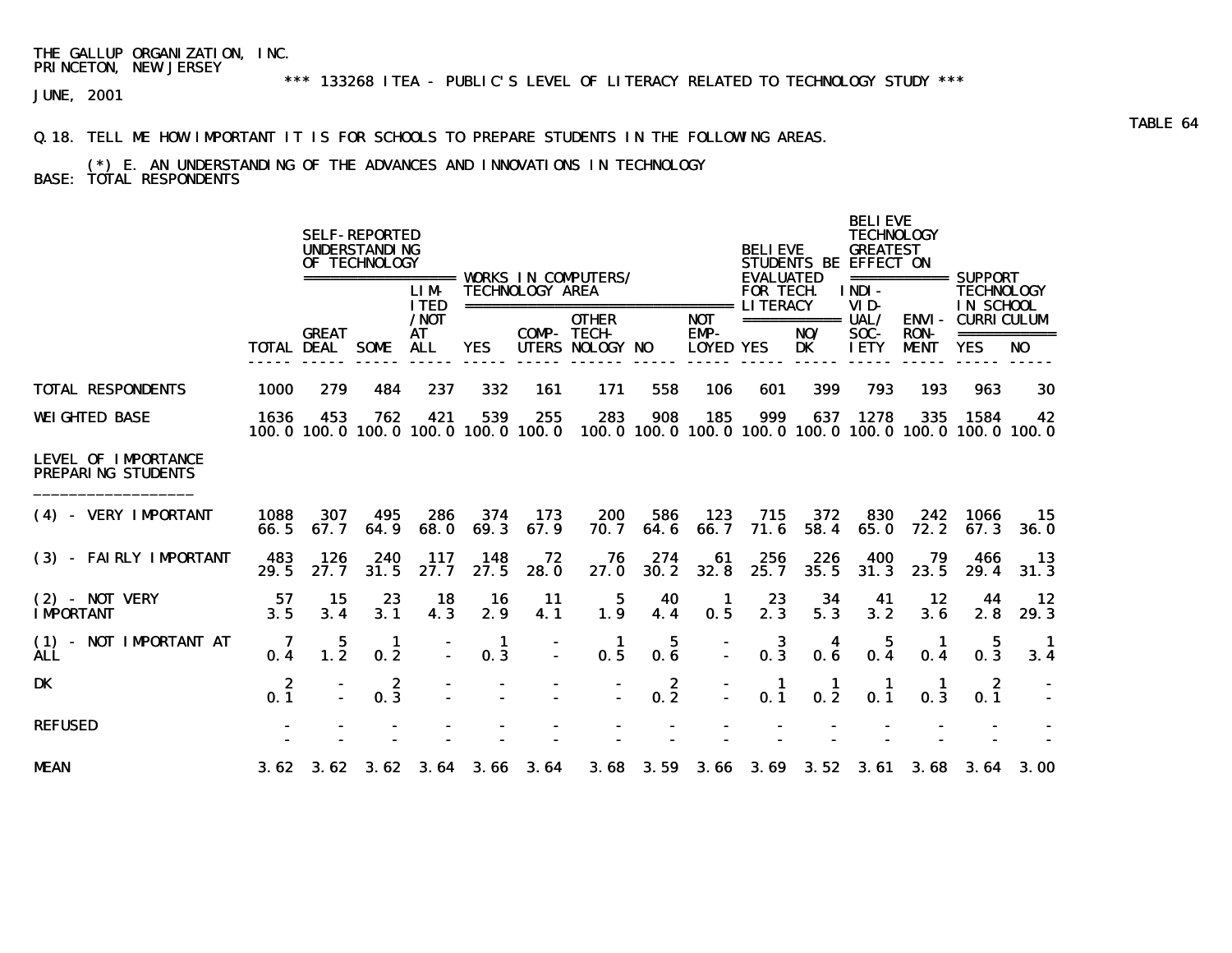THE GALLUP ORGANIZATION, INC.
PRINCETON, NEW JERSEY

*** 133268 ITEA - PUBLIC'S LEVEL OF LITERACY RELATED TO TECHNOLOGY STUDY ***

JUNE, 2001

TABLE 64

Q.18. TELL ME HOW IMPORTANT IT IS FOR SCHOOLS TO PREPARE STUDENTS IN THE FOLLOWING AREAS.

(*) E. AN UNDERSTANDING OF THE ADVANCES AND INNOVATIONS IN TECHNOLOGY

BASE: TOTAL RESPONDENTS

| | | SELF-REPORTED UNDERSTANDING OF TECHNOLOGY | | | WORKS IN COMPUTERS/ TECHNOLOGY AREA | | | | | BELIEVE STUDENTS BE EVALUATED FOR TECH. LITERACY | | BELIEVE TECHNOLOGY GREATEST EFFECT ON | | SUPPORT TECHNOLOGY IN SCHOOL CURRICULUM | |
|---|---|---|---|---|---|---|---|---|---|---|---|---|---|---|---|
| | TOTAL | GREAT DEAL | SOME | LIMITED /NOT AT ALL | YES | COMPUTERS | OTHER TECHNOLOGY | NO | NOT EMPLOYED | YES | NO/ DK | INDIVIDUAL/ SOCIETY | ENVIRONMENT | YES | NO |
| TOTAL RESPONDENTS | 1000 | 279 | 484 | 237 | 332 | 161 | 171 | 558 | 106 | 601 | 399 | 793 | 193 | 963 | 30 |
| WEIGHTED BASE | 1636 | 453 | 762 | 421 | 539 | 255 | 283 | 908 | 185 | 999 | 637 | 1278 | 335 | 1584 | 42 |
| | 100.0 | 100.0 | 100.0 | 100.0 | 100.0 | 100.0 | 100.0 | 100.0 | 100.0 | 100.0 | 100.0 | 100.0 | 100.0 | 100.0 | 100.0 |
| **LEVEL OF IMPORTANCE PREPARING STUDENTS** | | | | | | | | | | | | | | | |
| (4) - VERY IMPORTANT | 1088 | 307 | 495 | 286 | 374 | 173 | 200 | 586 | 123 | 715 | 372 | 830 | 242 | 1066 | 15 |
| | 66.5 | 67.7 | 64.9 | 68.0 | 69.3 | 67.9 | 70.7 | 64.6 | 66.7 | 71.6 | 58.4 | 65.0 | 72.2 | 67.3 | 36.0 |
| (3) - FAIRLY IMPORTANT | 483 | 126 | 240 | 117 | 148 | 72 | 76 | 274 | 61 | 256 | 226 | 400 | 79 | 466 | 13 |
| | 29.5 | 27.7 | 31.5 | 27.7 | 27.5 | 28.0 | 27.0 | 30.2 | 32.8 | 25.7 | 35.5 | 31.3 | 23.5 | 29.4 | 31.3 |
| (2) - NOT VERY IMPORTANT | 57 | 15 | 23 | 18 | 16 | 11 | 5 | 40 | 1 | 23 | 34 | 41 | 12 | 44 | 12 |
| | 3.5 | 3.4 | 3.1 | 4.3 | 2.9 | 4.1 | 1.9 | 4.4 | 0.5 | 2.3 | 5.3 | 3.2 | 3.6 | 2.8 | 29.3 |
| (1) - NOT IMPORTANT AT ALL | 7 | 5 | 1 | - | 1 | - | 1 | 5 | - | 3 | 4 | 5 | 1 | 5 | 1 |
| | 0.4 | 1.2 | 0.2 | - | 0.3 | - | 0.5 | 0.6 | - | 0.3 | 0.6 | 0.4 | 0.4 | 0.3 | 3.4 |
| DK | 2 | - | 2 | - | - | - | - | 2 | - | 1 | 1 | 1 | 1 | 2 | - |
| | 0.1 | - | 0.3 | - | - | - | - | 0.2 | - | 0.1 | 0.2 | 0.1 | 0.3 | 0.1 | - |
| REFUSED | - | - | - | - | - | - | - | - | - | - | - | - | - | - | - |
| | - | - | - | - | - | - | - | - | - | - | - | - | - | - | - |
| MEAN | 3.62 | 3.62 | 3.62 | 3.64 | 3.66 | 3.64 | 3.68 | 3.59 | 3.66 | 3.69 | 3.52 | 3.61 | 3.68 | 3.64 | 3.00 |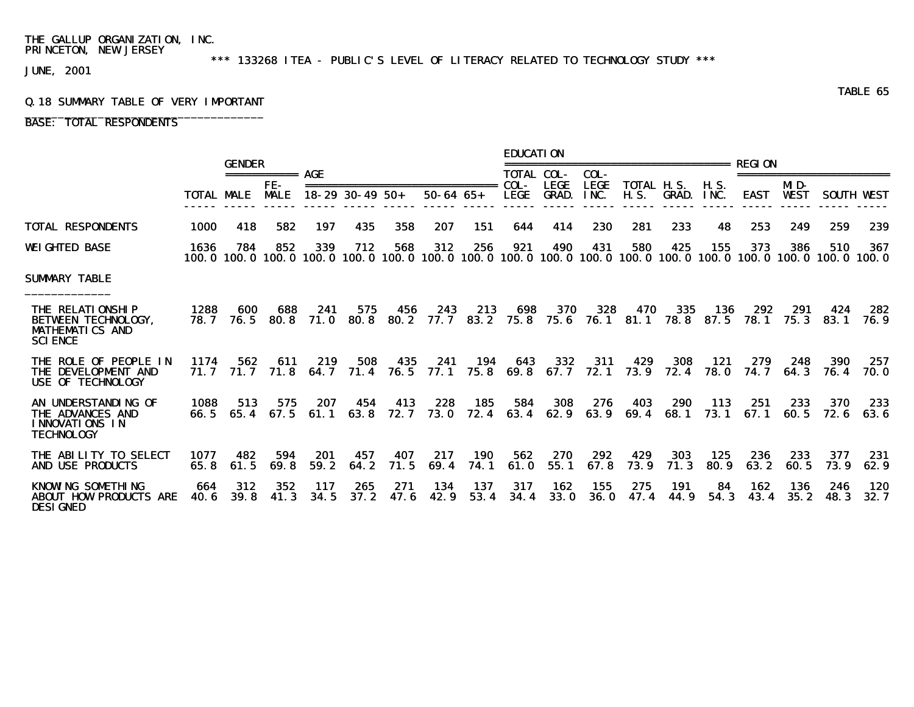THE GALLUP ORGANIZATION, INC.
PRINCETON, NEW JERSEY

*** 133268 ITEA - PUBLIC'S LEVEL OF LITERACY RELATED TO TECHNOLOGY STUDY ***

JUNE, 2001

TABLE 65

Q.18 SUMMARY TABLE OF VERY IMPORTANT

BASE: TOTAL RESPONDENTS

| | | GENDER | | AGE | | | | | EDUCATION | | | | | | REGION | | | |
|---|---|---|---|---|---|---|---|---|---|---|---|---|---|---|---|---|---|---|
| | TOTAL | MALE | FE-MALE | 18-29 | 30-49 | 50+ | 50-64 | 65+ | TOTAL COL-LEGE | COL-LEGE GRAD. | COL-LEGE INC. | TOTAL H.S. | H.S. GRAD. | H.S. INC. | EAST | MID-WEST | SOUTH | WEST |
| TOTAL RESPONDENTS | 1000 | 418 | 582 | 197 | 435 | 358 | 207 | 151 | 644 | 414 | 230 | 281 | 233 | 48 | 253 | 249 | 259 | 239 |
| WEIGHTED BASE | 1636 | 784 | 852 | 339 | 712 | 568 | 312 | 256 | 921 | 490 | 431 | 580 | 425 | 155 | 373 | 386 | 510 | 367 |
| | 100.0 | 100.0 | 100.0 | 100.0 | 100.0 | 100.0 | 100.0 | 100.0 | 100.0 | 100.0 | 100.0 | 100.0 | 100.0 | 100.0 | 100.0 | 100.0 | 100.0 | 100.0 |
| SUMMARY TABLE | | | | | | | | | | | | | | | | | | |
| THE RELATIONSHIP BETWEEN TECHNOLOGY, MATHEMATICS AND SCIENCE | 1288 | 600 | 688 | 241 | 575 | 456 | 243 | 213 | 698 | 370 | 328 | 470 | 335 | 136 | 292 | 291 | 424 | 282 |
| | 78.7 | 76.5 | 80.8 | 71.0 | 80.8 | 80.2 | 77.7 | 83.2 | 75.8 | 75.6 | 76.1 | 81.1 | 78.8 | 87.5 | 78.1 | 75.3 | 83.1 | 76.9 |
| THE ROLE OF PEOPLE IN THE DEVELOPMENT AND USE OF TECHNOLOGY | 1174 | 562 | 611 | 219 | 508 | 435 | 241 | 194 | 643 | 332 | 311 | 429 | 308 | 121 | 279 | 248 | 390 | 257 |
| | 71.7 | 71.7 | 71.8 | 64.7 | 71.4 | 76.5 | 77.1 | 75.8 | 69.8 | 67.7 | 72.1 | 73.9 | 72.4 | 78.0 | 74.7 | 64.3 | 76.4 | 70.0 |
| AN UNDERSTANDING OF THE ADVANCES AND INNOVATIONS IN TECHNOLOGY | 1088 | 513 | 575 | 207 | 454 | 413 | 228 | 185 | 584 | 308 | 276 | 403 | 290 | 113 | 251 | 233 | 370 | 233 |
| | 66.5 | 65.4 | 67.5 | 61.1 | 63.8 | 72.7 | 73.0 | 72.4 | 63.4 | 62.9 | 63.9 | 69.4 | 68.1 | 73.1 | 67.1 | 60.5 | 72.6 | 63.6 |
| THE ABILITY TO SELECT AND USE PRODUCTS | 1077 | 482 | 594 | 201 | 457 | 407 | 217 | 190 | 562 | 270 | 292 | 429 | 303 | 125 | 236 | 233 | 377 | 231 |
| | 65.8 | 61.5 | 69.8 | 59.2 | 64.2 | 71.5 | 69.4 | 74.1 | 61.0 | 55.1 | 67.8 | 73.9 | 71.3 | 80.9 | 63.2 | 60.5 | 73.9 | 62.9 |
| KNOWING SOMETHING ABOUT HOW PRODUCTS ARE DESIGNED | 664 | 312 | 352 | 117 | 265 | 271 | 134 | 137 | 317 | 162 | 155 | 275 | 191 | 84 | 162 | 136 | 246 | 120 |
| | 40.6 | 39.8 | 41.3 | 34.5 | 37.2 | 47.6 | 42.9 | 53.4 | 34.4 | 33.0 | 36.0 | 47.4 | 44.9 | 54.3 | 43.4 | 35.2 | 48.3 | 32.7 |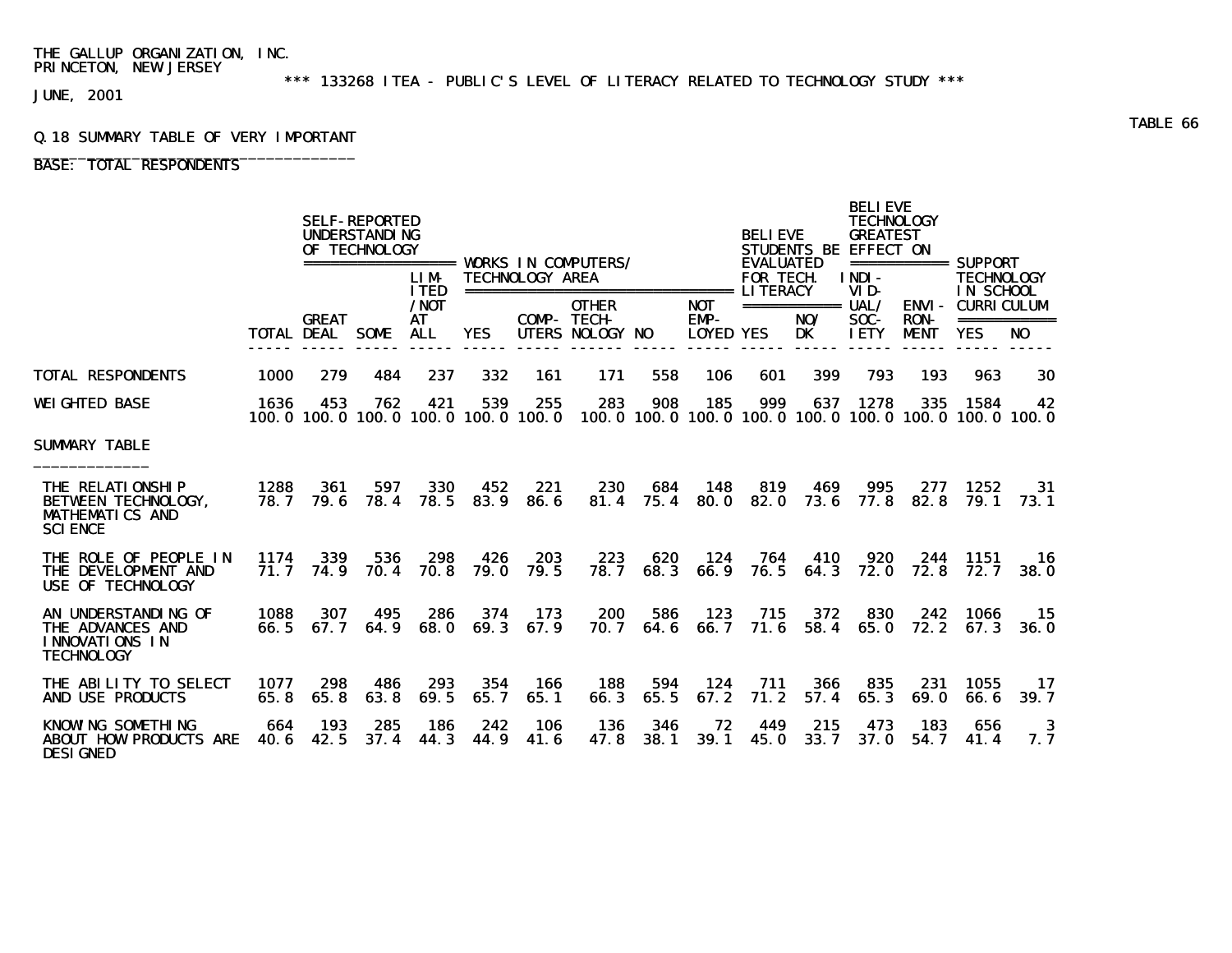THE GALLUP ORGANIZATION, INC.
PRINCETON, NEW JERSEY

*** 133268 ITEA - PUBLIC'S LEVEL OF LITERACY RELATED TO TECHNOLOGY STUDY ***

JUNE, 2001

TABLE 66

Q.18 SUMMARY TABLE OF VERY IMPORTANT

BASE: TOTAL RESPONDENTS

| | | SELF-REPORTED UNDERSTANDING OF TECHNOLOGY | | | WORKS IN COMPUTERS/ TECHNOLOGY AREA | | | | | BELIEVE STUDENTS BE EVALUATED FOR TECH. LITERACY | | BELIEVE TECHNOLOGY GREATEST EFFECT ON | | SUPPORT TECHNOLOGY IN SCHOOL CURRICULUM | |
|---|---|---|---|---|---|---|---|---|---|---|---|---|---|---|---|
| | TOTAL | GREAT DEAL | SOME | LIMITED /NOT AT ALL | YES | COMPUTERS | OTHER TECHNOLOGY | NO | NOT EMPLOYED | YES | NO/ DK | INDIVIDUAL/ SOCIETY | ENVIRONMENT | YES | NO |
| TOTAL RESPONDENTS | 1000 | 279 | 484 | 237 | 332 | 161 | 171 | 558 | 106 | 601 | 399 | 793 | 193 | 963 | 30 |
| WEIGHTED BASE | 1636 | 453 | 762 | 421 | 539 | 255 | 283 | 908 | 185 | 999 | 637 | 1278 | 335 | 1584 | 42 |
| | 100.0 | 100.0 | 100.0 | 100.0 | 100.0 | 100.0 | 100.0 | 100.0 | 100.0 | 100.0 | 100.0 | 100.0 | 100.0 | 100.0 | 100.0 |
| SUMMARY TABLE | | | | | | | | | | | | | | | |
| THE RELATIONSHIP BETWEEN TECHNOLOGY, MATHEMATICS AND SCIENCE | 1288 | 361 | 597 | 330 | 452 | 221 | 230 | 684 | 148 | 819 | 469 | 995 | 277 | 1252 | 31 |
| | 78.7 | 79.6 | 78.4 | 78.5 | 83.9 | 86.6 | 81.4 | 75.4 | 80.0 | 82.0 | 73.6 | 77.8 | 82.8 | 79.1 | 73.1 |
| THE ROLE OF PEOPLE IN THE DEVELOPMENT AND USE OF TECHNOLOGY | 1174 | 339 | 536 | 298 | 426 | 203 | 223 | 620 | 124 | 764 | 410 | 920 | 244 | 1151 | 16 |
| | 71.7 | 74.9 | 70.4 | 70.8 | 79.0 | 79.5 | 78.7 | 68.3 | 66.9 | 76.5 | 64.3 | 72.0 | 72.8 | 72.7 | 38.0 |
| AN UNDERSTANDING OF THE ADVANCES AND INNOVATIONS IN TECHNOLOGY | 1088 | 307 | 495 | 286 | 374 | 173 | 200 | 586 | 123 | 715 | 372 | 830 | 242 | 1066 | 15 |
| | 66.5 | 67.7 | 64.9 | 68.0 | 69.3 | 67.9 | 70.7 | 64.6 | 66.7 | 71.6 | 58.4 | 65.0 | 72.2 | 67.3 | 36.0 |
| THE ABILITY TO SELECT AND USE PRODUCTS | 1077 | 298 | 486 | 293 | 354 | 166 | 188 | 594 | 124 | 711 | 366 | 835 | 231 | 1055 | 17 |
| | 65.8 | 65.8 | 63.8 | 69.5 | 65.7 | 65.1 | 66.3 | 65.5 | 67.2 | 71.2 | 57.4 | 65.3 | 69.0 | 66.6 | 39.7 |
| KNOWING SOMETHING ABOUT HOW PRODUCTS ARE DESIGNED | 664 | 193 | 285 | 186 | 242 | 106 | 136 | 346 | 72 | 449 | 215 | 473 | 183 | 656 | 3 |
| | 40.6 | 42.5 | 37.4 | 44.3 | 44.9 | 41.6 | 47.8 | 38.1 | 39.1 | 45.0 | 33.7 | 37.0 | 54.7 | 41.4 | 7.7 |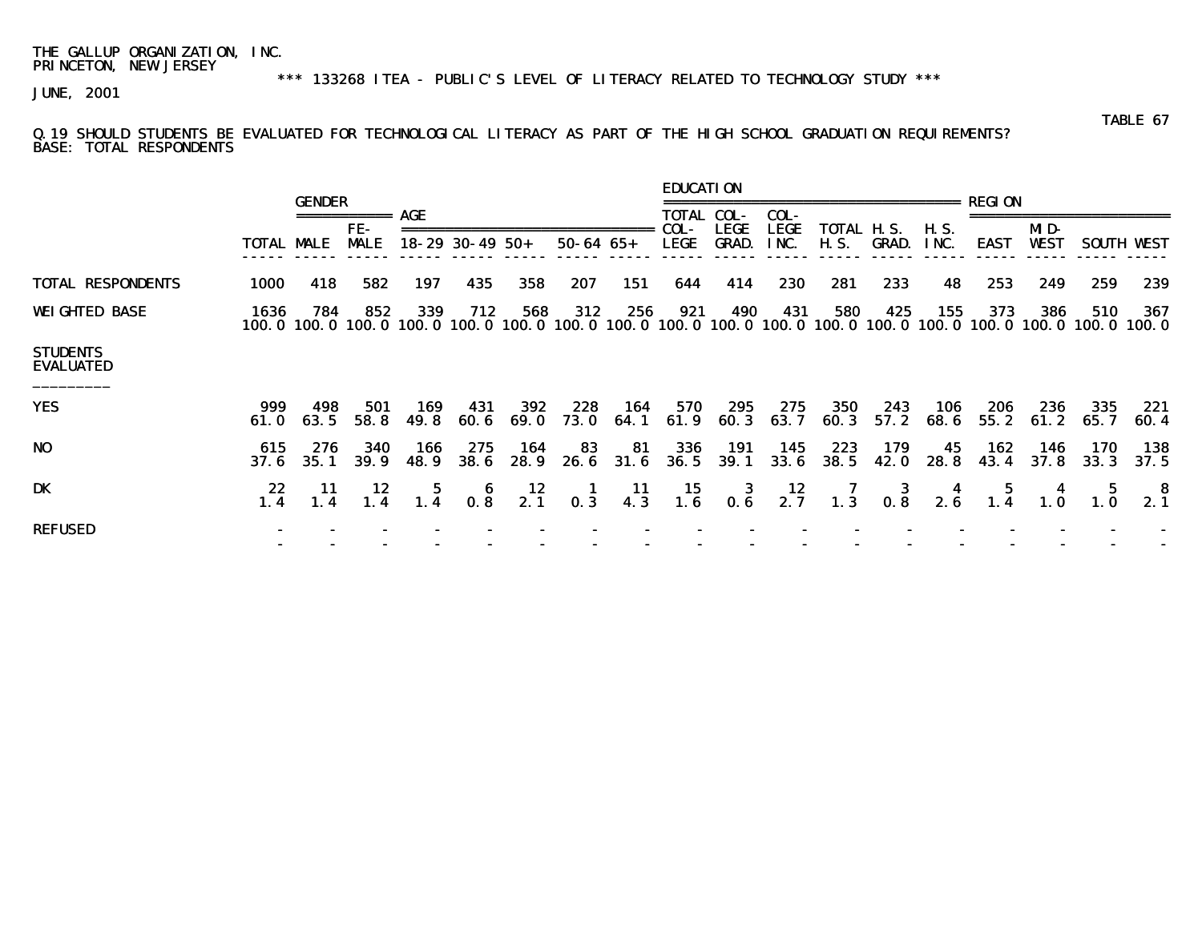THE GALLUP ORGANIZATION, INC.
PRINCETON, NEW JERSEY

*** 133268 ITEA - PUBLIC'S LEVEL OF LITERACY RELATED TO TECHNOLOGY STUDY ***

JUNE, 2001

TABLE 67

Q.19 SHOULD STUDENTS BE EVALUATED FOR TECHNOLOGICAL LITERACY AS PART OF THE HIGH SCHOOL GRADUATION REQUIREMENTS?
BASE: TOTAL RESPONDENTS

| | | GENDER | | AGE | | | | | EDUCATION | | | | | | REGION | | | |
|---|---|---|---|---|---|---|---|---|---|---|---|---|---|---|---|---|---|---|
| | TOTAL | MALE | FE-MALE | 18-29 | 30-49 | 50+ | 50-64 | 65+ | TOTAL COL-LEGE | COL-LEGE GRAD. | COL-LEGE INC. | TOTAL H.S. | H.S. GRAD. | H.S. INC. | EAST | MID-WEST | SOUTH | WEST |
| TOTAL RESPONDENTS | 1000 | 418 | 582 | 197 | 435 | 358 | 207 | 151 | 644 | 414 | 230 | 281 | 233 | 48 | 253 | 249 | 259 | 239 |
| WEIGHTED BASE | 1636 | 784 | 852 | 339 | 712 | 568 | 312 | 256 | 921 | 490 | 431 | 580 | 425 | 155 | 373 | 386 | 510 | 367 |
| | 100.0 | 100.0 | 100.0 | 100.0 | 100.0 | 100.0 | 100.0 | 100.0 | 100.0 | 100.0 | 100.0 | 100.0 | 100.0 | 100.0 | 100.0 | 100.0 | 100.0 | 100.0 |
| STUDENTS EVALUATED | | | | | | | | | | | | | | | | | | |
| YES | 999 | 498 | 501 | 169 | 431 | 392 | 228 | 164 | 570 | 295 | 275 | 350 | 243 | 106 | 206 | 236 | 335 | 221 |
| | 61.0 | 63.5 | 58.8 | 49.8 | 60.6 | 69.0 | 73.0 | 64.1 | 61.9 | 60.3 | 63.7 | 60.3 | 57.2 | 68.6 | 55.2 | 61.2 | 65.7 | 60.4 |
| NO | 615 | 276 | 340 | 166 | 275 | 164 | 83 | 81 | 336 | 191 | 145 | 223 | 179 | 45 | 162 | 146 | 170 | 138 |
| | 37.6 | 35.1 | 39.9 | 48.9 | 38.6 | 28.9 | 26.6 | 31.6 | 36.5 | 39.1 | 33.6 | 38.5 | 42.0 | 28.8 | 43.4 | 37.8 | 33.3 | 37.5 |
| DK | 22 | 11 | 12 | 5 | 6 | 12 | 1 | 11 | 15 | 3 | 12 | 7 | 3 | 4 | 5 | 4 | 5 | 8 |
| | 1.4 | 1.4 | 1.4 | 1.4 | 0.8 | 2.1 | 0.3 | 4.3 | 1.6 | 0.6 | 2.7 | 1.3 | 0.8 | 2.6 | 1.4 | 1.0 | 1.0 | 2.1 |
| REFUSED | - | - | - | - | - | - | - | - | - | - | - | - | - | - | - | - | - | - |
| | - | - | - | - | - | - | - | - | - | - | - | - | - | - | - | - | - | - |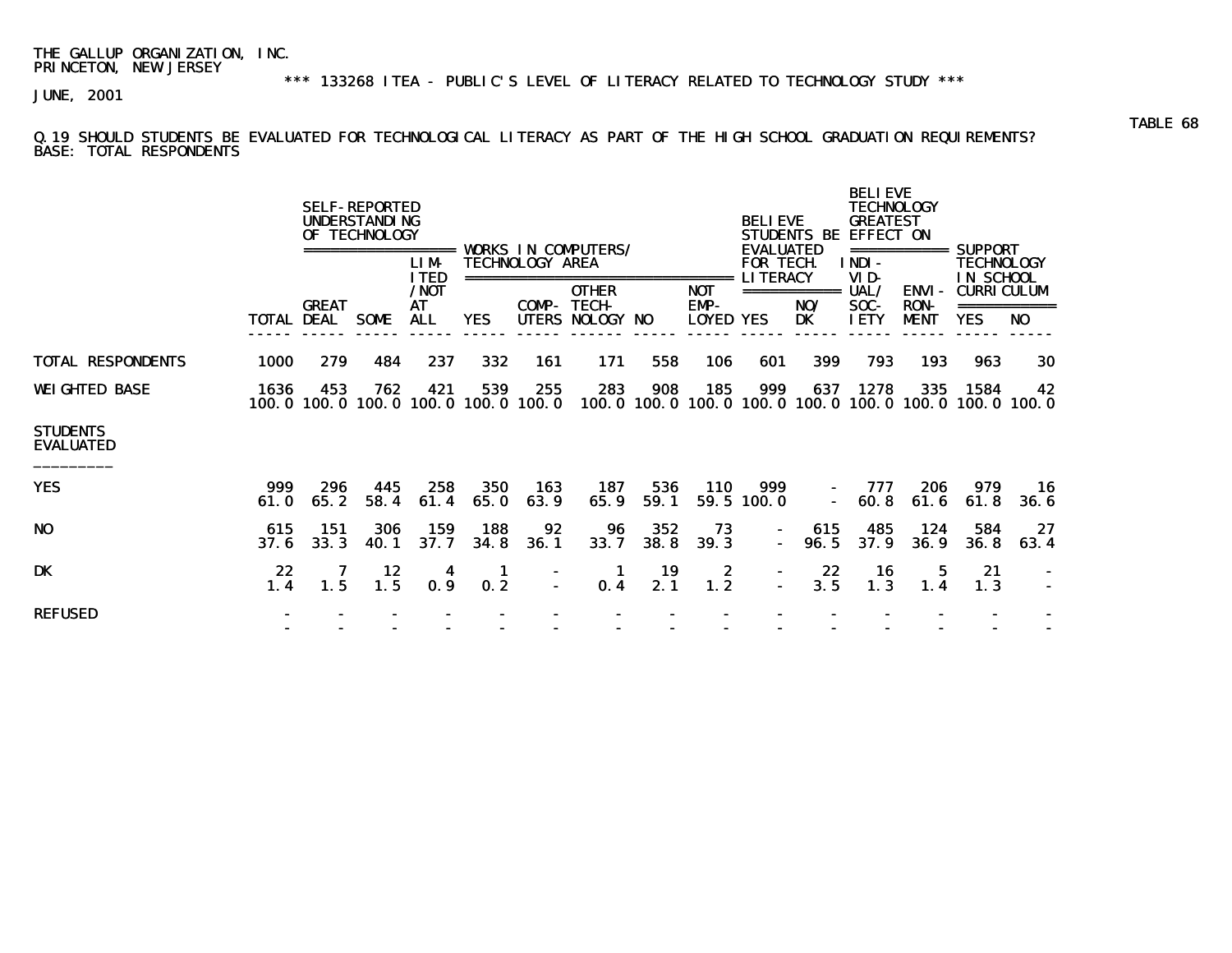THE GALLUP ORGANIZATION, INC.
PRINCETON, NEW JERSEY

*** 133268 ITEA - PUBLIC'S LEVEL OF LITERACY RELATED TO TECHNOLOGY STUDY ***

JUNE, 2001

TABLE 68

Q.19 SHOULD STUDENTS BE EVALUATED FOR TECHNOLOGICAL LITERACY AS PART OF THE HIGH SCHOOL GRADUATION REQUIREMENTS?
BASE: TOTAL RESPONDENTS

| | | SELF-REPORTED UNDERSTANDING OF TECHNOLOGY | | | WORKS IN COMPUTERS/ TECHNOLOGY AREA | | | | | BELIEVE STUDENTS BE EVALUATED FOR TECH. LITERACY | | BELIEVE TECHNOLOGY GREATEST EFFECT ON | | SUPPORT TECHNOLOGY IN SCHOOL CURRICULUM | |
|---|---|---|---|---|---|---|---|---|---|---|---|---|---|---|---|
| | TOTAL | GREAT DEAL | SOME | LIMITED/NOT AT ALL | YES | COMPUTERS | OTHER TECHNOLOGY | NO | NOT EMPLOYED | YES | NO/DK | INDIVIDUAL/SOCIETY | ENVIRONMENT | YES | NO |
| TOTAL RESPONDENTS | 1000 | 279 | 484 | 237 | 332 | 161 | 171 | 558 | 106 | 601 | 399 | 793 | 193 | 963 | 30 |
| WEIGHTED BASE | 1636 | 453 | 762 | 421 | 539 | 255 | 283 | 908 | 185 | 999 | 637 | 1278 | 335 | 1584 | 42 |
| | 100.0 | 100.0 | 100.0 | 100.0 | 100.0 | 100.0 | 100.0 | 100.0 | 100.0 | 100.0 | 100.0 | 100.0 | 100.0 | 100.0 | 100.0 |
| **STUDENTS EVALUATED** | | | | | | | | | | | | | | | |
| YES | 999 | 296 | 445 | 258 | 350 | 163 | 187 | 536 | 110 | 999 | - | 777 | 206 | 979 | 16 |
| | 61.0 | 65.2 | 58.4 | 61.4 | 65.0 | 63.9 | 65.9 | 59.1 | 59.5 | 100.0 | - | 60.8 | 61.6 | 61.8 | 36.6 |
| NO | 615 | 151 | 306 | 159 | 188 | 92 | 96 | 352 | 73 | - | 615 | 485 | 124 | 584 | 27 |
| | 37.6 | 33.3 | 40.1 | 37.7 | 34.8 | 36.1 | 33.7 | 38.8 | 39.3 | - | 96.5 | 37.9 | 36.9 | 36.8 | 63.4 |
| DK | 22 | 7 | 12 | 4 | 1 | - | 1 | 19 | 2 | - | 22 | 16 | 5 | 21 | - |
| | 1.4 | 1.5 | 1.5 | 0.9 | 0.2 | - | 0.4 | 2.1 | 1.2 | - | 3.5 | 1.3 | 1.4 | 1.3 | - |
| REFUSED | - | - | - | - | - | - | - | - | - | - | - | - | - | - | - |
| | - | - | - | - | - | - | - | - | - | - | - | - | - | - | - |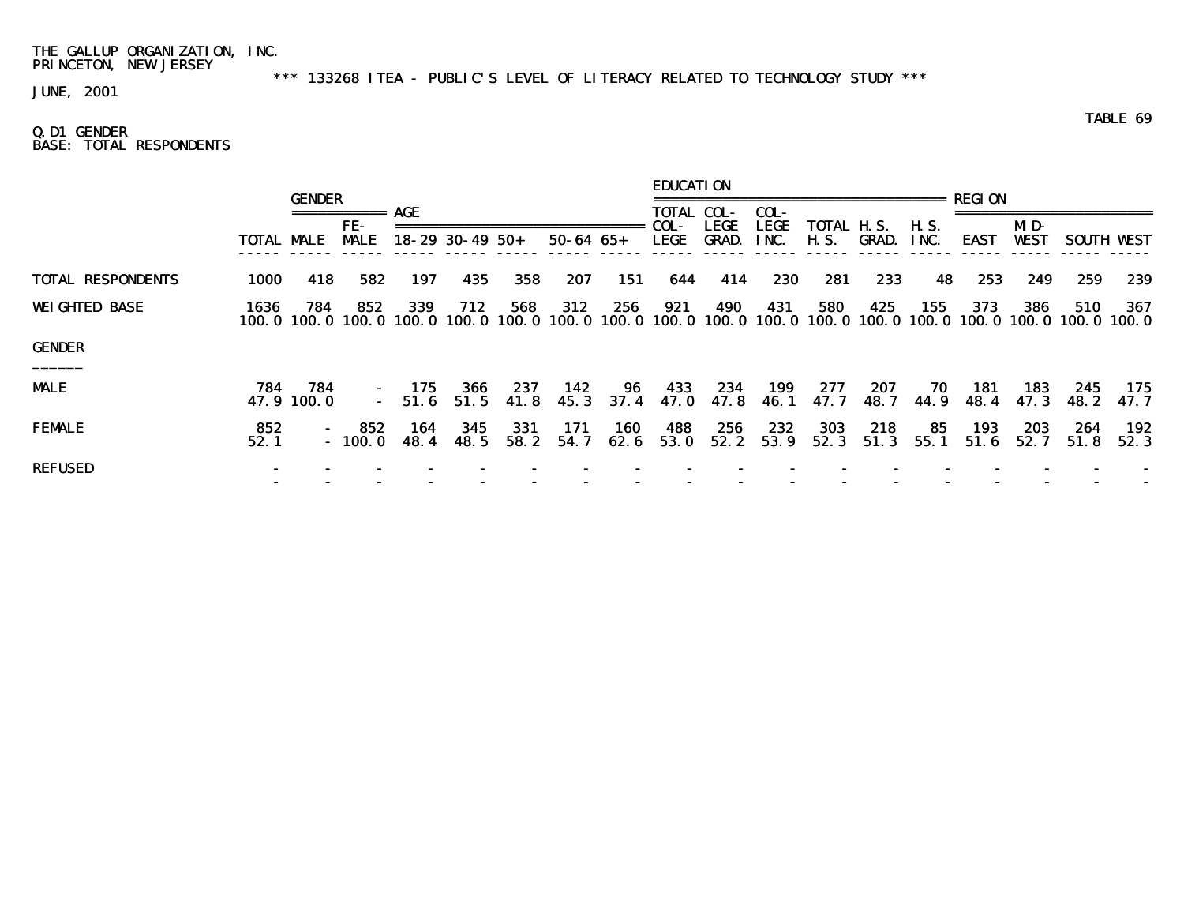THE GALLUP ORGANIZATION, INC.
PRINCETON, NEW JERSEY

*** 133268 ITEA - PUBLIC'S LEVEL OF LITERACY RELATED TO TECHNOLOGY STUDY ***

JUNE, 2001

TABLE 69

Q.D1 GENDER
BASE: TOTAL RESPONDENTS

| | | GENDER | | AGE | | | | | EDUCATION | | | | | | REGION | | | |
|---|---|---|---|---|---|---|---|---|---|---|---|---|---|---|---|---|---|---|
| | TOTAL | MALE | FE-MALE | 18-29 | 30-49 | 50+ | 50-64 | 65+ | TOTAL COL-LEGE | COL-LEGE GRAD. | COL-LEGE INC. | TOTAL H.S. | H.S. GRAD. | H.S. INC. | EAST | MID-WEST | SOUTH | WEST |
| TOTAL RESPONDENTS | 1000 | 418 | 582 | 197 | 435 | 358 | 207 | 151 | 644 | 414 | 230 | 281 | 233 | 48 | 253 | 249 | 259 | 239 |
| WEIGHTED BASE | 1636 | 784 | 852 | 339 | 712 | 568 | 312 | 256 | 921 | 490 | 431 | 580 | 425 | 155 | 373 | 386 | 510 | 367 |
| | 100.0 | 100.0 | 100.0 | 100.0 | 100.0 | 100.0 | 100.0 | 100.0 | 100.0 | 100.0 | 100.0 | 100.0 | 100.0 | 100.0 | 100.0 | 100.0 | 100.0 | 100.0 |
| GENDER | | | | | | | | | | | | | | | | | | |
| MALE | 784 | 784 | - | 175 | 366 | 237 | 142 | 96 | 433 | 234 | 199 | 277 | 207 | 70 | 181 | 183 | 245 | 175 |
| | 47.9 | 100.0 | - | 51.6 | 51.5 | 41.8 | 45.3 | 37.4 | 47.0 | 47.8 | 46.1 | 47.7 | 48.7 | 44.9 | 48.4 | 47.3 | 48.2 | 47.7 |
| FEMALE | 852 | - | 852 | 164 | 345 | 331 | 171 | 160 | 488 | 256 | 232 | 303 | 218 | 85 | 193 | 203 | 264 | 192 |
| | 52.1 | - | 100.0 | 48.4 | 48.5 | 58.2 | 54.7 | 62.6 | 53.0 | 52.2 | 53.9 | 52.3 | 51.3 | 55.1 | 51.6 | 52.7 | 51.8 | 52.3 |
| REFUSED | - | - | - | - | - | - | - | - | - | - | - | - | - | - | - | - | - | - |
| | - | - | - | - | - | - | - | - | - | - | - | - | - | - | - | - | - | - |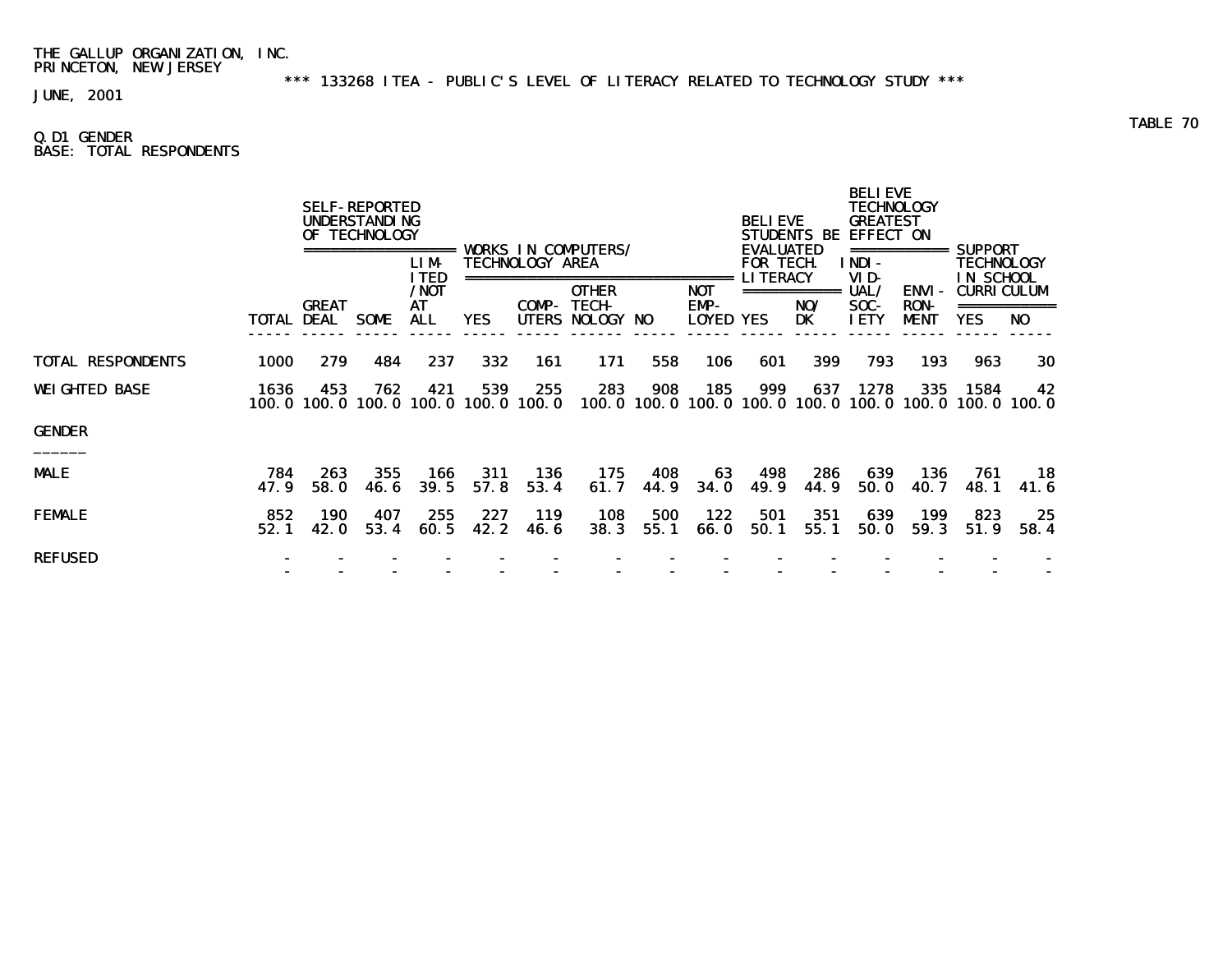THE GALLUP ORGANIZATION, INC.
PRINCETON, NEW JERSEY

*** 133268 ITEA - PUBLIC'S LEVEL OF LITERACY RELATED TO TECHNOLOGY STUDY ***

JUNE, 2001

TABLE 70

Q.D1 GENDER
BASE: TOTAL RESPONDENTS

| | | SELF-REPORTED UNDERSTANDING OF TECHNOLOGY | | | WORKS IN COMPUTERS/ TECHNOLOGY AREA | | | | | BELIEVE STUDENTS BE EVALUATED FOR TECH. LITERACY | | BELIEVE TECHNOLOGY GREATEST EFFECT ON | | SUPPORT TECHNOLOGY IN SCHOOL CURRICULUM | |
|---|---|---|---|---|---|---|---|---|---|---|---|---|---|---|---|
| | TOTAL | GREAT DEAL | SOME | LIMITED/NOT AT ALL | YES | COMPUTERS | OTHER TECHNOLOGY | NO | NOT EMPLOYED | YES | NO/DK | INDIVIDUAL/SOCIETY | ENVIRONMENT | YES | NO |
| TOTAL RESPONDENTS | 1000 | 279 | 484 | 237 | 332 | 161 | 171 | 558 | 106 | 601 | 399 | 793 | 193 | 963 | 30 |
| WEIGHTED BASE | 1636 | 453 | 762 | 421 | 539 | 255 | 283 | 908 | 185 | 999 | 637 | 1278 | 335 | 1584 | 42 |
| | 100.0 | 100.0 | 100.0 | 100.0 | 100.0 | 100.0 | 100.0 | 100.0 | 100.0 | 100.0 | 100.0 | 100.0 | 100.0 | 100.0 | 100.0 |
| **GENDER** | | | | | | | | | | | | | | | |
| MALE | 784 | 263 | 355 | 166 | 311 | 136 | 175 | 408 | 63 | 498 | 286 | 639 | 136 | 761 | 18 |
| | 47.9 | 58.0 | 46.6 | 39.5 | 57.8 | 53.4 | 61.7 | 44.9 | 34.0 | 49.9 | 44.9 | 50.0 | 40.7 | 48.1 | 41.6 |
| FEMALE | 852 | 190 | 407 | 255 | 227 | 119 | 108 | 500 | 122 | 501 | 351 | 639 | 199 | 823 | 25 |
| | 52.1 | 42.0 | 53.4 | 60.5 | 42.2 | 46.6 | 38.3 | 55.1 | 66.0 | 50.1 | 55.1 | 50.0 | 59.3 | 51.9 | 58.4 |
| REFUSED | - | - | - | - | - | - | - | - | - | - | - | - | - | - | - |
| | - | - | - | - | - | - | - | - | - | - | - | - | - | - | - |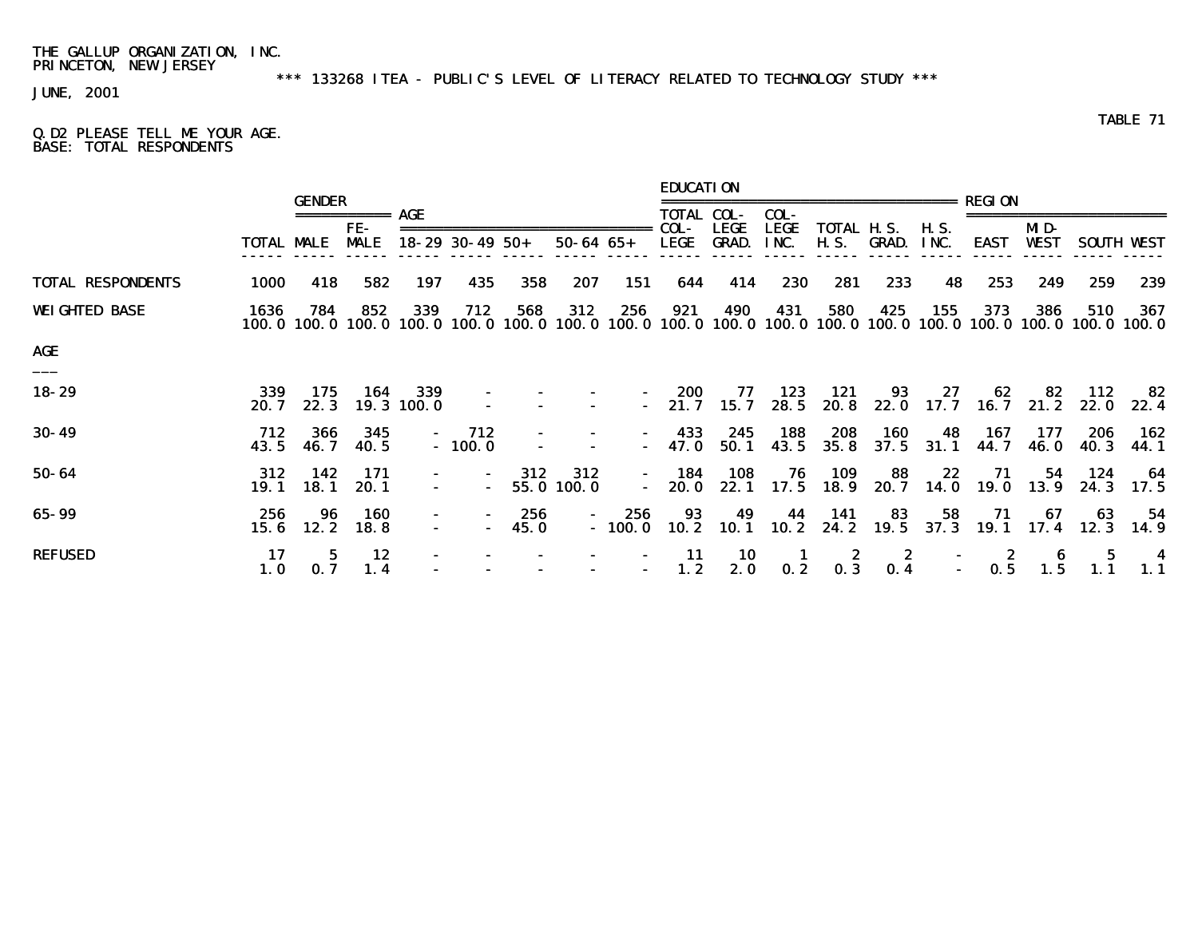THE GALLUP ORGANIZATION, INC.
PRINCETON, NEW JERSEY

*** 133268 ITEA - PUBLIC'S LEVEL OF LITERACY RELATED TO TECHNOLOGY STUDY ***

JUNE, 2001

TABLE 71

Q.D2 PLEASE TELL ME YOUR AGE.
BASE: TOTAL RESPONDENTS

| | | GENDER | | AGE | | | | | EDUCATION | | | | | | REGION | | | |
|---|---|---|---|---|---|---|---|---|---|---|---|---|---|---|---|---|---|---|
| | TOTAL | MALE | FE-MALE | 18-29 | 30-49 | 50+ | 50-64 | 65+ | TOTAL COL-LEGE | COL-LEGE GRAD. | COL-LEGE INC. | TOTAL H.S. | H.S. GRAD. | H.S. INC. | EAST | MID-WEST | SOUTH | WEST |
| TOTAL RESPONDENTS | 1000 | 418 | 582 | 197 | 435 | 358 | 207 | 151 | 644 | 414 | 230 | 281 | 233 | 48 | 253 | 249 | 259 | 239 |
| WEIGHTED BASE | 1636 | 784 | 852 | 339 | 712 | 568 | 312 | 256 | 921 | 490 | 431 | 580 | 425 | 155 | 373 | 386 | 510 | 367 |
| | 100.0 | 100.0 | 100.0 | 100.0 | 100.0 | 100.0 | 100.0 | 100.0 | 100.0 | 100.0 | 100.0 | 100.0 | 100.0 | 100.0 | 100.0 | 100.0 | 100.0 | 100.0 |
| AGE | | | | | | | | | | | | | | | | | | |
| 18-29 | 339 | 175 | 164 | 339 | - | - | - | - | 200 | 77 | 123 | 121 | 93 | 27 | 62 | 82 | 112 | 82 |
| | 20.7 | 22.3 | 19.3 | 100.0 | - | - | - | - | 21.7 | 15.7 | 28.5 | 20.8 | 22.0 | 17.7 | 16.7 | 21.2 | 22.0 | 22.4 |
| 30-49 | 712 | 366 | 345 | - | 712 | - | - | - | 433 | 245 | 188 | 208 | 160 | 48 | 167 | 177 | 206 | 162 |
| | 43.5 | 46.7 | 40.5 | - | 100.0 | - | - | - | 47.0 | 50.1 | 43.5 | 35.8 | 37.5 | 31.1 | 44.7 | 46.0 | 40.3 | 44.1 |
| 50-64 | 312 | 142 | 171 | - | - | 312 | 312 | - | 184 | 108 | 76 | 109 | 88 | 22 | 71 | 54 | 124 | 64 |
| | 19.1 | 18.1 | 20.1 | - | - | 55.0 | 100.0 | - | 20.0 | 22.1 | 17.5 | 18.9 | 20.7 | 14.0 | 19.0 | 13.9 | 24.3 | 17.5 |
| 65-99 | 256 | 96 | 160 | - | - | 256 | - | 256 | 93 | 49 | 44 | 141 | 83 | 58 | 71 | 67 | 63 | 54 |
| | 15.6 | 12.2 | 18.8 | - | - | 45.0 | - | 100.0 | 10.2 | 10.1 | 10.2 | 24.2 | 19.5 | 37.3 | 19.1 | 17.4 | 12.3 | 14.9 |
| REFUSED | 17 | 5 | 12 | - | - | - | - | - | 11 | 10 | 1 | 2 | 2 | - | 2 | 6 | 5 | 4 |
| | 1.0 | 0.7 | 1.4 | - | - | - | - | - | 1.2 | 2.0 | 0.2 | 0.3 | 0.4 | - | 0.5 | 1.5 | 1.1 | 1.1 |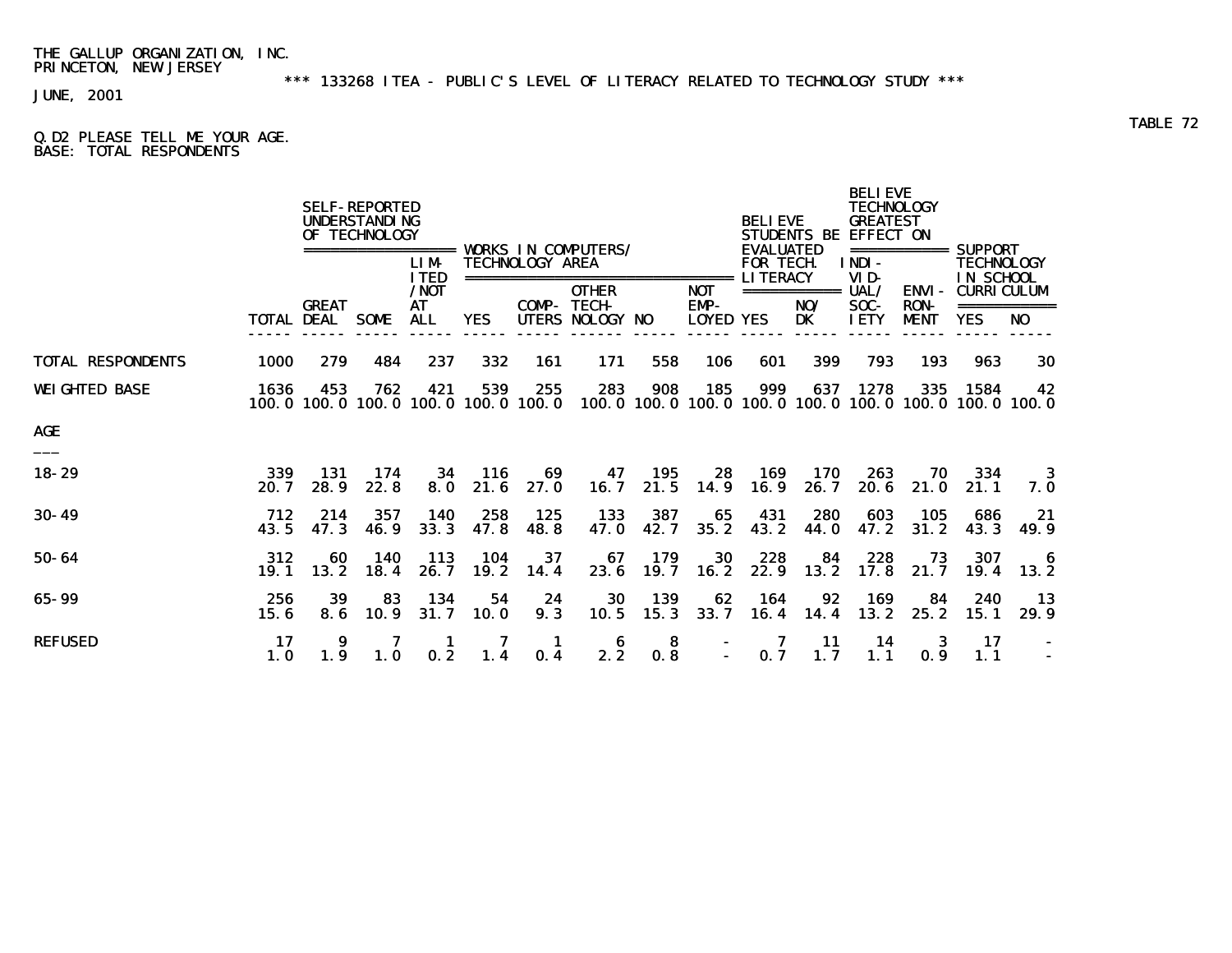THE GALLUP ORGANIZATION, INC.
PRINCETON, NEW JERSEY

*** 133268 ITEA - PUBLIC'S LEVEL OF LITERACY RELATED TO TECHNOLOGY STUDY ***

JUNE, 2001

TABLE 72

Q.D2 PLEASE TELL ME YOUR AGE.
BASE: TOTAL RESPONDENTS

| | | SELF-REPORTED UNDERSTANDING OF TECHNOLOGY | | | WORKS IN COMPUTERS/ TECHNOLOGY AREA | | | | | BELIEVE STUDENTS BE EVALUATED FOR TECH. LITERACY | | BELIEVE TECHNOLOGY GREATEST EFFECT ON | | SUPPORT TECHNOLOGY IN SCHOOL CURRICULUM | |
|---|---|---|---|---|---|---|---|---|---|---|---|---|---|---|---|
| | TOTAL | GREAT DEAL | SOME | LIMITED /NOT AT ALL | YES | COMPUTERS | OTHER TECHNOLOGY | NO | NOT EMPLOYED | YES | NO/ DK | INDIVIDUAL/ SOCIETY | ENVIRONMENT | YES | NO |
| TOTAL RESPONDENTS | 1000 | 279 | 484 | 237 | 332 | 161 | 171 | 558 | 106 | 601 | 399 | 793 | 193 | 963 | 30 |
| WEIGHTED BASE | 1636 | 453 | 762 | 421 | 539 | 255 | 283 | 908 | 185 | 999 | 637 | 1278 | 335 | 1584 | 42 |
| | 100.0 | 100.0 | 100.0 | 100.0 | 100.0 | 100.0 | 100.0 | 100.0 | 100.0 | 100.0 | 100.0 | 100.0 | 100.0 | 100.0 | 100.0 |
| **AGE** | | | | | | | | | | | | | | | |
| 18-29 | 339 | 131 | 174 | 34 | 116 | 69 | 47 | 195 | 28 | 169 | 170 | 263 | 70 | 334 | 3 |
| | 20.7 | 28.9 | 22.8 | 8.0 | 21.6 | 27.0 | 16.7 | 21.5 | 14.9 | 16.9 | 26.7 | 20.6 | 21.0 | 21.1 | 7.0 |
| 30-49 | 712 | 214 | 357 | 140 | 258 | 125 | 133 | 387 | 65 | 431 | 280 | 603 | 105 | 686 | 21 |
| | 43.5 | 47.3 | 46.9 | 33.3 | 47.8 | 48.8 | 47.0 | 42.7 | 35.2 | 43.2 | 44.0 | 47.2 | 31.2 | 43.3 | 49.9 |
| 50-64 | 312 | 60 | 140 | 113 | 104 | 37 | 67 | 179 | 30 | 228 | 84 | 228 | 73 | 307 | 6 |
| | 19.1 | 13.2 | 18.4 | 26.7 | 19.2 | 14.4 | 23.6 | 19.7 | 16.2 | 22.9 | 13.2 | 17.8 | 21.7 | 19.4 | 13.2 |
| 65-99 | 256 | 39 | 83 | 134 | 54 | 24 | 30 | 139 | 62 | 164 | 92 | 169 | 84 | 240 | 13 |
| | 15.6 | 8.6 | 10.9 | 31.7 | 10.0 | 9.3 | 10.5 | 15.3 | 33.7 | 16.4 | 14.4 | 13.2 | 25.2 | 15.1 | 29.9 |
| REFUSED | 17 | 9 | 7 | 1 | 7 | 1 | 6 | 8 | - | 7 | 11 | 14 | 3 | 17 | - |
| | 1.0 | 1.9 | 1.0 | 0.2 | 1.4 | 0.4 | 2.2 | 0.8 | - | 0.7 | 1.7 | 1.1 | 0.9 | 1.1 | - |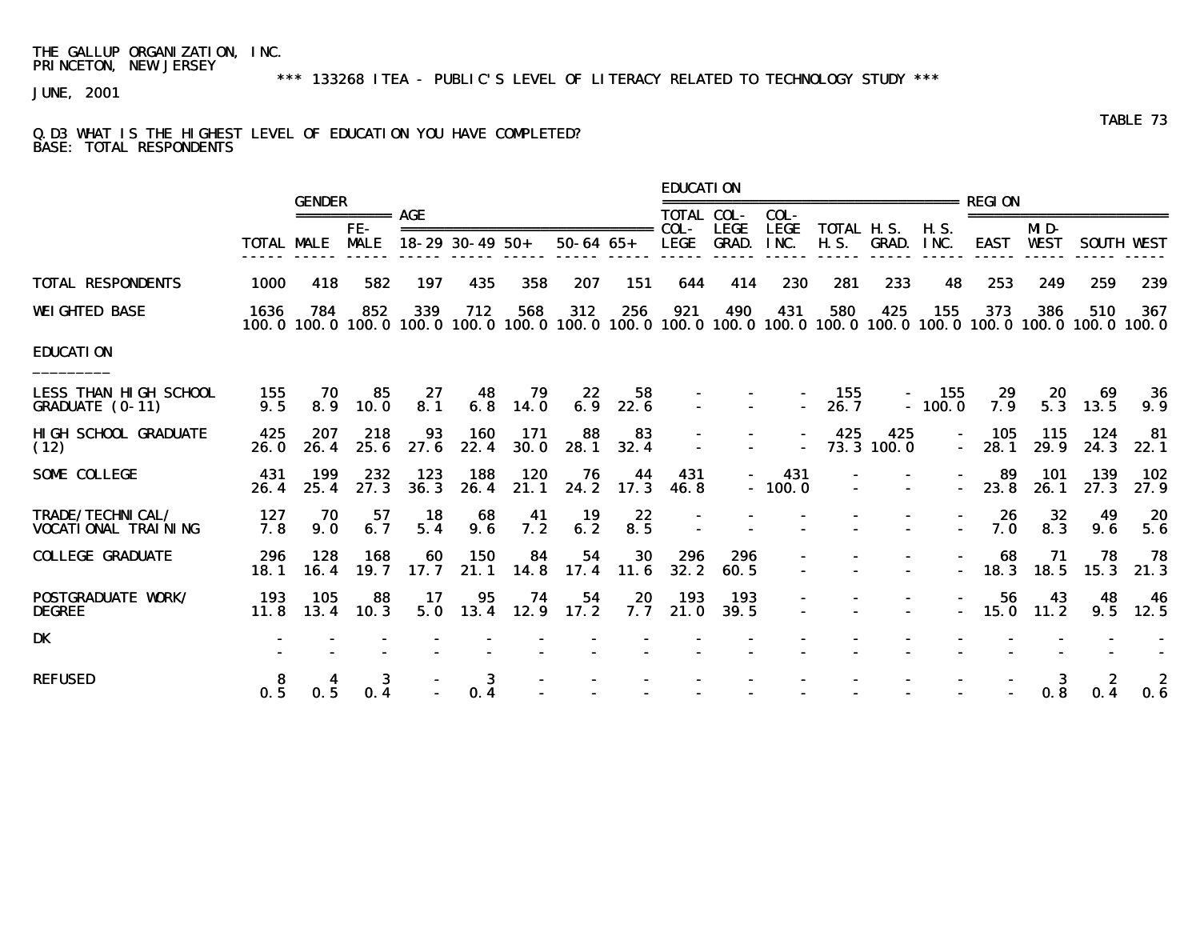THE GALLUP ORGANIZATION, INC.
PRINCETON, NEW JERSEY

*** 133268 ITEA - PUBLIC'S LEVEL OF LITERACY RELATED TO TECHNOLOGY STUDY ***

JUNE, 2001

TABLE 73

Q.D3 WHAT IS THE HIGHEST LEVEL OF EDUCATION YOU HAVE COMPLETED?
BASE: TOTAL RESPONDENTS

| | | GENDER | | AGE | | | | | EDUCATION | | | | | | REGION | | | |
|---|---|---|---|---|---|---|---|---|---|---|---|---|---|---|---|---|---|---|
| | TOTAL | MALE | FE-MALE | 18-29 | 30-49 | 50+ | 50-64 | 65+ | TOTAL COL-LEGE | COL-LEGE GRAD. | COL-LEGE INC. | TOTAL H.S. | H.S. GRAD. | H.S. INC. | EAST | MID-WEST | SOUTH | WEST |
| TOTAL RESPONDENTS | 1000 | 418 | 582 | 197 | 435 | 358 | 207 | 151 | 644 | 414 | 230 | 281 | 233 | 48 | 253 | 249 | 259 | 239 |
| WEIGHTED BASE | 1636 | 784 | 852 | 339 | 712 | 568 | 312 | 256 | 921 | 490 | 431 | 580 | 425 | 155 | 373 | 386 | 510 | 367 |
| | 100.0 | 100.0 | 100.0 | 100.0 | 100.0 | 100.0 | 100.0 | 100.0 | 100.0 | 100.0 | 100.0 | 100.0 | 100.0 | 100.0 | 100.0 | 100.0 | 100.0 | 100.0 |
| **EDUCATION** | | | | | | | | | | | | | | | | | | |
| LESS THAN HIGH SCHOOL GRADUATE (0-11) | 155 | 70 | 85 | 27 | 48 | 79 | 22 | 58 | - | - | - | 155 | - | 155 | 29 | 20 | 69 | 36 |
| | 9.5 | 8.9 | 10.0 | 8.1 | 6.8 | 14.0 | 6.9 | 22.6 | - | - | - | 26.7 | - | 100.0 | 7.9 | 5.3 | 13.5 | 9.9 |
| HIGH SCHOOL GRADUATE (12) | 425 | 207 | 218 | 93 | 160 | 171 | 88 | 83 | - | - | - | 425 | 425 | - | 105 | 115 | 124 | 81 |
| | 26.0 | 26.4 | 25.6 | 27.6 | 22.4 | 30.0 | 28.1 | 32.4 | - | - | - | 73.3 | 100.0 | - | 28.1 | 29.9 | 24.3 | 22.1 |
| SOME COLLEGE | 431 | 199 | 232 | 123 | 188 | 120 | 76 | 44 | 431 | - | 431 | - | - | - | 89 | 101 | 139 | 102 |
| | 26.4 | 25.4 | 27.3 | 36.3 | 26.4 | 21.1 | 24.2 | 17.3 | 46.8 | - | 100.0 | - | - | - | 23.8 | 26.1 | 27.3 | 27.9 |
| TRADE/TECHNICAL/ VOCATIONAL TRAINING | 127 | 70 | 57 | 18 | 68 | 41 | 19 | 22 | - | - | - | - | - | - | 26 | 32 | 49 | 20 |
| | 7.8 | 9.0 | 6.7 | 5.4 | 9.6 | 7.2 | 6.2 | 8.5 | - | - | - | - | - | - | 7.0 | 8.3 | 9.6 | 5.6 |
| COLLEGE GRADUATE | 296 | 128 | 168 | 60 | 150 | 84 | 54 | 30 | 296 | 296 | - | - | - | - | 68 | 71 | 78 | 78 |
| | 18.1 | 16.4 | 19.7 | 17.7 | 21.1 | 14.8 | 17.4 | 11.6 | 32.2 | 60.5 | - | - | - | - | 18.3 | 18.5 | 15.3 | 21.3 |
| POSTGRADUATE WORK/ DEGREE | 193 | 105 | 88 | 17 | 95 | 74 | 54 | 20 | 193 | 193 | - | - | - | - | 56 | 43 | 48 | 46 |
| | 11.8 | 13.4 | 10.3 | 5.0 | 13.4 | 12.9 | 17.2 | 7.7 | 21.0 | 39.5 | - | - | - | - | 15.0 | 11.2 | 9.5 | 12.5 |
| DK | - | - | - | - | - | - | - | - | - | - | - | - | - | - | - | - | - | - |
| | - | - | - | - | - | - | - | - | - | - | - | - | - | - | - | - | - | - |
| REFUSED | 8 | 4 | 3 | - | 3 | - | - | - | - | - | - | - | - | - | - | 3 | 2 | 2 |
| | 0.5 | 0.5 | 0.4 | - | 0.4 | - | - | - | - | - | - | - | - | - | - | 0.8 | 0.4 | 0.6 |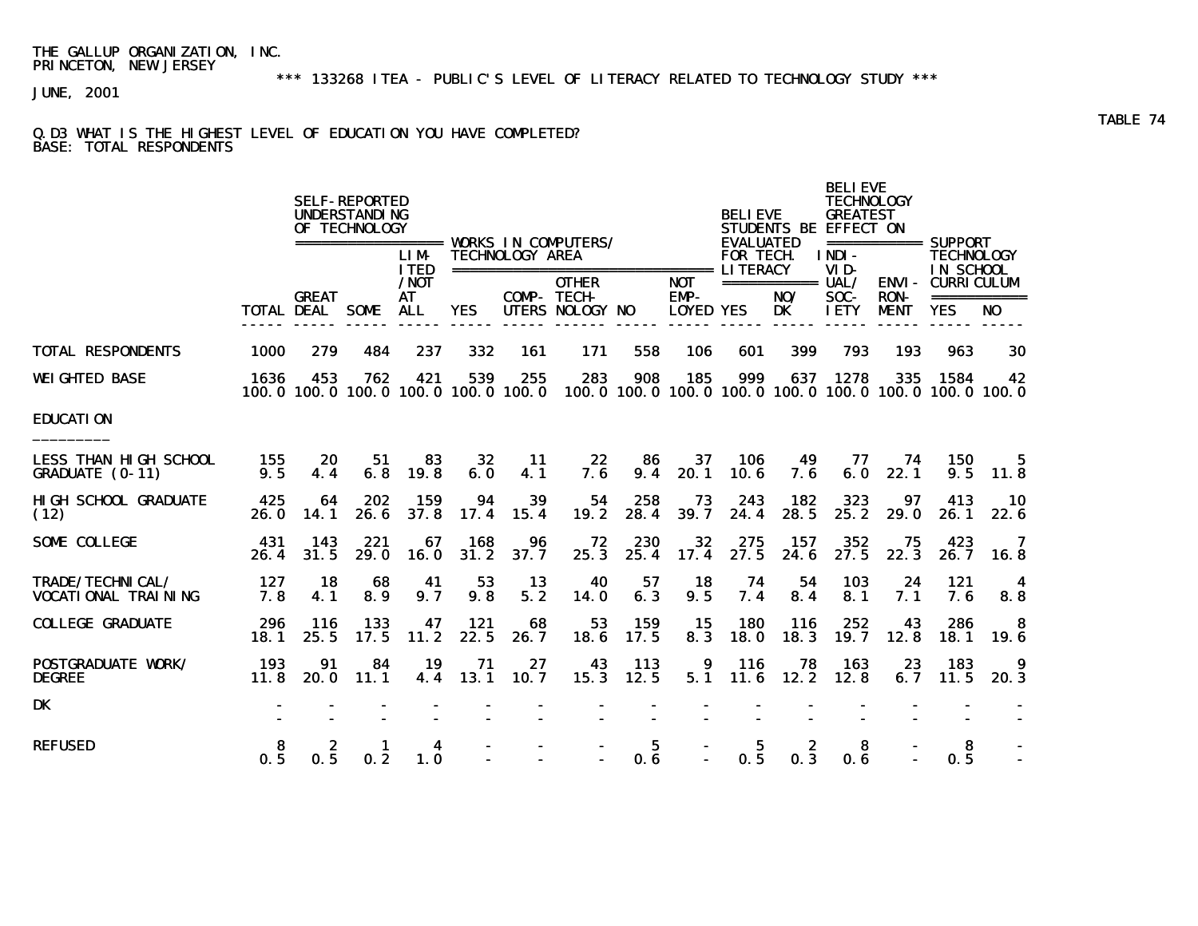THE GALLUP ORGANIZATION, INC.
PRINCETON, NEW JERSEY

*** 133268 ITEA - PUBLIC'S LEVEL OF LITERACY RELATED TO TECHNOLOGY STUDY ***

JUNE, 2001

TABLE 74

Q.D3 WHAT IS THE HIGHEST LEVEL OF EDUCATION YOU HAVE COMPLETED?
BASE: TOTAL RESPONDENTS

| | | SELF-REPORTED UNDERSTANDING OF TECHNOLOGY | | | WORKS IN COMPUTERS/ TECHNOLOGY AREA | | | | | BELIEVE STUDENTS BE EVALUATED FOR TECH. LITERACY | | BELIEVE TECHNOLOGY GREATEST EFFECT ON | | SUPPORT TECHNOLOGY IN SCHOOL CURRICULUM | |
|---|---|---|---|---|---|---|---|---|---|---|---|---|---|---|---|
| | TOTAL | GREAT DEAL | SOME | LIMITED/NOT AT ALL | YES | COMPUTERS | OTHER TECHNOLOGY | NO | NOT EMPLOYED | YES | NO/DK | INDIVIDUAL/SOCIETY | ENVIRONMENT | YES | NO |
| TOTAL RESPONDENTS | 1000 | 279 | 484 | 237 | 332 | 161 | 171 | 558 | 106 | 601 | 399 | 793 | 193 | 963 | 30 |
| WEIGHTED BASE | 1636 | 453 | 762 | 421 | 539 | 255 | 283 | 908 | 185 | 999 | 637 | 1278 | 335 | 1584 | 42 |
| | 100.0 | 100.0 | 100.0 | 100.0 | 100.0 | 100.0 | 100.0 | 100.0 | 100.0 | 100.0 | 100.0 | 100.0 | 100.0 | 100.0 | 100.0 |
| **EDUCATION** | | | | | | | | | | | | | | | |
| LESS THAN HIGH SCHOOL GRADUATE (0-11) | 155 | 20 | 51 | 83 | 32 | 11 | 22 | 86 | 37 | 106 | 49 | 77 | 74 | 150 | 5 |
| | 9.5 | 4.4 | 6.8 | 19.8 | 6.0 | 4.1 | 7.6 | 9.4 | 20.1 | 10.6 | 7.6 | 6.0 | 22.1 | 9.5 | 11.8 |
| HIGH SCHOOL GRADUATE (12) | 425 | 64 | 202 | 159 | 94 | 39 | 54 | 258 | 73 | 243 | 182 | 323 | 97 | 413 | 10 |
| | 26.0 | 14.1 | 26.6 | 37.8 | 17.4 | 15.4 | 19.2 | 28.4 | 39.7 | 24.4 | 28.5 | 25.2 | 29.0 | 26.1 | 22.6 |
| SOME COLLEGE | 431 | 143 | 221 | 67 | 168 | 96 | 72 | 230 | 32 | 275 | 157 | 352 | 75 | 423 | 7 |
| | 26.4 | 31.5 | 29.0 | 16.0 | 31.2 | 37.7 | 25.3 | 25.4 | 17.4 | 27.5 | 24.6 | 27.5 | 22.3 | 26.7 | 16.8 |
| TRADE/TECHNICAL/ VOCATIONAL TRAINING | 127 | 18 | 68 | 41 | 53 | 13 | 40 | 57 | 18 | 74 | 54 | 103 | 24 | 121 | 4 |
| | 7.8 | 4.1 | 8.9 | 9.7 | 9.8 | 5.2 | 14.0 | 6.3 | 9.5 | 7.4 | 8.4 | 8.1 | 7.1 | 7.6 | 8.8 |
| COLLEGE GRADUATE | 296 | 116 | 133 | 47 | 121 | 68 | 53 | 159 | 15 | 180 | 116 | 252 | 43 | 286 | 8 |
| | 18.1 | 25.5 | 17.5 | 11.2 | 22.5 | 26.7 | 18.6 | 17.5 | 8.3 | 18.0 | 18.3 | 19.7 | 12.8 | 18.1 | 19.6 |
| POSTGRADUATE WORK/ DEGREE | 193 | 91 | 84 | 19 | 71 | 27 | 43 | 113 | 9 | 116 | 78 | 163 | 23 | 183 | 9 |
| | 11.8 | 20.0 | 11.1 | 4.4 | 13.1 | 10.7 | 15.3 | 12.5 | 5.1 | 11.6 | 12.2 | 12.8 | 6.7 | 11.5 | 20.3 |
| DK | - | - | - | - | - | - | - | - | - | - | - | - | - | - | - |
| | - | - | - | - | - | - | - | - | - | - | - | - | - | - | - |
| REFUSED | 8 | 2 | 1 | 4 | - | - | - | 5 | - | 5 | 2 | 8 | - | 8 | - |
| | 0.5 | 0.5 | 0.2 | 1.0 | - | - | - | 0.6 | - | 0.5 | 0.3 | 0.6 | - | 0.5 | - |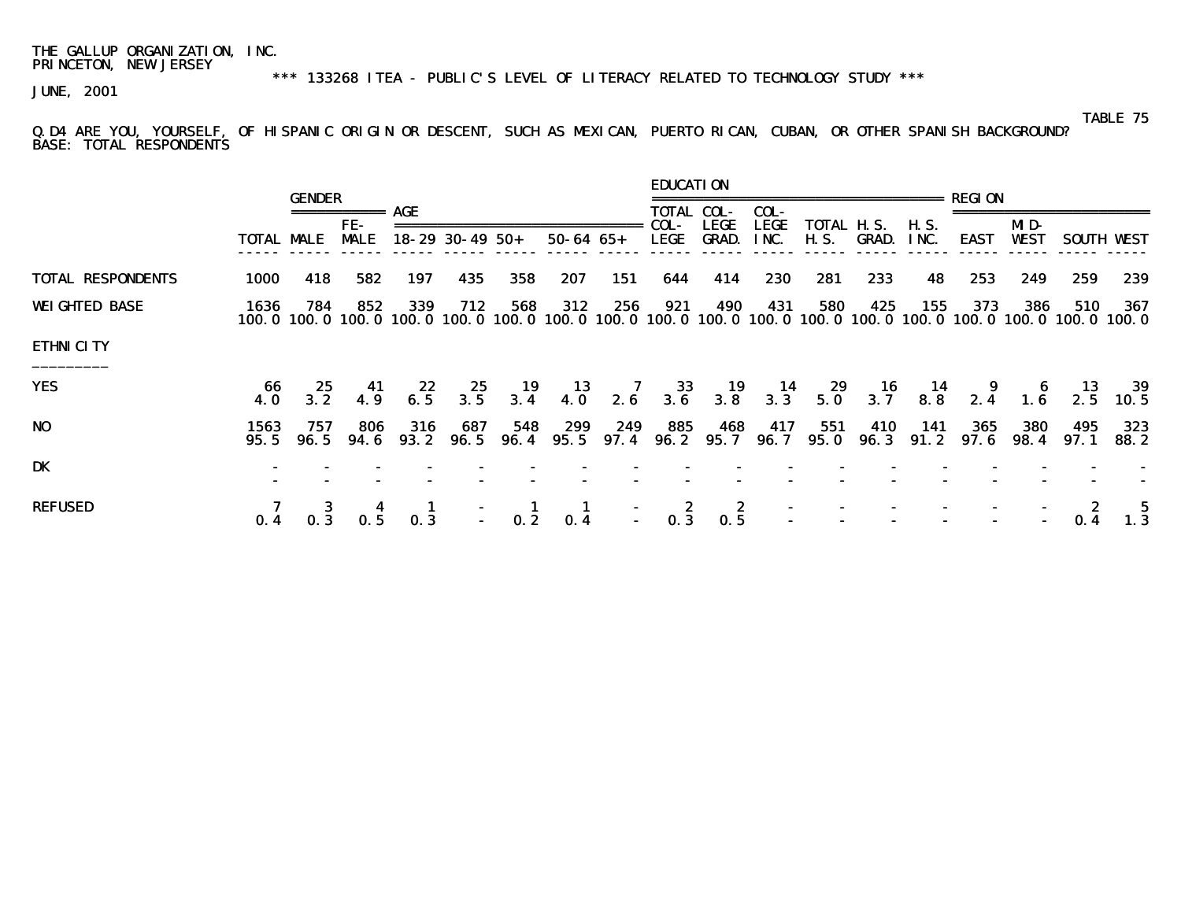THE GALLUP ORGANIZATION, INC.
PRINCETON, NEW JERSEY
JUNE, 2001

*** 133268 ITEA - PUBLIC'S LEVEL OF LITERACY RELATED TO TECHNOLOGY STUDY ***

TABLE 75

Q.D4 ARE YOU, YOURSELF, OF HISPANIC ORIGIN OR DESCENT, SUCH AS MEXICAN, PUERTO RICAN, CUBAN, OR OTHER SPANISH BACKGROUND?
BASE: TOTAL RESPONDENTS

| | | GENDER | | AGE | | | | | EDUCATION | | | | | | REGION | | | |
|---|---|---|---|---|---|---|---|---|---|---|---|---|---|---|---|---|---|---|
| | TOTAL | MALE | FE-MALE | 18-29 | 30-49 | 50+ | 50-64 | 65+ | TOTAL COL-LEGE | COL-LEGE GRAD. | COL-LEGE INC. | TOTAL H.S. | H.S. GRAD. | H.S. INC. | EAST | MID-WEST | SOUTH | WEST |
| TOTAL RESPONDENTS | 1000 | 418 | 582 | 197 | 435 | 358 | 207 | 151 | 644 | 414 | 230 | 281 | 233 | 48 | 253 | 249 | 259 | 239 |
| WEIGHTED BASE | 1636 | 784 | 852 | 339 | 712 | 568 | 312 | 256 | 921 | 490 | 431 | 580 | 425 | 155 | 373 | 386 | 510 | 367 |
| | 100.0 | 100.0 | 100.0 | 100.0 | 100.0 | 100.0 | 100.0 | 100.0 | 100.0 | 100.0 | 100.0 | 100.0 | 100.0 | 100.0 | 100.0 | 100.0 | 100.0 | 100.0 |
| ETHNICITY | | | | | | | | | | | | | | | | | | |
| YES | 66 | 25 | 41 | 22 | 25 | 19 | 13 | 7 | 33 | 19 | 14 | 29 | 16 | 14 | 9 | 6 | 13 | 39 |
| | 4.0 | 3.2 | 4.9 | 6.5 | 3.5 | 3.4 | 4.0 | 2.6 | 3.6 | 3.8 | 3.3 | 5.0 | 3.7 | 8.8 | 2.4 | 1.6 | 2.5 | 10.5 |
| NO | 1563 | 757 | 806 | 316 | 687 | 548 | 299 | 249 | 885 | 468 | 417 | 551 | 410 | 141 | 365 | 380 | 495 | 323 |
| | 95.5 | 96.5 | 94.6 | 93.2 | 96.5 | 96.4 | 95.5 | 97.4 | 96.2 | 95.7 | 96.7 | 95.0 | 96.3 | 91.2 | 97.6 | 98.4 | 97.1 | 88.2 |
| DK | - | - | - | - | - | - | - | - | - | - | - | - | - | - | - | - | - | - |
| | - | - | - | - | - | - | - | - | - | - | - | - | - | - | - | - | - | - |
| REFUSED | 7 | 3 | 4 | 1 | - | 1 | 1 | - | 2 | 2 | - | - | - | - | - | - | 2 | 5 |
| | 0.4 | 0.3 | 0.5 | 0.3 | - | 0.2 | 0.4 | - | 0.3 | 0.5 | - | - | - | - | - | - | 0.4 | 1.3 |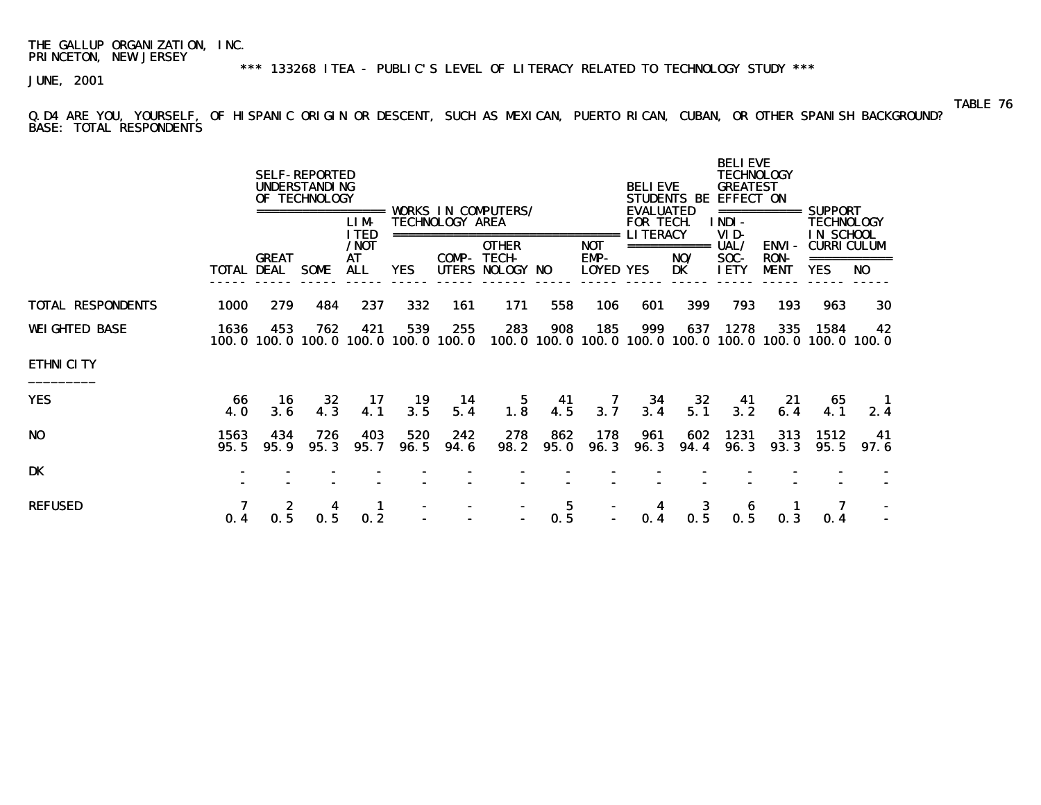THE GALLUP ORGANIZATION, INC.
PRINCETON, NEW JERSEY

*** 133268 ITEA - PUBLIC'S LEVEL OF LITERACY RELATED TO TECHNOLOGY STUDY ***

JUNE, 2001

TABLE 76

Q.D4 ARE YOU, YOURSELF, OF HISPANIC ORIGIN OR DESCENT, SUCH AS MEXICAN, PUERTO RICAN, CUBAN, OR OTHER SPANISH BACKGROUND?
BASE: TOTAL RESPONDENTS

| | | SELF-REPORTED UNDERSTANDING OF TECHNOLOGY | | | WORKS IN COMPUTERS/ TECHNOLOGY AREA | | | | | BELIEVE STUDENTS BE EVALUATED FOR TECH. LITERACY | | BELIEVE TECHNOLOGY GREATEST EFFECT ON | | SUPPORT TECHNOLOGY IN SCHOOL CURRICULUM | |
|---|---|---|---|---|---|---|---|---|---|---|---|---|---|---|---|
| | TOTAL | GREAT DEAL | SOME | LIMITED /NOT AT ALL | YES | COMPUTERS | OTHER TECHNOLOGY | NO | NOT EMPLOYED | YES | NO/ DK | INDIVIDUAL/ SOCIETY | ENVIRONMENT | YES | NO |
| TOTAL RESPONDENTS | 1000 | 279 | 484 | 237 | 332 | 161 | 171 | 558 | 106 | 601 | 399 | 793 | 193 | 963 | 30 |
| WEIGHTED BASE | 1636 | 453 | 762 | 421 | 539 | 255 | 283 | 908 | 185 | 999 | 637 | 1278 | 335 | 1584 | 42 |
| | 100.0 | 100.0 | 100.0 | 100.0 | 100.0 | 100.0 | 100.0 | 100.0 | 100.0 | 100.0 | 100.0 | 100.0 | 100.0 | 100.0 | 100.0 |
| **ETHNICITY** | | | | | | | | | | | | | | | |
| YES | 66 | 16 | 32 | 17 | 19 | 14 | 5 | 41 | 7 | 34 | 32 | 41 | 21 | 65 | 1 |
| | 4.0 | 3.6 | 4.3 | 4.1 | 3.5 | 5.4 | 1.8 | 4.5 | 3.7 | 3.4 | 5.1 | 3.2 | 6.4 | 4.1 | 2.4 |
| NO | 1563 | 434 | 726 | 403 | 520 | 242 | 278 | 862 | 178 | 961 | 602 | 1231 | 313 | 1512 | 41 |
| | 95.5 | 95.9 | 95.3 | 95.7 | 96.5 | 94.6 | 98.2 | 95.0 | 96.3 | 96.3 | 94.4 | 96.3 | 93.3 | 95.5 | 97.6 |
| DK | - | - | - | - | - | - | - | - | - | - | - | - | - | - | - |
| | - | - | - | - | - | - | - | - | - | - | - | - | - | - | - |
| REFUSED | 7 | 2 | 4 | 1 | - | - | - | 5 | - | 4 | 3 | 6 | 1 | 7 | - |
| | 0.4 | 0.5 | 0.5 | 0.2 | - | - | - | 0.5 | - | 0.4 | 0.5 | 0.5 | 0.3 | 0.4 | - |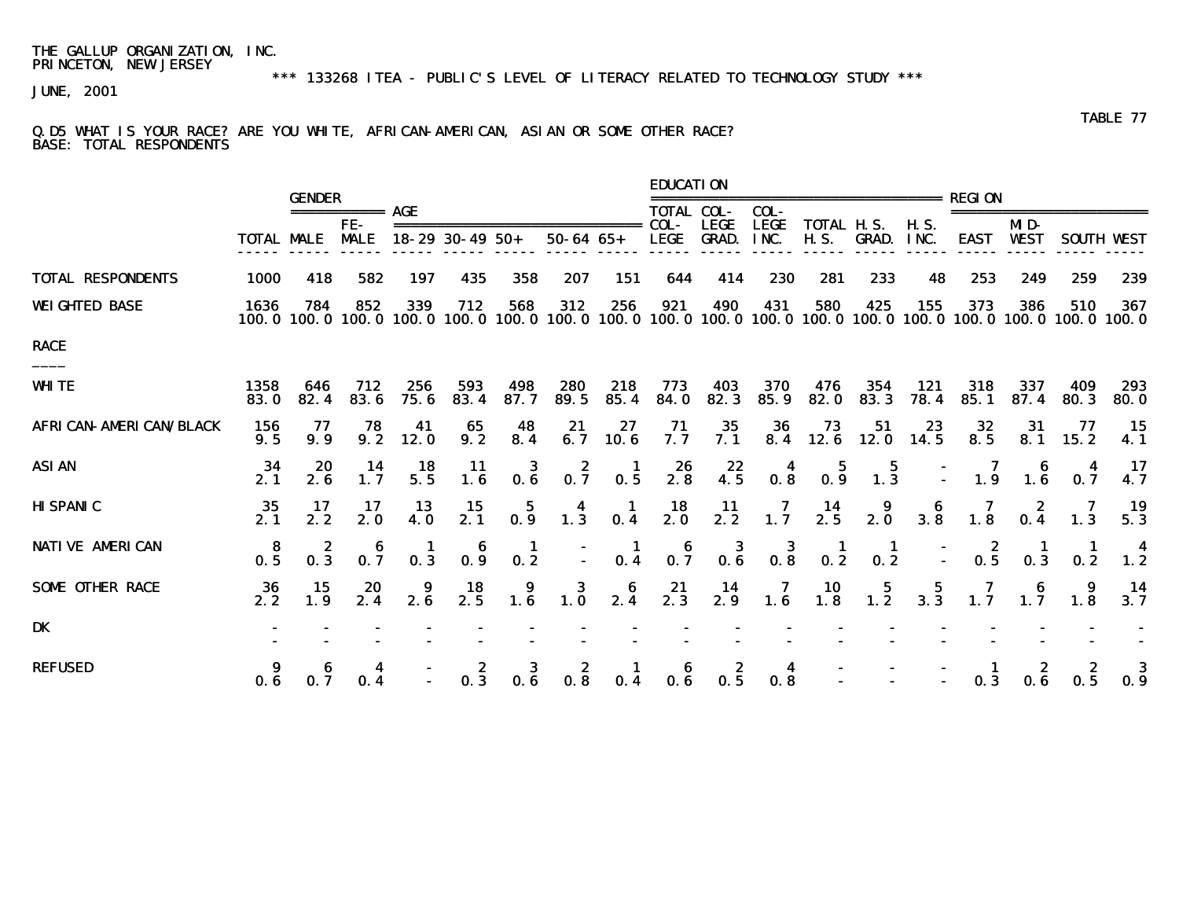THE GALLUP ORGANIZATION, INC.
PRINCETON, NEW JERSEY

*** 133268 ITEA - PUBLIC'S LEVEL OF LITERACY RELATED TO TECHNOLOGY STUDY ***

JUNE, 2001

TABLE 77

Q.D5 WHAT IS YOUR RACE? ARE YOU WHITE, AFRICAN-AMERICAN, ASIAN OR SOME OTHER RACE?
BASE: TOTAL RESPONDENTS

| | | GENDER | | AGE | | | | | EDUCATION | | | | | | REGION | | | |
|---|---|---|---|---|---|---|---|---|---|---|---|---|---|---|---|---|---|---|
| | TOTAL | MALE | FE-MALE | 18-29 | 30-49 | 50+ | 50-64 | 65+ | TOTAL COL-LEGE | COL-LEGE GRAD. | COL-LEGE INC. | TOTAL H.S. | H.S. GRAD. | H.S. INC. | EAST | MID-WEST | SOUTH | WEST |
| TOTAL RESPONDENTS | 1000 | 418 | 582 | 197 | 435 | 358 | 207 | 151 | 644 | 414 | 230 | 281 | 233 | 48 | 253 | 249 | 259 | 239 |
| WEIGHTED BASE | 1636 | 784 | 852 | 339 | 712 | 568 | 312 | 256 | 921 | 490 | 431 | 580 | 425 | 155 | 373 | 386 | 510 | 367 |
| | 100.0 | 100.0 | 100.0 | 100.0 | 100.0 | 100.0 | 100.0 | 100.0 | 100.0 | 100.0 | 100.0 | 100.0 | 100.0 | 100.0 | 100.0 | 100.0 | 100.0 | 100.0 |
| RACE | | | | | | | | | | | | | | | | | | |
| WHITE | 1358 | 646 | 712 | 256 | 593 | 498 | 280 | 218 | 773 | 403 | 370 | 476 | 354 | 121 | 318 | 337 | 409 | 293 |
| | 83.0 | 82.4 | 83.6 | 75.6 | 83.4 | 87.7 | 89.5 | 85.4 | 84.0 | 82.3 | 85.9 | 82.0 | 83.3 | 78.4 | 85.1 | 87.4 | 80.3 | 80.0 |
| AFRICAN-AMERICAN/BLACK | 156 | 77 | 78 | 41 | 65 | 48 | 21 | 27 | 71 | 35 | 36 | 73 | 51 | 23 | 32 | 31 | 77 | 15 |
| | 9.5 | 9.9 | 9.2 | 12.0 | 9.2 | 8.4 | 6.7 | 10.6 | 7.7 | 7.1 | 8.4 | 12.6 | 12.0 | 14.5 | 8.5 | 8.1 | 15.2 | 4.1 |
| ASIAN | 34 | 20 | 14 | 18 | 11 | 3 | 2 | 1 | 26 | 22 | 4 | 5 | 5 | - | 7 | 6 | 4 | 17 |
| | 2.1 | 2.6 | 1.7 | 5.5 | 1.6 | 0.6 | 0.7 | 0.5 | 2.8 | 4.5 | 0.8 | 0.9 | 1.3 | - | 1.9 | 1.6 | 0.7 | 4.7 |
| HISPANIC | 35 | 17 | 17 | 13 | 15 | 5 | 4 | 1 | 18 | 11 | 7 | 14 | 9 | 6 | 7 | 2 | 7 | 19 |
| | 2.1 | 2.2 | 2.0 | 4.0 | 2.1 | 0.9 | 1.3 | 0.4 | 2.0 | 2.2 | 1.7 | 2.5 | 2.0 | 3.8 | 1.8 | 0.4 | 1.3 | 5.3 |
| NATIVE AMERICAN | 8 | 2 | 6 | 1 | 6 | 1 | - | 1 | 6 | 3 | 3 | 1 | 1 | - | 2 | 1 | 1 | 4 |
| | 0.5 | 0.3 | 0.7 | 0.3 | 0.9 | 0.2 | - | 0.4 | 0.7 | 0.6 | 0.8 | 0.2 | 0.2 | - | 0.5 | 0.3 | 0.2 | 1.2 |
| SOME OTHER RACE | 36 | 15 | 20 | 9 | 18 | 9 | 3 | 6 | 21 | 14 | 7 | 10 | 5 | 5 | 7 | 6 | 9 | 14 |
| | 2.2 | 1.9 | 2.4 | 2.6 | 2.5 | 1.6 | 1.0 | 2.4 | 2.3 | 2.9 | 1.6 | 1.8 | 1.2 | 3.3 | 1.7 | 1.7 | 1.8 | 3.7 |
| DK | - | - | - | - | - | - | - | - | - | - | - | - | - | - | - | - | - | - |
| | - | - | - | - | - | - | - | - | - | - | - | - | - | - | - | - | - | - |
| REFUSED | 9 | 6 | 4 | - | 2 | 3 | 2 | 1 | 6 | 2 | 4 | - | - | - | 1 | 2 | 2 | 3 |
| | 0.6 | 0.7 | 0.4 | - | 0.3 | 0.6 | 0.8 | 0.4 | 0.6 | 0.5 | 0.8 | - | - | - | 0.3 | 0.6 | 0.5 | 0.9 |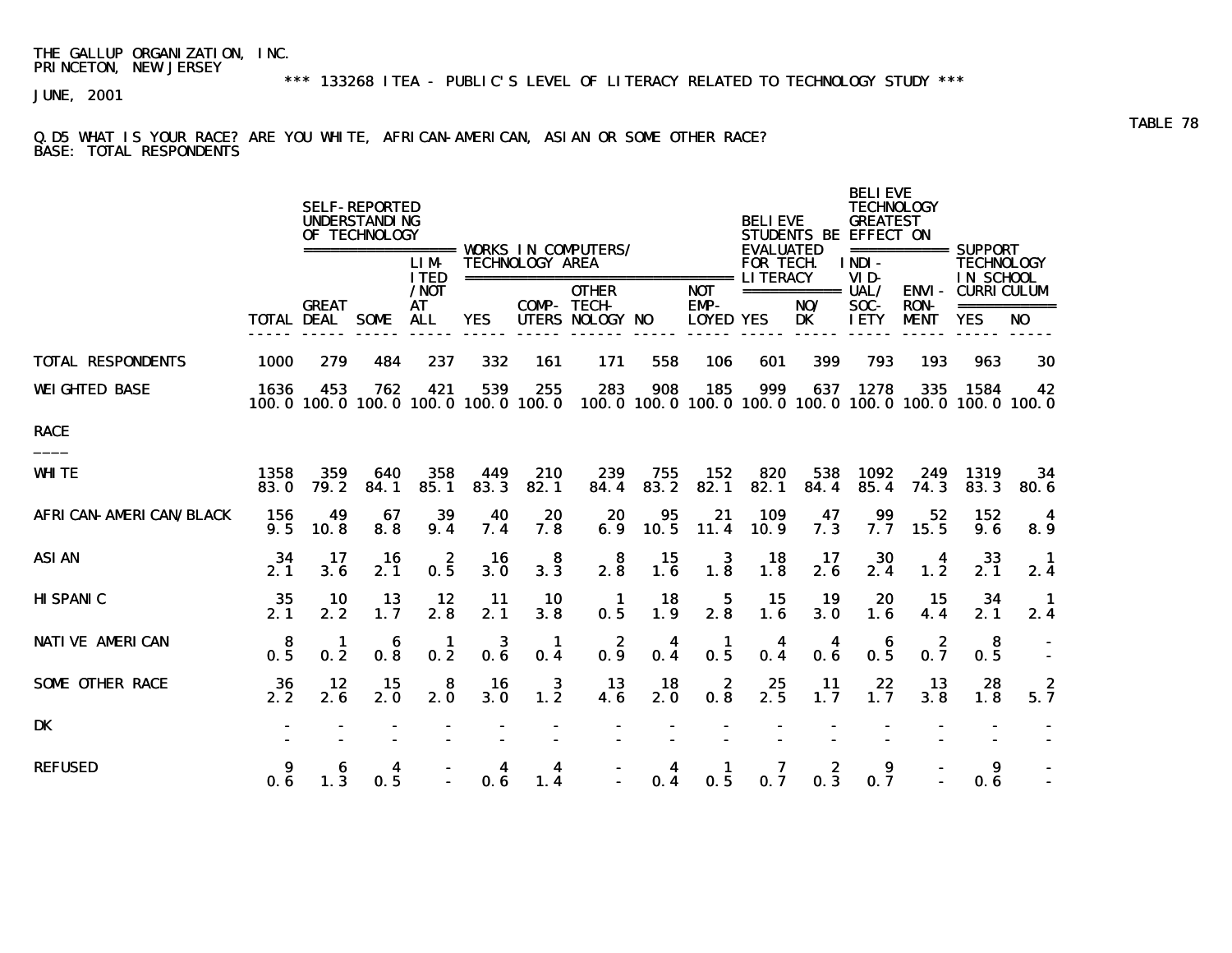THE GALLUP ORGANIZATION, INC.
PRINCETON, NEW JERSEY

*** 133268 ITEA - PUBLIC'S LEVEL OF LITERACY RELATED TO TECHNOLOGY STUDY ***

JUNE, 2001

TABLE 78

Q.D5 WHAT IS YOUR RACE? ARE YOU WHITE, AFRICAN-AMERICAN, ASIAN OR SOME OTHER RACE?
BASE: TOTAL RESPONDENTS

| | | SELF-REPORTED UNDERSTANDING OF TECHNOLOGY | | | WORKS IN COMPUTERS/ TECHNOLOGY AREA | | | | | BELIEVE STUDENTS BE EVALUATED FOR TECH. LITERACY | | BELIEVE TECHNOLOGY GREATEST EFFECT ON | | SUPPORT TECHNOLOGY IN SCHOOL CURRICULUM | |
|---|---|---|---|---|---|---|---|---|---|---|---|---|---|---|---|
| | TOTAL | GREAT DEAL | SOME | LIMITED /NOT AT ALL | YES | COMPUTERS | OTHER TECHNOLOGY | NO | NOT EMPLOYED | YES | NO/ DK | INDIVIDUAL/ SOCIETY | ENVIRONMENT | YES | NO |
| TOTAL RESPONDENTS | 1000 | 279 | 484 | 237 | 332 | 161 | 171 | 558 | 106 | 601 | 399 | 793 | 193 | 963 | 30 |
| WEIGHTED BASE | 1636 | 453 | 762 | 421 | 539 | 255 | 283 | 908 | 185 | 999 | 637 | 1278 | 335 | 1584 | 42 |
| | 100.0 | 100.0 | 100.0 | 100.0 | 100.0 | 100.0 | 100.0 | 100.0 | 100.0 | 100.0 | 100.0 | 100.0 | 100.0 | 100.0 | 100.0 |
| RACE | | | | | | | | | | | | | | | |
| WHITE | 1358 | 359 | 640 | 358 | 449 | 210 | 239 | 755 | 152 | 820 | 538 | 1092 | 249 | 1319 | 34 |
| | 83.0 | 79.2 | 84.1 | 85.1 | 83.3 | 82.1 | 84.4 | 83.2 | 82.1 | 82.1 | 84.4 | 85.4 | 74.3 | 83.3 | 80.6 |
| AFRICAN-AMERICAN/BLACK | 156 | 49 | 67 | 39 | 40 | 20 | 20 | 95 | 21 | 109 | 47 | 99 | 52 | 152 | 4 |
| | 9.5 | 10.8 | 8.8 | 9.4 | 7.4 | 7.8 | 6.9 | 10.5 | 11.4 | 10.9 | 7.3 | 7.7 | 15.5 | 9.6 | 8.9 |
| ASIAN | 34 | 17 | 16 | 2 | 16 | 8 | 8 | 15 | 3 | 18 | 17 | 30 | 4 | 33 | 1 |
| | 2.1 | 3.6 | 2.1 | 0.5 | 3.0 | 3.3 | 2.8 | 1.6 | 1.8 | 1.8 | 2.6 | 2.4 | 1.2 | 2.1 | 2.4 |
| HISPANIC | 35 | 10 | 13 | 12 | 11 | 10 | 1 | 18 | 5 | 15 | 19 | 20 | 15 | 34 | 1 |
| | 2.1 | 2.2 | 1.7 | 2.8 | 2.1 | 3.8 | 0.5 | 1.9 | 2.8 | 1.6 | 3.0 | 1.6 | 4.4 | 2.1 | 2.4 |
| NATIVE AMERICAN | 8 | 1 | 6 | 1 | 3 | 1 | 2 | 4 | 1 | 4 | 4 | 6 | 2 | 8 | - |
| | 0.5 | 0.2 | 0.8 | 0.2 | 0.6 | 0.4 | 0.9 | 0.4 | 0.5 | 0.4 | 0.6 | 0.5 | 0.7 | 0.5 | - |
| SOME OTHER RACE | 36 | 12 | 15 | 8 | 16 | 3 | 13 | 18 | 2 | 25 | 11 | 22 | 13 | 28 | 2 |
| | 2.2 | 2.6 | 2.0 | 2.0 | 3.0 | 1.2 | 4.6 | 2.0 | 0.8 | 2.5 | 1.7 | 1.7 | 3.8 | 1.8 | 5.7 |
| DK | - | - | - | - | - | - | - | - | - | - | - | - | - | - | - |
| | - | - | - | - | - | - | - | - | - | - | - | - | - | - | - |
| REFUSED | 9 | 6 | 4 | - | 4 | 4 | - | 4 | 1 | 7 | 2 | 9 | - | 9 | - |
| | 0.6 | 1.3 | 0.5 | - | 0.6 | 1.4 | - | 0.4 | 0.5 | 0.7 | 0.3 | 0.7 | - | 0.6 | - |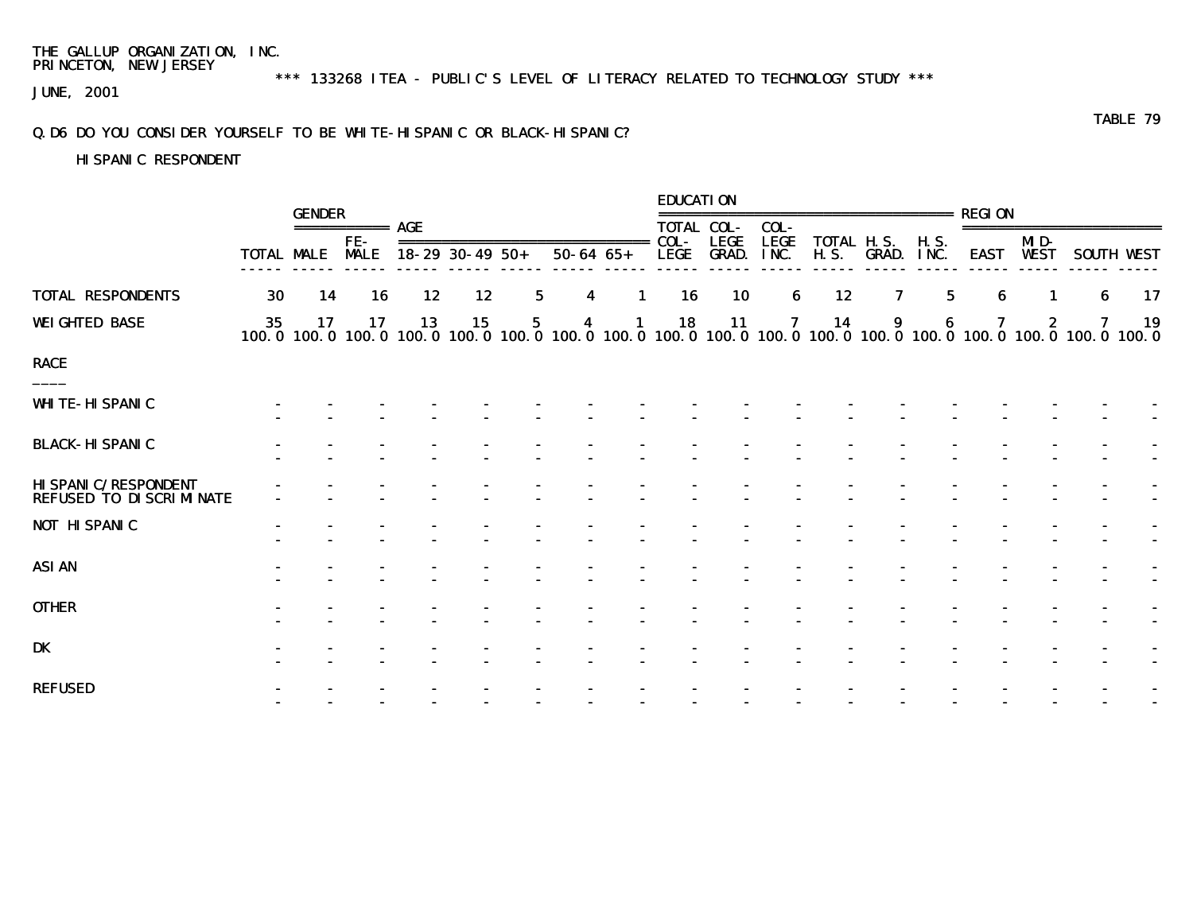THE GALLUP ORGANIZATION, INC.
PRINCETON, NEW JERSEY

*** 133268 ITEA - PUBLIC'S LEVEL OF LITERACY RELATED TO TECHNOLOGY STUDY ***

JUNE, 2001

TABLE 79

Q.D6 DO YOU CONSIDER YOURSELF TO BE WHITE-HISPANIC OR BLACK-HISPANIC?

HISPANIC RESPONDENT

| | | GENDER | | AGE | | | | | EDUCATION | | | | | | REGION | | | |
|---|---|---|---|---|---|---|---|---|---|---|---|---|---|---|---|---|---|---|
| | TOTAL | MALE | FE-MALE | 18-29 | 30-49 | 50+ | 50-64 | 65+ | TOTAL COL-LEGE | COL-LEGE GRAD. | COL-LEGE INC. | TOTAL H.S. | H.S. GRAD. | H.S. INC. | EAST | MID-WEST | SOUTH | WEST |
| TOTAL RESPONDENTS | 30 | 14 | 16 | 12 | 12 | 5 | 4 | 1 | 16 | 10 | 6 | 12 | 7 | 5 | 6 | 1 | 6 | 17 |
| WEIGHTED BASE | 35 | 17 | 17 | 13 | 15 | 5 | 4 | 1 | 18 | 11 | 7 | 14 | 9 | 6 | 7 | 2 | 7 | 19 |
| | 100.0 | 100.0 | 100.0 | 100.0 | 100.0 | 100.0 | 100.0 | 100.0 | 100.0 | 100.0 | 100.0 | 100.0 | 100.0 | 100.0 | 100.0 | 100.0 | 100.0 | 100.0 |
| **RACE** | | | | | | | | | | | | | | | | | | |
| WHITE-HISPANIC | - | - | - | - | - | - | - | - | - | - | - | - | - | - | - | - | - | - |
| | - | - | - | - | - | - | - | - | - | - | - | - | - | - | - | - | - | - |
| BLACK-HISPANIC | - | - | - | - | - | - | - | - | - | - | - | - | - | - | - | - | - | - |
| | - | - | - | - | - | - | - | - | - | - | - | - | - | - | - | - | - | - |
| HISPANIC/RESPONDENT REFUSED TO DISCRIMINATE | - | - | - | - | - | - | - | - | - | - | - | - | - | - | - | - | - | - |
| | - | - | - | - | - | - | - | - | - | - | - | - | - | - | - | - | - | - |
| NOT HISPANIC | - | - | - | - | - | - | - | - | - | - | - | - | - | - | - | - | - | - |
| | - | - | - | - | - | - | - | - | - | - | - | - | - | - | - | - | - | - |
| ASIAN | - | - | - | - | - | - | - | - | - | - | - | - | - | - | - | - | - | - |
| | - | - | - | - | - | - | - | - | - | - | - | - | - | - | - | - | - | - |
| OTHER | - | - | - | - | - | - | - | - | - | - | - | - | - | - | - | - | - | - |
| | - | - | - | - | - | - | - | - | - | - | - | - | - | - | - | - | - | - |
| DK | - | - | - | - | - | - | - | - | - | - | - | - | - | - | - | - | - | - |
| | - | - | - | - | - | - | - | - | - | - | - | - | - | - | - | - | - | - |
| REFUSED | - | - | - | - | - | - | - | - | - | - | - | - | - | - | - | - | - | - |
| | - | - | - | - | - | - | - | - | - | - | - | - | - | - | - | - | - | - |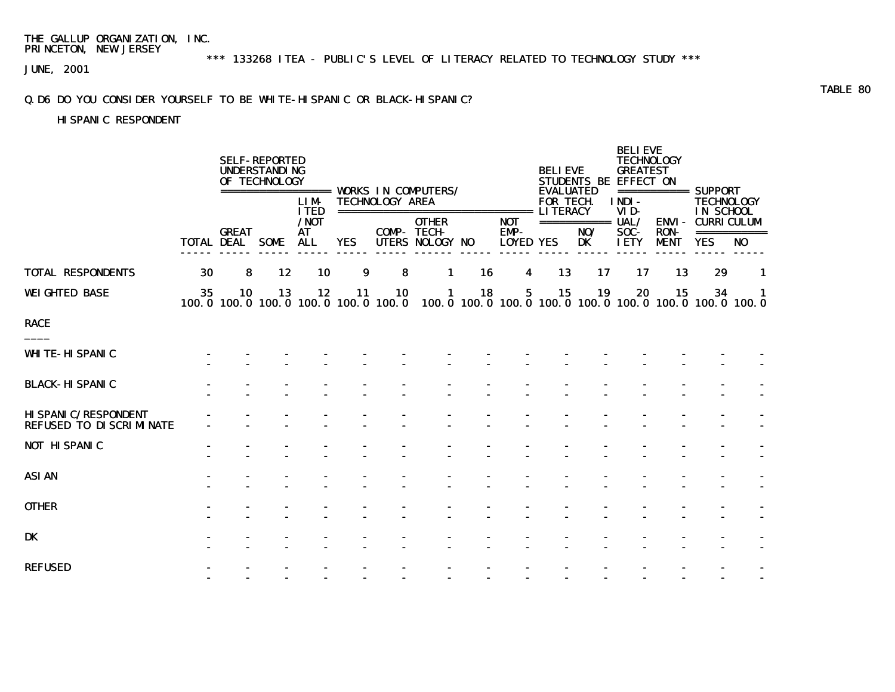THE GALLUP ORGANIZATION, INC.
PRINCETON, NEW JERSEY

*** 133268 ITEA - PUBLIC'S LEVEL OF LITERACY RELATED TO TECHNOLOGY STUDY ***

JUNE, 2001

TABLE 80

Q.D6 DO YOU CONSIDER YOURSELF TO BE WHITE-HISPANIC OR BLACK-HISPANIC?

HISPANIC RESPONDENT

| | | SELF-REPORTED UNDERSTANDING OF TECHNOLOGY | | | WORKS IN COMPUTERS/ TECHNOLOGY AREA | | | | | BELIEVE STUDENTS BE EVALUATED FOR TECH. LITERACY | | BELIEVE TECHNOLOGY GREATEST EFFECT ON | | SUPPORT TECHNOLOGY IN SCHOOL CURRICULUM | |
|---|---|---|---|---|---|---|---|---|---|---|---|---|---|---|---|
| | TOTAL | GREAT DEAL | SOME | LIMITED /NOT AT ALL | YES | COMPUTERS | OTHER TECHNOLOGY | NO | NOT EMPLOYED | YES | NO/ DK | INDIVIDUAL/ SOCIETY | ENVIRONMENT | YES | NO |
| TOTAL RESPONDENTS | 30 | 8 | 12 | 10 | 9 | 8 | 1 | 16 | 4 | 13 | 17 | 17 | 13 | 29 | 1 |
| WEIGHTED BASE | 35 | 10 | 13 | 12 | 11 | 10 | 1 | 18 | 5 | 15 | 19 | 20 | 15 | 34 | 1 |
| | 100.0 | 100.0 | 100.0 | 100.0 | 100.0 | 100.0 | | 100.0 | 100.0 | 100.0 | 100.0 | 100.0 | 100.0 | 100.0 | 100.0 |
| **RACE** | | | | | | | | | | | | | | | |
| WHITE-HISPANIC | - | - | - | - | - | - | - | - | - | - | - | - | - | - | - |
| | - | - | - | - | - | - | - | - | - | - | - | - | - | - | - |
| BLACK-HISPANIC | - | - | - | - | - | - | - | - | - | - | - | - | - | - | - |
| | - | - | - | - | - | - | - | - | - | - | - | - | - | - | - |
| HISPANIC/RESPONDENT REFUSED TO DISCRIMINATE | - | - | - | - | - | - | - | - | - | - | - | - | - | - | - |
| | - | - | - | - | - | - | - | - | - | - | - | - | - | - | - |
| NOT HISPANIC | - | - | - | - | - | - | - | - | - | - | - | - | - | - | - |
| | - | - | - | - | - | - | - | - | - | - | - | - | - | - | - |
| ASIAN | - | - | - | - | - | - | - | - | - | - | - | - | - | - | - |
| | - | - | - | - | - | - | - | - | - | - | - | - | - | - | - |
| OTHER | - | - | - | - | - | - | - | - | - | - | - | - | - | - | - |
| | - | - | - | - | - | - | - | - | - | - | - | - | - | - | - |
| DK | - | - | - | - | - | - | - | - | - | - | - | - | - | - | - |
| | - | - | - | - | - | - | - | - | - | - | - | - | - | - | - |
| REFUSED | - | - | - | - | - | - | - | - | - | - | - | - | - | - | - |
| | - | - | - | - | - | - | - | - | - | - | - | - | - | - | - |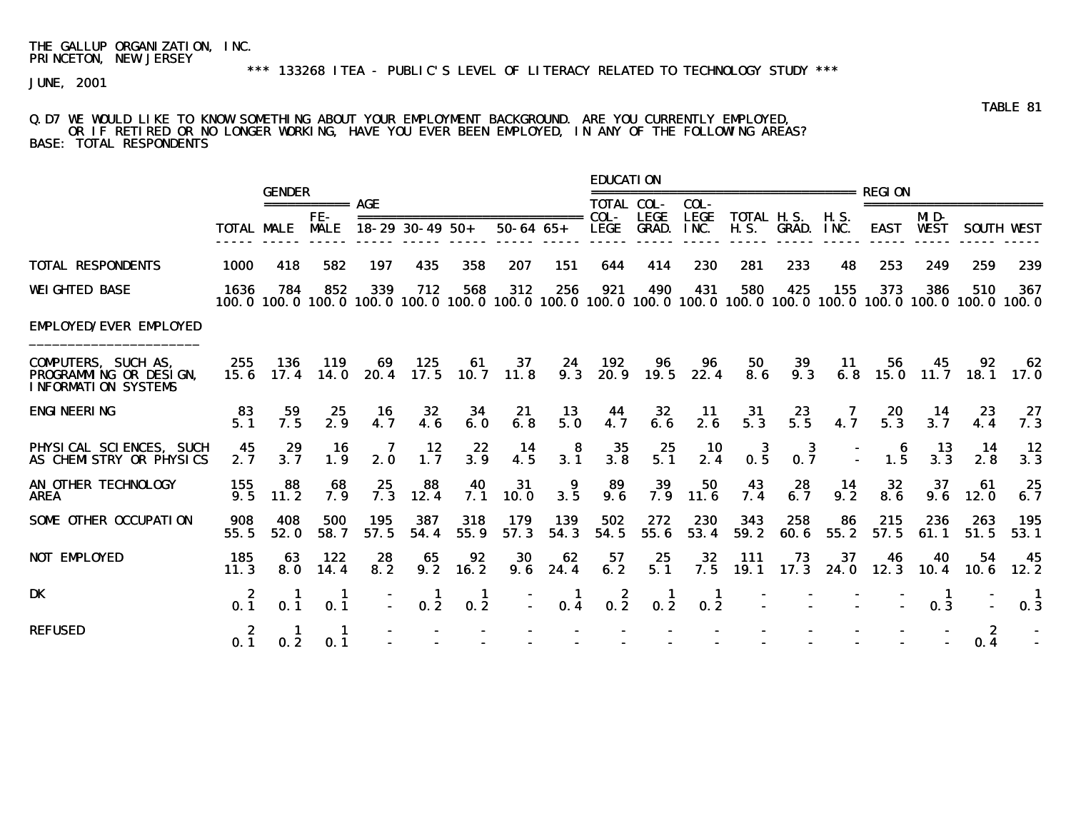THE GALLUP ORGANIZATION, INC.
PRINCETON, NEW JERSEY

*** 133268 ITEA - PUBLIC'S LEVEL OF LITERACY RELATED TO TECHNOLOGY STUDY ***

JUNE, 2001

TABLE 81

Q.D7 WE WOULD LIKE TO KNOW SOMETHING ABOUT YOUR EMPLOYMENT BACKGROUND. ARE YOU CURRENTLY EMPLOYED, OR IF RETIRED OR NO LONGER WORKING, HAVE YOU EVER BEEN EMPLOYED, IN ANY OF THE FOLLOWING AREAS?
BASE: TOTAL RESPONDENTS

| | | GENDER | | AGE | | | | | EDUCATION | | | | | | REGION | | | |
|---|---|---|---|---|---|---|---|---|---|---|---|---|---|---|---|---|---|---|
| | TOTAL | MALE | FEMALE | 18-29 | 30-49 | 50+ | 50-64 | 65+ | TOTAL COLLEGE | COLLEGE GRAD. | COLLEGE INC. | TOTAL H.S. | H.S. GRAD. | H.S. INC. | EAST | MIDWEST | SOUTH | WEST |
| TOTAL RESPONDENTS | 1000 | 418 | 582 | 197 | 435 | 358 | 207 | 151 | 644 | 414 | 230 | 281 | 233 | 48 | 253 | 249 | 259 | 239 |
| WEIGHTED BASE | 1636 | 784 | 852 | 339 | 712 | 568 | 312 | 256 | 921 | 490 | 431 | 580 | 425 | 155 | 373 | 386 | 510 | 367 |
| | 100.0 | 100.0 | 100.0 | 100.0 | 100.0 | 100.0 | 100.0 | 100.0 | 100.0 | 100.0 | 100.0 | 100.0 | 100.0 | 100.0 | 100.0 | 100.0 | 100.0 | 100.0 |
| EMPLOYED/EVER EMPLOYED | | | | | | | | | | | | | | | | | | |
| COMPUTERS, SUCH AS, PROGRAMMING OR DESIGN, INFORMATION SYSTEMS | 255 | 136 | 119 | 69 | 125 | 61 | 37 | 24 | 192 | 96 | 96 | 50 | 39 | 11 | 56 | 45 | 92 | 62 |
| | 15.6 | 17.4 | 14.0 | 20.4 | 17.5 | 10.7 | 11.8 | 9.3 | 20.9 | 19.5 | 22.4 | 8.6 | 9.3 | 6.8 | 15.0 | 11.7 | 18.1 | 17.0 |
| ENGINEERING | 83 | 59 | 25 | 16 | 32 | 34 | 21 | 13 | 44 | 32 | 11 | 31 | 23 | 7 | 20 | 14 | 23 | 27 |
| | 5.1 | 7.5 | 2.9 | 4.7 | 4.6 | 6.0 | 6.8 | 5.0 | 4.7 | 6.6 | 2.6 | 5.3 | 5.5 | 4.7 | 5.3 | 3.7 | 4.4 | 7.3 |
| PHYSICAL SCIENCES, SUCH AS CHEMISTRY OR PHYSICS | 45 | 29 | 16 | 7 | 12 | 22 | 14 | 8 | 35 | 25 | 10 | 3 | 3 | - | 6 | 13 | 14 | 12 |
| | 2.7 | 3.7 | 1.9 | 2.0 | 1.7 | 3.9 | 4.5 | 3.1 | 3.8 | 5.1 | 2.4 | 0.5 | 0.7 | - | 1.5 | 3.3 | 2.8 | 3.3 |
| AN OTHER TECHNOLOGY AREA | 155 | 88 | 68 | 25 | 88 | 40 | 31 | 9 | 89 | 39 | 50 | 43 | 28 | 14 | 32 | 37 | 61 | 25 |
| | 9.5 | 11.2 | 7.9 | 7.3 | 12.4 | 7.1 | 10.0 | 3.5 | 9.6 | 7.9 | 11.6 | 7.4 | 6.7 | 9.2 | 8.6 | 9.6 | 12.0 | 6.7 |
| SOME OTHER OCCUPATION | 908 | 408 | 500 | 195 | 387 | 318 | 179 | 139 | 502 | 272 | 230 | 343 | 258 | 86 | 215 | 236 | 263 | 195 |
| | 55.5 | 52.0 | 58.7 | 57.5 | 54.4 | 55.9 | 57.3 | 54.3 | 54.5 | 55.6 | 53.4 | 59.2 | 60.6 | 55.2 | 57.5 | 61.1 | 51.5 | 53.1 |
| NOT EMPLOYED | 185 | 63 | 122 | 28 | 65 | 92 | 30 | 62 | 57 | 25 | 32 | 111 | 73 | 37 | 46 | 40 | 54 | 45 |
| | 11.3 | 8.0 | 14.4 | 8.2 | 9.2 | 16.2 | 9.6 | 24.4 | 6.2 | 5.1 | 7.5 | 19.1 | 17.3 | 24.0 | 12.3 | 10.4 | 10.6 | 12.2 |
| DK | 2 | 1 | 1 | - | 1 | 1 | - | 1 | 2 | 1 | 1 | - | - | - | - | 1 | - | 1 |
| | 0.1 | 0.1 | 0.1 | - | 0.2 | 0.2 | - | 0.4 | 0.2 | 0.2 | 0.2 | - | - | - | - | 0.3 | - | 0.3 |
| REFUSED | 2 | 1 | 1 | - | - | - | - | - | - | - | - | - | - | - | - | - | 2 | - |
| | 0.1 | 0.2 | 0.1 | - | - | - | - | - | - | - | - | - | - | - | - | - | 0.4 | - |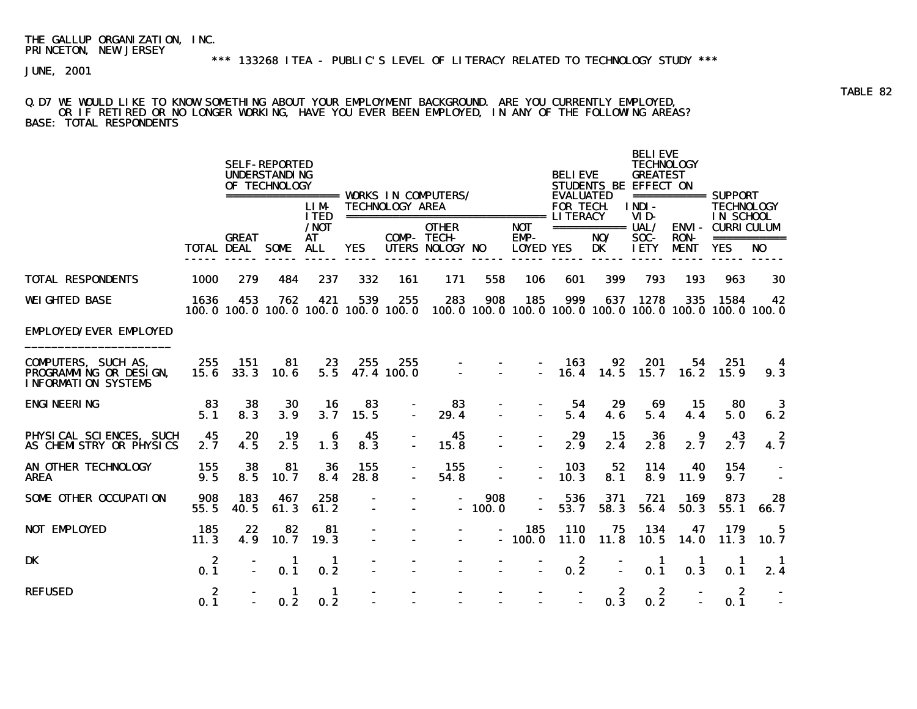THE GALLUP ORGANIZATION, INC.
PRINCETON, NEW JERSEY

\*\*\* 133268 ITEA - PUBLIC'S LEVEL OF LITERACY RELATED TO TECHNOLOGY STUDY \*\*\*

JUNE, 2001

TABLE 82

Q.D7 WE WOULD LIKE TO KNOW SOMETHING ABOUT YOUR EMPLOYMENT BACKGROUND. ARE YOU CURRENTLY EMPLOYED, OR IF RETIRED OR NO LONGER WORKING, HAVE YOU EVER BEEN EMPLOYED, IN ANY OF THE FOLLOWING AREAS?
BASE: TOTAL RESPONDENTS

| | | SELF-REPORTED UNDERSTANDING OF TECHNOLOGY | | | WORKS IN COMPUTERS/ TECHNOLOGY AREA | | | | | BELIEVE STUDENTS BE EVALUATED FOR TECH. LITERACY | | BELIEVE TECHNOLOGY GREATEST EFFECT ON | | SUPPORT TECHNOLOGY IN SCHOOL CURRICULUM | |
|---|---|---|---|---|---|---|---|---|---|---|---|---|---|---|---|
| | TOTAL | GREAT DEAL | SOME | LIMITED/NOT AT ALL | YES | COMPUTERS | OTHER TECHNOLOGY | NO | NOT EMPLOYED | YES | NO/DK | INDIVIDUAL/SOCIETY | ENVIRONMENT | YES | NO |
| TOTAL RESPONDENTS | 1000 | 279 | 484 | 237 | 332 | 161 | 171 | 558 | 106 | 601 | 399 | 793 | 193 | 963 | 30 |
| WEIGHTED BASE | 1636 | 453 | 762 | 421 | 539 | 255 | 283 | 908 | 185 | 999 | 637 | 1278 | 335 | 1584 | 42 |
| | 100.0 | 100.0 | 100.0 | 100.0 | 100.0 | 100.0 | 100.0 | 100.0 | 100.0 | 100.0 | 100.0 | 100.0 | 100.0 | 100.0 | 100.0 |
| **EMPLOYED/EVER EMPLOYED** | | | | | | | | | | | | | | | |
| COMPUTERS, SUCH AS, PROGRAMMING OR DESIGN, INFORMATION SYSTEMS | 255 | 151 | 81 | 23 | 255 | 255 | - | - | - | 163 | 92 | 201 | 54 | 251 | 4 |
| | 15.6 | 33.3 | 10.6 | 5.5 | 47.4 | 100.0 | - | - | - | 16.4 | 14.5 | 15.7 | 16.2 | 15.9 | 9.3 |
| ENGINEERING | 83 | 38 | 30 | 16 | 83 | - | 83 | - | - | 54 | 29 | 69 | 15 | 80 | 3 |
| | 5.1 | 8.3 | 3.9 | 3.7 | 15.5 | - | 29.4 | - | - | 5.4 | 4.6 | 5.4 | 4.4 | 5.0 | 6.2 |
| PHYSICAL SCIENCES, SUCH AS CHEMISTRY OR PHYSICS | 45 | 20 | 19 | 6 | 45 | - | 45 | - | - | 29 | 15 | 36 | 9 | 43 | 2 |
| | 2.7 | 4.5 | 2.5 | 1.3 | 8.3 | - | 15.8 | - | - | 2.9 | 2.4 | 2.8 | 2.7 | 2.7 | 4.7 |
| AN OTHER TECHNOLOGY AREA | 155 | 38 | 81 | 36 | 155 | - | 155 | - | - | 103 | 52 | 114 | 40 | 154 | - |
| | 9.5 | 8.5 | 10.7 | 8.4 | 28.8 | - | 54.8 | - | - | 10.3 | 8.1 | 8.9 | 11.9 | 9.7 | - |
| SOME OTHER OCCUPATION | 908 | 183 | 467 | 258 | - | - | - | 908 | - | 536 | 371 | 721 | 169 | 873 | 28 |
| | 55.5 | 40.5 | 61.3 | 61.2 | - | - | - | 100.0 | - | 53.7 | 58.3 | 56.4 | 50.3 | 55.1 | 66.7 |
| NOT EMPLOYED | 185 | 22 | 82 | 81 | - | - | - | - | 185 | 110 | 75 | 134 | 47 | 179 | 5 |
| | 11.3 | 4.9 | 10.7 | 19.3 | - | - | - | - | 100.0 | 11.0 | 11.8 | 10.5 | 14.0 | 11.3 | 10.7 |
| DK | 2 | - | 1 | 1 | - | - | - | - | - | 2 | - | 1 | 1 | 1 | 1 |
| | 0.1 | - | 0.1 | 0.2 | - | - | - | - | - | 0.2 | - | 0.1 | 0.3 | 0.1 | 2.4 |
| REFUSED | 2 | - | 1 | 1 | - | - | - | - | - | - | 2 | 2 | - | 2 | - |
| | 0.1 | - | 0.2 | 0.2 | - | - | - | - | - | - | 0.3 | 0.2 | - | 0.1 | - |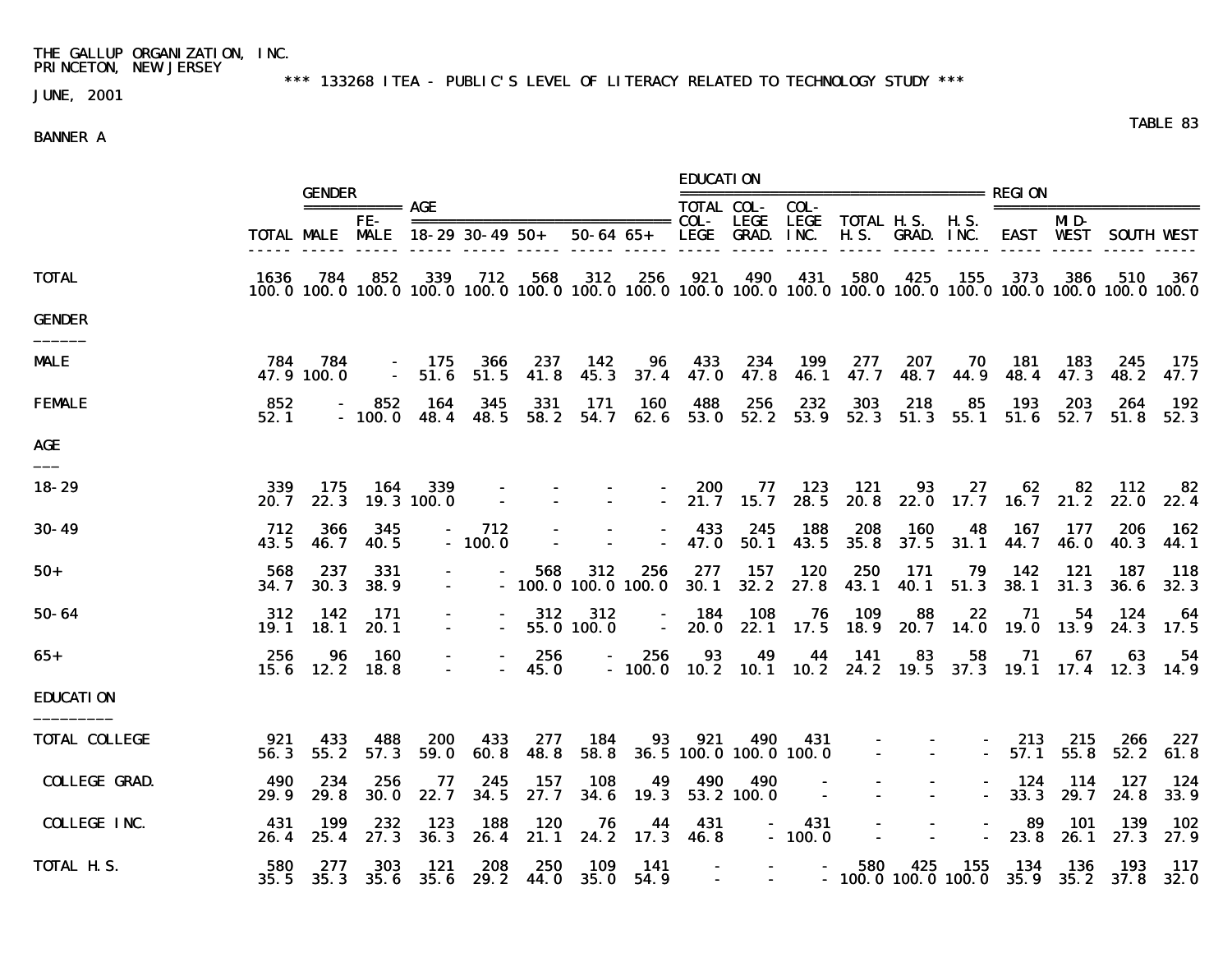THE GALLUP ORGANIZATION, INC.
PRINCETON, NEW JERSEY

\*\*\* 133268 ITEA - PUBLIC'S LEVEL OF LITERACY RELATED TO TECHNOLOGY STUDY \*\*\*

JUNE, 2001

TABLE 83

BANNER A

| | | GENDER | | AGE | | | | | EDUCATION | | | | | | REGION | | | |
|---|---|---|---|---|---|---|---|---|---|---|---|---|---|---|---|---|---|---|
| | TOTAL | MALE | FE-MALE | 18-29 | 30-49 | 50+ | 50-64 | 65+ | TOTAL COL-LEGE | COL-LEGE GRAD. | COL-LEGE INC. | TOTAL H.S. | H.S. GRAD. | H.S. INC. | EAST | MID-WEST | SOUTH | WEST |
| TOTAL | 1636 | 784 | 852 | 339 | 712 | 568 | 312 | 256 | 921 | 490 | 431 | 580 | 425 | 155 | 373 | 386 | 510 | 367 |
| | 100.0 | 100.0 | 100.0 | 100.0 | 100.0 | 100.0 | 100.0 | 100.0 | 100.0 | 100.0 | 100.0 | 100.0 | 100.0 | 100.0 | 100.0 | 100.0 | 100.0 | 100.0 |
| **GENDER** | | | | | | | | | | | | | | | | | | |
| MALE | 784 | 784 | - | 175 | 366 | 237 | 142 | 96 | 433 | 234 | 199 | 277 | 207 | 70 | 181 | 183 | 245 | 175 |
| | 47.9 | 100.0 | - | 51.6 | 51.5 | 41.8 | 45.3 | 37.4 | 47.0 | 47.8 | 46.1 | 47.7 | 48.7 | 44.9 | 48.4 | 47.3 | 48.2 | 47.7 |
| FEMALE | 852 | - | 852 | 164 | 345 | 331 | 171 | 160 | 488 | 256 | 232 | 303 | 218 | 85 | 193 | 203 | 264 | 192 |
| | 52.1 | - | 100.0 | 48.4 | 48.5 | 58.2 | 54.7 | 62.6 | 53.0 | 52.2 | 53.9 | 52.3 | 51.3 | 55.1 | 51.6 | 52.7 | 51.8 | 52.3 |
| **AGE** | | | | | | | | | | | | | | | | | | |
| 18-29 | 339 | 175 | 164 | 339 | - | - | - | - | 200 | 77 | 123 | 121 | 93 | 27 | 62 | 82 | 112 | 82 |
| | 20.7 | 22.3 | 19.3 | 100.0 | - | - | - | - | 21.7 | 15.7 | 28.5 | 20.8 | 22.0 | 17.7 | 16.7 | 21.2 | 22.0 | 22.4 |
| 30-49 | 712 | 366 | 345 | - | 712 | - | - | - | 433 | 245 | 188 | 208 | 160 | 48 | 167 | 177 | 206 | 162 |
| | 43.5 | 46.7 | 40.5 | - | 100.0 | - | - | - | 47.0 | 50.1 | 43.5 | 35.8 | 37.5 | 31.1 | 44.7 | 46.0 | 40.3 | 44.1 |
| 50+ | 568 | 237 | 331 | - | - | 568 | 312 | 256 | 277 | 157 | 120 | 250 | 171 | 79 | 142 | 121 | 187 | 118 |
| | 34.7 | 30.3 | 38.9 | - | - | 100.0 | 100.0 | 100.0 | 30.1 | 32.2 | 27.8 | 43.1 | 40.1 | 51.3 | 38.1 | 31.3 | 36.6 | 32.3 |
| 50-64 | 312 | 142 | 171 | - | - | 312 | 312 | - | 184 | 108 | 76 | 109 | 88 | 22 | 71 | 54 | 124 | 64 |
| | 19.1 | 18.1 | 20.1 | - | - | 55.0 | 100.0 | - | 20.0 | 22.1 | 17.5 | 18.9 | 20.7 | 14.0 | 19.0 | 13.9 | 24.3 | 17.5 |
| 65+ | 256 | 96 | 160 | - | - | 256 | - | 256 | 93 | 49 | 44 | 141 | 83 | 58 | 71 | 67 | 63 | 54 |
| | 15.6 | 12.2 | 18.8 | - | - | 45.0 | - | 100.0 | 10.2 | 10.1 | 10.2 | 24.2 | 19.5 | 37.3 | 19.1 | 17.4 | 12.3 | 14.9 |
| **EDUCATION** | | | | | | | | | | | | | | | | | | |
| TOTAL COLLEGE | 921 | 433 | 488 | 200 | 433 | 277 | 184 | 93 | 921 | 490 | 431 | - | - | - | 213 | 215 | 266 | 227 |
| | 56.3 | 55.2 | 57.3 | 59.0 | 60.8 | 48.8 | 58.8 | 36.5 | 100.0 | 100.0 | 100.0 | - | - | - | 57.1 | 55.8 | 52.2 | 61.8 |
| COLLEGE GRAD. | 490 | 234 | 256 | 77 | 245 | 157 | 108 | 49 | 490 | 490 | - | - | - | - | 124 | 114 | 127 | 124 |
| | 29.9 | 29.8 | 30.0 | 22.7 | 34.5 | 27.7 | 34.6 | 19.3 | 53.2 | 100.0 | - | - | - | - | 33.3 | 29.7 | 24.8 | 33.9 |
| COLLEGE INC. | 431 | 199 | 232 | 123 | 188 | 120 | 76 | 44 | 431 | - | 431 | - | - | - | 89 | 101 | 139 | 102 |
| | 26.4 | 25.4 | 27.3 | 36.3 | 26.4 | 21.1 | 24.2 | 17.3 | 46.8 | - | 100.0 | - | - | - | 23.8 | 26.1 | 27.3 | 27.9 |
| TOTAL H.S. | 580 | 277 | 303 | 121 | 208 | 250 | 109 | 141 | - | - | - | 580 | 425 | 155 | 134 | 136 | 193 | 117 |
| | 35.5 | 35.3 | 35.6 | 35.6 | 29.2 | 44.0 | 35.0 | 54.9 | - | - | - | 100.0 | 100.0 | 100.0 | 35.9 | 35.2 | 37.8 | 32.0 |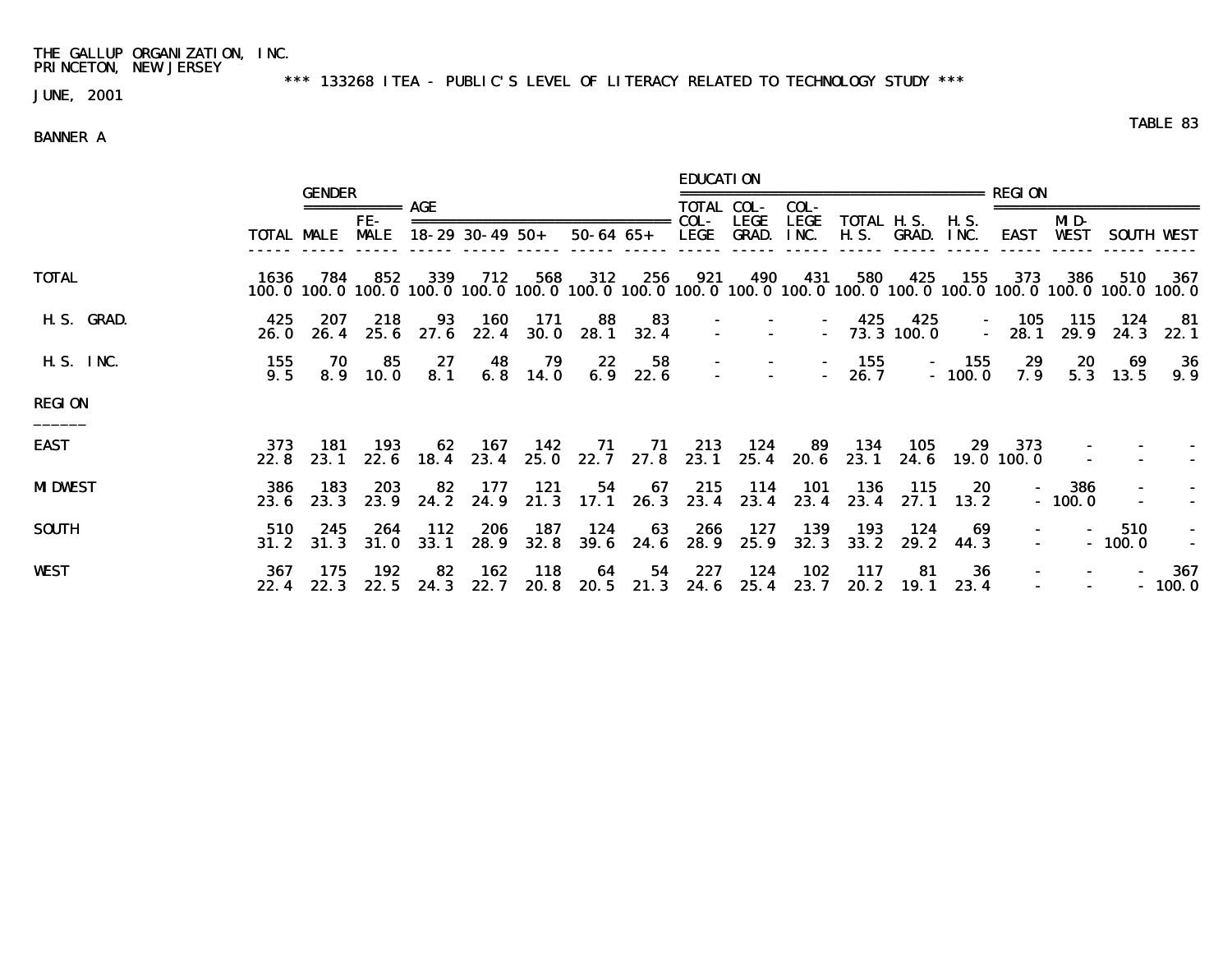THE GALLUP ORGANIZATION, INC.
PRINCETON, NEW JERSEY

*** 133268 ITEA - PUBLIC'S LEVEL OF LITERACY RELATED TO TECHNOLOGY STUDY ***

JUNE, 2001

TABLE 83

BANNER A

| | | GENDER | | AGE | | | | | EDUCATION | | | | | | REGION | | | |
|---|---|---|---|---|---|---|---|---|---|---|---|---|---|---|---|---|---|---|
| | TOTAL | MALE | FE-MALE | 18-29 | 30-49 | 50+ | 50-64 | 65+ | TOTAL COL-LEGE | COL-LEGE GRAD. | COL-LEGE INC. | TOTAL H.S. | H.S. GRAD. | H.S. INC. | EAST | MID-WEST | SOUTH | WEST |
| TOTAL | 1636 | 784 | 852 | 339 | 712 | 568 | 312 | 256 | 921 | 490 | 431 | 580 | 425 | 155 | 373 | 386 | 510 | 367 |
| | 100.0 | 100.0 | 100.0 | 100.0 | 100.0 | 100.0 | 100.0 | 100.0 | 100.0 | 100.0 | 100.0 | 100.0 | 100.0 | 100.0 | 100.0 | 100.0 | 100.0 | 100.0 |
| H.S. GRAD. | 425 | 207 | 218 | 93 | 160 | 171 | 88 | 83 | - | - | - | 425 | 425 | - | 105 | 115 | 124 | 81 |
| | 26.0 | 26.4 | 25.6 | 27.6 | 22.4 | 30.0 | 28.1 | 32.4 | - | - | - | 73.3 | 100.0 | - | 28.1 | 29.9 | 24.3 | 22.1 |
| H.S. INC. | 155 | 70 | 85 | 27 | 48 | 79 | 22 | 58 | - | - | - | 155 | - | 155 | 29 | 20 | 69 | 36 |
| | 9.5 | 8.9 | 10.0 | 8.1 | 6.8 | 14.0 | 6.9 | 22.6 | - | - | - | 26.7 | - | 100.0 | 7.9 | 5.3 | 13.5 | 9.9 |
| **REGION** | | | | | | | | | | | | | | | | | | |
| EAST | 373 | 181 | 193 | 62 | 167 | 142 | 71 | 71 | 213 | 124 | 89 | 134 | 105 | 29 | 373 | - | - | - |
| | 22.8 | 23.1 | 22.6 | 18.4 | 23.4 | 25.0 | 22.7 | 27.8 | 23.1 | 25.4 | 20.6 | 23.1 | 24.6 | 19.0 | 100.0 | - | - | - |
| MIDWEST | 386 | 183 | 203 | 82 | 177 | 121 | 54 | 67 | 215 | 114 | 101 | 136 | 115 | 20 | - | 386 | - | - |
| | 23.6 | 23.3 | 23.9 | 24.2 | 24.9 | 21.3 | 17.1 | 26.3 | 23.4 | 23.4 | 23.4 | 23.4 | 27.1 | 13.2 | - | 100.0 | - | - |
| SOUTH | 510 | 245 | 264 | 112 | 206 | 187 | 124 | 63 | 266 | 127 | 139 | 193 | 124 | 69 | - | - | 510 | - |
| | 31.2 | 31.3 | 31.0 | 33.1 | 28.9 | 32.8 | 39.6 | 24.6 | 28.9 | 25.9 | 32.3 | 33.2 | 29.2 | 44.3 | - | - | 100.0 | - |
| WEST | 367 | 175 | 192 | 82 | 162 | 118 | 64 | 54 | 227 | 124 | 102 | 117 | 81 | 36 | - | - | - | 367 |
| | 22.4 | 22.3 | 22.5 | 24.3 | 22.7 | 20.8 | 20.5 | 21.3 | 24.6 | 25.4 | 23.7 | 20.2 | 19.1 | 23.4 | - | - | - | 100.0 |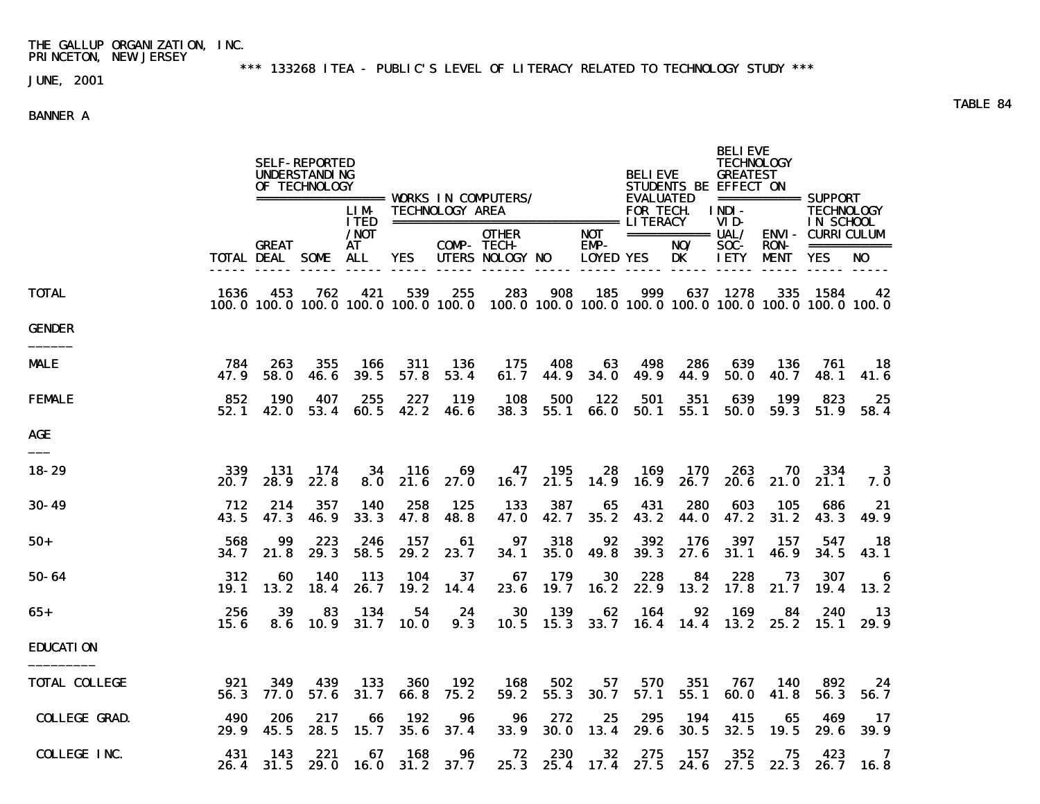THE GALLUP ORGANIZATION, INC.
PRINCETON, NEW JERSEY

JUNE, 2001

*** 133268 ITEA - PUBLIC'S LEVEL OF LITERACY RELATED TO TECHNOLOGY STUDY ***

TABLE 84

BANNER A

| | | SELF-REPORTED UNDERSTANDING OF TECHNOLOGY | | | WORKS IN COMPUTERS/ TECHNOLOGY AREA | | | | | BELIEVE STUDENTS BE EVALUATED FOR TECH. LITERACY | | BELIEVE TECHNOLOGY GREATEST EFFECT ON | | SUPPORT TECHNOLOGY IN SCHOOL CURRICULUM | |
|---|---|---|---|---|---|---|---|---|---|---|---|---|---|---|---|
| | TOTAL | GREAT DEAL | SOME | LIM-ITED /NOT AT ALL | YES | COMP-UTERS | OTHER TECH-NOLOGY | NO | NOT EMP-LOYED | YES | NO/ DK | INDI-VID-UAL/ SOC-IETY | ENVI-RON-MENT | YES | NO |
| TOTAL | 1636 | 453 | 762 | 421 | 539 | 255 | 283 | 908 | 185 | 999 | 637 | 1278 | 335 | 1584 | 42 |
| | 100.0 | 100.0 | 100.0 | 100.0 | 100.0 | 100.0 | 100.0 | 100.0 | 100.0 | 100.0 | 100.0 | 100.0 | 100.0 | 100.0 | 100.0 |
| **GENDER** | | | | | | | | | | | | | | | |
| MALE | 784 | 263 | 355 | 166 | 311 | 136 | 175 | 408 | 63 | 498 | 286 | 639 | 136 | 761 | 18 |
| | 47.9 | 58.0 | 46.6 | 39.5 | 57.8 | 53.4 | 61.7 | 44.9 | 34.0 | 49.9 | 44.9 | 50.0 | 40.7 | 48.1 | 41.6 |
| FEMALE | 852 | 190 | 407 | 255 | 227 | 119 | 108 | 500 | 122 | 501 | 351 | 639 | 199 | 823 | 25 |
| | 52.1 | 42.0 | 53.4 | 60.5 | 42.2 | 46.6 | 38.3 | 55.1 | 66.0 | 50.1 | 55.1 | 50.0 | 59.3 | 51.9 | 58.4 |
| **AGE** | | | | | | | | | | | | | | | |
| 18-29 | 339 | 131 | 174 | 34 | 116 | 69 | 47 | 195 | 28 | 169 | 170 | 263 | 70 | 334 | 3 |
| | 20.7 | 28.9 | 22.8 | 8.0 | 21.6 | 27.0 | 16.7 | 21.5 | 14.9 | 16.9 | 26.7 | 20.6 | 21.0 | 21.1 | 7.0 |
| 30-49 | 712 | 214 | 357 | 140 | 258 | 125 | 133 | 387 | 65 | 431 | 280 | 603 | 105 | 686 | 21 |
| | 43.5 | 47.3 | 46.9 | 33.3 | 47.8 | 48.8 | 47.0 | 42.7 | 35.2 | 43.2 | 44.0 | 47.2 | 31.2 | 43.3 | 49.9 |
| 50+ | 568 | 99 | 223 | 246 | 157 | 61 | 97 | 318 | 92 | 392 | 176 | 397 | 157 | 547 | 18 |
| | 34.7 | 21.8 | 29.3 | 58.5 | 29.2 | 23.7 | 34.1 | 35.0 | 49.8 | 39.3 | 27.6 | 31.1 | 46.9 | 34.5 | 43.1 |
| 50-64 | 312 | 60 | 140 | 113 | 104 | 37 | 67 | 179 | 30 | 228 | 84 | 228 | 73 | 307 | 6 |
| | 19.1 | 13.2 | 18.4 | 26.7 | 19.2 | 14.4 | 23.6 | 19.7 | 16.2 | 22.9 | 13.2 | 17.8 | 21.7 | 19.4 | 13.2 |
| 65+ | 256 | 39 | 83 | 134 | 54 | 24 | 30 | 139 | 62 | 164 | 92 | 169 | 84 | 240 | 13 |
| | 15.6 | 8.6 | 10.9 | 31.7 | 10.0 | 9.3 | 10.5 | 15.3 | 33.7 | 16.4 | 14.4 | 13.2 | 25.2 | 15.1 | 29.9 |
| **EDUCATION** | | | | | | | | | | | | | | | |
| TOTAL COLLEGE | 921 | 349 | 439 | 133 | 360 | 192 | 168 | 502 | 57 | 570 | 351 | 767 | 140 | 892 | 24 |
| | 56.3 | 77.0 | 57.6 | 31.7 | 66.8 | 75.2 | 59.2 | 55.3 | 30.7 | 57.1 | 55.1 | 60.0 | 41.8 | 56.3 | 56.7 |
| COLLEGE GRAD. | 490 | 206 | 217 | 66 | 192 | 96 | 96 | 272 | 25 | 295 | 194 | 415 | 65 | 469 | 17 |
| | 29.9 | 45.5 | 28.5 | 15.7 | 35.6 | 37.4 | 33.9 | 30.0 | 13.4 | 29.6 | 30.5 | 32.5 | 19.5 | 29.6 | 39.9 |
| COLLEGE INC. | 431 | 143 | 221 | 67 | 168 | 96 | 72 | 230 | 32 | 275 | 157 | 352 | 75 | 423 | 7 |
| | 26.4 | 31.5 | 29.0 | 16.0 | 31.2 | 37.7 | 25.3 | 25.4 | 17.4 | 27.5 | 24.6 | 27.5 | 22.3 | 26.7 | 16.8 |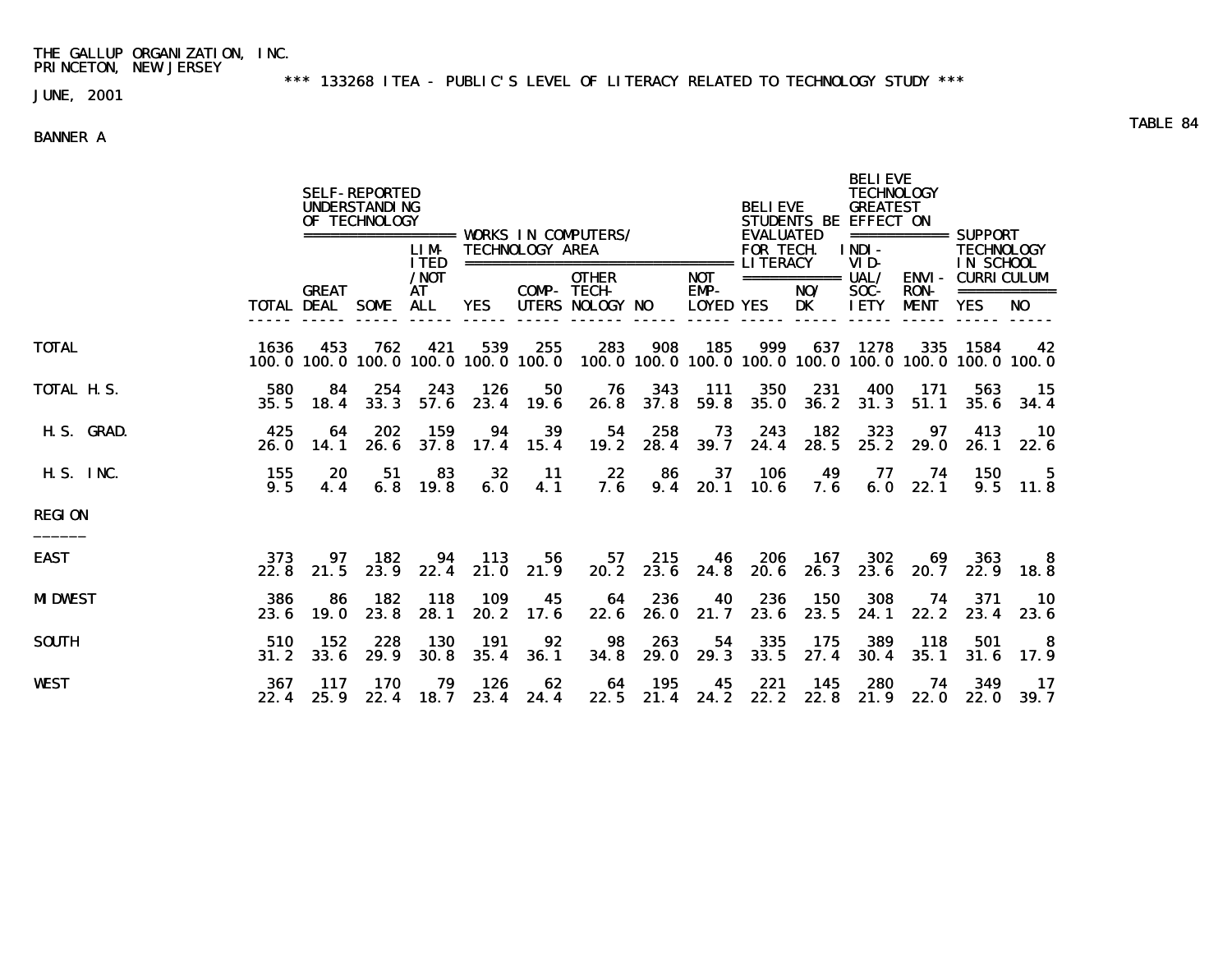THE GALLUP ORGANIZATION, INC.
PRINCETON, NEW JERSEY

*** 133268 ITEA - PUBLIC'S LEVEL OF LITERACY RELATED TO TECHNOLOGY STUDY ***

JUNE, 2001

TABLE 84

BANNER A

| | | SELF-REPORTED UNDERSTANDING OF TECHNOLOGY | | | WORKS IN COMPUTERS/ TECHNOLOGY AREA | | | | | BELIEVE STUDENTS BE EVALUATED FOR TECH. LITERACY | | BELIEVE TECHNOLOGY GREATEST EFFECT ON | | SUPPORT TECHNOLOGY IN SCHOOL CURRICULUM | |
|---|---|---|---|---|---|---|---|---|---|---|---|---|---|---|---|
| | TOTAL | GREAT DEAL | SOME | LIMITED /NOT AT ALL | YES | COMPUTERS | OTHER TECHNOLOGY | NO | NOT EMPLOYED | YES | NO/ DK | INDIVIDUAL/ SOCIETY | ENVIRONMENT | YES | NO |
| TOTAL | 1636 | 453 | 762 | 421 | 539 | 255 | 283 | 908 | 185 | 999 | 637 | 1278 | 335 | 1584 | 42 |
| | 100.0 | 100.0 | 100.0 | 100.0 | 100.0 | 100.0 | 100.0 | 100.0 | 100.0 | 100.0 | 100.0 | 100.0 | 100.0 | 100.0 | 100.0 |
| TOTAL H.S. | 580 | 84 | 254 | 243 | 126 | 50 | 76 | 343 | 111 | 350 | 231 | 400 | 171 | 563 | 15 |
| | 35.5 | 18.4 | 33.3 | 57.6 | 23.4 | 19.6 | 26.8 | 37.8 | 59.8 | 35.0 | 36.2 | 31.3 | 51.1 | 35.6 | 34.4 |
| H.S. GRAD. | 425 | 64 | 202 | 159 | 94 | 39 | 54 | 258 | 73 | 243 | 182 | 323 | 97 | 413 | 10 |
| | 26.0 | 14.1 | 26.6 | 37.8 | 17.4 | 15.4 | 19.2 | 28.4 | 39.7 | 24.4 | 28.5 | 25.2 | 29.0 | 26.1 | 22.6 |
| H.S. INC. | 155 | 20 | 51 | 83 | 32 | 11 | 22 | 86 | 37 | 106 | 49 | 77 | 74 | 150 | 5 |
| | 9.5 | 4.4 | 6.8 | 19.8 | 6.0 | 4.1 | 7.6 | 9.4 | 20.1 | 10.6 | 7.6 | 6.0 | 22.1 | 9.5 | 11.8 |
| REGION | | | | | | | | | | | | | | | |
| EAST | 373 | 97 | 182 | 94 | 113 | 56 | 57 | 215 | 46 | 206 | 167 | 302 | 69 | 363 | 8 |
| | 22.8 | 21.5 | 23.9 | 22.4 | 21.0 | 21.9 | 20.2 | 23.6 | 24.8 | 20.6 | 26.3 | 23.6 | 20.7 | 22.9 | 18.8 |
| MIDWEST | 386 | 86 | 182 | 118 | 109 | 45 | 64 | 236 | 40 | 236 | 150 | 308 | 74 | 371 | 10 |
| | 23.6 | 19.0 | 23.8 | 28.1 | 20.2 | 17.6 | 22.6 | 26.0 | 21.7 | 23.6 | 23.5 | 24.1 | 22.2 | 23.4 | 23.6 |
| SOUTH | 510 | 152 | 228 | 130 | 191 | 92 | 98 | 263 | 54 | 335 | 175 | 389 | 118 | 501 | 8 |
| | 31.2 | 33.6 | 29.9 | 30.8 | 35.4 | 36.1 | 34.8 | 29.0 | 29.3 | 33.5 | 27.4 | 30.4 | 35.1 | 31.6 | 17.9 |
| WEST | 367 | 117 | 170 | 79 | 126 | 62 | 64 | 195 | 45 | 221 | 145 | 280 | 74 | 349 | 17 |
| | 22.4 | 25.9 | 22.4 | 18.7 | 23.4 | 24.4 | 22.5 | 21.4 | 24.2 | 22.2 | 22.8 | 21.9 | 22.0 | 22.0 | 39.7 |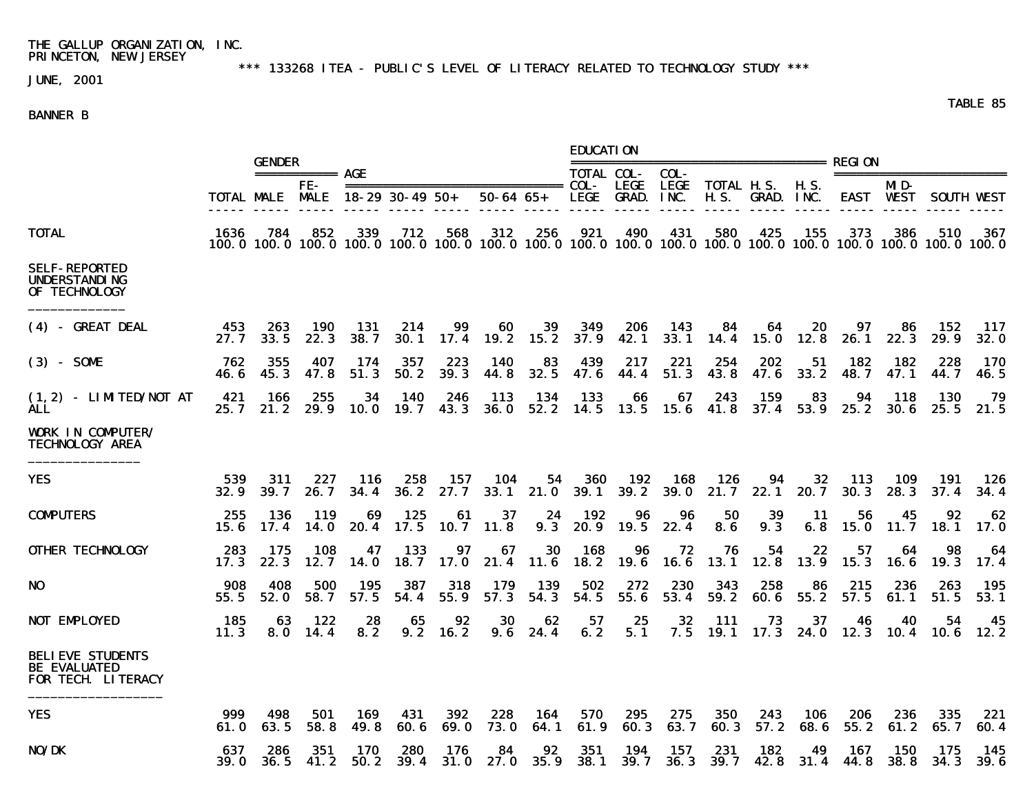THE GALLUP ORGANIZATION, INC.
PRINCETON, NEW JERSEY

*** 133268 ITEA - PUBLIC'S LEVEL OF LITERACY RELATED TO TECHNOLOGY STUDY ***

JUNE, 2001

TABLE 85

BANNER B

| | | GENDER | | AGE | | | | | EDUCATION | | | | | | REGION | | | |
|---|---|---|---|---|---|---|---|---|---|---|---|---|---|---|---|---|---|---|
| | TOTAL | MALE | FE-MALE | 18-29 | 30-49 | 50+ | 50-64 | 65+ | TOTAL COL-LEGE | COL-LEGE GRAD. | COL-LEGE INC. | TOTAL H.S. | H.S. GRAD. | H.S. INC. | EAST | MID-WEST | SOUTH | WEST |
| TOTAL | 1636 | 784 | 852 | 339 | 712 | 568 | 312 | 256 | 921 | 490 | 431 | 580 | 425 | 155 | 373 | 386 | 510 | 367 |
| | 100.0 | 100.0 | 100.0 | 100.0 | 100.0 | 100.0 | 100.0 | 100.0 | 100.0 | 100.0 | 100.0 | 100.0 | 100.0 | 100.0 | 100.0 | 100.0 | 100.0 | 100.0 |
| **SELF-REPORTED UNDERSTANDING OF TECHNOLOGY** | | | | | | | | | | | | | | | | | | |
| (4) - GREAT DEAL | 453 | 263 | 190 | 131 | 214 | 99 | 60 | 39 | 349 | 206 | 143 | 84 | 64 | 20 | 97 | 86 | 152 | 117 |
| | 27.7 | 33.5 | 22.3 | 38.7 | 30.1 | 17.4 | 19.2 | 15.2 | 37.9 | 42.1 | 33.1 | 14.4 | 15.0 | 12.8 | 26.1 | 22.3 | 29.9 | 32.0 |
| (3) - SOME | 762 | 355 | 407 | 174 | 357 | 223 | 140 | 83 | 439 | 217 | 221 | 254 | 202 | 51 | 182 | 182 | 228 | 170 |
| | 46.6 | 45.3 | 47.8 | 51.3 | 50.2 | 39.3 | 44.8 | 32.5 | 47.6 | 44.4 | 51.3 | 43.8 | 47.6 | 33.2 | 48.7 | 47.1 | 44.7 | 46.5 |
| (1,2) - LIMITED/NOT AT ALL | 421 | 166 | 255 | 34 | 140 | 246 | 113 | 134 | 133 | 66 | 67 | 243 | 159 | 83 | 94 | 118 | 130 | 79 |
| | 25.7 | 21.2 | 29.9 | 10.0 | 19.7 | 43.3 | 36.0 | 52.2 | 14.5 | 13.5 | 15.6 | 41.8 | 37.4 | 53.9 | 25.2 | 30.6 | 25.5 | 21.5 |
| **WORK IN COMPUTER/ TECHNOLOGY AREA** | | | | | | | | | | | | | | | | | | |
| YES | 539 | 311 | 227 | 116 | 258 | 157 | 104 | 54 | 360 | 192 | 168 | 126 | 94 | 32 | 113 | 109 | 191 | 126 |
| | 32.9 | 39.7 | 26.7 | 34.4 | 36.2 | 27.7 | 33.1 | 21.0 | 39.1 | 39.2 | 39.0 | 21.7 | 22.1 | 20.7 | 30.3 | 28.3 | 37.4 | 34.4 |
| COMPUTERS | 255 | 136 | 119 | 69 | 125 | 61 | 37 | 24 | 192 | 96 | 96 | 50 | 39 | 11 | 56 | 45 | 92 | 62 |
| | 15.6 | 17.4 | 14.0 | 20.4 | 17.5 | 10.7 | 11.8 | 9.3 | 20.9 | 19.5 | 22.4 | 8.6 | 9.3 | 6.8 | 15.0 | 11.7 | 18.1 | 17.0 |
| OTHER TECHNOLOGY | 283 | 175 | 108 | 47 | 133 | 97 | 67 | 30 | 168 | 96 | 72 | 76 | 54 | 22 | 57 | 64 | 98 | 64 |
| | 17.3 | 22.3 | 12.7 | 14.0 | 18.7 | 17.0 | 21.4 | 11.6 | 18.2 | 19.6 | 16.6 | 13.1 | 12.8 | 13.9 | 15.3 | 16.6 | 19.3 | 17.4 |
| NO | 908 | 408 | 500 | 195 | 387 | 318 | 179 | 139 | 502 | 272 | 230 | 343 | 258 | 86 | 215 | 236 | 263 | 195 |
| | 55.5 | 52.0 | 58.7 | 57.5 | 54.4 | 55.9 | 57.3 | 54.3 | 54.5 | 55.6 | 53.4 | 59.2 | 60.6 | 55.2 | 57.5 | 61.1 | 51.5 | 53.1 |
| NOT EMPLOYED | 185 | 63 | 122 | 28 | 65 | 92 | 30 | 62 | 57 | 25 | 32 | 111 | 73 | 37 | 46 | 40 | 54 | 45 |
| | 11.3 | 8.0 | 14.4 | 8.2 | 9.2 | 16.2 | 9.6 | 24.4 | 6.2 | 5.1 | 7.5 | 19.1 | 17.3 | 24.0 | 12.3 | 10.4 | 10.6 | 12.2 |
| **BELIEVE STUDENTS BE EVALUATED FOR TECH. LITERACY** | | | | | | | | | | | | | | | | | | |
| YES | 999 | 498 | 501 | 169 | 431 | 392 | 228 | 164 | 570 | 295 | 275 | 350 | 243 | 106 | 206 | 236 | 335 | 221 |
| | 61.0 | 63.5 | 58.8 | 49.8 | 60.6 | 69.0 | 73.0 | 64.1 | 61.9 | 60.3 | 63.7 | 60.3 | 57.2 | 68.6 | 55.2 | 61.2 | 65.7 | 60.4 |
| NO/DK | 637 | 286 | 351 | 170 | 280 | 176 | 84 | 92 | 351 | 194 | 157 | 231 | 182 | 49 | 167 | 150 | 175 | 145 |
| | 39.0 | 36.5 | 41.2 | 50.2 | 39.4 | 31.0 | 27.0 | 35.9 | 38.1 | 39.7 | 36.3 | 39.7 | 42.8 | 31.4 | 44.8 | 38.8 | 34.3 | 39.6 |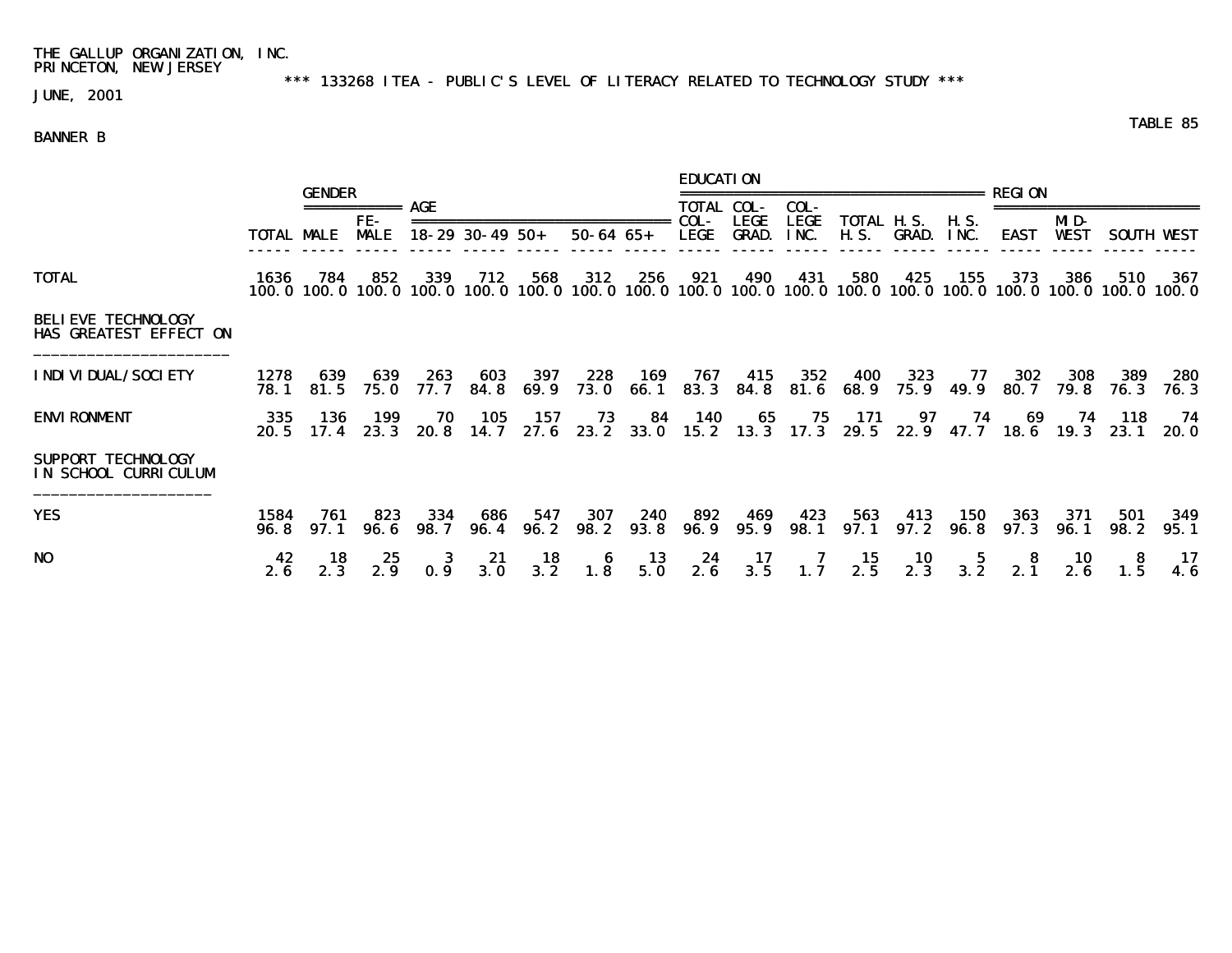THE GALLUP ORGANIZATION, INC.
PRINCETON, NEW JERSEY

*** 133268 ITEA - PUBLIC'S LEVEL OF LITERACY RELATED TO TECHNOLOGY STUDY ***

JUNE, 2001

TABLE 85

BANNER B

| | | GENDER | | AGE | | | | | | EDUCATION | | | | | | REGION | | | |
|---|---|---|---|---|---|---|---|---|---|---|---|---|---|---|---|---|---|---|---|
| | TOTAL | MALE | FE-MALE | 18-29 | 30-49 | 50+ | 50-64 | 65+ | TOTAL COL-LEGE | COL-LEGE GRAD. | COL-LEGE INC. | TOTAL H.S. | H.S. GRAD. | H.S. INC. | EAST | MID-WEST | SOUTH | WEST |
| TOTAL | 1636 | 784 | 852 | 339 | 712 | 568 | 312 | 256 | 921 | 490 | 431 | 580 | 425 | 155 | 373 | 386 | 510 | 367 |
| | 100.0 | 100.0 | 100.0 | 100.0 | 100.0 | 100.0 | 100.0 | 100.0 | 100.0 | 100.0 | 100.0 | 100.0 | 100.0 | 100.0 | 100.0 | 100.0 | 100.0 | 100.0 |
| **BELIEVE TECHNOLOGY HAS GREATEST EFFECT ON** | | | | | | | | | | | | | | | | | | |
| INDIVIDUAL/SOCIETY | 1278 | 639 | 639 | 263 | 603 | 397 | 228 | 169 | 767 | 415 | 352 | 400 | 323 | 77 | 302 | 308 | 389 | 280 |
| | 78.1 | 81.5 | 75.0 | 77.7 | 84.8 | 69.9 | 73.0 | 66.1 | 83.3 | 84.8 | 81.6 | 68.9 | 75.9 | 49.9 | 80.7 | 79.8 | 76.3 | 76.3 |
| ENVIRONMENT | 335 | 136 | 199 | 70 | 105 | 157 | 73 | 84 | 140 | 65 | 75 | 171 | 97 | 74 | 69 | 74 | 118 | 74 |
| | 20.5 | 17.4 | 23.3 | 20.8 | 14.7 | 27.6 | 23.2 | 33.0 | 15.2 | 13.3 | 17.3 | 29.5 | 22.9 | 47.7 | 18.6 | 19.3 | 23.1 | 20.0 |
| **SUPPORT TECHNOLOGY IN SCHOOL CURRICULUM** | | | | | | | | | | | | | | | | | | |
| YES | 1584 | 761 | 823 | 334 | 686 | 547 | 307 | 240 | 892 | 469 | 423 | 563 | 413 | 150 | 363 | 371 | 501 | 349 |
| | 96.8 | 97.1 | 96.6 | 98.7 | 96.4 | 96.2 | 98.2 | 93.8 | 96.9 | 95.9 | 98.1 | 97.1 | 97.2 | 96.8 | 97.3 | 96.1 | 98.2 | 95.1 |
| NO | 42 | 18 | 25 | 3 | 21 | 18 | 6 | 13 | 24 | 17 | 7 | 15 | 10 | 5 | 8 | 10 | 8 | 17 |
| | 2.6 | 2.3 | 2.9 | 0.9 | 3.0 | 3.2 | 1.8 | 5.0 | 2.6 | 3.5 | 1.7 | 2.5 | 2.3 | 3.2 | 2.1 | 2.6 | 1.5 | 4.6 |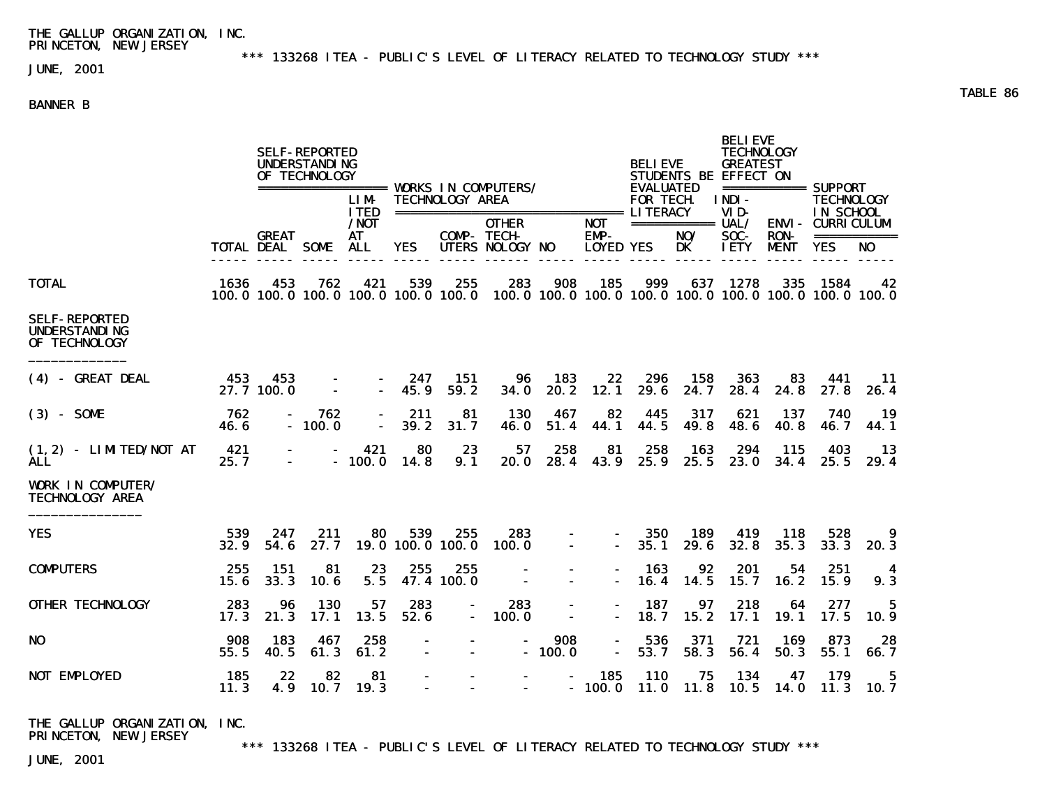TABLE 86

BANNER B

| | TOTAL | SELF-REPORTED UNDERSTANDING OF TECHNOLOGY: GREAT DEAL | SOME | LIMITED/NOT AT ALL | WORKS IN COMPUTERS/TECHNOLOGY AREA: YES | COMPUTERS | OTHER TECHNOLOGY | NO | NOT EMPLOYED | BELIEVE STUDENTS BE EVALUATED FOR TECH. LITERACY: YES | NO/DK | BELIEVE TECHNOLOGY GREATEST EFFECT ON: INDIVIDUAL/SOCIETY | ENVIRONMENT | SUPPORT TECHNOLOGY IN SCHOOL CURRICULUM: YES | NO |
|---|---|---|---|---|---|---|---|---|---|---|---|---|---|---|---|
| TOTAL | 1636 | 453 | 762 | 421 | 539 | 255 | 283 | 908 | 185 | 999 | 637 | 1278 | 335 | 1584 | 42 |
| | 100.0 | 100.0 | 100.0 | 100.0 | 100.0 | 100.0 | 100.0 | 100.0 | 100.0 | 100.0 | 100.0 | 100.0 | 100.0 | 100.0 | 100.0 |
| **SELF-REPORTED UNDERSTANDING OF TECHNOLOGY** | | | | | | | | | | | | | | | |
| (4) - GREAT DEAL | 453 | 453 | - | - | 247 | 151 | 96 | 183 | 22 | 296 | 158 | 363 | 83 | 441 | 11 |
| | 27.7 | 100.0 | - | - | 45.9 | 59.2 | 34.0 | 20.2 | 12.1 | 29.6 | 24.7 | 28.4 | 24.8 | 27.8 | 26.4 |
| (3) - SOME | 762 | - | 762 | - | 211 | 81 | 130 | 467 | 82 | 445 | 317 | 621 | 137 | 740 | 19 |
| | 46.6 | - | 100.0 | - | 39.2 | 31.7 | 46.0 | 51.4 | 44.1 | 44.5 | 49.8 | 48.6 | 40.8 | 46.7 | 44.1 |
| (1,2) - LIMITED/NOT AT ALL | 421 | - | - | 421 | 80 | 23 | 57 | 258 | 81 | 258 | 163 | 294 | 115 | 403 | 13 |
| | 25.7 | - | - | 100.0 | 14.8 | 9.1 | 20.0 | 28.4 | 43.9 | 25.9 | 25.5 | 23.0 | 34.4 | 25.5 | 29.4 |
| **WORK IN COMPUTER/TECHNOLOGY AREA** | | | | | | | | | | | | | | | |
| YES | 539 | 247 | 211 | 80 | 539 | 255 | 283 | - | - | 350 | 189 | 419 | 118 | 528 | 9 |
| | 32.9 | 54.6 | 27.7 | 19.0 | 100.0 | 100.0 | 100.0 | - | - | 35.1 | 29.6 | 32.8 | 35.3 | 33.3 | 20.3 |
| COMPUTERS | 255 | 151 | 81 | 23 | 255 | 255 | - | - | - | 163 | 92 | 201 | 54 | 251 | 4 |
| | 15.6 | 33.3 | 10.6 | 5.5 | 47.4 | 100.0 | - | - | - | 16.4 | 14.5 | 15.7 | 16.2 | 15.9 | 9.3 |
| OTHER TECHNOLOGY | 283 | 96 | 130 | 57 | 283 | - | 283 | - | - | 187 | 97 | 218 | 64 | 277 | 5 |
| | 17.3 | 21.3 | 17.1 | 13.5 | 52.6 | - | 100.0 | - | - | 18.7 | 15.2 | 17.1 | 19.1 | 17.5 | 10.9 |
| NO | 908 | 183 | 467 | 258 | - | - | - | 908 | - | 536 | 371 | 721 | 169 | 873 | 28 |
| | 55.5 | 40.5 | 61.3 | 61.2 | - | - | - | 100.0 | - | 53.7 | 58.3 | 56.4 | 50.3 | 55.1 | 66.7 |
| NOT EMPLOYED | 185 | 22 | 82 | 81 | - | - | - | - | 185 | 110 | 75 | 134 | 47 | 179 | 5 |
| | 11.3 | 4.9 | 10.7 | 19.3 | - | - | - | - | 100.0 | 11.0 | 11.8 | 10.5 | 14.0 | 11.3 | 10.7 |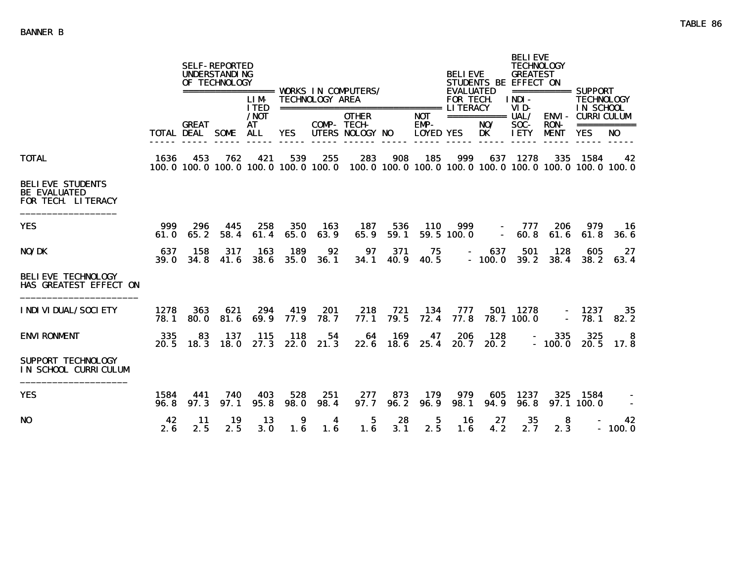TABLE 86

BANNER B

| | TOTAL | SELF-REPORTED UNDERSTANDING OF TECHNOLOGY: GREAT DEAL | SOME | LIMITED/NOT AT ALL | WORKS IN COMPUTERS/TECHNOLOGY AREA: YES | COMPUTERS | OTHER TECHNOLOGY | NO | NOT EMPLOYED | BELIEVE STUDENTS BE EVALUATED FOR TECH. LITERACY: YES | NO/DK | BELIEVE TECHNOLOGY GREATEST EFFECT ON: INDIVIDUAL/SOCIETY | ENVIRONMENT | SUPPORT TECHNOLOGY IN SCHOOL CURRICULUM: YES | NO |
|---|---|---|---|---|---|---|---|---|---|---|---|---|---|---|---|
| TOTAL | 1636 | 453 | 762 | 421 | 539 | 255 | 283 | 908 | 185 | 999 | 637 | 1278 | 335 | 1584 | 42 |
| | 100.0 | 100.0 | 100.0 | 100.0 | 100.0 | 100.0 | 100.0 | 100.0 | 100.0 | 100.0 | 100.0 | 100.0 | 100.0 | 100.0 | 100.0 |
| **BELIEVE STUDENTS BE EVALUATED FOR TECH. LITERACY** | | | | | | | | | | | | | | | |
| YES | 999 | 296 | 445 | 258 | 350 | 163 | 187 | 536 | 110 | 999 | - | 777 | 206 | 979 | 16 |
| | 61.0 | 65.2 | 58.4 | 61.4 | 65.0 | 63.9 | 65.9 | 59.1 | 59.5 | 100.0 | - | 60.8 | 61.6 | 61.8 | 36.6 |
| NO/DK | 637 | 158 | 317 | 163 | 189 | 92 | 97 | 371 | 75 | - | 637 | 501 | 128 | 605 | 27 |
| | 39.0 | 34.8 | 41.6 | 38.6 | 35.0 | 36.1 | 34.1 | 40.9 | 40.5 | - | 100.0 | 39.2 | 38.4 | 38.2 | 63.4 |
| **BELIEVE TECHNOLOGY HAS GREATEST EFFECT ON** | | | | | | | | | | | | | | | |
| INDIVIDUAL/SOCIETY | 1278 | 363 | 621 | 294 | 419 | 201 | 218 | 721 | 134 | 777 | 501 | 1278 | - | 1237 | 35 |
| | 78.1 | 80.0 | 81.6 | 69.9 | 77.9 | 78.7 | 77.1 | 79.5 | 72.4 | 77.8 | 78.7 | 100.0 | - | 78.1 | 82.2 |
| ENVIRONMENT | 335 | 83 | 137 | 115 | 118 | 54 | 64 | 169 | 47 | 206 | 128 | - | 335 | 325 | 8 |
| | 20.5 | 18.3 | 18.0 | 27.3 | 22.0 | 21.3 | 22.6 | 18.6 | 25.4 | 20.7 | 20.2 | - | 100.0 | 20.5 | 17.8 |
| **SUPPORT TECHNOLOGY IN SCHOOL CURRICULUM** | | | | | | | | | | | | | | | |
| YES | 1584 | 441 | 740 | 403 | 528 | 251 | 277 | 873 | 179 | 979 | 605 | 1237 | 325 | 1584 | - |
| | 96.8 | 97.3 | 97.1 | 95.8 | 98.0 | 98.4 | 97.7 | 96.2 | 96.9 | 98.1 | 94.9 | 96.8 | 97.1 | 100.0 | - |
| NO | 42 | 11 | 19 | 13 | 9 | 4 | 5 | 28 | 5 | 16 | 27 | 35 | 8 | - | 42 |
| | 2.6 | 2.5 | 2.5 | 3.0 | 1.6 | 1.6 | 1.6 | 3.1 | 2.5 | 1.6 | 4.2 | 2.7 | 2.3 | - | 100.0 |